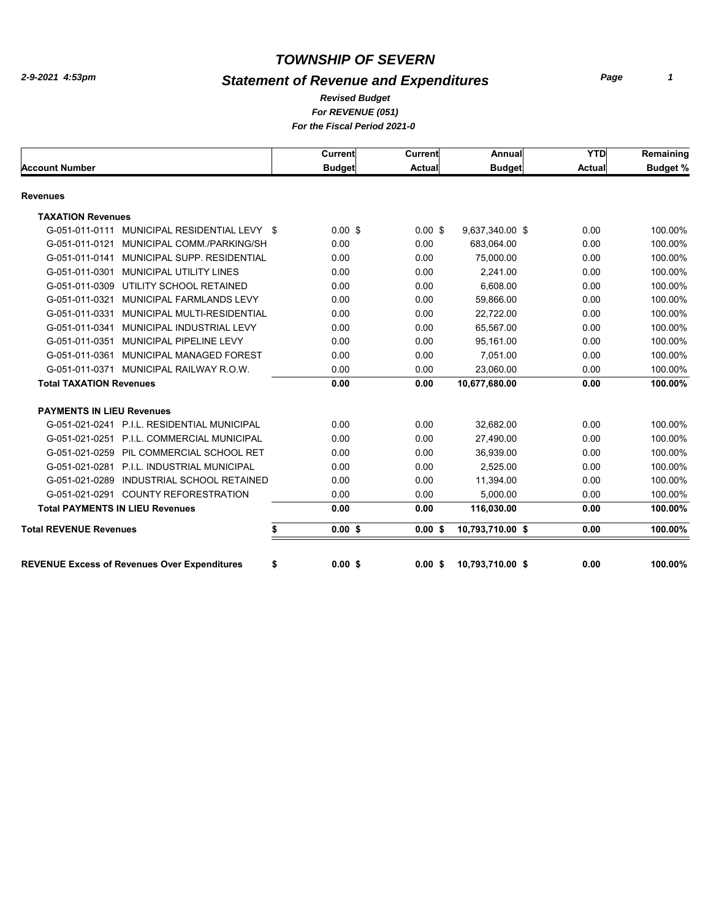# TOWNSHIP OF SEVERN

## Statement of Revenue and Expenditures

*2-9-2021 4:53pm*

***Revised Budget***
***For REVENUE (051)***
***For the Fiscal Period 2021-0***

| Account Number | Current Budget | Current Actual | Annual Budget | YTD Actual | Remaining Budget % |
|---|---|---|---|---|---|
| **Revenues** | | | | | |
| **TAXATION Revenues** | | | | | |
| G-051-011-0111 MUNICIPAL RESIDENTIAL LEVY | $ 0.00 | $ 0.00 | $ 9,637,340.00 | $ 0.00 | 100.00% |
| G-051-011-0121 MUNICIPAL COMM./PARKING/SH | 0.00 | 0.00 | 683,064.00 | 0.00 | 100.00% |
| G-051-011-0141 MUNICIPAL SUPP. RESIDENTIAL | 0.00 | 0.00 | 75,000.00 | 0.00 | 100.00% |
| G-051-011-0301 MUNICIPAL UTILITY LINES | 0.00 | 0.00 | 2,241.00 | 0.00 | 100.00% |
| G-051-011-0309 UTILITY SCHOOL RETAINED | 0.00 | 0.00 | 6,608.00 | 0.00 | 100.00% |
| G-051-011-0321 MUNICIPAL FARMLANDS LEVY | 0.00 | 0.00 | 59,866.00 | 0.00 | 100.00% |
| G-051-011-0331 MUNICIPAL MULTI-RESIDENTIAL | 0.00 | 0.00 | 22,722.00 | 0.00 | 100.00% |
| G-051-011-0341 MUNICIPAL INDUSTRIAL LEVY | 0.00 | 0.00 | 65,567.00 | 0.00 | 100.00% |
| G-051-011-0351 MUNICIPAL PIPELINE LEVY | 0.00 | 0.00 | 95,161.00 | 0.00 | 100.00% |
| G-051-011-0361 MUNICIPAL MANAGED FOREST | 0.00 | 0.00 | 7,051.00 | 0.00 | 100.00% |
| G-051-011-0371 MUNICIPAL RAILWAY R.O.W. | 0.00 | 0.00 | 23,060.00 | 0.00 | 100.00% |
| **Total TAXATION Revenues** | **0.00** | **0.00** | **10,677,680.00** | **0.00** | **100.00%** |
| **PAYMENTS IN LIEU Revenues** | | | | | |
| G-051-021-0241 P.I.L. RESIDENTIAL MUNICIPAL | 0.00 | 0.00 | 32,682.00 | 0.00 | 100.00% |
| G-051-021-0251 P.I.L. COMMERCIAL MUNICIPAL | 0.00 | 0.00 | 27,490.00 | 0.00 | 100.00% |
| G-051-021-0259 PIL COMMERCIAL SCHOOL RET | 0.00 | 0.00 | 36,939.00 | 0.00 | 100.00% |
| G-051-021-0281 P.I.L. INDUSTRIAL MUNICIPAL | 0.00 | 0.00 | 2,525.00 | 0.00 | 100.00% |
| G-051-021-0289 INDUSTRIAL SCHOOL RETAINED | 0.00 | 0.00 | 11,394.00 | 0.00 | 100.00% |
| G-051-021-0291 COUNTY REFORESTRATION | 0.00 | 0.00 | 5,000.00 | 0.00 | 100.00% |
| **Total PAYMENTS IN LIEU Revenues** | **0.00** | **0.00** | **116,030.00** | **0.00** | **100.00%** |
| **Total REVENUE Revenues** | **$ 0.00** | **$ 0.00** | **$ 10,793,710.00** | **$ 0.00** | **100.00%** |
| **REVENUE Excess of Revenues Over Expenditures** | **$ 0.00** | **$ 0.00** | **$ 10,793,710.00** | **$ 0.00** | **100.00%** |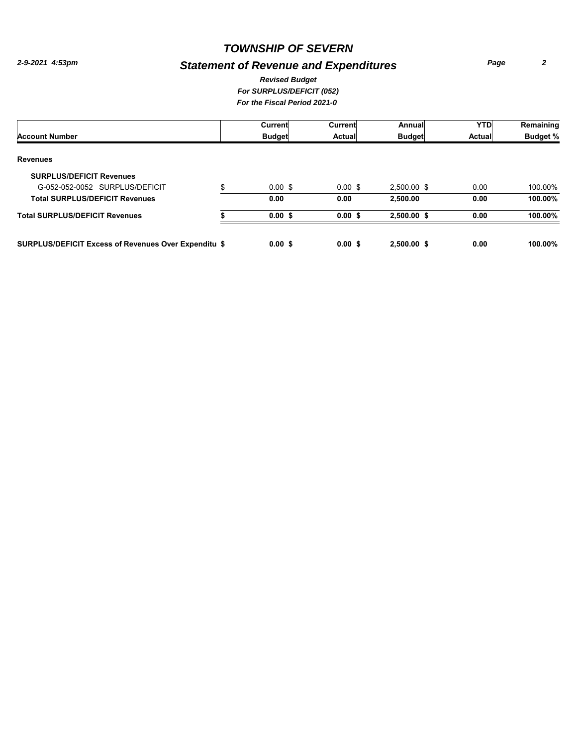# TOWNSHIP OF SEVERN

## Statement of Revenue and Expenditures

*2-9-2021 4:53pm*

***Revised Budget***
***For SURPLUS/DEFICIT (052)***
***For the Fiscal Period 2021-0***

| Account Number | | Current Budget | Current Actual | Annual Budget | YTD Actual | Remaining Budget % |
|---|---|---|---|---|---|---|
| **Revenues** | | | | | | |
| **SURPLUS/DEFICIT Revenues** | | | | | | |
| G-052-052-0052 SURPLUS/DEFICIT | $ | 0.00 $ | 0.00 $ | 2,500.00 $ | 0.00 | 100.00% |
| **Total SURPLUS/DEFICIT Revenues** | | **0.00** | **0.00** | **2,500.00** | **0.00** | **100.00%** |
| **Total SURPLUS/DEFICIT Revenues** | **$** | **0.00 $** | **0.00 $** | **2,500.00 $** | **0.00** | **100.00%** |
| **SURPLUS/DEFICIT Excess of Revenues Over Expenditu** | **$** | **0.00 $** | **0.00 $** | **2,500.00 $** | **0.00** | **100.00%** |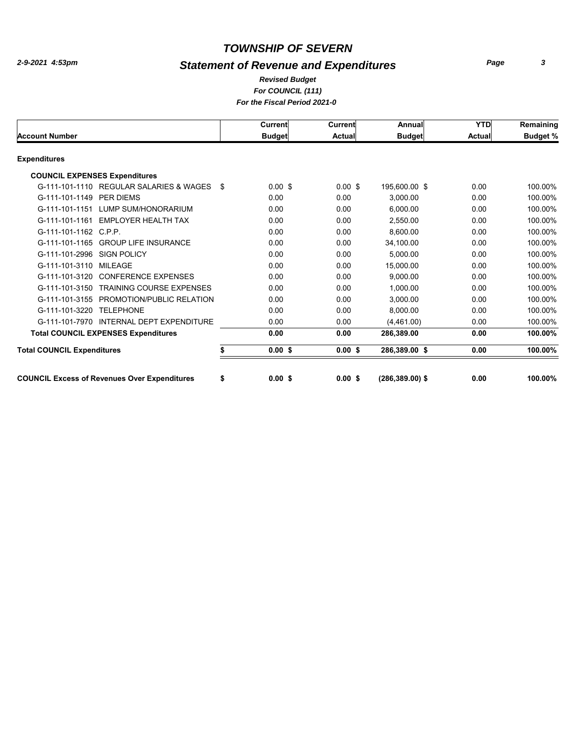# TOWNSHIP OF SEVERN

## Statement of Revenue and Expenditures

*Revised Budget*
*For COUNCIL (111)*
*For the Fiscal Period 2021-0*

| Account Number | Current Budget | Current Actual | Annual Budget | YTD Actual | Remaining Budget % |
|---|---|---|---|---|---|
| **Expenditures** | | | | | |
| **COUNCIL EXPENSES Expenditures** | | | | | |
| G-111-101-1110 REGULAR SALARIES & WAGES | $ 0.00 | $ 0.00 | $ 195,600.00 | $ 0.00 | 100.00% |
| G-111-101-1149 PER DIEMS | 0.00 | 0.00 | 3,000.00 | 0.00 | 100.00% |
| G-111-101-1151 LUMP SUM/HONORARIUM | 0.00 | 0.00 | 6,000.00 | 0.00 | 100.00% |
| G-111-101-1161 EMPLOYER HEALTH TAX | 0.00 | 0.00 | 2,550.00 | 0.00 | 100.00% |
| G-111-101-1162 C.P.P. | 0.00 | 0.00 | 8,600.00 | 0.00 | 100.00% |
| G-111-101-1165 GROUP LIFE INSURANCE | 0.00 | 0.00 | 34,100.00 | 0.00 | 100.00% |
| G-111-101-2996 SIGN POLICY | 0.00 | 0.00 | 5,000.00 | 0.00 | 100.00% |
| G-111-101-3110 MILEAGE | 0.00 | 0.00 | 15,000.00 | 0.00 | 100.00% |
| G-111-101-3120 CONFERENCE EXPENSES | 0.00 | 0.00 | 9,000.00 | 0.00 | 100.00% |
| G-111-101-3150 TRAINING COURSE EXPENSES | 0.00 | 0.00 | 1,000.00 | 0.00 | 100.00% |
| G-111-101-3155 PROMOTION/PUBLIC RELATION | 0.00 | 0.00 | 3,000.00 | 0.00 | 100.00% |
| G-111-101-3220 TELEPHONE | 0.00 | 0.00 | 8,000.00 | 0.00 | 100.00% |
| G-111-101-7970 INTERNAL DEPT EXPENDITURE | 0.00 | 0.00 | (4,461.00) | 0.00 | 100.00% |
| **Total COUNCIL EXPENSES Expenditures** | **0.00** | **0.00** | **286,389.00** | **0.00** | **100.00%** |
| **Total COUNCIL Expenditures** | **$ 0.00** | **$ 0.00** | **$ 286,389.00** | **$ 0.00** | **100.00%** |
| **COUNCIL Excess of Revenues Over Expenditures** | **$ 0.00** | **$ 0.00** | **$ (286,389.00)** | **$ 0.00** | **100.00%** |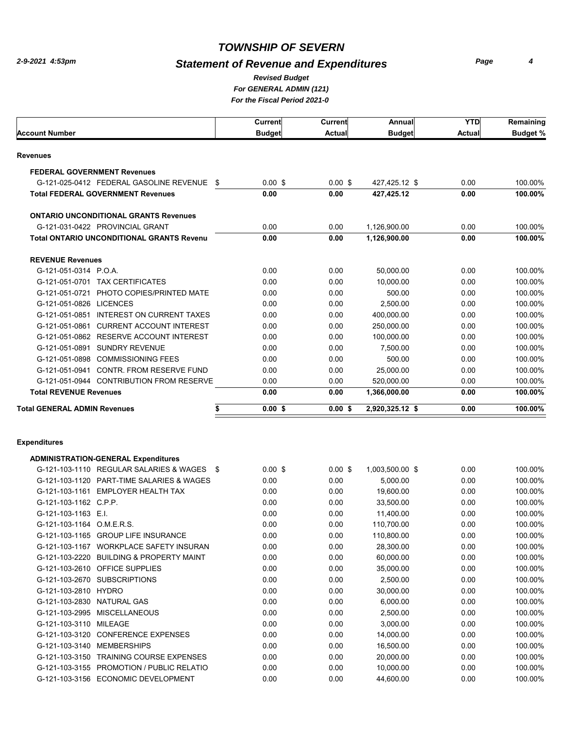# TOWNSHIP OF SEVERN

## Statement of Revenue and Expenditures

*2-9-2021 4:53pm*

***Revised Budget***
***For GENERAL ADMIN (121)***
***For the Fiscal Period 2021-0***

| Account Number | Current Budget | Current Actual | Annual Budget | YTD Actual | Remaining Budget % |
|---|---|---|---|---|---|
| **Revenues** | | | | | |
| **FEDERAL GOVERNMENT Revenues** | | | | | |
| G-121-025-0412 FEDERAL GASOLINE REVENUE | $ 0.00 | $ 0.00 | $ 427,425.12 | $ 0.00 | 100.00% |
| **Total FEDERAL GOVERNMENT Revenues** | **0.00** | **0.00** | **427,425.12** | **0.00** | **100.00%** |
| **ONTARIO UNCONDITIONAL GRANTS Revenues** | | | | | |
| G-121-031-0422 PROVINCIAL GRANT | 0.00 | 0.00 | 1,126,900.00 | 0.00 | 100.00% |
| **Total ONTARIO UNCONDITIONAL GRANTS Revenu** | **0.00** | **0.00** | **1,126,900.00** | **0.00** | **100.00%** |
| **REVENUE Revenues** | | | | | |
| G-121-051-0314 P.O.A. | 0.00 | 0.00 | 50,000.00 | 0.00 | 100.00% |
| G-121-051-0701 TAX CERTIFICATES | 0.00 | 0.00 | 10,000.00 | 0.00 | 100.00% |
| G-121-051-0721 PHOTO COPIES/PRINTED MATE | 0.00 | 0.00 | 500.00 | 0.00 | 100.00% |
| G-121-051-0826 LICENCES | 0.00 | 0.00 | 2,500.00 | 0.00 | 100.00% |
| G-121-051-0851 INTEREST ON CURRENT TAXES | 0.00 | 0.00 | 400,000.00 | 0.00 | 100.00% |
| G-121-051-0861 CURRENT ACCOUNT INTEREST | 0.00 | 0.00 | 250,000.00 | 0.00 | 100.00% |
| G-121-051-0862 RESERVE ACCOUNT INTEREST | 0.00 | 0.00 | 100,000.00 | 0.00 | 100.00% |
| G-121-051-0891 SUNDRY REVENUE | 0.00 | 0.00 | 7,500.00 | 0.00 | 100.00% |
| G-121-051-0898 COMMISSIONING FEES | 0.00 | 0.00 | 500.00 | 0.00 | 100.00% |
| G-121-051-0941 CONTR. FROM RESERVE FUND | 0.00 | 0.00 | 25,000.00 | 0.00 | 100.00% |
| G-121-051-0944 CONTRIBUTION FROM RESERVE | 0.00 | 0.00 | 520,000.00 | 0.00 | 100.00% |
| **Total REVENUE Revenues** | **0.00** | **0.00** | **1,366,000.00** | **0.00** | **100.00%** |
| **Total GENERAL ADMIN Revenues** | **$ 0.00** | **$ 0.00** | **$ 2,920,325.12** | **$ 0.00** | **100.00%** |
| **Expenditures** | | | | | |
| **ADMINISTRATION-GENERAL Expenditures** | | | | | |
| G-121-103-1110 REGULAR SALARIES & WAGES | $ 0.00 | $ 0.00 | $ 1,003,500.00 | $ 0.00 | 100.00% |
| G-121-103-1120 PART-TIME SALARIES & WAGES | 0.00 | 0.00 | 5,000.00 | 0.00 | 100.00% |
| G-121-103-1161 EMPLOYER HEALTH TAX | 0.00 | 0.00 | 19,600.00 | 0.00 | 100.00% |
| G-121-103-1162 C.P.P. | 0.00 | 0.00 | 33,500.00 | 0.00 | 100.00% |
| G-121-103-1163 E.I. | 0.00 | 0.00 | 11,400.00 | 0.00 | 100.00% |
| G-121-103-1164 O.M.E.R.S. | 0.00 | 0.00 | 110,700.00 | 0.00 | 100.00% |
| G-121-103-1165 GROUP LIFE INSURANCE | 0.00 | 0.00 | 110,800.00 | 0.00 | 100.00% |
| G-121-103-1167 WORKPLACE SAFETY INSURAN | 0.00 | 0.00 | 28,300.00 | 0.00 | 100.00% |
| G-121-103-2220 BUILDING & PROPERTY MAINT | 0.00 | 0.00 | 60,000.00 | 0.00 | 100.00% |
| G-121-103-2610 OFFICE SUPPLIES | 0.00 | 0.00 | 35,000.00 | 0.00 | 100.00% |
| G-121-103-2670 SUBSCRIPTIONS | 0.00 | 0.00 | 2,500.00 | 0.00 | 100.00% |
| G-121-103-2810 HYDRO | 0.00 | 0.00 | 30,000.00 | 0.00 | 100.00% |
| G-121-103-2830 NATURAL GAS | 0.00 | 0.00 | 6,000.00 | 0.00 | 100.00% |
| G-121-103-2995 MISCELLANEOUS | 0.00 | 0.00 | 2,500.00 | 0.00 | 100.00% |
| G-121-103-3110 MILEAGE | 0.00 | 0.00 | 3,000.00 | 0.00 | 100.00% |
| G-121-103-3120 CONFERENCE EXPENSES | 0.00 | 0.00 | 14,000.00 | 0.00 | 100.00% |
| G-121-103-3140 MEMBERSHIPS | 0.00 | 0.00 | 16,500.00 | 0.00 | 100.00% |
| G-121-103-3150 TRAINING COURSE EXPENSES | 0.00 | 0.00 | 20,000.00 | 0.00 | 100.00% |
| G-121-103-3155 PROMOTION / PUBLIC RELATIO | 0.00 | 0.00 | 10,000.00 | 0.00 | 100.00% |
| G-121-103-3156 ECONOMIC DEVELOPMENT | 0.00 | 0.00 | 44,600.00 | 0.00 | 100.00% |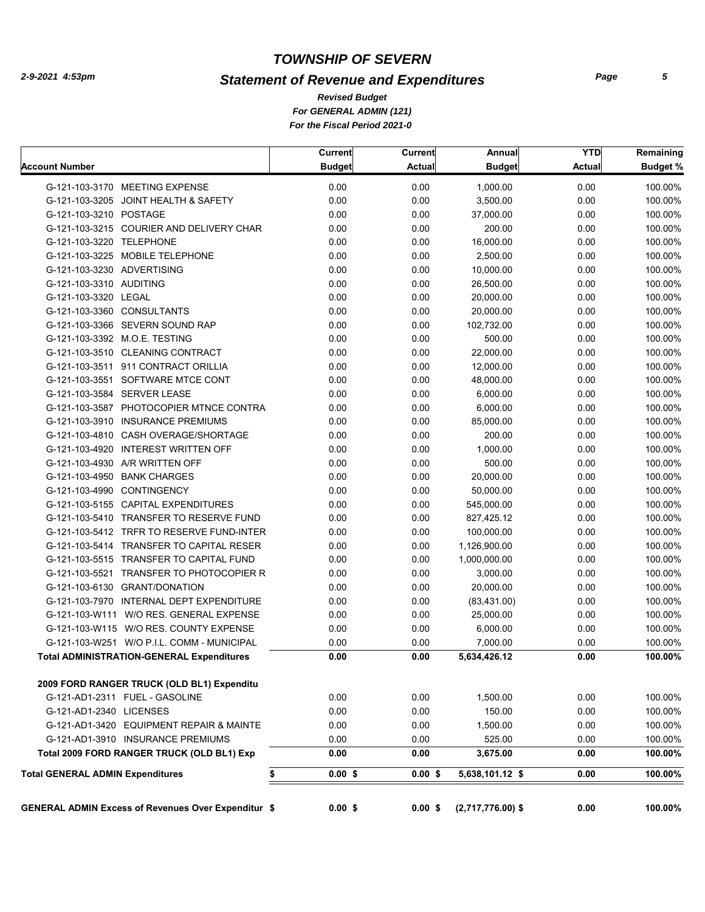# TOWNSHIP OF SEVERN

## Statement of Revenue and Expenditures

*Revised Budget*
*For GENERAL ADMIN (121)*
*For the Fiscal Period 2021-0*

| Account Number | Current Budget | Current Actual | Annual Budget | YTD Actual | Remaining Budget % |
|---|---|---|---|---|---|
| G-121-103-3170 MEETING EXPENSE | 0.00 | 0.00 | 1,000.00 | 0.00 | 100.00% |
| G-121-103-3205 JOINT HEALTH & SAFETY | 0.00 | 0.00 | 3,500.00 | 0.00 | 100.00% |
| G-121-103-3210 POSTAGE | 0.00 | 0.00 | 37,000.00 | 0.00 | 100.00% |
| G-121-103-3215 COURIER AND DELIVERY CHAR | 0.00 | 0.00 | 200.00 | 0.00 | 100.00% |
| G-121-103-3220 TELEPHONE | 0.00 | 0.00 | 16,000.00 | 0.00 | 100.00% |
| G-121-103-3225 MOBILE TELEPHONE | 0.00 | 0.00 | 2,500.00 | 0.00 | 100.00% |
| G-121-103-3230 ADVERTISING | 0.00 | 0.00 | 10,000.00 | 0.00 | 100.00% |
| G-121-103-3310 AUDITING | 0.00 | 0.00 | 26,500.00 | 0.00 | 100.00% |
| G-121-103-3320 LEGAL | 0.00 | 0.00 | 20,000.00 | 0.00 | 100.00% |
| G-121-103-3360 CONSULTANTS | 0.00 | 0.00 | 20,000.00 | 0.00 | 100.00% |
| G-121-103-3366 SEVERN SOUND RAP | 0.00 | 0.00 | 102,732.00 | 0.00 | 100.00% |
| G-121-103-3392 M.O.E. TESTING | 0.00 | 0.00 | 500.00 | 0.00 | 100.00% |
| G-121-103-3510 CLEANING CONTRACT | 0.00 | 0.00 | 22,000.00 | 0.00 | 100.00% |
| G-121-103-3511 911 CONTRACT ORILLIA | 0.00 | 0.00 | 12,000.00 | 0.00 | 100.00% |
| G-121-103-3551 SOFTWARE MTCE CONT | 0.00 | 0.00 | 48,000.00 | 0.00 | 100.00% |
| G-121-103-3584 SERVER LEASE | 0.00 | 0.00 | 6,000.00 | 0.00 | 100.00% |
| G-121-103-3587 PHOTOCOPIER MTNCE CONTRA | 0.00 | 0.00 | 6,000.00 | 0.00 | 100.00% |
| G-121-103-3910 INSURANCE PREMIUMS | 0.00 | 0.00 | 85,000.00 | 0.00 | 100.00% |
| G-121-103-4810 CASH OVERAGE/SHORTAGE | 0.00 | 0.00 | 200.00 | 0.00 | 100.00% |
| G-121-103-4920 INTEREST WRITTEN OFF | 0.00 | 0.00 | 1,000.00 | 0.00 | 100.00% |
| G-121-103-4930 A/R WRITTEN OFF | 0.00 | 0.00 | 500.00 | 0.00 | 100.00% |
| G-121-103-4950 BANK CHARGES | 0.00 | 0.00 | 20,000.00 | 0.00 | 100.00% |
| G-121-103-4990 CONTINGENCY | 0.00 | 0.00 | 50,000.00 | 0.00 | 100.00% |
| G-121-103-5155 CAPITAL EXPENDITURES | 0.00 | 0.00 | 545,000.00 | 0.00 | 100.00% |
| G-121-103-5410 TRANSFER TO RESERVE FUND | 0.00 | 0.00 | 827,425.12 | 0.00 | 100.00% |
| G-121-103-5412 TRFR TO RESERVE FUND-INTER | 0.00 | 0.00 | 100,000.00 | 0.00 | 100.00% |
| G-121-103-5414 TRANSFER TO CAPITAL RESER | 0.00 | 0.00 | 1,126,900.00 | 0.00 | 100.00% |
| G-121-103-5515 TRANSFER TO CAPITAL FUND | 0.00 | 0.00 | 1,000,000.00 | 0.00 | 100.00% |
| G-121-103-5521 TRANSFER TO PHOTOCOPIER R | 0.00 | 0.00 | 3,000.00 | 0.00 | 100.00% |
| G-121-103-6130 GRANT/DONATION | 0.00 | 0.00 | 20,000.00 | 0.00 | 100.00% |
| G-121-103-7970 INTERNAL DEPT EXPENDITURE | 0.00 | 0.00 | (83,431.00) | 0.00 | 100.00% |
| G-121-103-W111 W/O RES. GENERAL EXPENSE | 0.00 | 0.00 | 25,000.00 | 0.00 | 100.00% |
| G-121-103-W115 W/O RES. COUNTY EXPENSE | 0.00 | 0.00 | 6,000.00 | 0.00 | 100.00% |
| G-121-103-W251 W/O P.I.L. COMM - MUNICIPAL | 0.00 | 0.00 | 7,000.00 | 0.00 | 100.00% |
| **Total ADMINISTRATION-GENERAL Expenditures** | **0.00** | **0.00** | **5,634,426.12** | **0.00** | **100.00%** |
| **2009 FORD RANGER TRUCK (OLD BL1) Expenditu** | | | | | |
| G-121-AD1-2311 FUEL - GASOLINE | 0.00 | 0.00 | 1,500.00 | 0.00 | 100.00% |
| G-121-AD1-2340 LICENSES | 0.00 | 0.00 | 150.00 | 0.00 | 100.00% |
| G-121-AD1-3420 EQUIPMENT REPAIR & MAINTE | 0.00 | 0.00 | 1,500.00 | 0.00 | 100.00% |
| G-121-AD1-3910 INSURANCE PREMIUMS | 0.00 | 0.00 | 525.00 | 0.00 | 100.00% |
| **Total 2009 FORD RANGER TRUCK (OLD BL1) Exp** | **0.00** | **0.00** | **3,675.00** | **0.00** | **100.00%** |
| **Total GENERAL ADMIN Expenditures** | **$ 0.00** | **$ 0.00** | **$ 5,638,101.12** | **$ 0.00** | **100.00%** |
| **GENERAL ADMIN Excess of Revenues Over Expenditur** | **$ 0.00** | **$ 0.00** | **$ (2,717,776.00)** | **$ 0.00** | **100.00%** |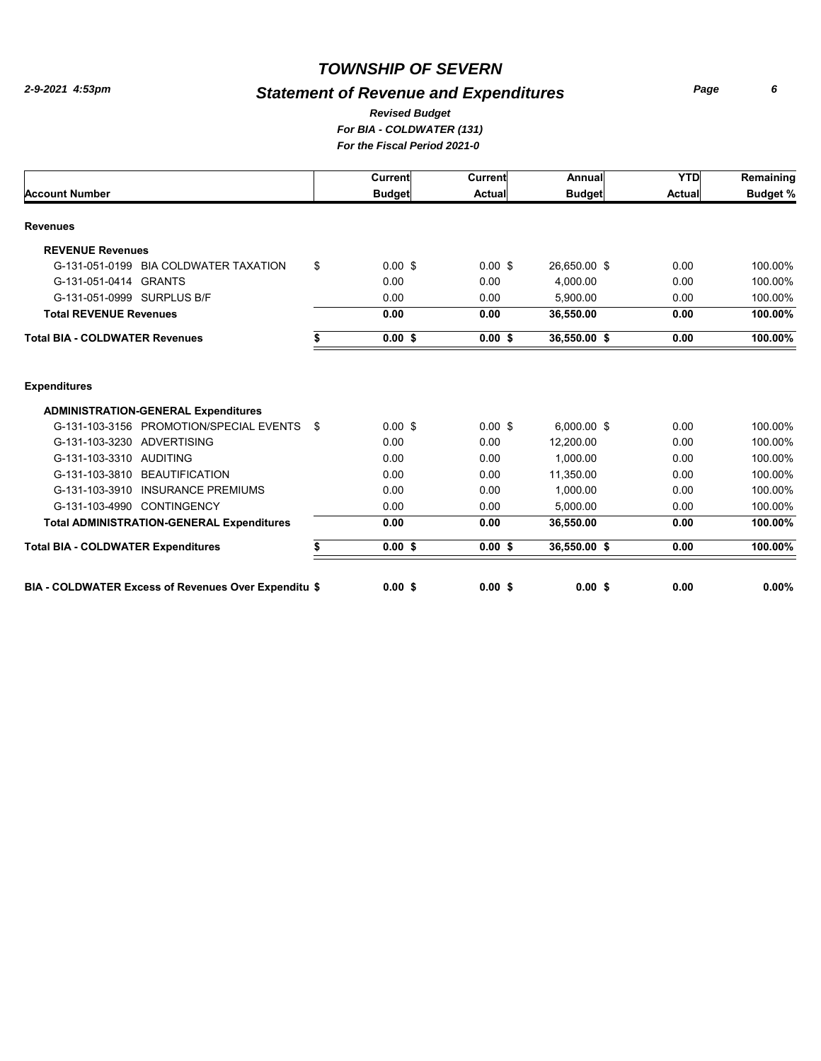# *TOWNSHIP OF SEVERN*

## *Statement of Revenue and Expenditures*

*2-9-2021 4:53pm*

***Revised Budget***
***For BIA - COLDWATER (131)***
***For the Fiscal Period 2021-0***

| Account Number | Current Budget | Current Actual | Annual Budget | YTD Actual | Remaining Budget % |
|---|---|---|---|---|---|
| **Revenues** | | | | | |
| **REVENUE Revenues** | | | | | |
| G-131-051-0199 BIA COLDWATER TAXATION | $ 0.00 | $ 0.00 | $ 26,650.00 | $ 0.00 | 100.00% |
| G-131-051-0414 GRANTS | 0.00 | 0.00 | 4,000.00 | 0.00 | 100.00% |
| G-131-051-0999 SURPLUS B/F | 0.00 | 0.00 | 5,900.00 | 0.00 | 100.00% |
| **Total REVENUE Revenues** | **0.00** | **0.00** | **36,550.00** | **0.00** | **100.00%** |
| **Total BIA - COLDWATER Revenues** | **$ 0.00** | **$ 0.00** | **$ 36,550.00** | **$ 0.00** | **100.00%** |
| **Expenditures** | | | | | |
| **ADMINISTRATION-GENERAL Expenditures** | | | | | |
| G-131-103-3156 PROMOTION/SPECIAL EVENTS | $ 0.00 | $ 0.00 | $ 6,000.00 | $ 0.00 | 100.00% |
| G-131-103-3230 ADVERTISING | 0.00 | 0.00 | 12,200.00 | 0.00 | 100.00% |
| G-131-103-3310 AUDITING | 0.00 | 0.00 | 1,000.00 | 0.00 | 100.00% |
| G-131-103-3810 BEAUTIFICATION | 0.00 | 0.00 | 11,350.00 | 0.00 | 100.00% |
| G-131-103-3910 INSURANCE PREMIUMS | 0.00 | 0.00 | 1,000.00 | 0.00 | 100.00% |
| G-131-103-4990 CONTINGENCY | 0.00 | 0.00 | 5,000.00 | 0.00 | 100.00% |
| **Total ADMINISTRATION-GENERAL Expenditures** | **0.00** | **0.00** | **36,550.00** | **0.00** | **100.00%** |
| **Total BIA - COLDWATER Expenditures** | **$ 0.00** | **$ 0.00** | **$ 36,550.00** | **$ 0.00** | **100.00%** |
| **BIA - COLDWATER Excess of Revenues Over Expenditu** | **$ 0.00** | **$ 0.00** | **$ 0.00** | **$ 0.00** | **0.00%** |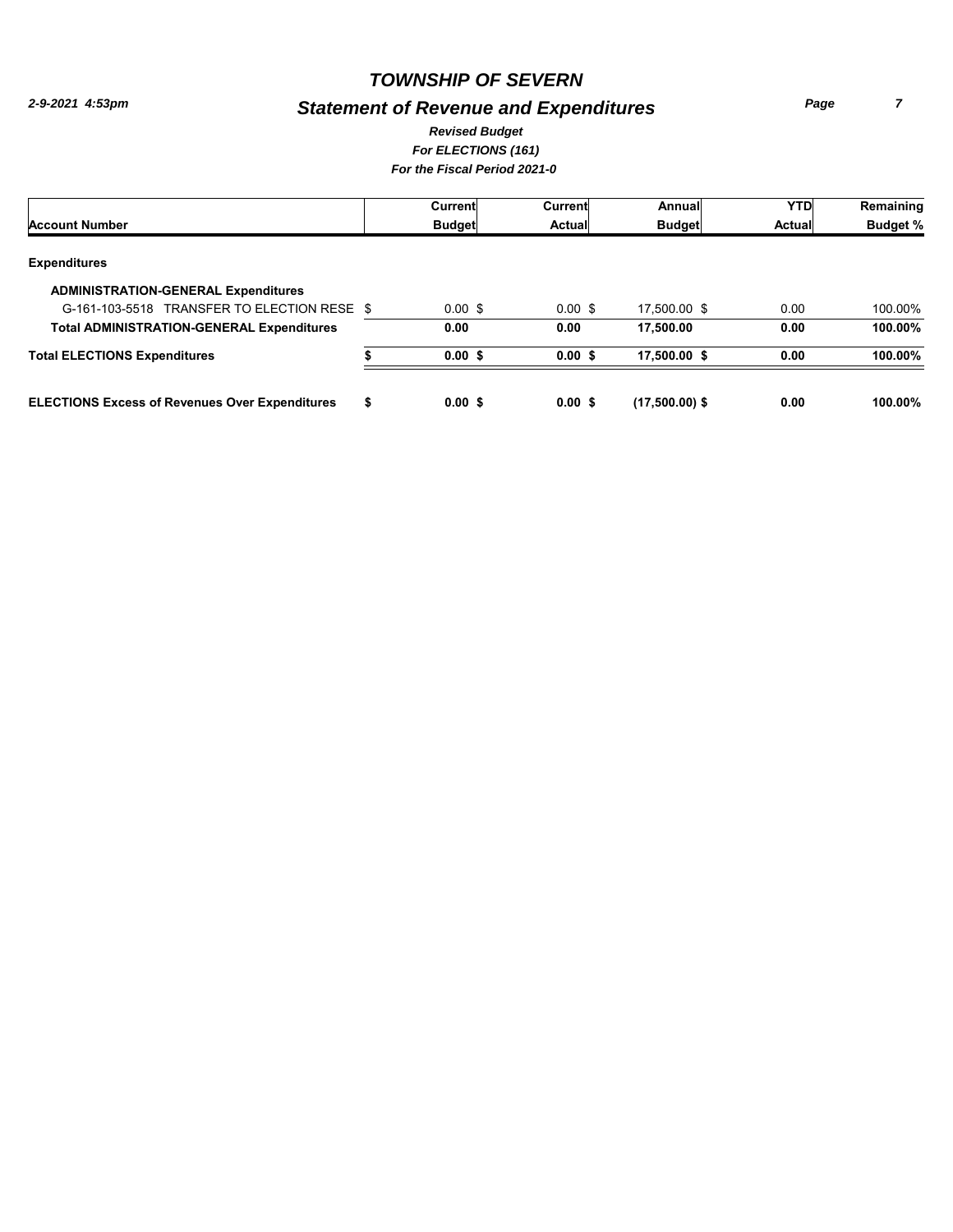# TOWNSHIP OF SEVERN

## Statement of Revenue and Expenditures

*Revised Budget*
*For ELECTIONS (161)*
*For the Fiscal Period 2021-0*

2-9-2021 4:53pm

| Account Number | Current Budget | Current Actual | Annual Budget | YTD Actual | Remaining Budget % |
|---|---|---|---|---|---|
| **Expenditures** | | | | | |
| **ADMINISTRATION-GENERAL Expenditures** | | | | | |
| G-161-103-5518 TRANSFER TO ELECTION RESE $ | 0.00 $ | 0.00 $ | 17,500.00 $ | 0.00 | 100.00% |
| **Total ADMINISTRATION-GENERAL Expenditures** | **0.00** | **0.00** | **17,500.00** | **0.00** | **100.00%** |
| **Total ELECTIONS Expenditures** | **$ 0.00 $** | **0.00 $** | **17,500.00 $** | **0.00** | **100.00%** |
| **ELECTIONS Excess of Revenues Over Expenditures** | **$ 0.00 $** | **0.00 $** | **(17,500.00) $** | **0.00** | **100.00%** |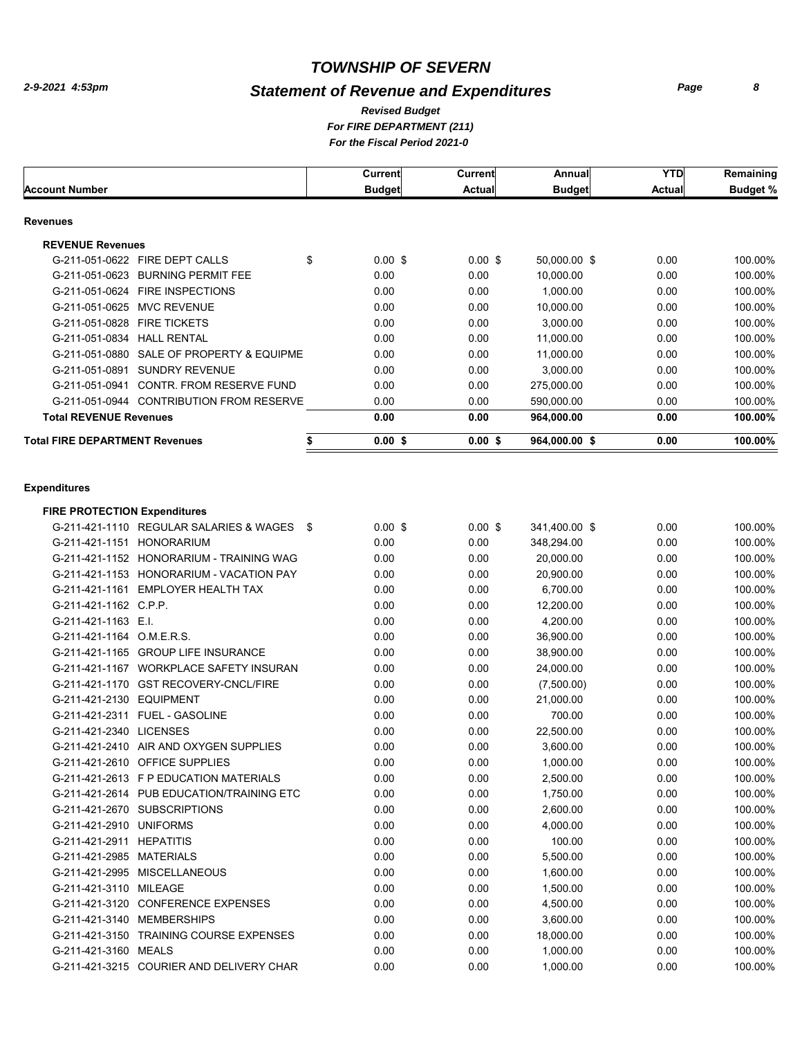# TOWNSHIP OF SEVERN

## Statement of Revenue and Expenditures

*Revised Budget*
*For FIRE DEPARTMENT (211)*
*For the Fiscal Period 2021-0*

2-9-2021 4:53pm

| Account Number | Current Budget | Current Actual | Annual Budget | YTD Actual | Remaining Budget % |
|---|---|---|---|---|---|
| **Revenues** | | | | | |
| **REVENUE Revenues** | | | | | |
| G-211-051-0622 FIRE DEPT CALLS | $ 0.00 | $ 0.00 | $ 50,000.00 | $ 0.00 | 100.00% |
| G-211-051-0623 BURNING PERMIT FEE | 0.00 | 0.00 | 10,000.00 | 0.00 | 100.00% |
| G-211-051-0624 FIRE INSPECTIONS | 0.00 | 0.00 | 1,000.00 | 0.00 | 100.00% |
| G-211-051-0625 MVC REVENUE | 0.00 | 0.00 | 10,000.00 | 0.00 | 100.00% |
| G-211-051-0828 FIRE TICKETS | 0.00 | 0.00 | 3,000.00 | 0.00 | 100.00% |
| G-211-051-0834 HALL RENTAL | 0.00 | 0.00 | 11,000.00 | 0.00 | 100.00% |
| G-211-051-0880 SALE OF PROPERTY & EQUIPME | 0.00 | 0.00 | 11,000.00 | 0.00 | 100.00% |
| G-211-051-0891 SUNDRY REVENUE | 0.00 | 0.00 | 3,000.00 | 0.00 | 100.00% |
| G-211-051-0941 CONTR. FROM RESERVE FUND | 0.00 | 0.00 | 275,000.00 | 0.00 | 100.00% |
| G-211-051-0944 CONTRIBUTION FROM RESERVE | 0.00 | 0.00 | 590,000.00 | 0.00 | 100.00% |
| **Total REVENUE Revenues** | **0.00** | **0.00** | **964,000.00** | **0.00** | **100.00%** |
| **Total FIRE DEPARTMENT Revenues** | **$ 0.00** | **$ 0.00** | **$ 964,000.00** | **$ 0.00** | **100.00%** |
| **Expenditures** | | | | | |
| **FIRE PROTECTION Expenditures** | | | | | |
| G-211-421-1110 REGULAR SALARIES & WAGES | $ 0.00 | $ 0.00 | $ 341,400.00 | $ 0.00 | 100.00% |
| G-211-421-1151 HONORARIUM | 0.00 | 0.00 | 348,294.00 | 0.00 | 100.00% |
| G-211-421-1152 HONORARIUM - TRAINING WAG | 0.00 | 0.00 | 20,000.00 | 0.00 | 100.00% |
| G-211-421-1153 HONORARIUM - VACATION PAY | 0.00 | 0.00 | 20,900.00 | 0.00 | 100.00% |
| G-211-421-1161 EMPLOYER HEALTH TAX | 0.00 | 0.00 | 6,700.00 | 0.00 | 100.00% |
| G-211-421-1162 C.P.P. | 0.00 | 0.00 | 12,200.00 | 0.00 | 100.00% |
| G-211-421-1163 E.I. | 0.00 | 0.00 | 4,200.00 | 0.00 | 100.00% |
| G-211-421-1164 O.M.E.R.S. | 0.00 | 0.00 | 36,900.00 | 0.00 | 100.00% |
| G-211-421-1165 GROUP LIFE INSURANCE | 0.00 | 0.00 | 38,900.00 | 0.00 | 100.00% |
| G-211-421-1167 WORKPLACE SAFETY INSURAN | 0.00 | 0.00 | 24,000.00 | 0.00 | 100.00% |
| G-211-421-1170 GST RECOVERY-CNCL/FIRE | 0.00 | 0.00 | (7,500.00) | 0.00 | 100.00% |
| G-211-421-2130 EQUIPMENT | 0.00 | 0.00 | 21,000.00 | 0.00 | 100.00% |
| G-211-421-2311 FUEL - GASOLINE | 0.00 | 0.00 | 700.00 | 0.00 | 100.00% |
| G-211-421-2340 LICENSES | 0.00 | 0.00 | 22,500.00 | 0.00 | 100.00% |
| G-211-421-2410 AIR AND OXYGEN SUPPLIES | 0.00 | 0.00 | 3,600.00 | 0.00 | 100.00% |
| G-211-421-2610 OFFICE SUPPLIES | 0.00 | 0.00 | 1,000.00 | 0.00 | 100.00% |
| G-211-421-2613 F P EDUCATION MATERIALS | 0.00 | 0.00 | 2,500.00 | 0.00 | 100.00% |
| G-211-421-2614 PUB EDUCATION/TRAINING ETC | 0.00 | 0.00 | 1,750.00 | 0.00 | 100.00% |
| G-211-421-2670 SUBSCRIPTIONS | 0.00 | 0.00 | 2,600.00 | 0.00 | 100.00% |
| G-211-421-2910 UNIFORMS | 0.00 | 0.00 | 4,000.00 | 0.00 | 100.00% |
| G-211-421-2911 HEPATITIS | 0.00 | 0.00 | 100.00 | 0.00 | 100.00% |
| G-211-421-2985 MATERIALS | 0.00 | 0.00 | 5,500.00 | 0.00 | 100.00% |
| G-211-421-2995 MISCELLANEOUS | 0.00 | 0.00 | 1,600.00 | 0.00 | 100.00% |
| G-211-421-3110 MILEAGE | 0.00 | 0.00 | 1,500.00 | 0.00 | 100.00% |
| G-211-421-3120 CONFERENCE EXPENSES | 0.00 | 0.00 | 4,500.00 | 0.00 | 100.00% |
| G-211-421-3140 MEMBERSHIPS | 0.00 | 0.00 | 3,600.00 | 0.00 | 100.00% |
| G-211-421-3150 TRAINING COURSE EXPENSES | 0.00 | 0.00 | 18,000.00 | 0.00 | 100.00% |
| G-211-421-3160 MEALS | 0.00 | 0.00 | 1,000.00 | 0.00 | 100.00% |
| G-211-421-3215 COURIER AND DELIVERY CHAR | 0.00 | 0.00 | 1,000.00 | 0.00 | 100.00% |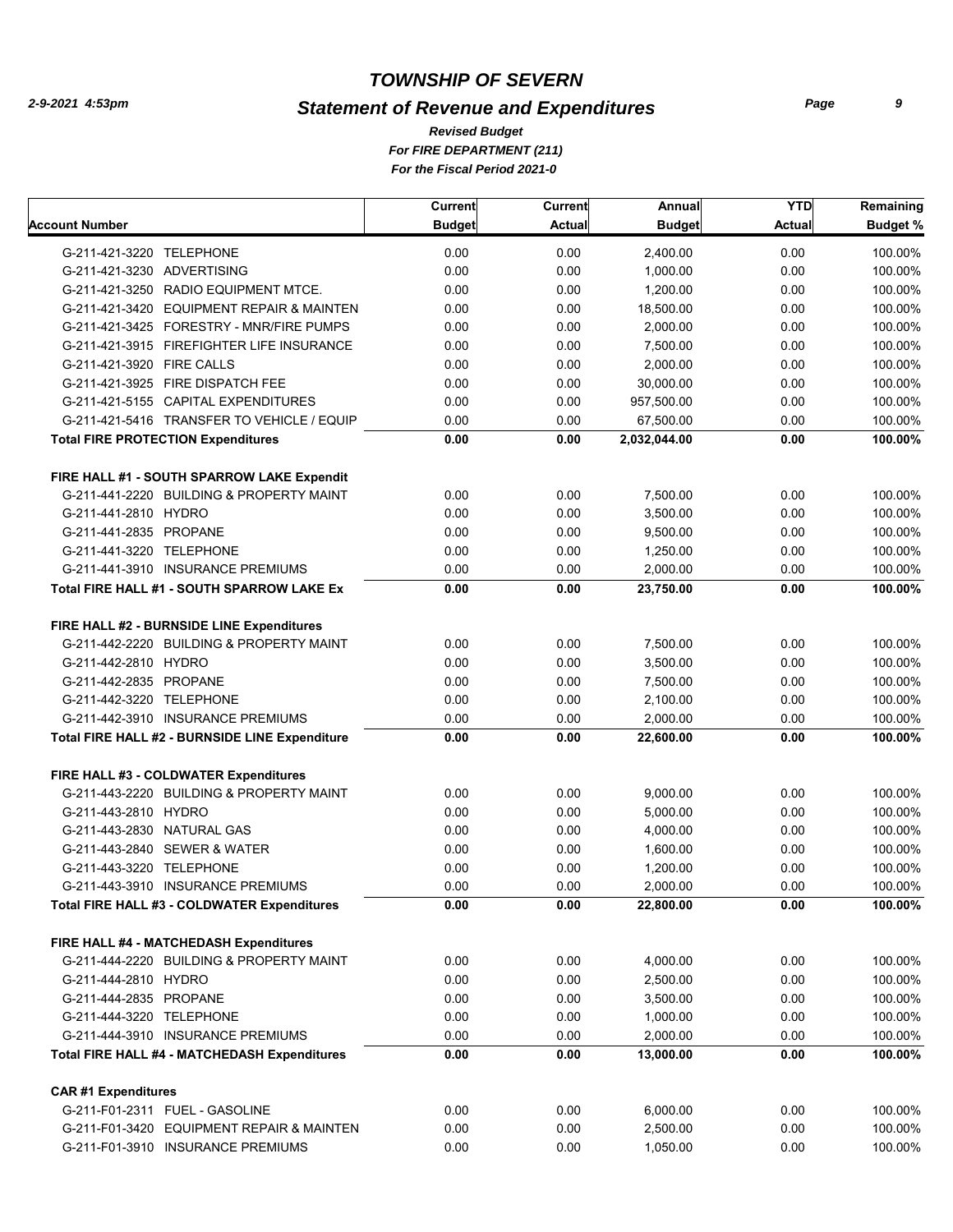# TOWNSHIP OF SEVERN

## Statement of Revenue and Expenditures

*Revised Budget*
*For FIRE DEPARTMENT (211)*
*For the Fiscal Period 2021-0*

2-9-2021 4:53pm

| Account Number | Current Budget | Current Actual | Annual Budget | YTD Actual | Remaining Budget % |
|---|---|---|---|---|---|
| G-211-421-3220 TELEPHONE | 0.00 | 0.00 | 2,400.00 | 0.00 | 100.00% |
| G-211-421-3230 ADVERTISING | 0.00 | 0.00 | 1,000.00 | 0.00 | 100.00% |
| G-211-421-3250 RADIO EQUIPMENT MTCE. | 0.00 | 0.00 | 1,200.00 | 0.00 | 100.00% |
| G-211-421-3420 EQUIPMENT REPAIR & MAINTEN | 0.00 | 0.00 | 18,500.00 | 0.00 | 100.00% |
| G-211-421-3425 FORESTRY - MNR/FIRE PUMPS | 0.00 | 0.00 | 2,000.00 | 0.00 | 100.00% |
| G-211-421-3915 FIREFIGHTER LIFE INSURANCE | 0.00 | 0.00 | 7,500.00 | 0.00 | 100.00% |
| G-211-421-3920 FIRE CALLS | 0.00 | 0.00 | 2,000.00 | 0.00 | 100.00% |
| G-211-421-3925 FIRE DISPATCH FEE | 0.00 | 0.00 | 30,000.00 | 0.00 | 100.00% |
| G-211-421-5155 CAPITAL EXPENDITURES | 0.00 | 0.00 | 957,500.00 | 0.00 | 100.00% |
| G-211-421-5416 TRANSFER TO VEHICLE / EQUIP | 0.00 | 0.00 | 67,500.00 | 0.00 | 100.00% |
| **Total FIRE PROTECTION Expenditures** | **0.00** | **0.00** | **2,032,044.00** | **0.00** | **100.00%** |
| **FIRE HALL #1 - SOUTH SPARROW LAKE Expendit** | | | | | |
| G-211-441-2220 BUILDING & PROPERTY MAINT | 0.00 | 0.00 | 7,500.00 | 0.00 | 100.00% |
| G-211-441-2810 HYDRO | 0.00 | 0.00 | 3,500.00 | 0.00 | 100.00% |
| G-211-441-2835 PROPANE | 0.00 | 0.00 | 9,500.00 | 0.00 | 100.00% |
| G-211-441-3220 TELEPHONE | 0.00 | 0.00 | 1,250.00 | 0.00 | 100.00% |
| G-211-441-3910 INSURANCE PREMIUMS | 0.00 | 0.00 | 2,000.00 | 0.00 | 100.00% |
| **Total FIRE HALL #1 - SOUTH SPARROW LAKE Ex** | **0.00** | **0.00** | **23,750.00** | **0.00** | **100.00%** |
| **FIRE HALL #2 - BURNSIDE LINE Expenditures** | | | | | |
| G-211-442-2220 BUILDING & PROPERTY MAINT | 0.00 | 0.00 | 7,500.00 | 0.00 | 100.00% |
| G-211-442-2810 HYDRO | 0.00 | 0.00 | 3,500.00 | 0.00 | 100.00% |
| G-211-442-2835 PROPANE | 0.00 | 0.00 | 7,500.00 | 0.00 | 100.00% |
| G-211-442-3220 TELEPHONE | 0.00 | 0.00 | 2,100.00 | 0.00 | 100.00% |
| G-211-442-3910 INSURANCE PREMIUMS | 0.00 | 0.00 | 2,000.00 | 0.00 | 100.00% |
| **Total FIRE HALL #2 - BURNSIDE LINE Expenditure** | **0.00** | **0.00** | **22,600.00** | **0.00** | **100.00%** |
| **FIRE HALL #3 - COLDWATER Expenditures** | | | | | |
| G-211-443-2220 BUILDING & PROPERTY MAINT | 0.00 | 0.00 | 9,000.00 | 0.00 | 100.00% |
| G-211-443-2810 HYDRO | 0.00 | 0.00 | 5,000.00 | 0.00 | 100.00% |
| G-211-443-2830 NATURAL GAS | 0.00 | 0.00 | 4,000.00 | 0.00 | 100.00% |
| G-211-443-2840 SEWER & WATER | 0.00 | 0.00 | 1,600.00 | 0.00 | 100.00% |
| G-211-443-3220 TELEPHONE | 0.00 | 0.00 | 1,200.00 | 0.00 | 100.00% |
| G-211-443-3910 INSURANCE PREMIUMS | 0.00 | 0.00 | 2,000.00 | 0.00 | 100.00% |
| **Total FIRE HALL #3 - COLDWATER Expenditures** | **0.00** | **0.00** | **22,800.00** | **0.00** | **100.00%** |
| **FIRE HALL #4 - MATCHEDASH Expenditures** | | | | | |
| G-211-444-2220 BUILDING & PROPERTY MAINT | 0.00 | 0.00 | 4,000.00 | 0.00 | 100.00% |
| G-211-444-2810 HYDRO | 0.00 | 0.00 | 2,500.00 | 0.00 | 100.00% |
| G-211-444-2835 PROPANE | 0.00 | 0.00 | 3,500.00 | 0.00 | 100.00% |
| G-211-444-3220 TELEPHONE | 0.00 | 0.00 | 1,000.00 | 0.00 | 100.00% |
| G-211-444-3910 INSURANCE PREMIUMS | 0.00 | 0.00 | 2,000.00 | 0.00 | 100.00% |
| **Total FIRE HALL #4 - MATCHEDASH Expenditures** | **0.00** | **0.00** | **13,000.00** | **0.00** | **100.00%** |
| **CAR #1 Expenditures** | | | | | |
| G-211-F01-2311 FUEL - GASOLINE | 0.00 | 0.00 | 6,000.00 | 0.00 | 100.00% |
| G-211-F01-3420 EQUIPMENT REPAIR & MAINTEN | 0.00 | 0.00 | 2,500.00 | 0.00 | 100.00% |
| G-211-F01-3910 INSURANCE PREMIUMS | 0.00 | 0.00 | 1,050.00 | 0.00 | 100.00% |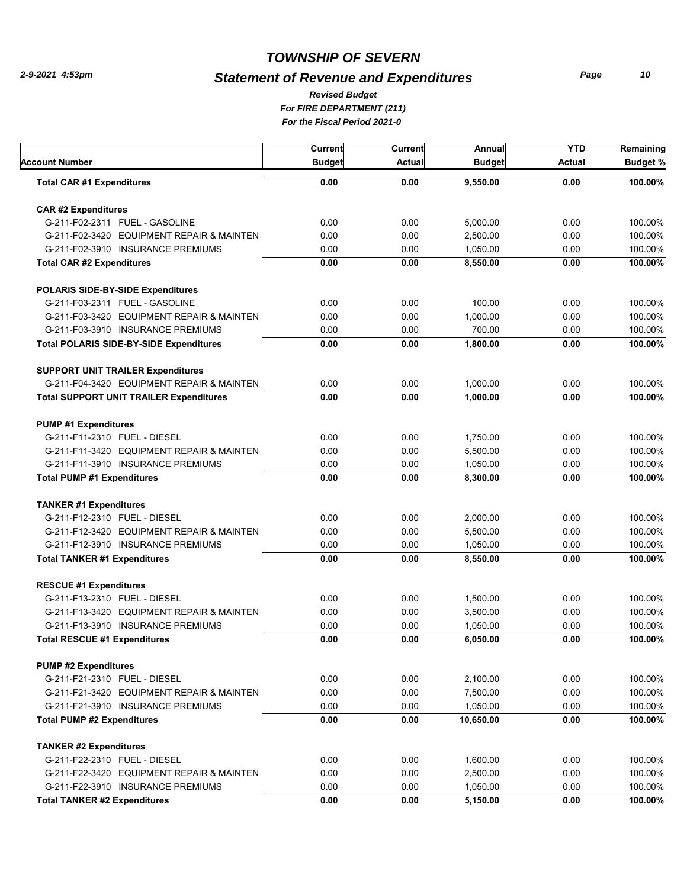# TOWNSHIP OF SEVERN

## Statement of Revenue and Expenditures

*Revised Budget*
*For FIRE DEPARTMENT (211)*
*For the Fiscal Period 2021-0*

| Account Number | Current Budget | Current Actual | Annual Budget | YTD Actual | Remaining Budget % |
|---|---|---|---|---|---|
| **Total CAR #1 Expenditures** | **0.00** | **0.00** | **9,550.00** | **0.00** | **100.00%** |
| **CAR #2 Expenditures** | | | | | |
| G-211-F02-2311 FUEL - GASOLINE | 0.00 | 0.00 | 5,000.00 | 0.00 | 100.00% |
| G-211-F02-3420 EQUIPMENT REPAIR & MAINTEN | 0.00 | 0.00 | 2,500.00 | 0.00 | 100.00% |
| G-211-F02-3910 INSURANCE PREMIUMS | 0.00 | 0.00 | 1,050.00 | 0.00 | 100.00% |
| **Total CAR #2 Expenditures** | **0.00** | **0.00** | **8,550.00** | **0.00** | **100.00%** |
| **POLARIS SIDE-BY-SIDE Expenditures** | | | | | |
| G-211-F03-2311 FUEL - GASOLINE | 0.00 | 0.00 | 100.00 | 0.00 | 100.00% |
| G-211-F03-3420 EQUIPMENT REPAIR & MAINTEN | 0.00 | 0.00 | 1,000.00 | 0.00 | 100.00% |
| G-211-F03-3910 INSURANCE PREMIUMS | 0.00 | 0.00 | 700.00 | 0.00 | 100.00% |
| **Total POLARIS SIDE-BY-SIDE Expenditures** | **0.00** | **0.00** | **1,800.00** | **0.00** | **100.00%** |
| **SUPPORT UNIT TRAILER Expenditures** | | | | | |
| G-211-F04-3420 EQUIPMENT REPAIR & MAINTEN | 0.00 | 0.00 | 1,000.00 | 0.00 | 100.00% |
| **Total SUPPORT UNIT TRAILER Expenditures** | **0.00** | **0.00** | **1,000.00** | **0.00** | **100.00%** |
| **PUMP #1 Expenditures** | | | | | |
| G-211-F11-2310 FUEL - DIESEL | 0.00 | 0.00 | 1,750.00 | 0.00 | 100.00% |
| G-211-F11-3420 EQUIPMENT REPAIR & MAINTEN | 0.00 | 0.00 | 5,500.00 | 0.00 | 100.00% |
| G-211-F11-3910 INSURANCE PREMIUMS | 0.00 | 0.00 | 1,050.00 | 0.00 | 100.00% |
| **Total PUMP #1 Expenditures** | **0.00** | **0.00** | **8,300.00** | **0.00** | **100.00%** |
| **TANKER #1 Expenditures** | | | | | |
| G-211-F12-2310 FUEL - DIESEL | 0.00 | 0.00 | 2,000.00 | 0.00 | 100.00% |
| G-211-F12-3420 EQUIPMENT REPAIR & MAINTEN | 0.00 | 0.00 | 5,500.00 | 0.00 | 100.00% |
| G-211-F12-3910 INSURANCE PREMIUMS | 0.00 | 0.00 | 1,050.00 | 0.00 | 100.00% |
| **Total TANKER #1 Expenditures** | **0.00** | **0.00** | **8,550.00** | **0.00** | **100.00%** |
| **RESCUE #1 Expenditures** | | | | | |
| G-211-F13-2310 FUEL - DIESEL | 0.00 | 0.00 | 1,500.00 | 0.00 | 100.00% |
| G-211-F13-3420 EQUIPMENT REPAIR & MAINTEN | 0.00 | 0.00 | 3,500.00 | 0.00 | 100.00% |
| G-211-F13-3910 INSURANCE PREMIUMS | 0.00 | 0.00 | 1,050.00 | 0.00 | 100.00% |
| **Total RESCUE #1 Expenditures** | **0.00** | **0.00** | **6,050.00** | **0.00** | **100.00%** |
| **PUMP #2 Expenditures** | | | | | |
| G-211-F21-2310 FUEL - DIESEL | 0.00 | 0.00 | 2,100.00 | 0.00 | 100.00% |
| G-211-F21-3420 EQUIPMENT REPAIR & MAINTEN | 0.00 | 0.00 | 7,500.00 | 0.00 | 100.00% |
| G-211-F21-3910 INSURANCE PREMIUMS | 0.00 | 0.00 | 1,050.00 | 0.00 | 100.00% |
| **Total PUMP #2 Expenditures** | **0.00** | **0.00** | **10,650.00** | **0.00** | **100.00%** |
| **TANKER #2 Expenditures** | | | | | |
| G-211-F22-2310 FUEL - DIESEL | 0.00 | 0.00 | 1,600.00 | 0.00 | 100.00% |
| G-211-F22-3420 EQUIPMENT REPAIR & MAINTEN | 0.00 | 0.00 | 2,500.00 | 0.00 | 100.00% |
| G-211-F22-3910 INSURANCE PREMIUMS | 0.00 | 0.00 | 1,050.00 | 0.00 | 100.00% |
| **Total TANKER #2 Expenditures** | **0.00** | **0.00** | **5,150.00** | **0.00** | **100.00%** |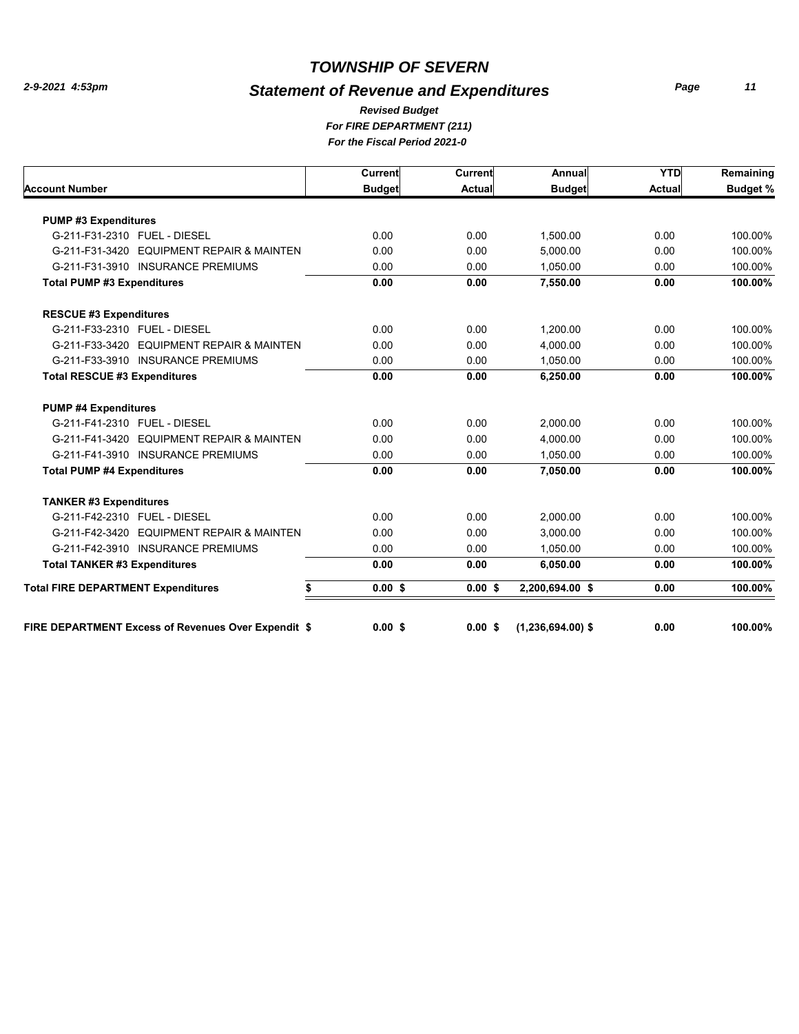# TOWNSHIP OF SEVERN

## Statement of Revenue and Expenditures

*Revised Budget*

*For FIRE DEPARTMENT (211)*

*For the Fiscal Period 2021-0*

| Account Number | Current Budget | Current Actual | Annual Budget | YTD Actual | Remaining Budget % |
|---|---|---|---|---|---|
| **PUMP #3 Expenditures** | | | | | |
| G-211-F31-2310 FUEL - DIESEL | 0.00 | 0.00 | 1,500.00 | 0.00 | 100.00% |
| G-211-F31-3420 EQUIPMENT REPAIR & MAINTEN | 0.00 | 0.00 | 5,000.00 | 0.00 | 100.00% |
| G-211-F31-3910 INSURANCE PREMIUMS | 0.00 | 0.00 | 1,050.00 | 0.00 | 100.00% |
| **Total PUMP #3 Expenditures** | **0.00** | **0.00** | **7,550.00** | **0.00** | **100.00%** |
| **RESCUE #3 Expenditures** | | | | | |
| G-211-F33-2310 FUEL - DIESEL | 0.00 | 0.00 | 1,200.00 | 0.00 | 100.00% |
| G-211-F33-3420 EQUIPMENT REPAIR & MAINTEN | 0.00 | 0.00 | 4,000.00 | 0.00 | 100.00% |
| G-211-F33-3910 INSURANCE PREMIUMS | 0.00 | 0.00 | 1,050.00 | 0.00 | 100.00% |
| **Total RESCUE #3 Expenditures** | **0.00** | **0.00** | **6,250.00** | **0.00** | **100.00%** |
| **PUMP #4 Expenditures** | | | | | |
| G-211-F41-2310 FUEL - DIESEL | 0.00 | 0.00 | 2,000.00 | 0.00 | 100.00% |
| G-211-F41-3420 EQUIPMENT REPAIR & MAINTEN | 0.00 | 0.00 | 4,000.00 | 0.00 | 100.00% |
| G-211-F41-3910 INSURANCE PREMIUMS | 0.00 | 0.00 | 1,050.00 | 0.00 | 100.00% |
| **Total PUMP #4 Expenditures** | **0.00** | **0.00** | **7,050.00** | **0.00** | **100.00%** |
| **TANKER #3 Expenditures** | | | | | |
| G-211-F42-2310 FUEL - DIESEL | 0.00 | 0.00 | 2,000.00 | 0.00 | 100.00% |
| G-211-F42-3420 EQUIPMENT REPAIR & MAINTEN | 0.00 | 0.00 | 3,000.00 | 0.00 | 100.00% |
| G-211-F42-3910 INSURANCE PREMIUMS | 0.00 | 0.00 | 1,050.00 | 0.00 | 100.00% |
| **Total TANKER #3 Expenditures** | **0.00** | **0.00** | **6,050.00** | **0.00** | **100.00%** |
| **Total FIRE DEPARTMENT Expenditures** | **$ 0.00** | **$ 0.00** | **$ 2,200,694.00** | **$ 0.00** | **100.00%** |
| **FIRE DEPARTMENT Excess of Revenues Over Expendit** | **$ 0.00** | **$ 0.00** | **$ (1,236,694.00)** | **$ 0.00** | **100.00%** |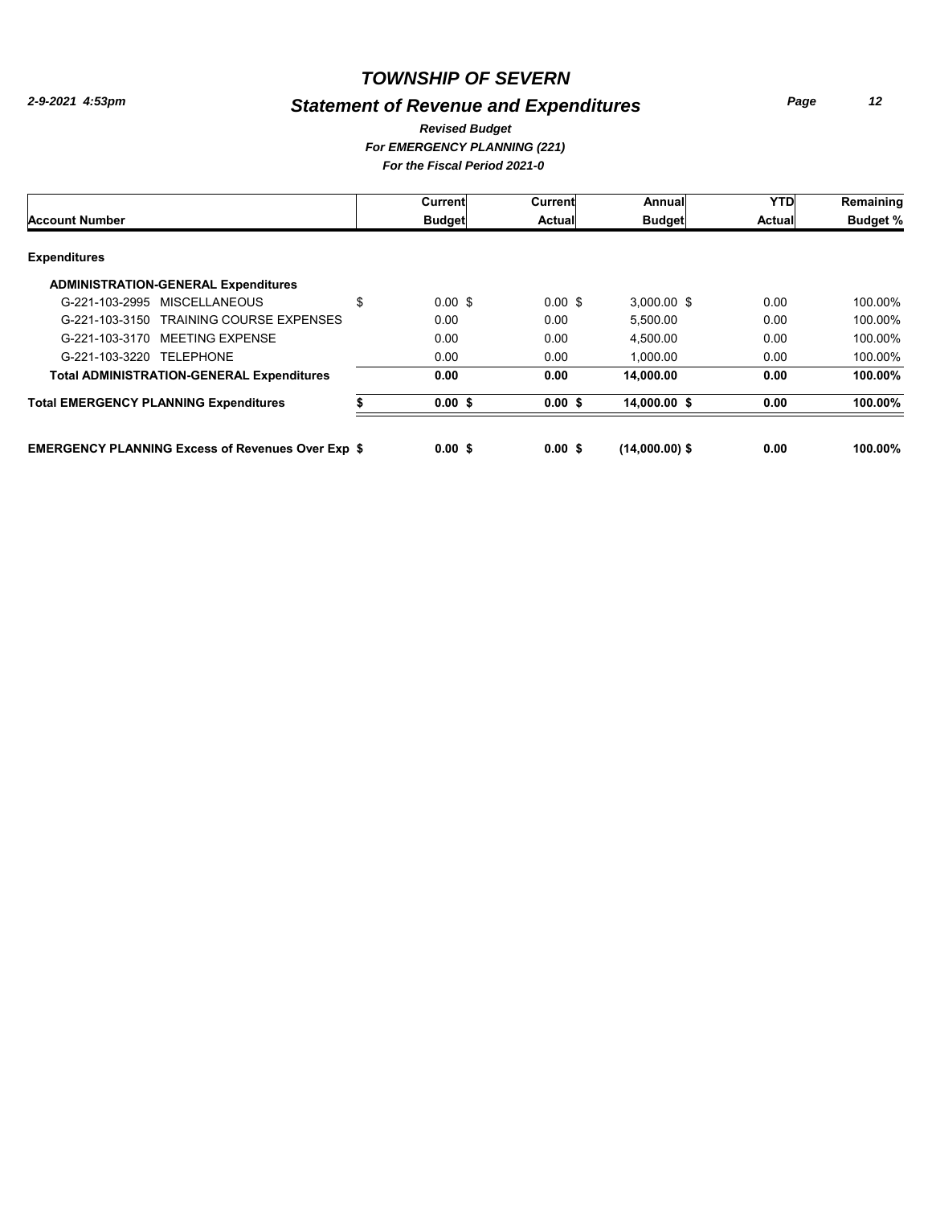# TOWNSHIP OF SEVERN

*2-9-2021 4:53pm*

## *Statement of Revenue and Expenditures*

***Revised Budget***
***For EMERGENCY PLANNING (221)***
***For the Fiscal Period 2021-0***

| Account Number | Current Budget | Current Actual | Annual Budget | YTD Actual | Remaining Budget % |
|---|---|---|---|---|---|
| **Expenditures** | | | | | |
| **ADMINISTRATION-GENERAL Expenditures** | | | | | |
| G-221-103-2995 MISCELLANEOUS | $ 0.00 $ | 0.00 $ | 3,000.00 $ | 0.00 | 100.00% |
| G-221-103-3150 TRAINING COURSE EXPENSES | 0.00 | 0.00 | 5,500.00 | 0.00 | 100.00% |
| G-221-103-3170 MEETING EXPENSE | 0.00 | 0.00 | 4,500.00 | 0.00 | 100.00% |
| G-221-103-3220 TELEPHONE | 0.00 | 0.00 | 1,000.00 | 0.00 | 100.00% |
| **Total ADMINISTRATION-GENERAL Expenditures** | **0.00** | **0.00** | **14,000.00** | **0.00** | **100.00%** |
| **Total EMERGENCY PLANNING Expenditures** | **$ 0.00 $** | **0.00 $** | **14,000.00 $** | **0.00** | **100.00%** |
| **EMERGENCY PLANNING Excess of Revenues Over Exp $** | **0.00 $** | **0.00 $** | **(14,000.00) $** | **0.00** | **100.00%** |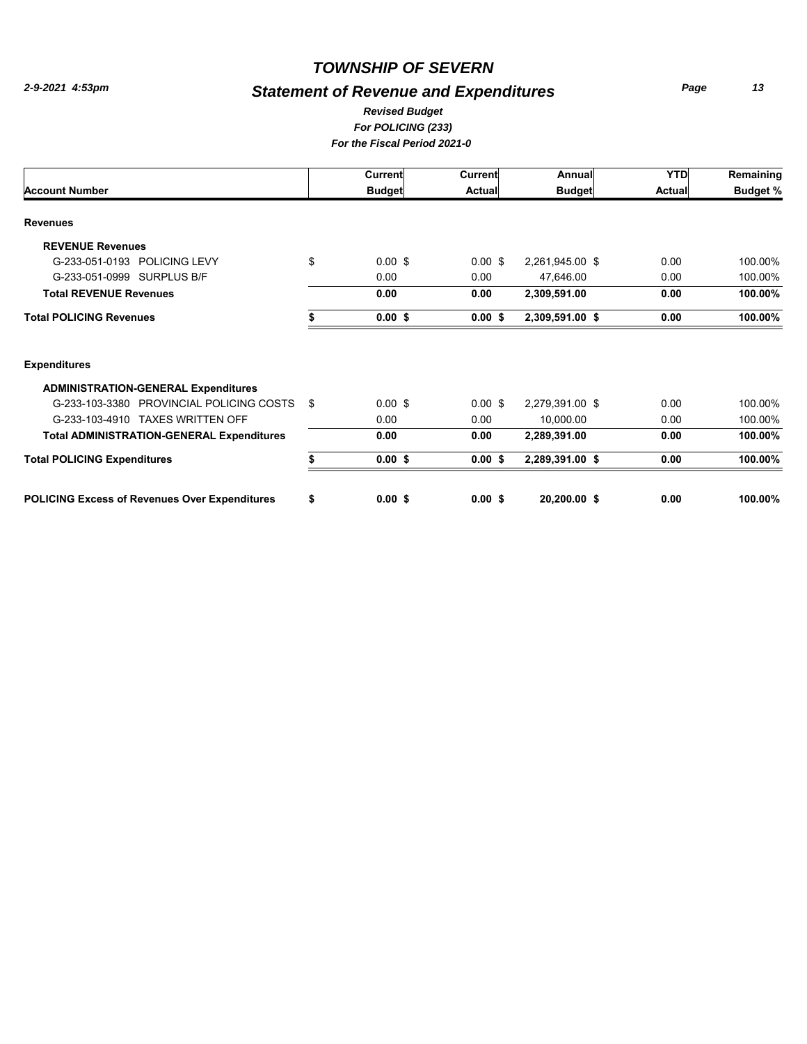# TOWNSHIP OF SEVERN

## Statement of Revenue and Expenditures

*2-9-2021 4:53pm*

***Revised Budget***
***For POLICING (233)***
***For the Fiscal Period 2021-0***

| Account Number | | Current Budget | Current Actual | Annual Budget | YTD Actual | Remaining Budget % |
|---|---|---|---|---|---|---|
| **Revenues** | | | | | | |
| **REVENUE Revenues** | | | | | | |
| G-233-051-0193 POLICING LEVY | $ | 0.00 $ | 0.00 $ | 2,261,945.00 $ | 0.00 | 100.00% |
| G-233-051-0999 SURPLUS B/F | | 0.00 | 0.00 | 47,646.00 | 0.00 | 100.00% |
| **Total REVENUE Revenues** | | **0.00** | **0.00** | **2,309,591.00** | **0.00** | **100.00%** |
| **Total POLICING Revenues** | **$** | **0.00 $** | **0.00 $** | **2,309,591.00 $** | **0.00** | **100.00%** |
| **Expenditures** | | | | | | |
| **ADMINISTRATION-GENERAL Expenditures** | | | | | | |
| G-233-103-3380 PROVINCIAL POLICING COSTS | $ | 0.00 $ | 0.00 $ | 2,279,391.00 $ | 0.00 | 100.00% |
| G-233-103-4910 TAXES WRITTEN OFF | | 0.00 | 0.00 | 10,000.00 | 0.00 | 100.00% |
| **Total ADMINISTRATION-GENERAL Expenditures** | | **0.00** | **0.00** | **2,289,391.00** | **0.00** | **100.00%** |
| **Total POLICING Expenditures** | **$** | **0.00 $** | **0.00 $** | **2,289,391.00 $** | **0.00** | **100.00%** |
| **POLICING Excess of Revenues Over Expenditures** | **$** | **0.00 $** | **0.00 $** | **20,200.00 $** | **0.00** | **100.00%** |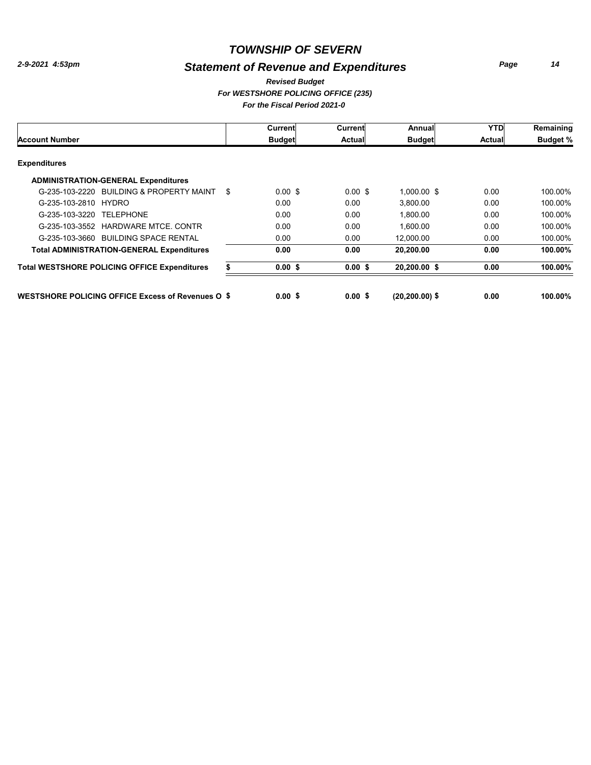# TOWNSHIP OF SEVERN

## Statement of Revenue and Expenditures

*2-9-2021 4:53pm*

***Revised Budget***
***For WESTSHORE POLICING OFFICE (235)***
***For the Fiscal Period 2021-0***

| Account Number | Current Budget | Current Actual | Annual Budget | YTD Actual | Remaining Budget % |
|---|---|---|---|---|---|
| **Expenditures** | | | | | |
| **ADMINISTRATION-GENERAL Expenditures** | | | | | |
| G-235-103-2220 BUILDING & PROPERTY MAINT | $ 0.00 | $ 0.00 | $ 1,000.00 | $ 0.00 | 100.00% |
| G-235-103-2810 HYDRO | 0.00 | 0.00 | 3,800.00 | 0.00 | 100.00% |
| G-235-103-3220 TELEPHONE | 0.00 | 0.00 | 1,800.00 | 0.00 | 100.00% |
| G-235-103-3552 HARDWARE MTCE. CONTR | 0.00 | 0.00 | 1,600.00 | 0.00 | 100.00% |
| G-235-103-3660 BUILDING SPACE RENTAL | 0.00 | 0.00 | 12,000.00 | 0.00 | 100.00% |
| **Total ADMINISTRATION-GENERAL Expenditures** | **0.00** | **0.00** | **20,200.00** | **0.00** | **100.00%** |
| **Total WESTSHORE POLICING OFFICE Expenditures** | **$ 0.00** | **$ 0.00** | **$ 20,200.00** | **$ 0.00** | **100.00%** |
| **WESTSHORE POLICING OFFICE Excess of Revenues O** | **$ 0.00** | **$ 0.00** | **$ (20,200.00)** | **$ 0.00** | **100.00%** |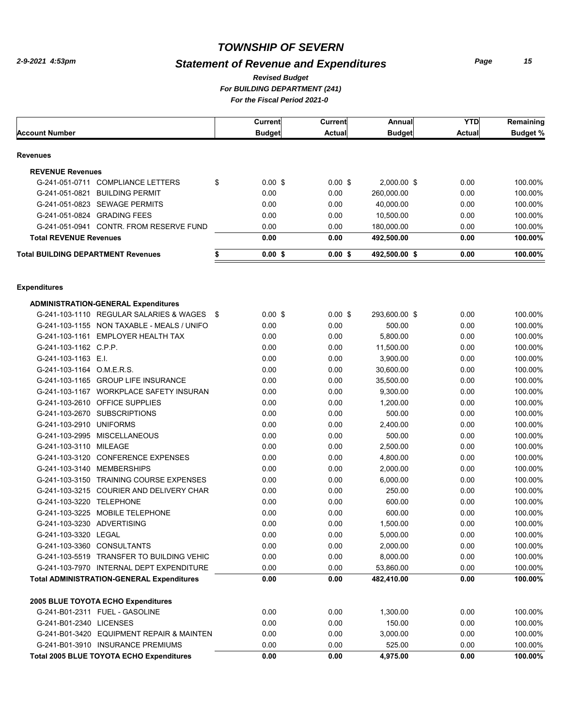# TOWNSHIP OF SEVERN

## Statement of Revenue and Expenditures

*Revised Budget*

*For BUILDING DEPARTMENT (241)*

*For the Fiscal Period 2021-0*

| Account Number | Current Budget | Current Actual | Annual Budget | YTD Actual | Remaining Budget % |
|---|---|---|---|---|---|
| **Revenues** | | | | | |
| **REVENUE Revenues** | | | | | |
| G-241-051-0711 COMPLIANCE LETTERS | $ 0.00 | $ 0.00 | $ 2,000.00 | $ 0.00 | 100.00% |
| G-241-051-0821 BUILDING PERMIT | 0.00 | 0.00 | 260,000.00 | 0.00 | 100.00% |
| G-241-051-0823 SEWAGE PERMITS | 0.00 | 0.00 | 40,000.00 | 0.00 | 100.00% |
| G-241-051-0824 GRADING FEES | 0.00 | 0.00 | 10,500.00 | 0.00 | 100.00% |
| G-241-051-0941 CONTR. FROM RESERVE FUND | 0.00 | 0.00 | 180,000.00 | 0.00 | 100.00% |
| **Total REVENUE Revenues** | **0.00** | **0.00** | **492,500.00** | **0.00** | **100.00%** |
| **Total BUILDING DEPARTMENT Revenues** | **$ 0.00** | **$ 0.00** | **$ 492,500.00** | **$ 0.00** | **100.00%** |
| **Expenditures** | | | | | |
| **ADMINISTRATION-GENERAL Expenditures** | | | | | |
| G-241-103-1110 REGULAR SALARIES & WAGES | $ 0.00 | $ 0.00 | $ 293,600.00 | $ 0.00 | 100.00% |
| G-241-103-1155 NON TAXABLE - MEALS / UNIFO | 0.00 | 0.00 | 500.00 | 0.00 | 100.00% |
| G-241-103-1161 EMPLOYER HEALTH TAX | 0.00 | 0.00 | 5,800.00 | 0.00 | 100.00% |
| G-241-103-1162 C.P.P. | 0.00 | 0.00 | 11,500.00 | 0.00 | 100.00% |
| G-241-103-1163 E.I. | 0.00 | 0.00 | 3,900.00 | 0.00 | 100.00% |
| G-241-103-1164 O.M.E.R.S. | 0.00 | 0.00 | 30,600.00 | 0.00 | 100.00% |
| G-241-103-1165 GROUP LIFE INSURANCE | 0.00 | 0.00 | 35,500.00 | 0.00 | 100.00% |
| G-241-103-1167 WORKPLACE SAFETY INSURAN | 0.00 | 0.00 | 9,300.00 | 0.00 | 100.00% |
| G-241-103-2610 OFFICE SUPPLIES | 0.00 | 0.00 | 1,200.00 | 0.00 | 100.00% |
| G-241-103-2670 SUBSCRIPTIONS | 0.00 | 0.00 | 500.00 | 0.00 | 100.00% |
| G-241-103-2910 UNIFORMS | 0.00 | 0.00 | 2,400.00 | 0.00 | 100.00% |
| G-241-103-2995 MISCELLANEOUS | 0.00 | 0.00 | 500.00 | 0.00 | 100.00% |
| G-241-103-3110 MILEAGE | 0.00 | 0.00 | 2,500.00 | 0.00 | 100.00% |
| G-241-103-3120 CONFERENCE EXPENSES | 0.00 | 0.00 | 4,800.00 | 0.00 | 100.00% |
| G-241-103-3140 MEMBERSHIPS | 0.00 | 0.00 | 2,000.00 | 0.00 | 100.00% |
| G-241-103-3150 TRAINING COURSE EXPENSES | 0.00 | 0.00 | 6,000.00 | 0.00 | 100.00% |
| G-241-103-3215 COURIER AND DELIVERY CHAR | 0.00 | 0.00 | 250.00 | 0.00 | 100.00% |
| G-241-103-3220 TELEPHONE | 0.00 | 0.00 | 600.00 | 0.00 | 100.00% |
| G-241-103-3225 MOBILE TELEPHONE | 0.00 | 0.00 | 600.00 | 0.00 | 100.00% |
| G-241-103-3230 ADVERTISING | 0.00 | 0.00 | 1,500.00 | 0.00 | 100.00% |
| G-241-103-3320 LEGAL | 0.00 | 0.00 | 5,000.00 | 0.00 | 100.00% |
| G-241-103-3360 CONSULTANTS | 0.00 | 0.00 | 2,000.00 | 0.00 | 100.00% |
| G-241-103-5519 TRANSFER TO BUILDING VEHIC | 0.00 | 0.00 | 8,000.00 | 0.00 | 100.00% |
| G-241-103-7970 INTERNAL DEPT EXPENDITURE | 0.00 | 0.00 | 53,860.00 | 0.00 | 100.00% |
| **Total ADMINISTRATION-GENERAL Expenditures** | **0.00** | **0.00** | **482,410.00** | **0.00** | **100.00%** |
| **2005 BLUE TOYOTA ECHO Expenditures** | | | | | |
| G-241-B01-2311 FUEL - GASOLINE | 0.00 | 0.00 | 1,300.00 | 0.00 | 100.00% |
| G-241-B01-2340 LICENSES | 0.00 | 0.00 | 150.00 | 0.00 | 100.00% |
| G-241-B01-3420 EQUIPMENT REPAIR & MAINTEN | 0.00 | 0.00 | 3,000.00 | 0.00 | 100.00% |
| G-241-B01-3910 INSURANCE PREMIUMS | 0.00 | 0.00 | 525.00 | 0.00 | 100.00% |
| **Total 2005 BLUE TOYOTA ECHO Expenditures** | **0.00** | **0.00** | **4,975.00** | **0.00** | **100.00%** |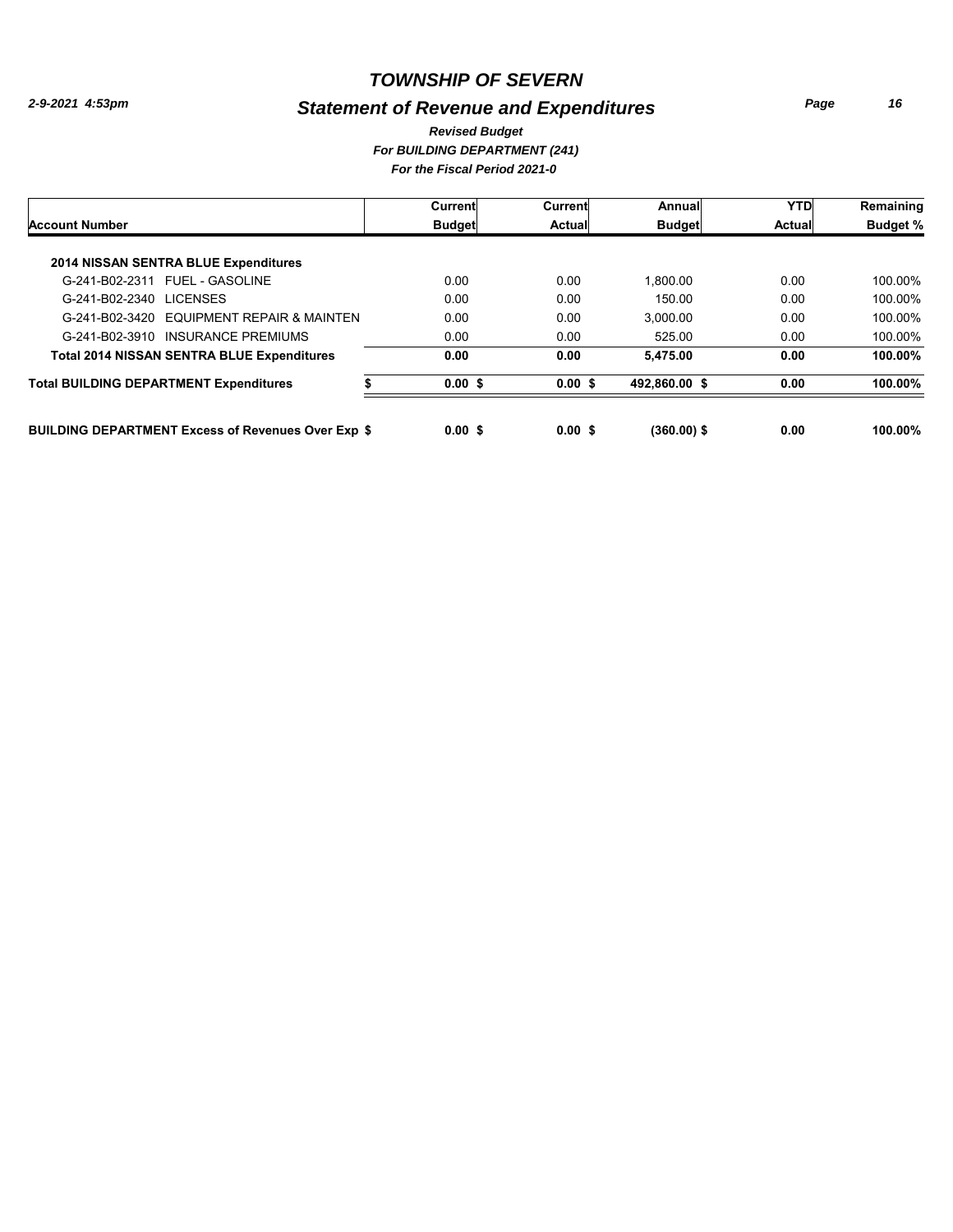# TOWNSHIP OF SEVERN

## Statement of Revenue and Expenditures

*2-9-2021 4:53pm*

***Revised Budget***
***For BUILDING DEPARTMENT (241)***
***For the Fiscal Period 2021-0***

| Account Number | Current Budget | Current Actual | Annual Budget | YTD Actual | Remaining Budget % |
|---|---|---|---|---|---|
| **2014 NISSAN SENTRA BLUE Expenditures** | | | | | |
| G-241-B02-2311 FUEL - GASOLINE | 0.00 | 0.00 | 1,800.00 | 0.00 | 100.00% |
| G-241-B02-2340 LICENSES | 0.00 | 0.00 | 150.00 | 0.00 | 100.00% |
| G-241-B02-3420 EQUIPMENT REPAIR & MAINTEN | 0.00 | 0.00 | 3,000.00 | 0.00 | 100.00% |
| G-241-B02-3910 INSURANCE PREMIUMS | 0.00 | 0.00 | 525.00 | 0.00 | 100.00% |
| **Total 2014 NISSAN SENTRA BLUE Expenditures** | **0.00** | **0.00** | **5,475.00** | **0.00** | **100.00%** |
| **Total BUILDING DEPARTMENT Expenditures** | **$ 0.00** | **$ 0.00** | **$ 492,860.00** | **$ 0.00** | **100.00%** |
| **BUILDING DEPARTMENT Excess of Revenues Over Exp** | **$ 0.00** | **$ 0.00** | **$ (360.00)** | **$ 0.00** | **100.00%** |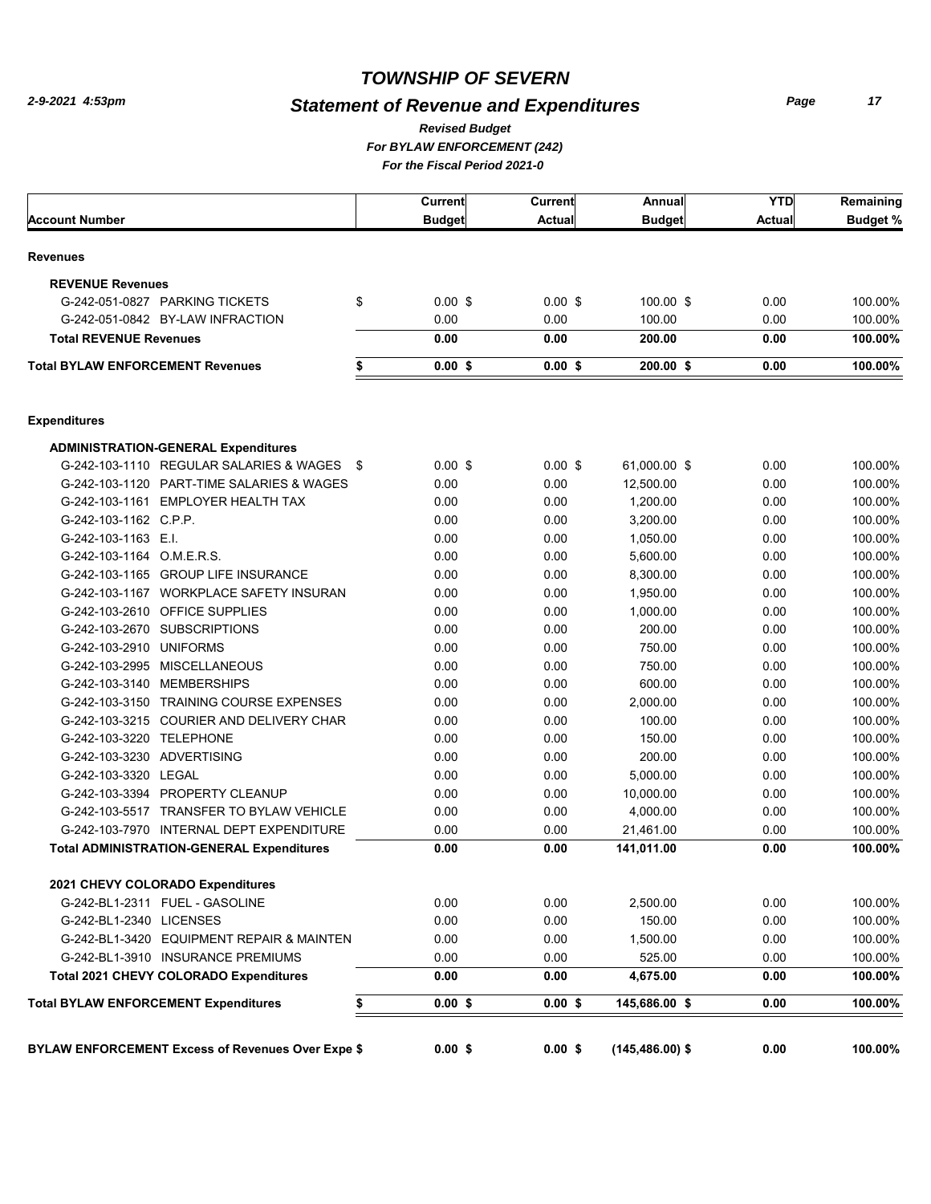# TOWNSHIP OF SEVERN

## Statement of Revenue and Expenditures

*Revised Budget*
*For BYLAW ENFORCEMENT (242)*
*For the Fiscal Period 2021-0*

2-9-2021 4:53pm

| Account Number | Current Budget | Current Actual | Annual Budget | YTD Actual | Remaining Budget % |
|---|---|---|---|---|---|
| **Revenues** | | | | | |
| **REVENUE Revenues** | | | | | |
| G-242-051-0827 PARKING TICKETS | $ 0.00 | $ 0.00 | $ 100.00 | $ 0.00 | 100.00% |
| G-242-051-0842 BY-LAW INFRACTION | 0.00 | 0.00 | 100.00 | 0.00 | 100.00% |
| **Total REVENUE Revenues** | **0.00** | **0.00** | **200.00** | **0.00** | **100.00%** |
| **Total BYLAW ENFORCEMENT Revenues** | **$ 0.00** | **$ 0.00** | **$ 200.00** | **$ 0.00** | **100.00%** |
| **Expenditures** | | | | | |
| **ADMINISTRATION-GENERAL Expenditures** | | | | | |
| G-242-103-1110 REGULAR SALARIES & WAGES | $ 0.00 | $ 0.00 | $ 61,000.00 | $ 0.00 | 100.00% |
| G-242-103-1120 PART-TIME SALARIES & WAGES | 0.00 | 0.00 | 12,500.00 | 0.00 | 100.00% |
| G-242-103-1161 EMPLOYER HEALTH TAX | 0.00 | 0.00 | 1,200.00 | 0.00 | 100.00% |
| G-242-103-1162 C.P.P. | 0.00 | 0.00 | 3,200.00 | 0.00 | 100.00% |
| G-242-103-1163 E.I. | 0.00 | 0.00 | 1,050.00 | 0.00 | 100.00% |
| G-242-103-1164 O.M.E.R.S. | 0.00 | 0.00 | 5,600.00 | 0.00 | 100.00% |
| G-242-103-1165 GROUP LIFE INSURANCE | 0.00 | 0.00 | 8,300.00 | 0.00 | 100.00% |
| G-242-103-1167 WORKPLACE SAFETY INSURAN | 0.00 | 0.00 | 1,950.00 | 0.00 | 100.00% |
| G-242-103-2610 OFFICE SUPPLIES | 0.00 | 0.00 | 1,000.00 | 0.00 | 100.00% |
| G-242-103-2670 SUBSCRIPTIONS | 0.00 | 0.00 | 200.00 | 0.00 | 100.00% |
| G-242-103-2910 UNIFORMS | 0.00 | 0.00 | 750.00 | 0.00 | 100.00% |
| G-242-103-2995 MISCELLANEOUS | 0.00 | 0.00 | 750.00 | 0.00 | 100.00% |
| G-242-103-3140 MEMBERSHIPS | 0.00 | 0.00 | 600.00 | 0.00 | 100.00% |
| G-242-103-3150 TRAINING COURSE EXPENSES | 0.00 | 0.00 | 2,000.00 | 0.00 | 100.00% |
| G-242-103-3215 COURIER AND DELIVERY CHAR | 0.00 | 0.00 | 100.00 | 0.00 | 100.00% |
| G-242-103-3220 TELEPHONE | 0.00 | 0.00 | 150.00 | 0.00 | 100.00% |
| G-242-103-3230 ADVERTISING | 0.00 | 0.00 | 200.00 | 0.00 | 100.00% |
| G-242-103-3320 LEGAL | 0.00 | 0.00 | 5,000.00 | 0.00 | 100.00% |
| G-242-103-3394 PROPERTY CLEANUP | 0.00 | 0.00 | 10,000.00 | 0.00 | 100.00% |
| G-242-103-5517 TRANSFER TO BYLAW VEHICLE | 0.00 | 0.00 | 4,000.00 | 0.00 | 100.00% |
| G-242-103-7970 INTERNAL DEPT EXPENDITURE | 0.00 | 0.00 | 21,461.00 | 0.00 | 100.00% |
| **Total ADMINISTRATION-GENERAL Expenditures** | **0.00** | **0.00** | **141,011.00** | **0.00** | **100.00%** |
| **2021 CHEVY COLORADO Expenditures** | | | | | |
| G-242-BL1-2311 FUEL - GASOLINE | 0.00 | 0.00 | 2,500.00 | 0.00 | 100.00% |
| G-242-BL1-2340 LICENSES | 0.00 | 0.00 | 150.00 | 0.00 | 100.00% |
| G-242-BL1-3420 EQUIPMENT REPAIR & MAINTEN | 0.00 | 0.00 | 1,500.00 | 0.00 | 100.00% |
| G-242-BL1-3910 INSURANCE PREMIUMS | 0.00 | 0.00 | 525.00 | 0.00 | 100.00% |
| **Total 2021 CHEVY COLORADO Expenditures** | **0.00** | **0.00** | **4,675.00** | **0.00** | **100.00%** |
| **Total BYLAW ENFORCEMENT Expenditures** | **$ 0.00** | **$ 0.00** | **$ 145,686.00** | **$ 0.00** | **100.00%** |
| **BYLAW ENFORCEMENT Excess of Revenues Over Expe** | **$ 0.00** | **$ 0.00** | **$ (145,486.00)** | **$ 0.00** | **100.00%** |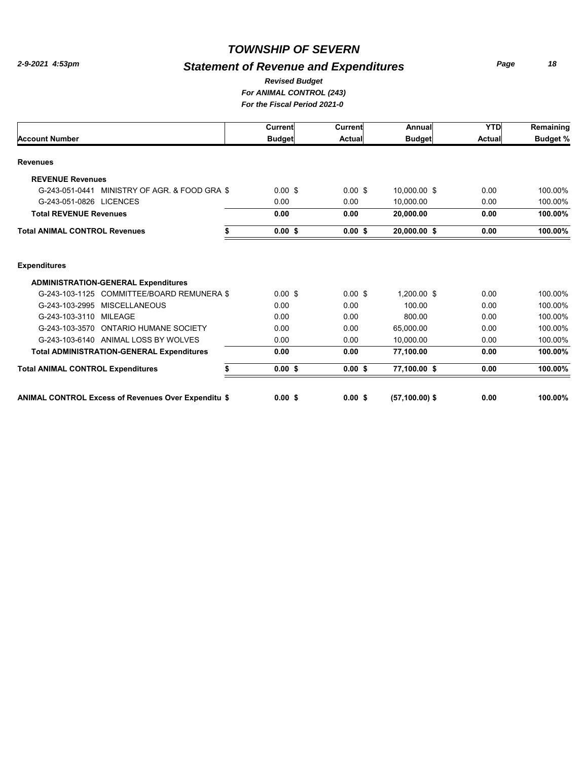# *TOWNSHIP OF SEVERN*

## *Statement of Revenue and Expenditures*

***Revised Budget***
***For ANIMAL CONTROL (243)***
***For the Fiscal Period 2021-0***

*2-9-2021 4:53pm*

| Account Number | Current Budget | Current Actual | Annual Budget | YTD Actual | Remaining Budget % |
|---|---|---|---|---|---|
| **Revenues** | | | | | |
| **REVENUE Revenues** | | | | | |
| G-243-051-0441 MINISTRY OF AGR. & FOOD GRA $ | 0.00 $ | 0.00 $ | 10,000.00 $ | 0.00 | 100.00% |
| G-243-051-0826 LICENCES | 0.00 | 0.00 | 10,000.00 | 0.00 | 100.00% |
| **Total REVENUE Revenues** | **0.00** | **0.00** | **20,000.00** | **0.00** | **100.00%** |
| **Total ANIMAL CONTROL Revenues** | **$ 0.00 $** | **0.00 $** | **20,000.00 $** | **0.00** | **100.00%** |
| **Expenditures** | | | | | |
| **ADMINISTRATION-GENERAL Expenditures** | | | | | |
| G-243-103-1125 COMMITTEE/BOARD REMUNERA $ | 0.00 $ | 0.00 $ | 1,200.00 $ | 0.00 | 100.00% |
| G-243-103-2995 MISCELLANEOUS | 0.00 | 0.00 | 100.00 | 0.00 | 100.00% |
| G-243-103-3110 MILEAGE | 0.00 | 0.00 | 800.00 | 0.00 | 100.00% |
| G-243-103-3570 ONTARIO HUMANE SOCIETY | 0.00 | 0.00 | 65,000.00 | 0.00 | 100.00% |
| G-243-103-6140 ANIMAL LOSS BY WOLVES | 0.00 | 0.00 | 10,000.00 | 0.00 | 100.00% |
| **Total ADMINISTRATION-GENERAL Expenditures** | **0.00** | **0.00** | **77,100.00** | **0.00** | **100.00%** |
| **Total ANIMAL CONTROL Expenditures** | **$ 0.00 $** | **0.00 $** | **77,100.00 $** | **0.00** | **100.00%** |
| **ANIMAL CONTROL Excess of Revenues Over Expenditu $** | **0.00 $** | **0.00 $** | **(57,100.00) $** | **0.00** | **100.00%** |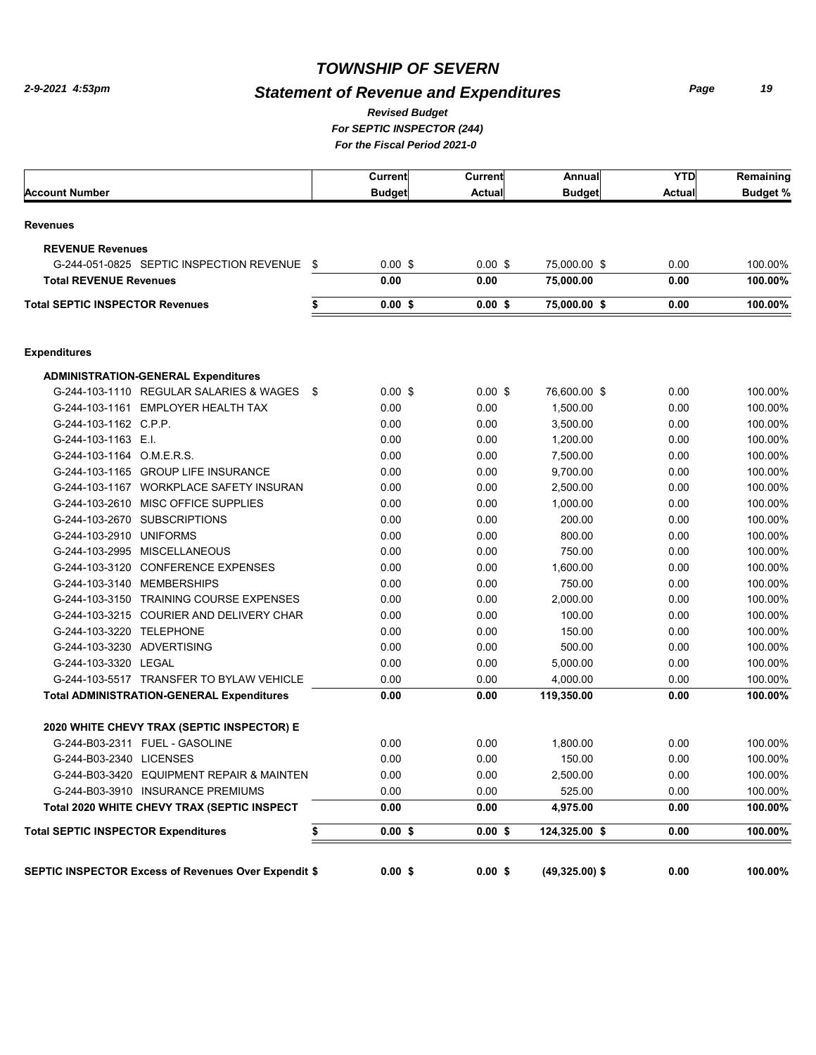# TOWNSHIP OF SEVERN

## Statement of Revenue and Expenditures

*Revised Budget*
*For SEPTIC INSPECTOR (244)*
*For the Fiscal Period 2021-0*

2-9-2021 4:53pm

| Account Number | Current Budget | Current Actual | Annual Budget | YTD Actual | Remaining Budget % |
|---|---|---|---|---|---|
| **Revenues** | | | | | |
| **REVENUE Revenues** | | | | | |
| G-244-051-0825 SEPTIC INSPECTION REVENUE | $ 0.00 | $ 0.00 | $ 75,000.00 | $ 0.00 | 100.00% |
| **Total REVENUE Revenues** | **0.00** | **0.00** | **75,000.00** | **0.00** | **100.00%** |
| **Total SEPTIC INSPECTOR Revenues** | **$ 0.00** | **$ 0.00** | **$ 75,000.00** | **$ 0.00** | **100.00%** |
| **Expenditures** | | | | | |
| **ADMINISTRATION-GENERAL Expenditures** | | | | | |
| G-244-103-1110 REGULAR SALARIES & WAGES | $ 0.00 | $ 0.00 | $ 76,600.00 | $ 0.00 | 100.00% |
| G-244-103-1161 EMPLOYER HEALTH TAX | 0.00 | 0.00 | 1,500.00 | 0.00 | 100.00% |
| G-244-103-1162 C.P.P. | 0.00 | 0.00 | 3,500.00 | 0.00 | 100.00% |
| G-244-103-1163 E.I. | 0.00 | 0.00 | 1,200.00 | 0.00 | 100.00% |
| G-244-103-1164 O.M.E.R.S. | 0.00 | 0.00 | 7,500.00 | 0.00 | 100.00% |
| G-244-103-1165 GROUP LIFE INSURANCE | 0.00 | 0.00 | 9,700.00 | 0.00 | 100.00% |
| G-244-103-1167 WORKPLACE SAFETY INSURAN | 0.00 | 0.00 | 2,500.00 | 0.00 | 100.00% |
| G-244-103-2610 MISC OFFICE SUPPLIES | 0.00 | 0.00 | 1,000.00 | 0.00 | 100.00% |
| G-244-103-2670 SUBSCRIPTIONS | 0.00 | 0.00 | 200.00 | 0.00 | 100.00% |
| G-244-103-2910 UNIFORMS | 0.00 | 0.00 | 800.00 | 0.00 | 100.00% |
| G-244-103-2995 MISCELLANEOUS | 0.00 | 0.00 | 750.00 | 0.00 | 100.00% |
| G-244-103-3120 CONFERENCE EXPENSES | 0.00 | 0.00 | 1,600.00 | 0.00 | 100.00% |
| G-244-103-3140 MEMBERSHIPS | 0.00 | 0.00 | 750.00 | 0.00 | 100.00% |
| G-244-103-3150 TRAINING COURSE EXPENSES | 0.00 | 0.00 | 2,000.00 | 0.00 | 100.00% |
| G-244-103-3215 COURIER AND DELIVERY CHAR | 0.00 | 0.00 | 100.00 | 0.00 | 100.00% |
| G-244-103-3220 TELEPHONE | 0.00 | 0.00 | 150.00 | 0.00 | 100.00% |
| G-244-103-3230 ADVERTISING | 0.00 | 0.00 | 500.00 | 0.00 | 100.00% |
| G-244-103-3320 LEGAL | 0.00 | 0.00 | 5,000.00 | 0.00 | 100.00% |
| G-244-103-5517 TRANSFER TO BYLAW VEHICLE | 0.00 | 0.00 | 4,000.00 | 0.00 | 100.00% |
| **Total ADMINISTRATION-GENERAL Expenditures** | **0.00** | **0.00** | **119,350.00** | **0.00** | **100.00%** |
| **2020 WHITE CHEVY TRAX (SEPTIC INSPECTOR) E** | | | | | |
| G-244-B03-2311 FUEL - GASOLINE | 0.00 | 0.00 | 1,800.00 | 0.00 | 100.00% |
| G-244-B03-2340 LICENSES | 0.00 | 0.00 | 150.00 | 0.00 | 100.00% |
| G-244-B03-3420 EQUIPMENT REPAIR & MAINTEN | 0.00 | 0.00 | 2,500.00 | 0.00 | 100.00% |
| G-244-B03-3910 INSURANCE PREMIUMS | 0.00 | 0.00 | 525.00 | 0.00 | 100.00% |
| **Total 2020 WHITE CHEVY TRAX (SEPTIC INSPECT** | **0.00** | **0.00** | **4,975.00** | **0.00** | **100.00%** |
| **Total SEPTIC INSPECTOR Expenditures** | **$ 0.00** | **$ 0.00** | **$ 124,325.00** | **$ 0.00** | **100.00%** |
| **SEPTIC INSPECTOR Excess of Revenues Over Expendit** | **$ 0.00** | **$ 0.00** | **$ (49,325.00)** | **$ 0.00** | **100.00%** |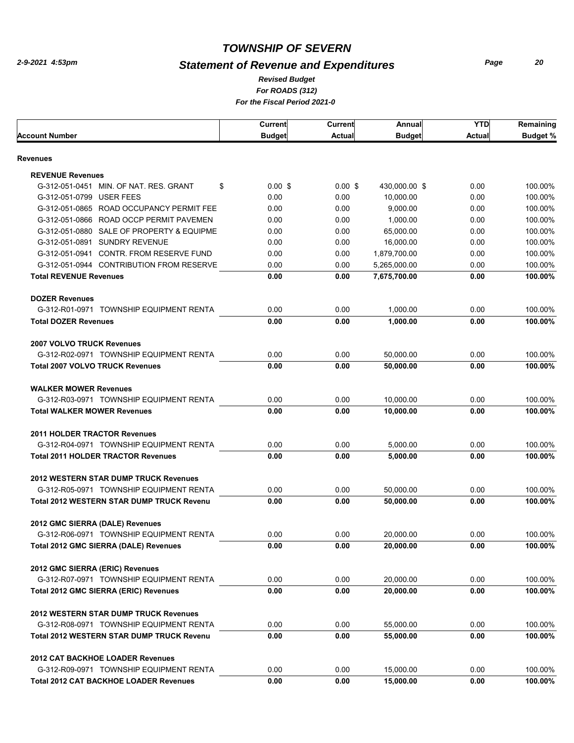# TOWNSHIP OF SEVERN

## Statement of Revenue and Expenditures

*Revised Budget*
*For ROADS (312)*
*For the Fiscal Period 2021-0*

2-9-2021 4:53pm

| Account Number | Current Budget | Current Actual | Annual Budget | YTD Actual | Remaining Budget % |
|---|---|---|---|---|---|
| **Revenues** | | | | | |
| **REVENUE Revenues** | | | | | |
| G-312-051-0451 MIN. OF NAT. RES. GRANT | $ 0.00 | $ 0.00 | $ 430,000.00 | $ 0.00 | 100.00% |
| G-312-051-0799 USER FEES | 0.00 | 0.00 | 10,000.00 | 0.00 | 100.00% |
| G-312-051-0865 ROAD OCCUPANCY PERMIT FEE | 0.00 | 0.00 | 9,000.00 | 0.00 | 100.00% |
| G-312-051-0866 ROAD OCCP PERMIT PAVEMEN | 0.00 | 0.00 | 1,000.00 | 0.00 | 100.00% |
| G-312-051-0880 SALE OF PROPERTY & EQUIPME | 0.00 | 0.00 | 65,000.00 | 0.00 | 100.00% |
| G-312-051-0891 SUNDRY REVENUE | 0.00 | 0.00 | 16,000.00 | 0.00 | 100.00% |
| G-312-051-0941 CONTR. FROM RESERVE FUND | 0.00 | 0.00 | 1,879,700.00 | 0.00 | 100.00% |
| G-312-051-0944 CONTRIBUTION FROM RESERVE | 0.00 | 0.00 | 5,265,000.00 | 0.00 | 100.00% |
| **Total REVENUE Revenues** | **0.00** | **0.00** | **7,675,700.00** | **0.00** | **100.00%** |
| **DOZER Revenues** | | | | | |
| G-312-R01-0971 TOWNSHIP EQUIPMENT RENTA | 0.00 | 0.00 | 1,000.00 | 0.00 | 100.00% |
| **Total DOZER Revenues** | **0.00** | **0.00** | **1,000.00** | **0.00** | **100.00%** |
| **2007 VOLVO TRUCK Revenues** | | | | | |
| G-312-R02-0971 TOWNSHIP EQUIPMENT RENTA | 0.00 | 0.00 | 50,000.00 | 0.00 | 100.00% |
| **Total 2007 VOLVO TRUCK Revenues** | **0.00** | **0.00** | **50,000.00** | **0.00** | **100.00%** |
| **WALKER MOWER Revenues** | | | | | |
| G-312-R03-0971 TOWNSHIP EQUIPMENT RENTA | 0.00 | 0.00 | 10,000.00 | 0.00 | 100.00% |
| **Total WALKER MOWER Revenues** | **0.00** | **0.00** | **10,000.00** | **0.00** | **100.00%** |
| **2011 HOLDER TRACTOR Revenues** | | | | | |
| G-312-R04-0971 TOWNSHIP EQUIPMENT RENTA | 0.00 | 0.00 | 5,000.00 | 0.00 | 100.00% |
| **Total 2011 HOLDER TRACTOR Revenues** | **0.00** | **0.00** | **5,000.00** | **0.00** | **100.00%** |
| **2012 WESTERN STAR DUMP TRUCK Revenues** | | | | | |
| G-312-R05-0971 TOWNSHIP EQUIPMENT RENTA | 0.00 | 0.00 | 50,000.00 | 0.00 | 100.00% |
| **Total 2012 WESTERN STAR DUMP TRUCK Revenu** | **0.00** | **0.00** | **50,000.00** | **0.00** | **100.00%** |
| **2012 GMC SIERRA (DALE) Revenues** | | | | | |
| G-312-R06-0971 TOWNSHIP EQUIPMENT RENTA | 0.00 | 0.00 | 20,000.00 | 0.00 | 100.00% |
| **Total 2012 GMC SIERRA (DALE) Revenues** | **0.00** | **0.00** | **20,000.00** | **0.00** | **100.00%** |
| **2012 GMC SIERRA (ERIC) Revenues** | | | | | |
| G-312-R07-0971 TOWNSHIP EQUIPMENT RENTA | 0.00 | 0.00 | 20,000.00 | 0.00 | 100.00% |
| **Total 2012 GMC SIERRA (ERIC) Revenues** | **0.00** | **0.00** | **20,000.00** | **0.00** | **100.00%** |
| **2012 WESTERN STAR DUMP TRUCK Revenues** | | | | | |
| G-312-R08-0971 TOWNSHIP EQUIPMENT RENTA | 0.00 | 0.00 | 55,000.00 | 0.00 | 100.00% |
| **Total 2012 WESTERN STAR DUMP TRUCK Revenu** | **0.00** | **0.00** | **55,000.00** | **0.00** | **100.00%** |
| **2012 CAT BACKHOE LOADER Revenues** | | | | | |
| G-312-R09-0971 TOWNSHIP EQUIPMENT RENTA | 0.00 | 0.00 | 15,000.00 | 0.00 | 100.00% |
| **Total 2012 CAT BACKHOE LOADER Revenues** | **0.00** | **0.00** | **15,000.00** | **0.00** | **100.00%** |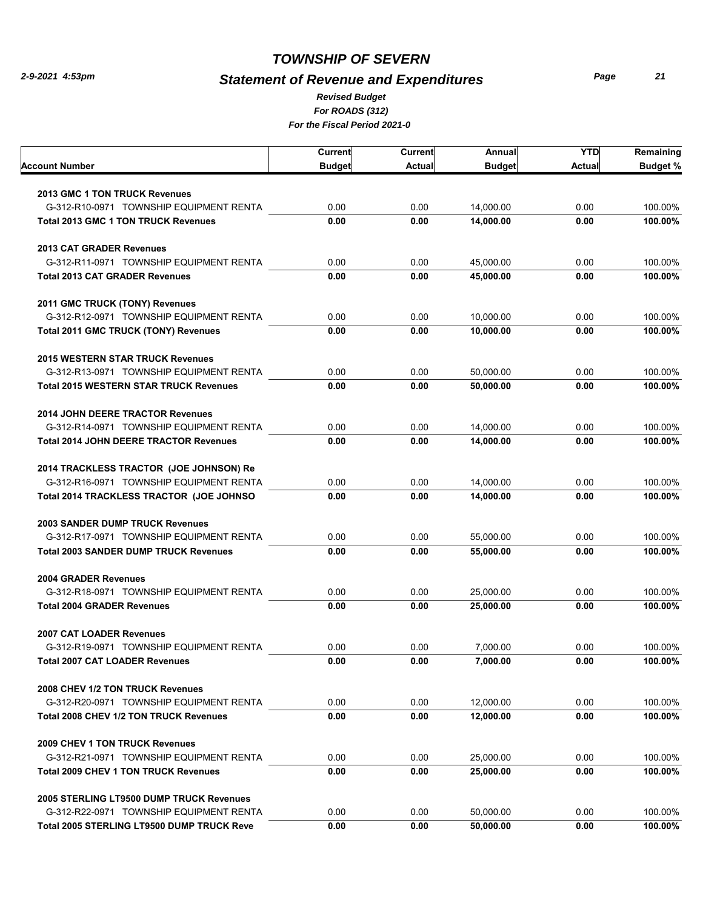# TOWNSHIP OF SEVERN

## Statement of Revenue and Expenditures

*Revised Budget*

*For ROADS (312)*

*For the Fiscal Period 2021-0*

| Account Number | Current Budget | Current Actual | Annual Budget | YTD Actual | Remaining Budget % |
|---|---|---|---|---|---|
| **2013 GMC 1 TON TRUCK Revenues** | | | | | |
| G-312-R10-0971 TOWNSHIP EQUIPMENT RENTA | 0.00 | 0.00 | 14,000.00 | 0.00 | 100.00% |
| **Total 2013 GMC 1 TON TRUCK Revenues** | **0.00** | **0.00** | **14,000.00** | **0.00** | **100.00%** |
| **2013 CAT GRADER Revenues** | | | | | |
| G-312-R11-0971 TOWNSHIP EQUIPMENT RENTA | 0.00 | 0.00 | 45,000.00 | 0.00 | 100.00% |
| **Total 2013 CAT GRADER Revenues** | **0.00** | **0.00** | **45,000.00** | **0.00** | **100.00%** |
| **2011 GMC TRUCK (TONY) Revenues** | | | | | |
| G-312-R12-0971 TOWNSHIP EQUIPMENT RENTA | 0.00 | 0.00 | 10,000.00 | 0.00 | 100.00% |
| **Total 2011 GMC TRUCK (TONY) Revenues** | **0.00** | **0.00** | **10,000.00** | **0.00** | **100.00%** |
| **2015 WESTERN STAR TRUCK Revenues** | | | | | |
| G-312-R13-0971 TOWNSHIP EQUIPMENT RENTA | 0.00 | 0.00 | 50,000.00 | 0.00 | 100.00% |
| **Total 2015 WESTERN STAR TRUCK Revenues** | **0.00** | **0.00** | **50,000.00** | **0.00** | **100.00%** |
| **2014 JOHN DEERE TRACTOR Revenues** | | | | | |
| G-312-R14-0971 TOWNSHIP EQUIPMENT RENTA | 0.00 | 0.00 | 14,000.00 | 0.00 | 100.00% |
| **Total 2014 JOHN DEERE TRACTOR Revenues** | **0.00** | **0.00** | **14,000.00** | **0.00** | **100.00%** |
| **2014 TRACKLESS TRACTOR (JOE JOHNSON) Re** | | | | | |
| G-312-R16-0971 TOWNSHIP EQUIPMENT RENTA | 0.00 | 0.00 | 14,000.00 | 0.00 | 100.00% |
| **Total 2014 TRACKLESS TRACTOR (JOE JOHNSO** | **0.00** | **0.00** | **14,000.00** | **0.00** | **100.00%** |
| **2003 SANDER DUMP TRUCK Revenues** | | | | | |
| G-312-R17-0971 TOWNSHIP EQUIPMENT RENTA | 0.00 | 0.00 | 55,000.00 | 0.00 | 100.00% |
| **Total 2003 SANDER DUMP TRUCK Revenues** | **0.00** | **0.00** | **55,000.00** | **0.00** | **100.00%** |
| **2004 GRADER Revenues** | | | | | |
| G-312-R18-0971 TOWNSHIP EQUIPMENT RENTA | 0.00 | 0.00 | 25,000.00 | 0.00 | 100.00% |
| **Total 2004 GRADER Revenues** | **0.00** | **0.00** | **25,000.00** | **0.00** | **100.00%** |
| **2007 CAT LOADER Revenues** | | | | | |
| G-312-R19-0971 TOWNSHIP EQUIPMENT RENTA | 0.00 | 0.00 | 7,000.00 | 0.00 | 100.00% |
| **Total 2007 CAT LOADER Revenues** | **0.00** | **0.00** | **7,000.00** | **0.00** | **100.00%** |
| **2008 CHEV 1/2 TON TRUCK Revenues** | | | | | |
| G-312-R20-0971 TOWNSHIP EQUIPMENT RENTA | 0.00 | 0.00 | 12,000.00 | 0.00 | 100.00% |
| **Total 2008 CHEV 1/2 TON TRUCK Revenues** | **0.00** | **0.00** | **12,000.00** | **0.00** | **100.00%** |
| **2009 CHEV 1 TON TRUCK Revenues** | | | | | |
| G-312-R21-0971 TOWNSHIP EQUIPMENT RENTA | 0.00 | 0.00 | 25,000.00 | 0.00 | 100.00% |
| **Total 2009 CHEV 1 TON TRUCK Revenues** | **0.00** | **0.00** | **25,000.00** | **0.00** | **100.00%** |
| **2005 STERLING LT9500 DUMP TRUCK Revenues** | | | | | |
| G-312-R22-0971 TOWNSHIP EQUIPMENT RENTA | 0.00 | 0.00 | 50,000.00 | 0.00 | 100.00% |
| **Total 2005 STERLING LT9500 DUMP TRUCK Reve** | **0.00** | **0.00** | **50,000.00** | **0.00** | **100.00%** |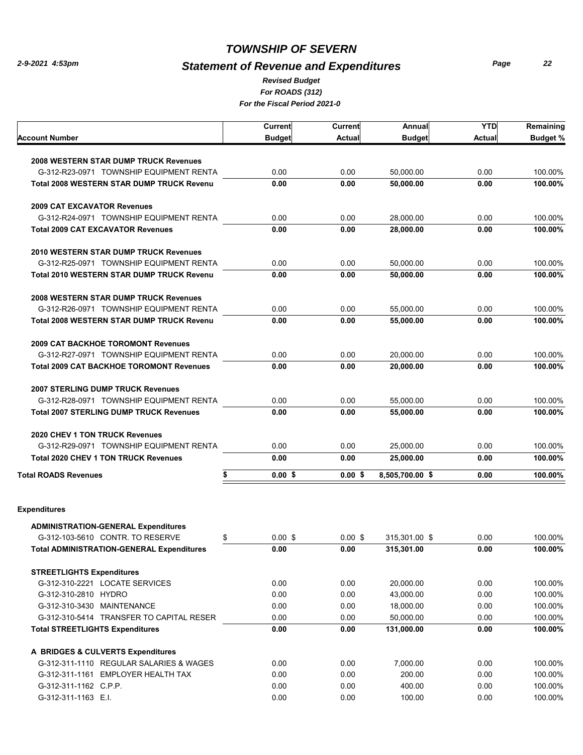# TOWNSHIP OF SEVERN

## Statement of Revenue and Expenditures

*Revised Budget*
*For ROADS (312)*
*For the Fiscal Period 2021-0*

| Account Number | Current Budget | Current Actual | Annual Budget | YTD Actual | Remaining Budget % |
|---|---|---|---|---|---|
| **2008 WESTERN STAR DUMP TRUCK Revenues** | | | | | |
| G-312-R23-0971 TOWNSHIP EQUIPMENT RENTA | 0.00 | 0.00 | 50,000.00 | 0.00 | 100.00% |
| **Total 2008 WESTERN STAR DUMP TRUCK Revenu** | **0.00** | **0.00** | **50,000.00** | **0.00** | **100.00%** |
| **2009 CAT EXCAVATOR Revenues** | | | | | |
| G-312-R24-0971 TOWNSHIP EQUIPMENT RENTA | 0.00 | 0.00 | 28,000.00 | 0.00 | 100.00% |
| **Total 2009 CAT EXCAVATOR Revenues** | **0.00** | **0.00** | **28,000.00** | **0.00** | **100.00%** |
| **2010 WESTERN STAR DUMP TRUCK Revenues** | | | | | |
| G-312-R25-0971 TOWNSHIP EQUIPMENT RENTA | 0.00 | 0.00 | 50,000.00 | 0.00 | 100.00% |
| **Total 2010 WESTERN STAR DUMP TRUCK Revenu** | **0.00** | **0.00** | **50,000.00** | **0.00** | **100.00%** |
| **2008 WESTERN STAR DUMP TRUCK Revenues** | | | | | |
| G-312-R26-0971 TOWNSHIP EQUIPMENT RENTA | 0.00 | 0.00 | 55,000.00 | 0.00 | 100.00% |
| **Total 2008 WESTERN STAR DUMP TRUCK Revenu** | **0.00** | **0.00** | **55,000.00** | **0.00** | **100.00%** |
| **2009 CAT BACKHOE TOROMONT Revenues** | | | | | |
| G-312-R27-0971 TOWNSHIP EQUIPMENT RENTA | 0.00 | 0.00 | 20,000.00 | 0.00 | 100.00% |
| **Total 2009 CAT BACKHOE TOROMONT Revenues** | **0.00** | **0.00** | **20,000.00** | **0.00** | **100.00%** |
| **2007 STERLING DUMP TRUCK Revenues** | | | | | |
| G-312-R28-0971 TOWNSHIP EQUIPMENT RENTA | 0.00 | 0.00 | 55,000.00 | 0.00 | 100.00% |
| **Total 2007 STERLING DUMP TRUCK Revenues** | **0.00** | **0.00** | **55,000.00** | **0.00** | **100.00%** |
| **2020 CHEV 1 TON TRUCK Revenues** | | | | | |
| G-312-R29-0971 TOWNSHIP EQUIPMENT RENTA | 0.00 | 0.00 | 25,000.00 | 0.00 | 100.00% |
| **Total 2020 CHEV 1 TON TRUCK Revenues** | **0.00** | **0.00** | **25,000.00** | **0.00** | **100.00%** |
| **Total ROADS Revenues** | **$ 0.00 $** | **0.00 $** | **8,505,700.00 $** | **0.00** | **100.00%** |
| **Expenditures** | | | | | |
| **ADMINISTRATION-GENERAL Expenditures** | | | | | |
| G-312-103-5610 CONTR. TO RESERVE | $ 0.00 $ | 0.00 $ | 315,301.00 $ | 0.00 | 100.00% |
| **Total ADMINISTRATION-GENERAL Expenditures** | **0.00** | **0.00** | **315,301.00** | **0.00** | **100.00%** |
| **STREETLIGHTS Expenditures** | | | | | |
| G-312-310-2221 LOCATE SERVICES | 0.00 | 0.00 | 20,000.00 | 0.00 | 100.00% |
| G-312-310-2810 HYDRO | 0.00 | 0.00 | 43,000.00 | 0.00 | 100.00% |
| G-312-310-3430 MAINTENANCE | 0.00 | 0.00 | 18,000.00 | 0.00 | 100.00% |
| G-312-310-5414 TRANSFER TO CAPITAL RESER | 0.00 | 0.00 | 50,000.00 | 0.00 | 100.00% |
| **Total STREETLIGHTS Expenditures** | **0.00** | **0.00** | **131,000.00** | **0.00** | **100.00%** |
| **A BRIDGES & CULVERTS Expenditures** | | | | | |
| G-312-311-1110 REGULAR SALARIES & WAGES | 0.00 | 0.00 | 7,000.00 | 0.00 | 100.00% |
| G-312-311-1161 EMPLOYER HEALTH TAX | 0.00 | 0.00 | 200.00 | 0.00 | 100.00% |
| G-312-311-1162 C.P.P. | 0.00 | 0.00 | 400.00 | 0.00 | 100.00% |
| G-312-311-1163 E.I. | 0.00 | 0.00 | 100.00 | 0.00 | 100.00% |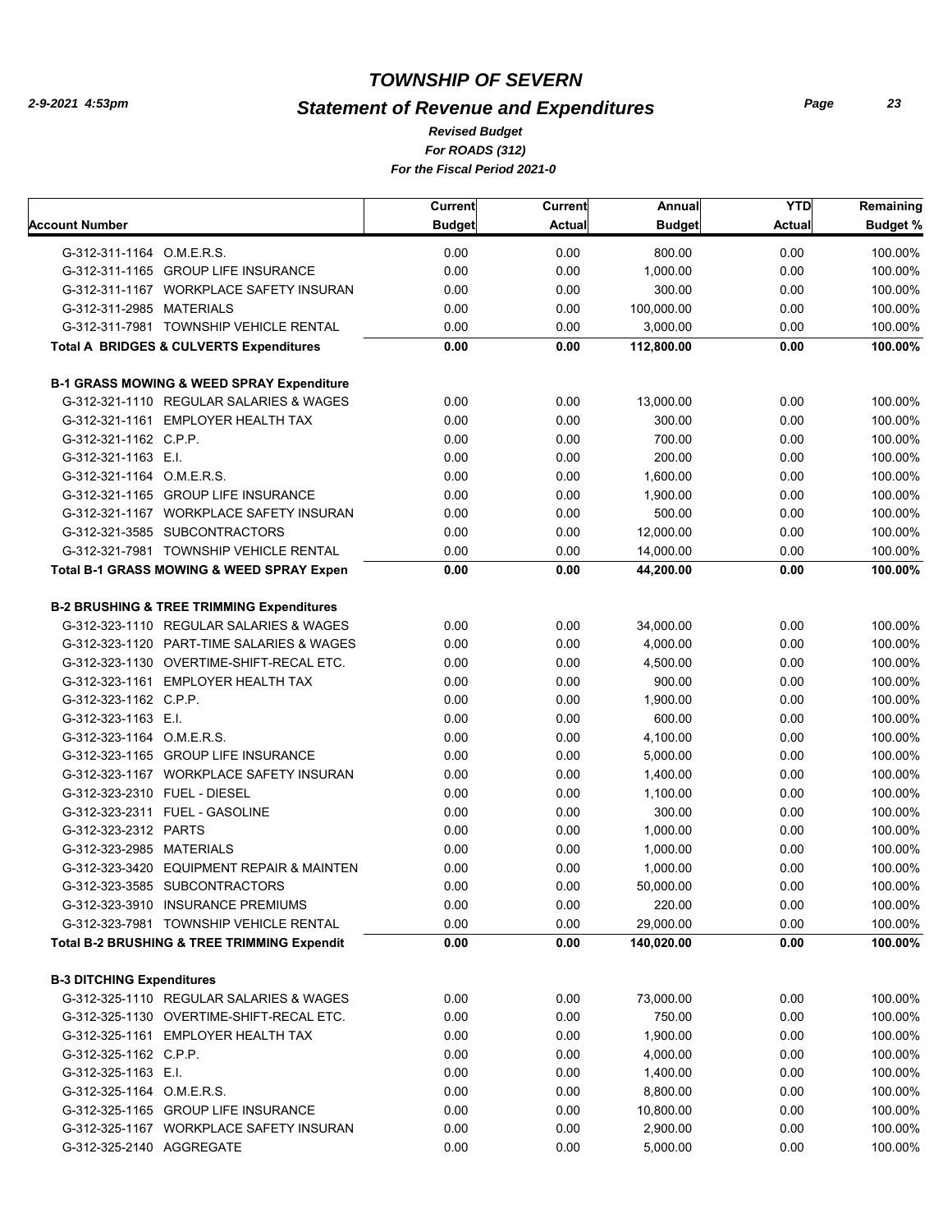# TOWNSHIP OF SEVERN

## Statement of Revenue and Expenditures

### Revised Budget

### For ROADS (312)

### For the Fiscal Period 2021-0

| Account Number | Current Budget | Current Actual | Annual Budget | YTD Actual | Remaining Budget % |
|---|---|---|---|---|---|
| G-312-311-1164 O.M.E.R.S. | 0.00 | 0.00 | 800.00 | 0.00 | 100.00% |
| G-312-311-1165 GROUP LIFE INSURANCE | 0.00 | 0.00 | 1,000.00 | 0.00 | 100.00% |
| G-312-311-1167 WORKPLACE SAFETY INSURAN | 0.00 | 0.00 | 300.00 | 0.00 | 100.00% |
| G-312-311-2985 MATERIALS | 0.00 | 0.00 | 100,000.00 | 0.00 | 100.00% |
| G-312-311-7981 TOWNSHIP VEHICLE RENTAL | 0.00 | 0.00 | 3,000.00 | 0.00 | 100.00% |
| **Total A BRIDGES & CULVERTS Expenditures** | **0.00** | **0.00** | **112,800.00** | **0.00** | **100.00%** |
| **B-1 GRASS MOWING & WEED SPRAY Expenditure** | | | | | |
| G-312-321-1110 REGULAR SALARIES & WAGES | 0.00 | 0.00 | 13,000.00 | 0.00 | 100.00% |
| G-312-321-1161 EMPLOYER HEALTH TAX | 0.00 | 0.00 | 300.00 | 0.00 | 100.00% |
| G-312-321-1162 C.P.P. | 0.00 | 0.00 | 700.00 | 0.00 | 100.00% |
| G-312-321-1163 E.I. | 0.00 | 0.00 | 200.00 | 0.00 | 100.00% |
| G-312-321-1164 O.M.E.R.S. | 0.00 | 0.00 | 1,600.00 | 0.00 | 100.00% |
| G-312-321-1165 GROUP LIFE INSURANCE | 0.00 | 0.00 | 1,900.00 | 0.00 | 100.00% |
| G-312-321-1167 WORKPLACE SAFETY INSURAN | 0.00 | 0.00 | 500.00 | 0.00 | 100.00% |
| G-312-321-3585 SUBCONTRACTORS | 0.00 | 0.00 | 12,000.00 | 0.00 | 100.00% |
| G-312-321-7981 TOWNSHIP VEHICLE RENTAL | 0.00 | 0.00 | 14,000.00 | 0.00 | 100.00% |
| **Total B-1 GRASS MOWING & WEED SPRAY Expen** | **0.00** | **0.00** | **44,200.00** | **0.00** | **100.00%** |
| **B-2 BRUSHING & TREE TRIMMING Expenditures** | | | | | |
| G-312-323-1110 REGULAR SALARIES & WAGES | 0.00 | 0.00 | 34,000.00 | 0.00 | 100.00% |
| G-312-323-1120 PART-TIME SALARIES & WAGES | 0.00 | 0.00 | 4,000.00 | 0.00 | 100.00% |
| G-312-323-1130 OVERTIME-SHIFT-RECAL ETC. | 0.00 | 0.00 | 4,500.00 | 0.00 | 100.00% |
| G-312-323-1161 EMPLOYER HEALTH TAX | 0.00 | 0.00 | 900.00 | 0.00 | 100.00% |
| G-312-323-1162 C.P.P. | 0.00 | 0.00 | 1,900.00 | 0.00 | 100.00% |
| G-312-323-1163 E.I. | 0.00 | 0.00 | 600.00 | 0.00 | 100.00% |
| G-312-323-1164 O.M.E.R.S. | 0.00 | 0.00 | 4,100.00 | 0.00 | 100.00% |
| G-312-323-1165 GROUP LIFE INSURANCE | 0.00 | 0.00 | 5,000.00 | 0.00 | 100.00% |
| G-312-323-1167 WORKPLACE SAFETY INSURAN | 0.00 | 0.00 | 1,400.00 | 0.00 | 100.00% |
| G-312-323-2310 FUEL - DIESEL | 0.00 | 0.00 | 1,100.00 | 0.00 | 100.00% |
| G-312-323-2311 FUEL - GASOLINE | 0.00 | 0.00 | 300.00 | 0.00 | 100.00% |
| G-312-323-2312 PARTS | 0.00 | 0.00 | 1,000.00 | 0.00 | 100.00% |
| G-312-323-2985 MATERIALS | 0.00 | 0.00 | 1,000.00 | 0.00 | 100.00% |
| G-312-323-3420 EQUIPMENT REPAIR & MAINTEN | 0.00 | 0.00 | 1,000.00 | 0.00 | 100.00% |
| G-312-323-3585 SUBCONTRACTORS | 0.00 | 0.00 | 50,000.00 | 0.00 | 100.00% |
| G-312-323-3910 INSURANCE PREMIUMS | 0.00 | 0.00 | 220.00 | 0.00 | 100.00% |
| G-312-323-7981 TOWNSHIP VEHICLE RENTAL | 0.00 | 0.00 | 29,000.00 | 0.00 | 100.00% |
| **Total B-2 BRUSHING & TREE TRIMMING Expendit** | **0.00** | **0.00** | **140,020.00** | **0.00** | **100.00%** |
| **B-3 DITCHING Expenditures** | | | | | |
| G-312-325-1110 REGULAR SALARIES & WAGES | 0.00 | 0.00 | 73,000.00 | 0.00 | 100.00% |
| G-312-325-1130 OVERTIME-SHIFT-RECAL ETC. | 0.00 | 0.00 | 750.00 | 0.00 | 100.00% |
| G-312-325-1161 EMPLOYER HEALTH TAX | 0.00 | 0.00 | 1,900.00 | 0.00 | 100.00% |
| G-312-325-1162 C.P.P. | 0.00 | 0.00 | 4,000.00 | 0.00 | 100.00% |
| G-312-325-1163 E.I. | 0.00 | 0.00 | 1,400.00 | 0.00 | 100.00% |
| G-312-325-1164 O.M.E.R.S. | 0.00 | 0.00 | 8,800.00 | 0.00 | 100.00% |
| G-312-325-1165 GROUP LIFE INSURANCE | 0.00 | 0.00 | 10,800.00 | 0.00 | 100.00% |
| G-312-325-1167 WORKPLACE SAFETY INSURAN | 0.00 | 0.00 | 2,900.00 | 0.00 | 100.00% |
| G-312-325-2140 AGGREGATE | 0.00 | 0.00 | 5,000.00 | 0.00 | 100.00% |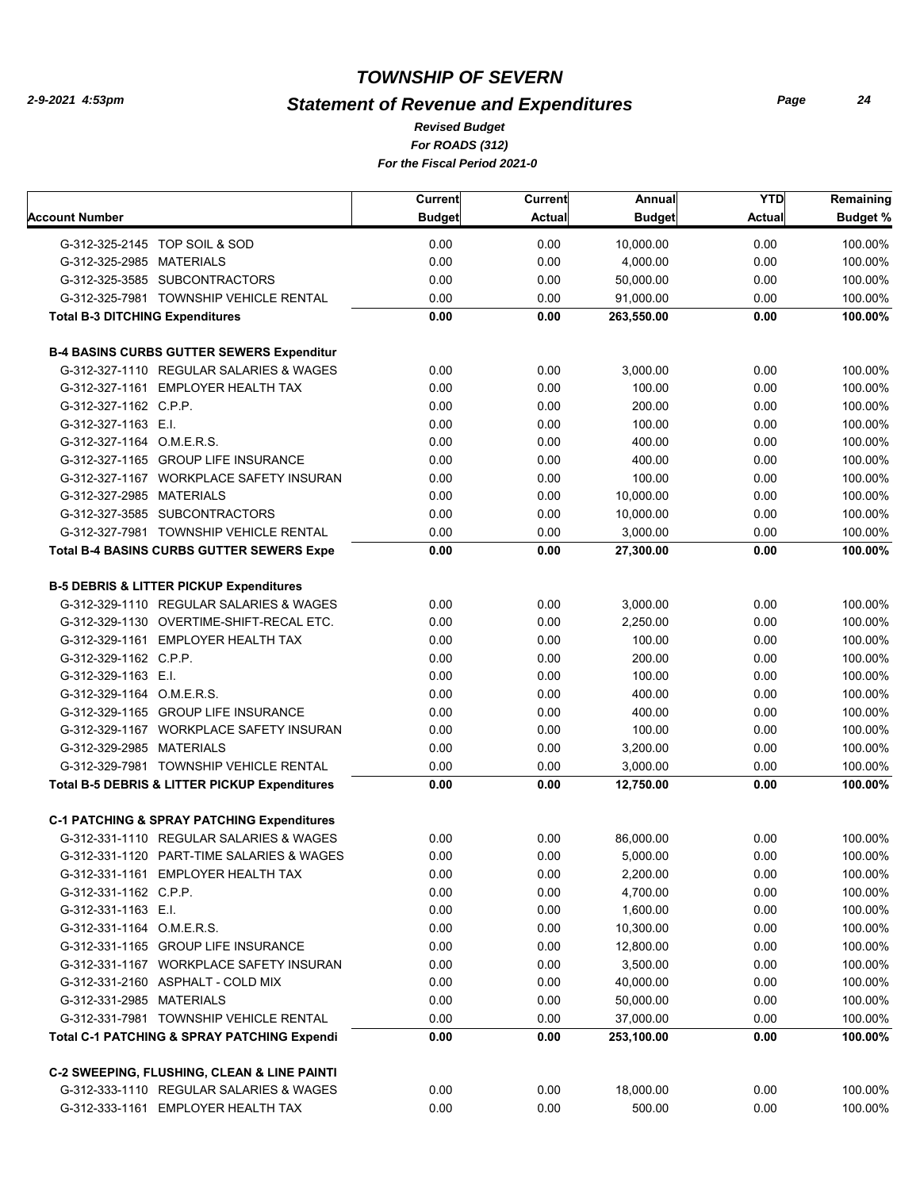# TOWNSHIP OF SEVERN

## Statement of Revenue and Expenditures

*Revised Budget*
*For ROADS (312)*
*For the Fiscal Period 2021-0*

| Account Number | Current Budget | Current Actual | Annual Budget | YTD Actual | Remaining Budget % |
|---|---|---|---|---|---|
| G-312-325-2145 TOP SOIL & SOD | 0.00 | 0.00 | 10,000.00 | 0.00 | 100.00% |
| G-312-325-2985 MATERIALS | 0.00 | 0.00 | 4,000.00 | 0.00 | 100.00% |
| G-312-325-3585 SUBCONTRACTORS | 0.00 | 0.00 | 50,000.00 | 0.00 | 100.00% |
| G-312-325-7981 TOWNSHIP VEHICLE RENTAL | 0.00 | 0.00 | 91,000.00 | 0.00 | 100.00% |
| **Total B-3 DITCHING Expenditures** | **0.00** | **0.00** | **263,550.00** | **0.00** | **100.00%** |
| **B-4 BASINS CURBS GUTTER SEWERS Expenditur** | | | | | |
| G-312-327-1110 REGULAR SALARIES & WAGES | 0.00 | 0.00 | 3,000.00 | 0.00 | 100.00% |
| G-312-327-1161 EMPLOYER HEALTH TAX | 0.00 | 0.00 | 100.00 | 0.00 | 100.00% |
| G-312-327-1162 C.P.P. | 0.00 | 0.00 | 200.00 | 0.00 | 100.00% |
| G-312-327-1163 E.I. | 0.00 | 0.00 | 100.00 | 0.00 | 100.00% |
| G-312-327-1164 O.M.E.R.S. | 0.00 | 0.00 | 400.00 | 0.00 | 100.00% |
| G-312-327-1165 GROUP LIFE INSURANCE | 0.00 | 0.00 | 400.00 | 0.00 | 100.00% |
| G-312-327-1167 WORKPLACE SAFETY INSURAN | 0.00 | 0.00 | 100.00 | 0.00 | 100.00% |
| G-312-327-2985 MATERIALS | 0.00 | 0.00 | 10,000.00 | 0.00 | 100.00% |
| G-312-327-3585 SUBCONTRACTORS | 0.00 | 0.00 | 10,000.00 | 0.00 | 100.00% |
| G-312-327-7981 TOWNSHIP VEHICLE RENTAL | 0.00 | 0.00 | 3,000.00 | 0.00 | 100.00% |
| **Total B-4 BASINS CURBS GUTTER SEWERS Expe** | **0.00** | **0.00** | **27,300.00** | **0.00** | **100.00%** |
| **B-5 DEBRIS & LITTER PICKUP Expenditures** | | | | | |
| G-312-329-1110 REGULAR SALARIES & WAGES | 0.00 | 0.00 | 3,000.00 | 0.00 | 100.00% |
| G-312-329-1130 OVERTIME-SHIFT-RECAL ETC. | 0.00 | 0.00 | 2,250.00 | 0.00 | 100.00% |
| G-312-329-1161 EMPLOYER HEALTH TAX | 0.00 | 0.00 | 100.00 | 0.00 | 100.00% |
| G-312-329-1162 C.P.P. | 0.00 | 0.00 | 200.00 | 0.00 | 100.00% |
| G-312-329-1163 E.I. | 0.00 | 0.00 | 100.00 | 0.00 | 100.00% |
| G-312-329-1164 O.M.E.R.S. | 0.00 | 0.00 | 400.00 | 0.00 | 100.00% |
| G-312-329-1165 GROUP LIFE INSURANCE | 0.00 | 0.00 | 400.00 | 0.00 | 100.00% |
| G-312-329-1167 WORKPLACE SAFETY INSURAN | 0.00 | 0.00 | 100.00 | 0.00 | 100.00% |
| G-312-329-2985 MATERIALS | 0.00 | 0.00 | 3,200.00 | 0.00 | 100.00% |
| G-312-329-7981 TOWNSHIP VEHICLE RENTAL | 0.00 | 0.00 | 3,000.00 | 0.00 | 100.00% |
| **Total B-5 DEBRIS & LITTER PICKUP Expenditures** | **0.00** | **0.00** | **12,750.00** | **0.00** | **100.00%** |
| **C-1 PATCHING & SPRAY PATCHING Expenditures** | | | | | |
| G-312-331-1110 REGULAR SALARIES & WAGES | 0.00 | 0.00 | 86,000.00 | 0.00 | 100.00% |
| G-312-331-1120 PART-TIME SALARIES & WAGES | 0.00 | 0.00 | 5,000.00 | 0.00 | 100.00% |
| G-312-331-1161 EMPLOYER HEALTH TAX | 0.00 | 0.00 | 2,200.00 | 0.00 | 100.00% |
| G-312-331-1162 C.P.P. | 0.00 | 0.00 | 4,700.00 | 0.00 | 100.00% |
| G-312-331-1163 E.I. | 0.00 | 0.00 | 1,600.00 | 0.00 | 100.00% |
| G-312-331-1164 O.M.E.R.S. | 0.00 | 0.00 | 10,300.00 | 0.00 | 100.00% |
| G-312-331-1165 GROUP LIFE INSURANCE | 0.00 | 0.00 | 12,800.00 | 0.00 | 100.00% |
| G-312-331-1167 WORKPLACE SAFETY INSURAN | 0.00 | 0.00 | 3,500.00 | 0.00 | 100.00% |
| G-312-331-2160 ASPHALT - COLD MIX | 0.00 | 0.00 | 40,000.00 | 0.00 | 100.00% |
| G-312-331-2985 MATERIALS | 0.00 | 0.00 | 50,000.00 | 0.00 | 100.00% |
| G-312-331-7981 TOWNSHIP VEHICLE RENTAL | 0.00 | 0.00 | 37,000.00 | 0.00 | 100.00% |
| **Total C-1 PATCHING & SPRAY PATCHING Expendi** | **0.00** | **0.00** | **253,100.00** | **0.00** | **100.00%** |
| **C-2 SWEEPING, FLUSHING, CLEAN & LINE PAINTI** | | | | | |
| G-312-333-1110 REGULAR SALARIES & WAGES | 0.00 | 0.00 | 18,000.00 | 0.00 | 100.00% |
| G-312-333-1161 EMPLOYER HEALTH TAX | 0.00 | 0.00 | 500.00 | 0.00 | 100.00% |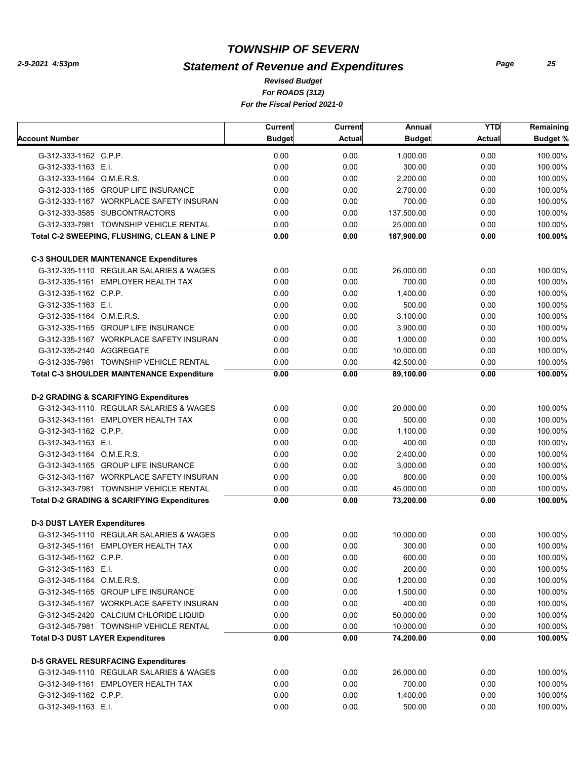# TOWNSHIP OF SEVERN

## Statement of Revenue and Expenditures

*Revised Budget*
*For ROADS (312)*
*For the Fiscal Period 2021-0*

| Account Number | Current Budget | Current Actual | Annual Budget | YTD Actual | Remaining Budget % |
|---|---|---|---|---|---|
| G-312-333-1162 C.P.P. | 0.00 | 0.00 | 1,000.00 | 0.00 | 100.00% |
| G-312-333-1163 E.I. | 0.00 | 0.00 | 300.00 | 0.00 | 100.00% |
| G-312-333-1164 O.M.E.R.S. | 0.00 | 0.00 | 2,200.00 | 0.00 | 100.00% |
| G-312-333-1165 GROUP LIFE INSURANCE | 0.00 | 0.00 | 2,700.00 | 0.00 | 100.00% |
| G-312-333-1167 WORKPLACE SAFETY INSURAN | 0.00 | 0.00 | 700.00 | 0.00 | 100.00% |
| G-312-333-3585 SUBCONTRACTORS | 0.00 | 0.00 | 137,500.00 | 0.00 | 100.00% |
| G-312-333-7981 TOWNSHIP VEHICLE RENTAL | 0.00 | 0.00 | 25,000.00 | 0.00 | 100.00% |
| **Total C-2 SWEEPING, FLUSHING, CLEAN & LINE P** | **0.00** | **0.00** | **187,900.00** | **0.00** | **100.00%** |
| **C-3 SHOULDER MAINTENANCE Expenditures** | | | | | |
| G-312-335-1110 REGULAR SALARIES & WAGES | 0.00 | 0.00 | 26,000.00 | 0.00 | 100.00% |
| G-312-335-1161 EMPLOYER HEALTH TAX | 0.00 | 0.00 | 700.00 | 0.00 | 100.00% |
| G-312-335-1162 C.P.P. | 0.00 | 0.00 | 1,400.00 | 0.00 | 100.00% |
| G-312-335-1163 E.I. | 0.00 | 0.00 | 500.00 | 0.00 | 100.00% |
| G-312-335-1164 O.M.E.R.S. | 0.00 | 0.00 | 3,100.00 | 0.00 | 100.00% |
| G-312-335-1165 GROUP LIFE INSURANCE | 0.00 | 0.00 | 3,900.00 | 0.00 | 100.00% |
| G-312-335-1167 WORKPLACE SAFETY INSURAN | 0.00 | 0.00 | 1,000.00 | 0.00 | 100.00% |
| G-312-335-2140 AGGREGATE | 0.00 | 0.00 | 10,000.00 | 0.00 | 100.00% |
| G-312-335-7981 TOWNSHIP VEHICLE RENTAL | 0.00 | 0.00 | 42,500.00 | 0.00 | 100.00% |
| **Total C-3 SHOULDER MAINTENANCE Expenditure** | **0.00** | **0.00** | **89,100.00** | **0.00** | **100.00%** |
| **D-2 GRADING & SCARIFYING Expenditures** | | | | | |
| G-312-343-1110 REGULAR SALARIES & WAGES | 0.00 | 0.00 | 20,000.00 | 0.00 | 100.00% |
| G-312-343-1161 EMPLOYER HEALTH TAX | 0.00 | 0.00 | 500.00 | 0.00 | 100.00% |
| G-312-343-1162 C.P.P. | 0.00 | 0.00 | 1,100.00 | 0.00 | 100.00% |
| G-312-343-1163 E.I. | 0.00 | 0.00 | 400.00 | 0.00 | 100.00% |
| G-312-343-1164 O.M.E.R.S. | 0.00 | 0.00 | 2,400.00 | 0.00 | 100.00% |
| G-312-343-1165 GROUP LIFE INSURANCE | 0.00 | 0.00 | 3,000.00 | 0.00 | 100.00% |
| G-312-343-1167 WORKPLACE SAFETY INSURAN | 0.00 | 0.00 | 800.00 | 0.00 | 100.00% |
| G-312-343-7981 TOWNSHIP VEHICLE RENTAL | 0.00 | 0.00 | 45,000.00 | 0.00 | 100.00% |
| **Total D-2 GRADING & SCARIFYING Expenditures** | **0.00** | **0.00** | **73,200.00** | **0.00** | **100.00%** |
| **D-3 DUST LAYER Expenditures** | | | | | |
| G-312-345-1110 REGULAR SALARIES & WAGES | 0.00 | 0.00 | 10,000.00 | 0.00 | 100.00% |
| G-312-345-1161 EMPLOYER HEALTH TAX | 0.00 | 0.00 | 300.00 | 0.00 | 100.00% |
| G-312-345-1162 C.P.P. | 0.00 | 0.00 | 600.00 | 0.00 | 100.00% |
| G-312-345-1163 E.I. | 0.00 | 0.00 | 200.00 | 0.00 | 100.00% |
| G-312-345-1164 O.M.E.R.S. | 0.00 | 0.00 | 1,200.00 | 0.00 | 100.00% |
| G-312-345-1165 GROUP LIFE INSURANCE | 0.00 | 0.00 | 1,500.00 | 0.00 | 100.00% |
| G-312-345-1167 WORKPLACE SAFETY INSURAN | 0.00 | 0.00 | 400.00 | 0.00 | 100.00% |
| G-312-345-2420 CALCIUM CHLORIDE LIQUID | 0.00 | 0.00 | 50,000.00 | 0.00 | 100.00% |
| G-312-345-7981 TOWNSHIP VEHICLE RENTAL | 0.00 | 0.00 | 10,000.00 | 0.00 | 100.00% |
| **Total D-3 DUST LAYER Expenditures** | **0.00** | **0.00** | **74,200.00** | **0.00** | **100.00%** |
| **D-5 GRAVEL RESURFACING Expenditures** | | | | | |
| G-312-349-1110 REGULAR SALARIES & WAGES | 0.00 | 0.00 | 26,000.00 | 0.00 | 100.00% |
| G-312-349-1161 EMPLOYER HEALTH TAX | 0.00 | 0.00 | 700.00 | 0.00 | 100.00% |
| G-312-349-1162 C.P.P. | 0.00 | 0.00 | 1,400.00 | 0.00 | 100.00% |
| G-312-349-1163 E.I. | 0.00 | 0.00 | 500.00 | 0.00 | 100.00% |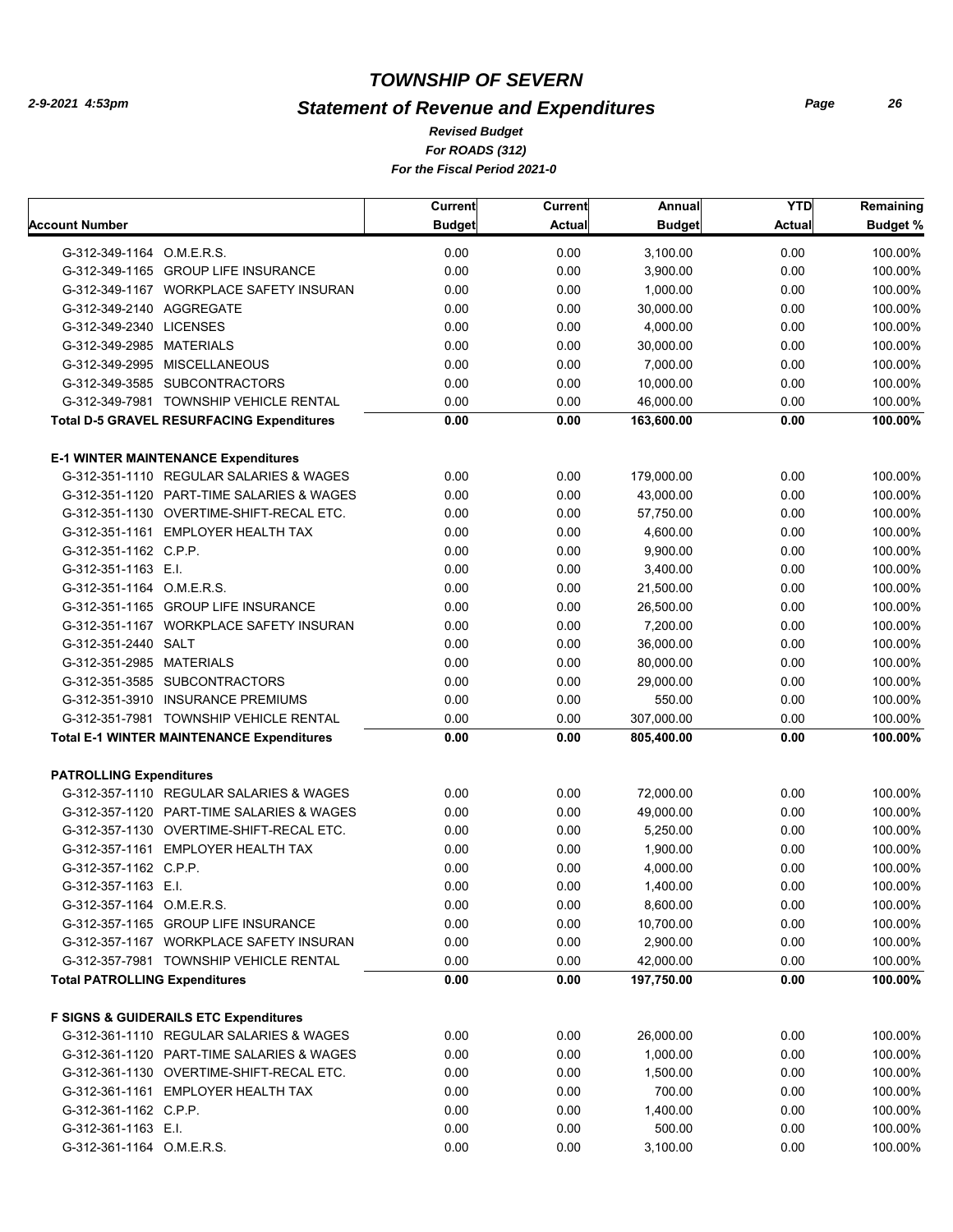# TOWNSHIP OF SEVERN

## Statement of Revenue and Expenditures

*Revised Budget*
*For ROADS (312)*
*For the Fiscal Period 2021-0*

| Account Number | Current Budget | Current Actual | Annual Budget | YTD Actual | Remaining Budget % |
|---|---|---|---|---|---|
| G-312-349-1164 O.M.E.R.S. | 0.00 | 0.00 | 3,100.00 | 0.00 | 100.00% |
| G-312-349-1165 GROUP LIFE INSURANCE | 0.00 | 0.00 | 3,900.00 | 0.00 | 100.00% |
| G-312-349-1167 WORKPLACE SAFETY INSURAN | 0.00 | 0.00 | 1,000.00 | 0.00 | 100.00% |
| G-312-349-2140 AGGREGATE | 0.00 | 0.00 | 30,000.00 | 0.00 | 100.00% |
| G-312-349-2340 LICENSES | 0.00 | 0.00 | 4,000.00 | 0.00 | 100.00% |
| G-312-349-2985 MATERIALS | 0.00 | 0.00 | 30,000.00 | 0.00 | 100.00% |
| G-312-349-2995 MISCELLANEOUS | 0.00 | 0.00 | 7,000.00 | 0.00 | 100.00% |
| G-312-349-3585 SUBCONTRACTORS | 0.00 | 0.00 | 10,000.00 | 0.00 | 100.00% |
| G-312-349-7981 TOWNSHIP VEHICLE RENTAL | 0.00 | 0.00 | 46,000.00 | 0.00 | 100.00% |
| **Total D-5 GRAVEL RESURFACING Expenditures** | **0.00** | **0.00** | **163,600.00** | **0.00** | **100.00%** |
| **E-1 WINTER MAINTENANCE Expenditures** | | | | | |
| G-312-351-1110 REGULAR SALARIES & WAGES | 0.00 | 0.00 | 179,000.00 | 0.00 | 100.00% |
| G-312-351-1120 PART-TIME SALARIES & WAGES | 0.00 | 0.00 | 43,000.00 | 0.00 | 100.00% |
| G-312-351-1130 OVERTIME-SHIFT-RECAL ETC. | 0.00 | 0.00 | 57,750.00 | 0.00 | 100.00% |
| G-312-351-1161 EMPLOYER HEALTH TAX | 0.00 | 0.00 | 4,600.00 | 0.00 | 100.00% |
| G-312-351-1162 C.P.P. | 0.00 | 0.00 | 9,900.00 | 0.00 | 100.00% |
| G-312-351-1163 E.I. | 0.00 | 0.00 | 3,400.00 | 0.00 | 100.00% |
| G-312-351-1164 O.M.E.R.S. | 0.00 | 0.00 | 21,500.00 | 0.00 | 100.00% |
| G-312-351-1165 GROUP LIFE INSURANCE | 0.00 | 0.00 | 26,500.00 | 0.00 | 100.00% |
| G-312-351-1167 WORKPLACE SAFETY INSURAN | 0.00 | 0.00 | 7,200.00 | 0.00 | 100.00% |
| G-312-351-2440 SALT | 0.00 | 0.00 | 36,000.00 | 0.00 | 100.00% |
| G-312-351-2985 MATERIALS | 0.00 | 0.00 | 80,000.00 | 0.00 | 100.00% |
| G-312-351-3585 SUBCONTRACTORS | 0.00 | 0.00 | 29,000.00 | 0.00 | 100.00% |
| G-312-351-3910 INSURANCE PREMIUMS | 0.00 | 0.00 | 550.00 | 0.00 | 100.00% |
| G-312-351-7981 TOWNSHIP VEHICLE RENTAL | 0.00 | 0.00 | 307,000.00 | 0.00 | 100.00% |
| **Total E-1 WINTER MAINTENANCE Expenditures** | **0.00** | **0.00** | **805,400.00** | **0.00** | **100.00%** |
| **PATROLLING Expenditures** | | | | | |
| G-312-357-1110 REGULAR SALARIES & WAGES | 0.00 | 0.00 | 72,000.00 | 0.00 | 100.00% |
| G-312-357-1120 PART-TIME SALARIES & WAGES | 0.00 | 0.00 | 49,000.00 | 0.00 | 100.00% |
| G-312-357-1130 OVERTIME-SHIFT-RECAL ETC. | 0.00 | 0.00 | 5,250.00 | 0.00 | 100.00% |
| G-312-357-1161 EMPLOYER HEALTH TAX | 0.00 | 0.00 | 1,900.00 | 0.00 | 100.00% |
| G-312-357-1162 C.P.P. | 0.00 | 0.00 | 4,000.00 | 0.00 | 100.00% |
| G-312-357-1163 E.I. | 0.00 | 0.00 | 1,400.00 | 0.00 | 100.00% |
| G-312-357-1164 O.M.E.R.S. | 0.00 | 0.00 | 8,600.00 | 0.00 | 100.00% |
| G-312-357-1165 GROUP LIFE INSURANCE | 0.00 | 0.00 | 10,700.00 | 0.00 | 100.00% |
| G-312-357-1167 WORKPLACE SAFETY INSURAN | 0.00 | 0.00 | 2,900.00 | 0.00 | 100.00% |
| G-312-357-7981 TOWNSHIP VEHICLE RENTAL | 0.00 | 0.00 | 42,000.00 | 0.00 | 100.00% |
| **Total PATROLLING Expenditures** | **0.00** | **0.00** | **197,750.00** | **0.00** | **100.00%** |
| **F SIGNS & GUIDERAILS ETC Expenditures** | | | | | |
| G-312-361-1110 REGULAR SALARIES & WAGES | 0.00 | 0.00 | 26,000.00 | 0.00 | 100.00% |
| G-312-361-1120 PART-TIME SALARIES & WAGES | 0.00 | 0.00 | 1,000.00 | 0.00 | 100.00% |
| G-312-361-1130 OVERTIME-SHIFT-RECAL ETC. | 0.00 | 0.00 | 1,500.00 | 0.00 | 100.00% |
| G-312-361-1161 EMPLOYER HEALTH TAX | 0.00 | 0.00 | 700.00 | 0.00 | 100.00% |
| G-312-361-1162 C.P.P. | 0.00 | 0.00 | 1,400.00 | 0.00 | 100.00% |
| G-312-361-1163 E.I. | 0.00 | 0.00 | 500.00 | 0.00 | 100.00% |
| G-312-361-1164 O.M.E.R.S. | 0.00 | 0.00 | 3,100.00 | 0.00 | 100.00% |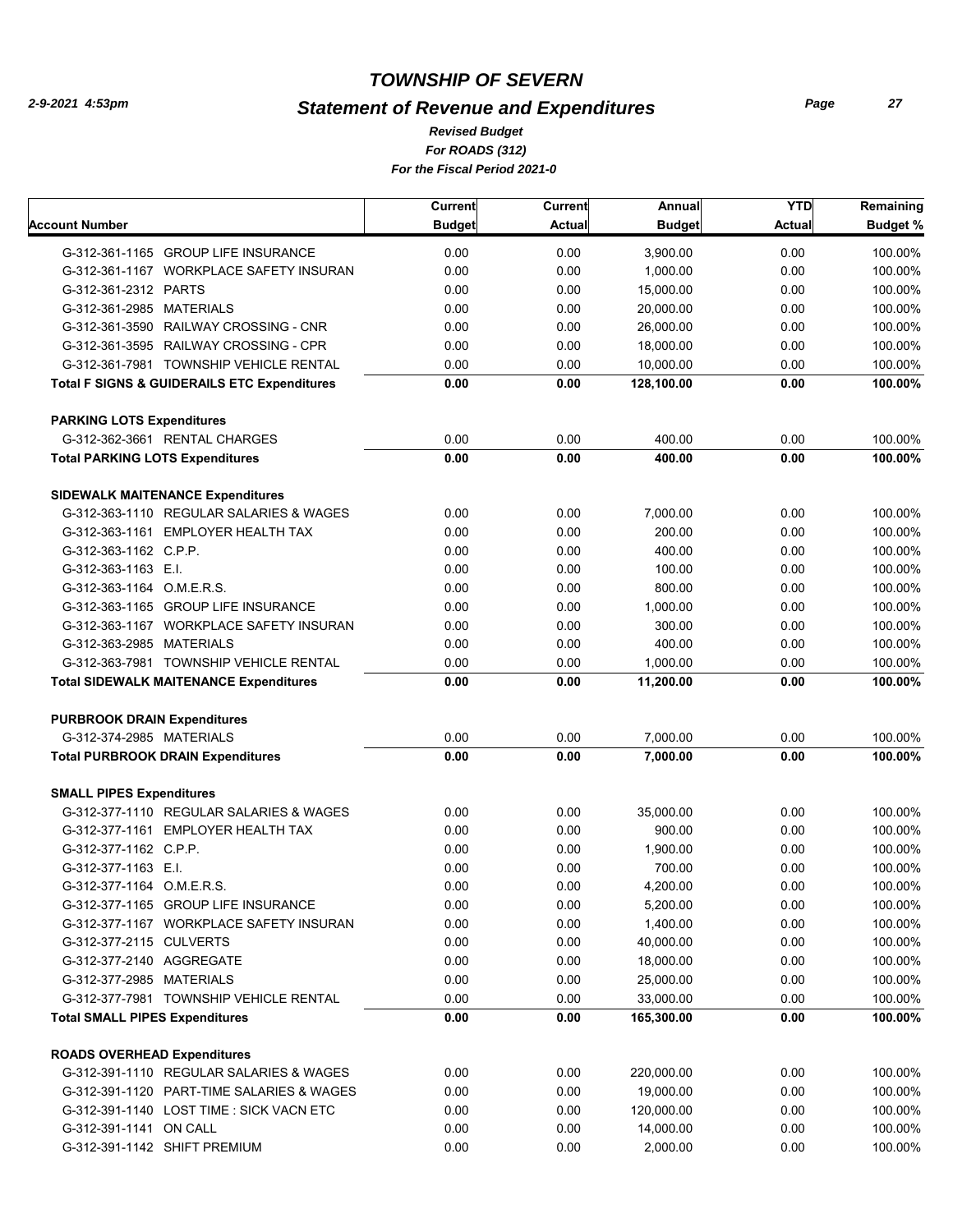# TOWNSHIP OF SEVERN

## Statement of Revenue and Expenditures

*Revised Budget*
*For ROADS (312)*
*For the Fiscal Period 2021-0*

| Account Number | Current Budget | Current Actual | Annual Budget | YTD Actual | Remaining Budget % |
|---|---|---|---|---|---|
| G-312-361-1165 GROUP LIFE INSURANCE | 0.00 | 0.00 | 3,900.00 | 0.00 | 100.00% |
| G-312-361-1167 WORKPLACE SAFETY INSURAN | 0.00 | 0.00 | 1,000.00 | 0.00 | 100.00% |
| G-312-361-2312 PARTS | 0.00 | 0.00 | 15,000.00 | 0.00 | 100.00% |
| G-312-361-2985 MATERIALS | 0.00 | 0.00 | 20,000.00 | 0.00 | 100.00% |
| G-312-361-3590 RAILWAY CROSSING - CNR | 0.00 | 0.00 | 26,000.00 | 0.00 | 100.00% |
| G-312-361-3595 RAILWAY CROSSING - CPR | 0.00 | 0.00 | 18,000.00 | 0.00 | 100.00% |
| G-312-361-7981 TOWNSHIP VEHICLE RENTAL | 0.00 | 0.00 | 10,000.00 | 0.00 | 100.00% |
| **Total F SIGNS & GUIDERAILS ETC Expenditures** | **0.00** | **0.00** | **128,100.00** | **0.00** | **100.00%** |
| **PARKING LOTS Expenditures** | | | | | |
| G-312-362-3661 RENTAL CHARGES | 0.00 | 0.00 | 400.00 | 0.00 | 100.00% |
| **Total PARKING LOTS Expenditures** | **0.00** | **0.00** | **400.00** | **0.00** | **100.00%** |
| **SIDEWALK MAITENANCE Expenditures** | | | | | |
| G-312-363-1110 REGULAR SALARIES & WAGES | 0.00 | 0.00 | 7,000.00 | 0.00 | 100.00% |
| G-312-363-1161 EMPLOYER HEALTH TAX | 0.00 | 0.00 | 200.00 | 0.00 | 100.00% |
| G-312-363-1162 C.P.P. | 0.00 | 0.00 | 400.00 | 0.00 | 100.00% |
| G-312-363-1163 E.I. | 0.00 | 0.00 | 100.00 | 0.00 | 100.00% |
| G-312-363-1164 O.M.E.R.S. | 0.00 | 0.00 | 800.00 | 0.00 | 100.00% |
| G-312-363-1165 GROUP LIFE INSURANCE | 0.00 | 0.00 | 1,000.00 | 0.00 | 100.00% |
| G-312-363-1167 WORKPLACE SAFETY INSURAN | 0.00 | 0.00 | 300.00 | 0.00 | 100.00% |
| G-312-363-2985 MATERIALS | 0.00 | 0.00 | 400.00 | 0.00 | 100.00% |
| G-312-363-7981 TOWNSHIP VEHICLE RENTAL | 0.00 | 0.00 | 1,000.00 | 0.00 | 100.00% |
| **Total SIDEWALK MAITENANCE Expenditures** | **0.00** | **0.00** | **11,200.00** | **0.00** | **100.00%** |
| **PURBROOK DRAIN Expenditures** | | | | | |
| G-312-374-2985 MATERIALS | 0.00 | 0.00 | 7,000.00 | 0.00 | 100.00% |
| **Total PURBROOK DRAIN Expenditures** | **0.00** | **0.00** | **7,000.00** | **0.00** | **100.00%** |
| **SMALL PIPES Expenditures** | | | | | |
| G-312-377-1110 REGULAR SALARIES & WAGES | 0.00 | 0.00 | 35,000.00 | 0.00 | 100.00% |
| G-312-377-1161 EMPLOYER HEALTH TAX | 0.00 | 0.00 | 900.00 | 0.00 | 100.00% |
| G-312-377-1162 C.P.P. | 0.00 | 0.00 | 1,900.00 | 0.00 | 100.00% |
| G-312-377-1163 E.I. | 0.00 | 0.00 | 700.00 | 0.00 | 100.00% |
| G-312-377-1164 O.M.E.R.S. | 0.00 | 0.00 | 4,200.00 | 0.00 | 100.00% |
| G-312-377-1165 GROUP LIFE INSURANCE | 0.00 | 0.00 | 5,200.00 | 0.00 | 100.00% |
| G-312-377-1167 WORKPLACE SAFETY INSURAN | 0.00 | 0.00 | 1,400.00 | 0.00 | 100.00% |
| G-312-377-2115 CULVERTS | 0.00 | 0.00 | 40,000.00 | 0.00 | 100.00% |
| G-312-377-2140 AGGREGATE | 0.00 | 0.00 | 18,000.00 | 0.00 | 100.00% |
| G-312-377-2985 MATERIALS | 0.00 | 0.00 | 25,000.00 | 0.00 | 100.00% |
| G-312-377-7981 TOWNSHIP VEHICLE RENTAL | 0.00 | 0.00 | 33,000.00 | 0.00 | 100.00% |
| **Total SMALL PIPES Expenditures** | **0.00** | **0.00** | **165,300.00** | **0.00** | **100.00%** |
| **ROADS OVERHEAD Expenditures** | | | | | |
| G-312-391-1110 REGULAR SALARIES & WAGES | 0.00 | 0.00 | 220,000.00 | 0.00 | 100.00% |
| G-312-391-1120 PART-TIME SALARIES & WAGES | 0.00 | 0.00 | 19,000.00 | 0.00 | 100.00% |
| G-312-391-1140 LOST TIME : SICK VACN ETC | 0.00 | 0.00 | 120,000.00 | 0.00 | 100.00% |
| G-312-391-1141 ON CALL | 0.00 | 0.00 | 14,000.00 | 0.00 | 100.00% |
| G-312-391-1142 SHIFT PREMIUM | 0.00 | 0.00 | 2,000.00 | 0.00 | 100.00% |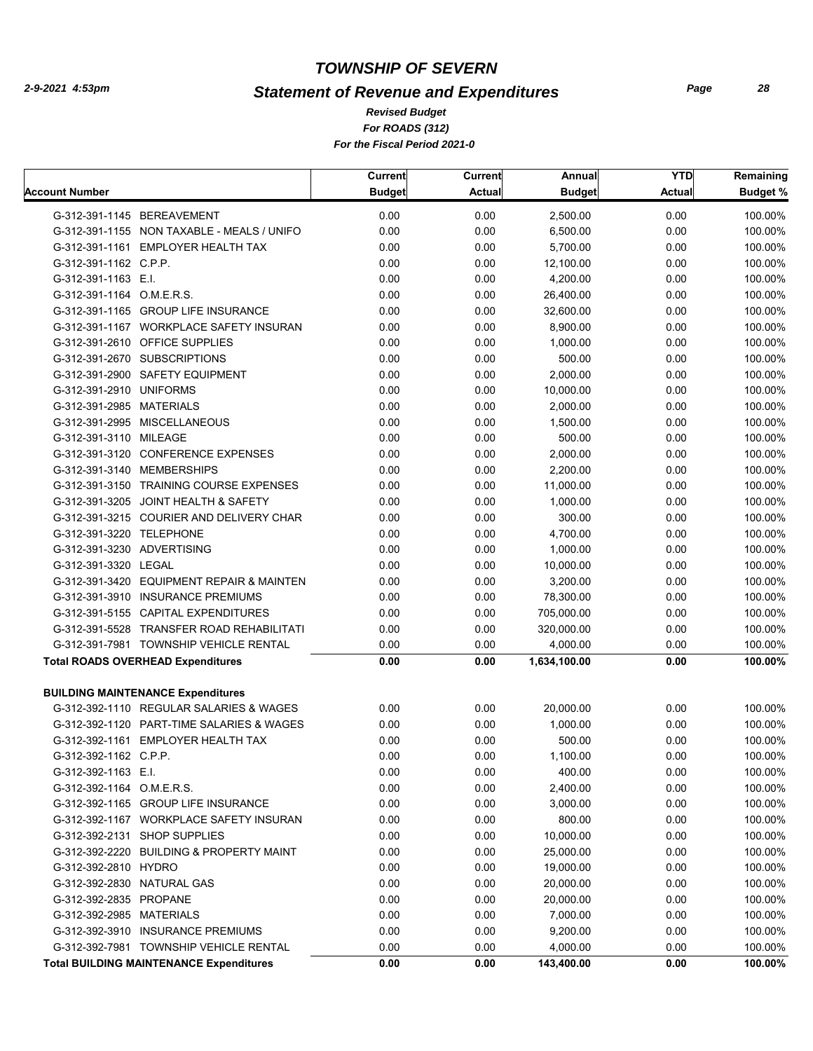# TOWNSHIP OF SEVERN

## Statement of Revenue and Expenditures

*Revised Budget*

*For ROADS (312)*

*For the Fiscal Period 2021-0*

| Account Number | Current Budget | Current Actual | Annual Budget | YTD Actual | Remaining Budget % |
|---|---|---|---|---|---|
| G-312-391-1145 BEREAVEMENT | 0.00 | 0.00 | 2,500.00 | 0.00 | 100.00% |
| G-312-391-1155 NON TAXABLE - MEALS / UNIFO | 0.00 | 0.00 | 6,500.00 | 0.00 | 100.00% |
| G-312-391-1161 EMPLOYER HEALTH TAX | 0.00 | 0.00 | 5,700.00 | 0.00 | 100.00% |
| G-312-391-1162 C.P.P. | 0.00 | 0.00 | 12,100.00 | 0.00 | 100.00% |
| G-312-391-1163 E.I. | 0.00 | 0.00 | 4,200.00 | 0.00 | 100.00% |
| G-312-391-1164 O.M.E.R.S. | 0.00 | 0.00 | 26,400.00 | 0.00 | 100.00% |
| G-312-391-1165 GROUP LIFE INSURANCE | 0.00 | 0.00 | 32,600.00 | 0.00 | 100.00% |
| G-312-391-1167 WORKPLACE SAFETY INSURAN | 0.00 | 0.00 | 8,900.00 | 0.00 | 100.00% |
| G-312-391-2610 OFFICE SUPPLIES | 0.00 | 0.00 | 1,000.00 | 0.00 | 100.00% |
| G-312-391-2670 SUBSCRIPTIONS | 0.00 | 0.00 | 500.00 | 0.00 | 100.00% |
| G-312-391-2900 SAFETY EQUIPMENT | 0.00 | 0.00 | 2,000.00 | 0.00 | 100.00% |
| G-312-391-2910 UNIFORMS | 0.00 | 0.00 | 10,000.00 | 0.00 | 100.00% |
| G-312-391-2985 MATERIALS | 0.00 | 0.00 | 2,000.00 | 0.00 | 100.00% |
| G-312-391-2995 MISCELLANEOUS | 0.00 | 0.00 | 1,500.00 | 0.00 | 100.00% |
| G-312-391-3110 MILEAGE | 0.00 | 0.00 | 500.00 | 0.00 | 100.00% |
| G-312-391-3120 CONFERENCE EXPENSES | 0.00 | 0.00 | 2,000.00 | 0.00 | 100.00% |
| G-312-391-3140 MEMBERSHIPS | 0.00 | 0.00 | 2,200.00 | 0.00 | 100.00% |
| G-312-391-3150 TRAINING COURSE EXPENSES | 0.00 | 0.00 | 11,000.00 | 0.00 | 100.00% |
| G-312-391-3205 JOINT HEALTH & SAFETY | 0.00 | 0.00 | 1,000.00 | 0.00 | 100.00% |
| G-312-391-3215 COURIER AND DELIVERY CHAR | 0.00 | 0.00 | 300.00 | 0.00 | 100.00% |
| G-312-391-3220 TELEPHONE | 0.00 | 0.00 | 4,700.00 | 0.00 | 100.00% |
| G-312-391-3230 ADVERTISING | 0.00 | 0.00 | 1,000.00 | 0.00 | 100.00% |
| G-312-391-3320 LEGAL | 0.00 | 0.00 | 10,000.00 | 0.00 | 100.00% |
| G-312-391-3420 EQUIPMENT REPAIR & MAINTEN | 0.00 | 0.00 | 3,200.00 | 0.00 | 100.00% |
| G-312-391-3910 INSURANCE PREMIUMS | 0.00 | 0.00 | 78,300.00 | 0.00 | 100.00% |
| G-312-391-5155 CAPITAL EXPENDITURES | 0.00 | 0.00 | 705,000.00 | 0.00 | 100.00% |
| G-312-391-5528 TRANSFER ROAD REHABILITATI | 0.00 | 0.00 | 320,000.00 | 0.00 | 100.00% |
| G-312-391-7981 TOWNSHIP VEHICLE RENTAL | 0.00 | 0.00 | 4,000.00 | 0.00 | 100.00% |
| **Total ROADS OVERHEAD Expenditures** | **0.00** | **0.00** | **1,634,100.00** | **0.00** | **100.00%** |
| **BUILDING MAINTENANCE Expenditures** | | | | | |
| G-312-392-1110 REGULAR SALARIES & WAGES | 0.00 | 0.00 | 20,000.00 | 0.00 | 100.00% |
| G-312-392-1120 PART-TIME SALARIES & WAGES | 0.00 | 0.00 | 1,000.00 | 0.00 | 100.00% |
| G-312-392-1161 EMPLOYER HEALTH TAX | 0.00 | 0.00 | 500.00 | 0.00 | 100.00% |
| G-312-392-1162 C.P.P. | 0.00 | 0.00 | 1,100.00 | 0.00 | 100.00% |
| G-312-392-1163 E.I. | 0.00 | 0.00 | 400.00 | 0.00 | 100.00% |
| G-312-392-1164 O.M.E.R.S. | 0.00 | 0.00 | 2,400.00 | 0.00 | 100.00% |
| G-312-392-1165 GROUP LIFE INSURANCE | 0.00 | 0.00 | 3,000.00 | 0.00 | 100.00% |
| G-312-392-1167 WORKPLACE SAFETY INSURAN | 0.00 | 0.00 | 800.00 | 0.00 | 100.00% |
| G-312-392-2131 SHOP SUPPLIES | 0.00 | 0.00 | 10,000.00 | 0.00 | 100.00% |
| G-312-392-2220 BUILDING & PROPERTY MAINT | 0.00 | 0.00 | 25,000.00 | 0.00 | 100.00% |
| G-312-392-2810 HYDRO | 0.00 | 0.00 | 19,000.00 | 0.00 | 100.00% |
| G-312-392-2830 NATURAL GAS | 0.00 | 0.00 | 20,000.00 | 0.00 | 100.00% |
| G-312-392-2835 PROPANE | 0.00 | 0.00 | 20,000.00 | 0.00 | 100.00% |
| G-312-392-2985 MATERIALS | 0.00 | 0.00 | 7,000.00 | 0.00 | 100.00% |
| G-312-392-3910 INSURANCE PREMIUMS | 0.00 | 0.00 | 9,200.00 | 0.00 | 100.00% |
| G-312-392-7981 TOWNSHIP VEHICLE RENTAL | 0.00 | 0.00 | 4,000.00 | 0.00 | 100.00% |
| **Total BUILDING MAINTENANCE Expenditures** | **0.00** | **0.00** | **143,400.00** | **0.00** | **100.00%** |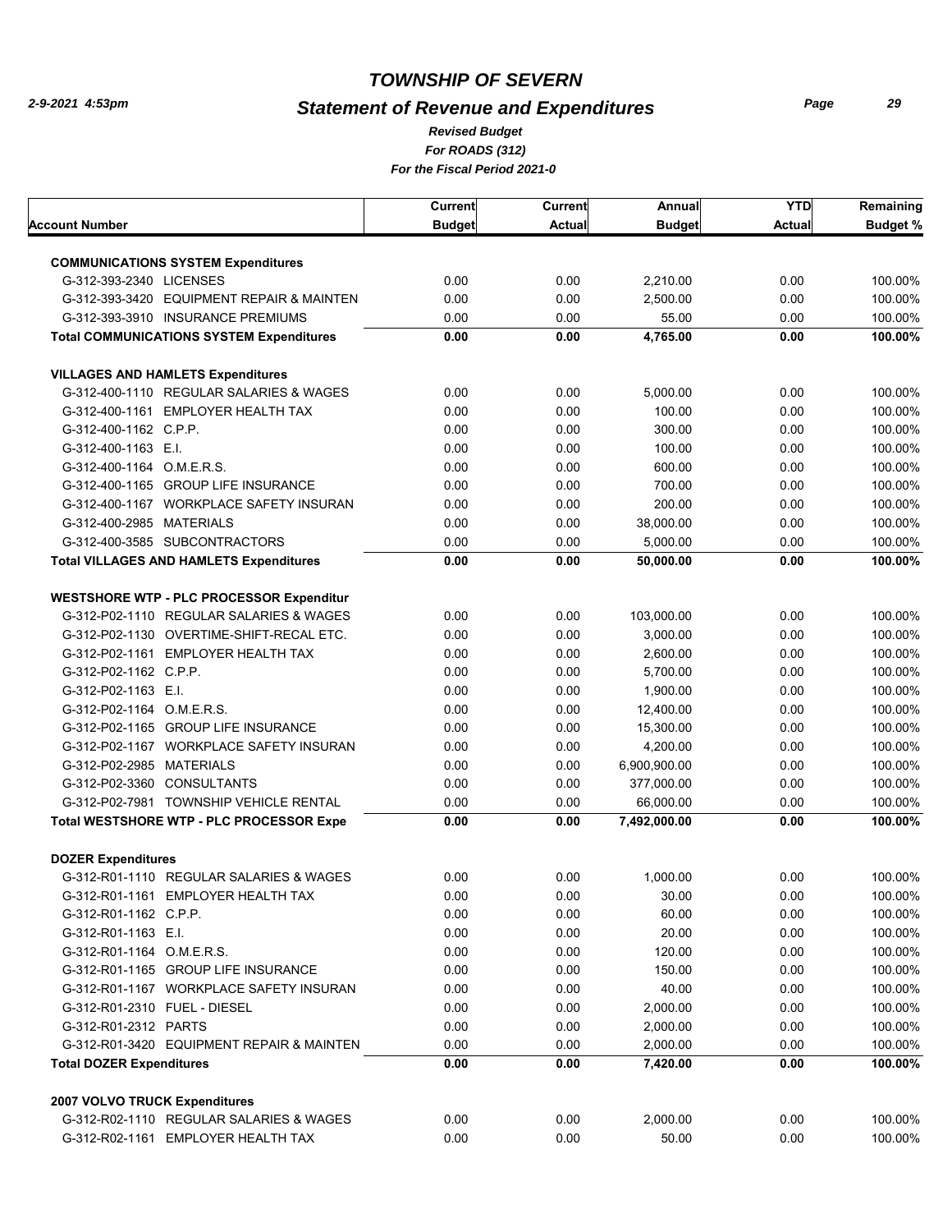# TOWNSHIP OF SEVERN

## Statement of Revenue and Expenditures

*Revised Budget*
*For ROADS (312)*
*For the Fiscal Period 2021-0*

| Account Number | Current Budget | Current Actual | Annual Budget | YTD Actual | Remaining Budget % |
|---|---|---|---|---|---|
| **COMMUNICATIONS SYSTEM Expenditures** | | | | | |
| G-312-393-2340 LICENSES | 0.00 | 0.00 | 2,210.00 | 0.00 | 100.00% |
| G-312-393-3420 EQUIPMENT REPAIR & MAINTEN | 0.00 | 0.00 | 2,500.00 | 0.00 | 100.00% |
| G-312-393-3910 INSURANCE PREMIUMS | 0.00 | 0.00 | 55.00 | 0.00 | 100.00% |
| **Total COMMUNICATIONS SYSTEM Expenditures** | **0.00** | **0.00** | **4,765.00** | **0.00** | **100.00%** |
| **VILLAGES AND HAMLETS Expenditures** | | | | | |
| G-312-400-1110 REGULAR SALARIES & WAGES | 0.00 | 0.00 | 5,000.00 | 0.00 | 100.00% |
| G-312-400-1161 EMPLOYER HEALTH TAX | 0.00 | 0.00 | 100.00 | 0.00 | 100.00% |
| G-312-400-1162 C.P.P. | 0.00 | 0.00 | 300.00 | 0.00 | 100.00% |
| G-312-400-1163 E.I. | 0.00 | 0.00 | 100.00 | 0.00 | 100.00% |
| G-312-400-1164 O.M.E.R.S. | 0.00 | 0.00 | 600.00 | 0.00 | 100.00% |
| G-312-400-1165 GROUP LIFE INSURANCE | 0.00 | 0.00 | 700.00 | 0.00 | 100.00% |
| G-312-400-1167 WORKPLACE SAFETY INSURAN | 0.00 | 0.00 | 200.00 | 0.00 | 100.00% |
| G-312-400-2985 MATERIALS | 0.00 | 0.00 | 38,000.00 | 0.00 | 100.00% |
| G-312-400-3585 SUBCONTRACTORS | 0.00 | 0.00 | 5,000.00 | 0.00 | 100.00% |
| **Total VILLAGES AND HAMLETS Expenditures** | **0.00** | **0.00** | **50,000.00** | **0.00** | **100.00%** |
| **WESTSHORE WTP - PLC PROCESSOR Expenditur** | | | | | |
| G-312-P02-1110 REGULAR SALARIES & WAGES | 0.00 | 0.00 | 103,000.00 | 0.00 | 100.00% |
| G-312-P02-1130 OVERTIME-SHIFT-RECAL ETC. | 0.00 | 0.00 | 3,000.00 | 0.00 | 100.00% |
| G-312-P02-1161 EMPLOYER HEALTH TAX | 0.00 | 0.00 | 2,600.00 | 0.00 | 100.00% |
| G-312-P02-1162 C.P.P. | 0.00 | 0.00 | 5,700.00 | 0.00 | 100.00% |
| G-312-P02-1163 E.I. | 0.00 | 0.00 | 1,900.00 | 0.00 | 100.00% |
| G-312-P02-1164 O.M.E.R.S. | 0.00 | 0.00 | 12,400.00 | 0.00 | 100.00% |
| G-312-P02-1165 GROUP LIFE INSURANCE | 0.00 | 0.00 | 15,300.00 | 0.00 | 100.00% |
| G-312-P02-1167 WORKPLACE SAFETY INSURAN | 0.00 | 0.00 | 4,200.00 | 0.00 | 100.00% |
| G-312-P02-2985 MATERIALS | 0.00 | 0.00 | 6,900,900.00 | 0.00 | 100.00% |
| G-312-P02-3360 CONSULTANTS | 0.00 | 0.00 | 377,000.00 | 0.00 | 100.00% |
| G-312-P02-7981 TOWNSHIP VEHICLE RENTAL | 0.00 | 0.00 | 66,000.00 | 0.00 | 100.00% |
| **Total WESTSHORE WTP - PLC PROCESSOR Expe** | **0.00** | **0.00** | **7,492,000.00** | **0.00** | **100.00%** |
| **DOZER Expenditures** | | | | | |
| G-312-R01-1110 REGULAR SALARIES & WAGES | 0.00 | 0.00 | 1,000.00 | 0.00 | 100.00% |
| G-312-R01-1161 EMPLOYER HEALTH TAX | 0.00 | 0.00 | 30.00 | 0.00 | 100.00% |
| G-312-R01-1162 C.P.P. | 0.00 | 0.00 | 60.00 | 0.00 | 100.00% |
| G-312-R01-1163 E.I. | 0.00 | 0.00 | 20.00 | 0.00 | 100.00% |
| G-312-R01-1164 O.M.E.R.S. | 0.00 | 0.00 | 120.00 | 0.00 | 100.00% |
| G-312-R01-1165 GROUP LIFE INSURANCE | 0.00 | 0.00 | 150.00 | 0.00 | 100.00% |
| G-312-R01-1167 WORKPLACE SAFETY INSURAN | 0.00 | 0.00 | 40.00 | 0.00 | 100.00% |
| G-312-R01-2310 FUEL - DIESEL | 0.00 | 0.00 | 2,000.00 | 0.00 | 100.00% |
| G-312-R01-2312 PARTS | 0.00 | 0.00 | 2,000.00 | 0.00 | 100.00% |
| G-312-R01-3420 EQUIPMENT REPAIR & MAINTEN | 0.00 | 0.00 | 2,000.00 | 0.00 | 100.00% |
| **Total DOZER Expenditures** | **0.00** | **0.00** | **7,420.00** | **0.00** | **100.00%** |
| **2007 VOLVO TRUCK Expenditures** | | | | | |
| G-312-R02-1110 REGULAR SALARIES & WAGES | 0.00 | 0.00 | 2,000.00 | 0.00 | 100.00% |
| G-312-R02-1161 EMPLOYER HEALTH TAX | 0.00 | 0.00 | 50.00 | 0.00 | 100.00% |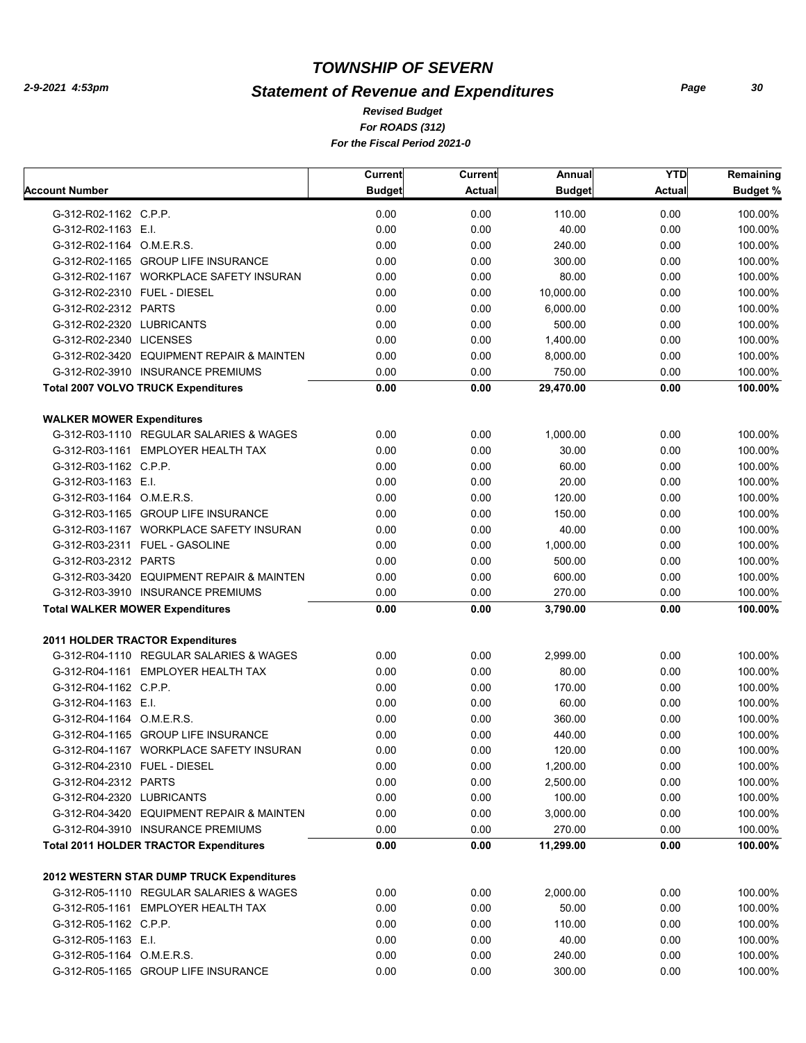# TOWNSHIP OF SEVERN

## Statement of Revenue and Expenditures

*Revised Budget*
*For ROADS (312)*
*For the Fiscal Period 2021-0*

| Account Number | Current Budget | Current Actual | Annual Budget | YTD Actual | Remaining Budget % |
|---|---|---|---|---|---|
| G-312-R02-1162 C.P.P. | 0.00 | 0.00 | 110.00 | 0.00 | 100.00% |
| G-312-R02-1163 E.I. | 0.00 | 0.00 | 40.00 | 0.00 | 100.00% |
| G-312-R02-1164 O.M.E.R.S. | 0.00 | 0.00 | 240.00 | 0.00 | 100.00% |
| G-312-R02-1165 GROUP LIFE INSURANCE | 0.00 | 0.00 | 300.00 | 0.00 | 100.00% |
| G-312-R02-1167 WORKPLACE SAFETY INSURAN | 0.00 | 0.00 | 80.00 | 0.00 | 100.00% |
| G-312-R02-2310 FUEL - DIESEL | 0.00 | 0.00 | 10,000.00 | 0.00 | 100.00% |
| G-312-R02-2312 PARTS | 0.00 | 0.00 | 6,000.00 | 0.00 | 100.00% |
| G-312-R02-2320 LUBRICANTS | 0.00 | 0.00 | 500.00 | 0.00 | 100.00% |
| G-312-R02-2340 LICENSES | 0.00 | 0.00 | 1,400.00 | 0.00 | 100.00% |
| G-312-R02-3420 EQUIPMENT REPAIR & MAINTEN | 0.00 | 0.00 | 8,000.00 | 0.00 | 100.00% |
| G-312-R02-3910 INSURANCE PREMIUMS | 0.00 | 0.00 | 750.00 | 0.00 | 100.00% |
| **Total 2007 VOLVO TRUCK Expenditures** | **0.00** | **0.00** | **29,470.00** | **0.00** | **100.00%** |
| **WALKER MOWER Expenditures** | | | | | |
| G-312-R03-1110 REGULAR SALARIES & WAGES | 0.00 | 0.00 | 1,000.00 | 0.00 | 100.00% |
| G-312-R03-1161 EMPLOYER HEALTH TAX | 0.00 | 0.00 | 30.00 | 0.00 | 100.00% |
| G-312-R03-1162 C.P.P. | 0.00 | 0.00 | 60.00 | 0.00 | 100.00% |
| G-312-R03-1163 E.I. | 0.00 | 0.00 | 20.00 | 0.00 | 100.00% |
| G-312-R03-1164 O.M.E.R.S. | 0.00 | 0.00 | 120.00 | 0.00 | 100.00% |
| G-312-R03-1165 GROUP LIFE INSURANCE | 0.00 | 0.00 | 150.00 | 0.00 | 100.00% |
| G-312-R03-1167 WORKPLACE SAFETY INSURAN | 0.00 | 0.00 | 40.00 | 0.00 | 100.00% |
| G-312-R03-2311 FUEL - GASOLINE | 0.00 | 0.00 | 1,000.00 | 0.00 | 100.00% |
| G-312-R03-2312 PARTS | 0.00 | 0.00 | 500.00 | 0.00 | 100.00% |
| G-312-R03-3420 EQUIPMENT REPAIR & MAINTEN | 0.00 | 0.00 | 600.00 | 0.00 | 100.00% |
| G-312-R03-3910 INSURANCE PREMIUMS | 0.00 | 0.00 | 270.00 | 0.00 | 100.00% |
| **Total WALKER MOWER Expenditures** | **0.00** | **0.00** | **3,790.00** | **0.00** | **100.00%** |
| **2011 HOLDER TRACTOR Expenditures** | | | | | |
| G-312-R04-1110 REGULAR SALARIES & WAGES | 0.00 | 0.00 | 2,999.00 | 0.00 | 100.00% |
| G-312-R04-1161 EMPLOYER HEALTH TAX | 0.00 | 0.00 | 80.00 | 0.00 | 100.00% |
| G-312-R04-1162 C.P.P. | 0.00 | 0.00 | 170.00 | 0.00 | 100.00% |
| G-312-R04-1163 E.I. | 0.00 | 0.00 | 60.00 | 0.00 | 100.00% |
| G-312-R04-1164 O.M.E.R.S. | 0.00 | 0.00 | 360.00 | 0.00 | 100.00% |
| G-312-R04-1165 GROUP LIFE INSURANCE | 0.00 | 0.00 | 440.00 | 0.00 | 100.00% |
| G-312-R04-1167 WORKPLACE SAFETY INSURAN | 0.00 | 0.00 | 120.00 | 0.00 | 100.00% |
| G-312-R04-2310 FUEL - DIESEL | 0.00 | 0.00 | 1,200.00 | 0.00 | 100.00% |
| G-312-R04-2312 PARTS | 0.00 | 0.00 | 2,500.00 | 0.00 | 100.00% |
| G-312-R04-2320 LUBRICANTS | 0.00 | 0.00 | 100.00 | 0.00 | 100.00% |
| G-312-R04-3420 EQUIPMENT REPAIR & MAINTEN | 0.00 | 0.00 | 3,000.00 | 0.00 | 100.00% |
| G-312-R04-3910 INSURANCE PREMIUMS | 0.00 | 0.00 | 270.00 | 0.00 | 100.00% |
| **Total 2011 HOLDER TRACTOR Expenditures** | **0.00** | **0.00** | **11,299.00** | **0.00** | **100.00%** |
| **2012 WESTERN STAR DUMP TRUCK Expenditures** | | | | | |
| G-312-R05-1110 REGULAR SALARIES & WAGES | 0.00 | 0.00 | 2,000.00 | 0.00 | 100.00% |
| G-312-R05-1161 EMPLOYER HEALTH TAX | 0.00 | 0.00 | 50.00 | 0.00 | 100.00% |
| G-312-R05-1162 C.P.P. | 0.00 | 0.00 | 110.00 | 0.00 | 100.00% |
| G-312-R05-1163 E.I. | 0.00 | 0.00 | 40.00 | 0.00 | 100.00% |
| G-312-R05-1164 O.M.E.R.S. | 0.00 | 0.00 | 240.00 | 0.00 | 100.00% |
| G-312-R05-1165 GROUP LIFE INSURANCE | 0.00 | 0.00 | 300.00 | 0.00 | 100.00% |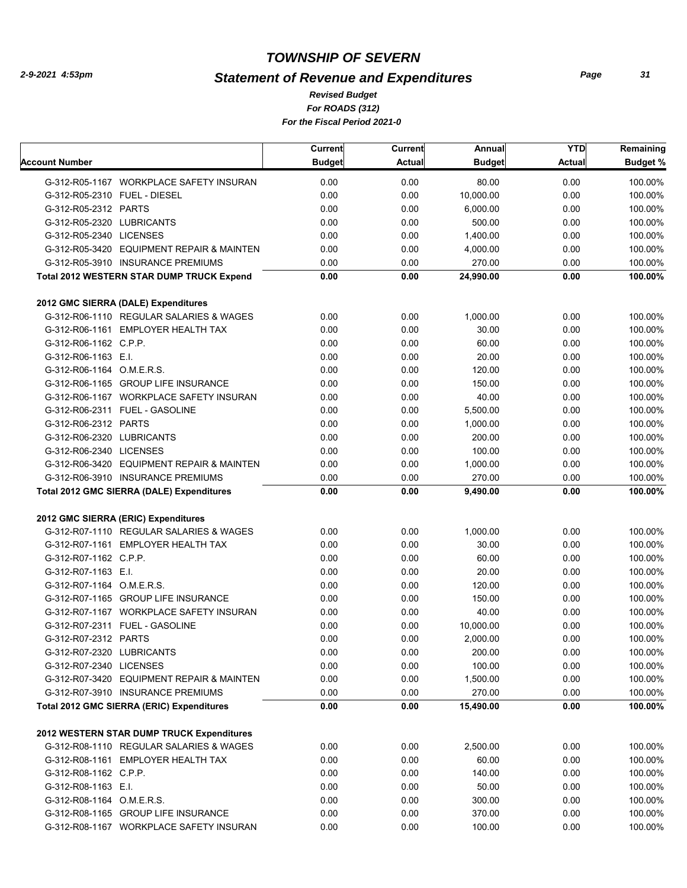# TOWNSHIP OF SEVERN

## Statement of Revenue and Expenditures

*Revised Budget*
*For ROADS (312)*
*For the Fiscal Period 2021-0*

| Account Number | Current Budget | Current Actual | Annual Budget | YTD Actual | Remaining Budget % |
|---|---|---|---|---|---|
| G-312-R05-1167 WORKPLACE SAFETY INSURAN | 0.00 | 0.00 | 80.00 | 0.00 | 100.00% |
| G-312-R05-2310 FUEL - DIESEL | 0.00 | 0.00 | 10,000.00 | 0.00 | 100.00% |
| G-312-R05-2312 PARTS | 0.00 | 0.00 | 6,000.00 | 0.00 | 100.00% |
| G-312-R05-2320 LUBRICANTS | 0.00 | 0.00 | 500.00 | 0.00 | 100.00% |
| G-312-R05-2340 LICENSES | 0.00 | 0.00 | 1,400.00 | 0.00 | 100.00% |
| G-312-R05-3420 EQUIPMENT REPAIR & MAINTEN | 0.00 | 0.00 | 4,000.00 | 0.00 | 100.00% |
| G-312-R05-3910 INSURANCE PREMIUMS | 0.00 | 0.00 | 270.00 | 0.00 | 100.00% |
| **Total 2012 WESTERN STAR DUMP TRUCK Expend** | **0.00** | **0.00** | **24,990.00** | **0.00** | **100.00%** |
| **2012 GMC SIERRA (DALE) Expenditures** | | | | | |
| G-312-R06-1110 REGULAR SALARIES & WAGES | 0.00 | 0.00 | 1,000.00 | 0.00 | 100.00% |
| G-312-R06-1161 EMPLOYER HEALTH TAX | 0.00 | 0.00 | 30.00 | 0.00 | 100.00% |
| G-312-R06-1162 C.P.P. | 0.00 | 0.00 | 60.00 | 0.00 | 100.00% |
| G-312-R06-1163 E.I. | 0.00 | 0.00 | 20.00 | 0.00 | 100.00% |
| G-312-R06-1164 O.M.E.R.S. | 0.00 | 0.00 | 120.00 | 0.00 | 100.00% |
| G-312-R06-1165 GROUP LIFE INSURANCE | 0.00 | 0.00 | 150.00 | 0.00 | 100.00% |
| G-312-R06-1167 WORKPLACE SAFETY INSURAN | 0.00 | 0.00 | 40.00 | 0.00 | 100.00% |
| G-312-R06-2311 FUEL - GASOLINE | 0.00 | 0.00 | 5,500.00 | 0.00 | 100.00% |
| G-312-R06-2312 PARTS | 0.00 | 0.00 | 1,000.00 | 0.00 | 100.00% |
| G-312-R06-2320 LUBRICANTS | 0.00 | 0.00 | 200.00 | 0.00 | 100.00% |
| G-312-R06-2340 LICENSES | 0.00 | 0.00 | 100.00 | 0.00 | 100.00% |
| G-312-R06-3420 EQUIPMENT REPAIR & MAINTEN | 0.00 | 0.00 | 1,000.00 | 0.00 | 100.00% |
| G-312-R06-3910 INSURANCE PREMIUMS | 0.00 | 0.00 | 270.00 | 0.00 | 100.00% |
| **Total 2012 GMC SIERRA (DALE) Expenditures** | **0.00** | **0.00** | **9,490.00** | **0.00** | **100.00%** |
| **2012 GMC SIERRA (ERIC) Expenditures** | | | | | |
| G-312-R07-1110 REGULAR SALARIES & WAGES | 0.00 | 0.00 | 1,000.00 | 0.00 | 100.00% |
| G-312-R07-1161 EMPLOYER HEALTH TAX | 0.00 | 0.00 | 30.00 | 0.00 | 100.00% |
| G-312-R07-1162 C.P.P. | 0.00 | 0.00 | 60.00 | 0.00 | 100.00% |
| G-312-R07-1163 E.I. | 0.00 | 0.00 | 20.00 | 0.00 | 100.00% |
| G-312-R07-1164 O.M.E.R.S. | 0.00 | 0.00 | 120.00 | 0.00 | 100.00% |
| G-312-R07-1165 GROUP LIFE INSURANCE | 0.00 | 0.00 | 150.00 | 0.00 | 100.00% |
| G-312-R07-1167 WORKPLACE SAFETY INSURAN | 0.00 | 0.00 | 40.00 | 0.00 | 100.00% |
| G-312-R07-2311 FUEL - GASOLINE | 0.00 | 0.00 | 10,000.00 | 0.00 | 100.00% |
| G-312-R07-2312 PARTS | 0.00 | 0.00 | 2,000.00 | 0.00 | 100.00% |
| G-312-R07-2320 LUBRICANTS | 0.00 | 0.00 | 200.00 | 0.00 | 100.00% |
| G-312-R07-2340 LICENSES | 0.00 | 0.00 | 100.00 | 0.00 | 100.00% |
| G-312-R07-3420 EQUIPMENT REPAIR & MAINTEN | 0.00 | 0.00 | 1,500.00 | 0.00 | 100.00% |
| G-312-R07-3910 INSURANCE PREMIUMS | 0.00 | 0.00 | 270.00 | 0.00 | 100.00% |
| **Total 2012 GMC SIERRA (ERIC) Expenditures** | **0.00** | **0.00** | **15,490.00** | **0.00** | **100.00%** |
| **2012 WESTERN STAR DUMP TRUCK Expenditures** | | | | | |
| G-312-R08-1110 REGULAR SALARIES & WAGES | 0.00 | 0.00 | 2,500.00 | 0.00 | 100.00% |
| G-312-R08-1161 EMPLOYER HEALTH TAX | 0.00 | 0.00 | 60.00 | 0.00 | 100.00% |
| G-312-R08-1162 C.P.P. | 0.00 | 0.00 | 140.00 | 0.00 | 100.00% |
| G-312-R08-1163 E.I. | 0.00 | 0.00 | 50.00 | 0.00 | 100.00% |
| G-312-R08-1164 O.M.E.R.S. | 0.00 | 0.00 | 300.00 | 0.00 | 100.00% |
| G-312-R08-1165 GROUP LIFE INSURANCE | 0.00 | 0.00 | 370.00 | 0.00 | 100.00% |
| G-312-R08-1167 WORKPLACE SAFETY INSURAN | 0.00 | 0.00 | 100.00 | 0.00 | 100.00% |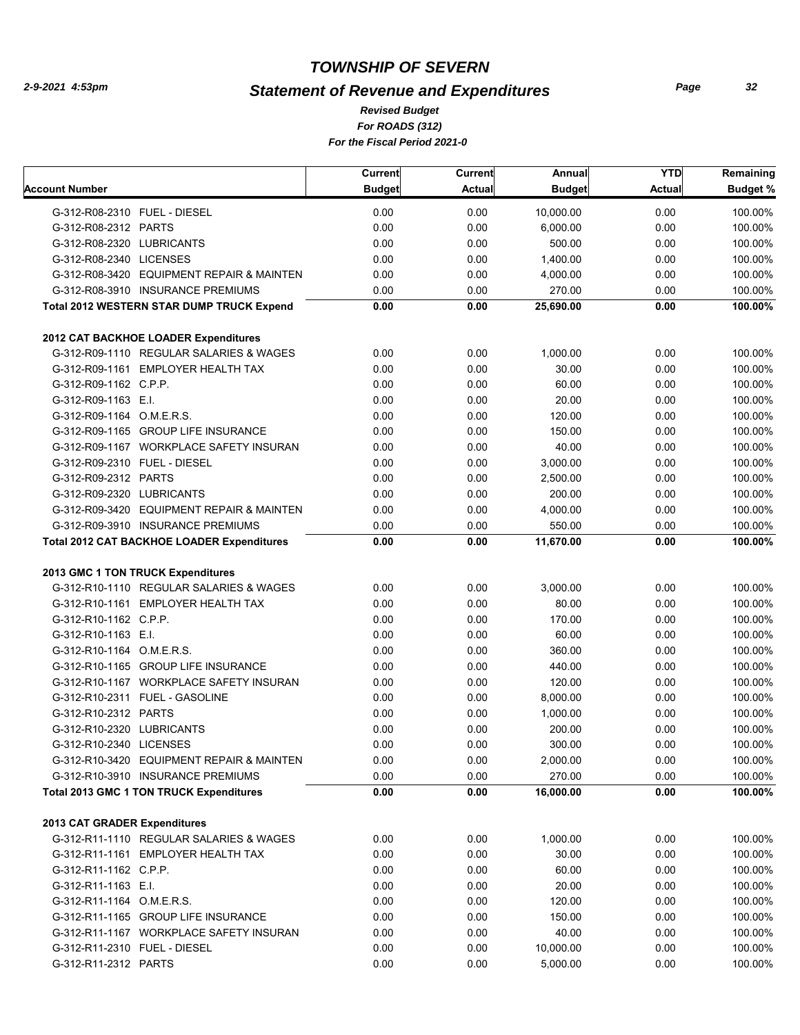# TOWNSHIP OF SEVERN

## Statement of Revenue and Expenditures

*Revised Budget*
*For ROADS (312)*
*For the Fiscal Period 2021-0*

2-9-2021 4:53pm

| Account Number | Current Budget | Current Actual | Annual Budget | YTD Actual | Remaining Budget % |
|---|---|---|---|---|---|
| G-312-R08-2310 FUEL - DIESEL | 0.00 | 0.00 | 10,000.00 | 0.00 | 100.00% |
| G-312-R08-2312 PARTS | 0.00 | 0.00 | 6,000.00 | 0.00 | 100.00% |
| G-312-R08-2320 LUBRICANTS | 0.00 | 0.00 | 500.00 | 0.00 | 100.00% |
| G-312-R08-2340 LICENSES | 0.00 | 0.00 | 1,400.00 | 0.00 | 100.00% |
| G-312-R08-3420 EQUIPMENT REPAIR & MAINTEN | 0.00 | 0.00 | 4,000.00 | 0.00 | 100.00% |
| G-312-R08-3910 INSURANCE PREMIUMS | 0.00 | 0.00 | 270.00 | 0.00 | 100.00% |
| **Total 2012 WESTERN STAR DUMP TRUCK Expend** | **0.00** | **0.00** | **25,690.00** | **0.00** | **100.00%** |
| **2012 CAT BACKHOE LOADER Expenditures** | | | | | |
| G-312-R09-1110 REGULAR SALARIES & WAGES | 0.00 | 0.00 | 1,000.00 | 0.00 | 100.00% |
| G-312-R09-1161 EMPLOYER HEALTH TAX | 0.00 | 0.00 | 30.00 | 0.00 | 100.00% |
| G-312-R09-1162 C.P.P. | 0.00 | 0.00 | 60.00 | 0.00 | 100.00% |
| G-312-R09-1163 E.I. | 0.00 | 0.00 | 20.00 | 0.00 | 100.00% |
| G-312-R09-1164 O.M.E.R.S. | 0.00 | 0.00 | 120.00 | 0.00 | 100.00% |
| G-312-R09-1165 GROUP LIFE INSURANCE | 0.00 | 0.00 | 150.00 | 0.00 | 100.00% |
| G-312-R09-1167 WORKPLACE SAFETY INSURAN | 0.00 | 0.00 | 40.00 | 0.00 | 100.00% |
| G-312-R09-2310 FUEL - DIESEL | 0.00 | 0.00 | 3,000.00 | 0.00 | 100.00% |
| G-312-R09-2312 PARTS | 0.00 | 0.00 | 2,500.00 | 0.00 | 100.00% |
| G-312-R09-2320 LUBRICANTS | 0.00 | 0.00 | 200.00 | 0.00 | 100.00% |
| G-312-R09-3420 EQUIPMENT REPAIR & MAINTEN | 0.00 | 0.00 | 4,000.00 | 0.00 | 100.00% |
| G-312-R09-3910 INSURANCE PREMIUMS | 0.00 | 0.00 | 550.00 | 0.00 | 100.00% |
| **Total 2012 CAT BACKHOE LOADER Expenditures** | **0.00** | **0.00** | **11,670.00** | **0.00** | **100.00%** |
| **2013 GMC 1 TON TRUCK Expenditures** | | | | | |
| G-312-R10-1110 REGULAR SALARIES & WAGES | 0.00 | 0.00 | 3,000.00 | 0.00 | 100.00% |
| G-312-R10-1161 EMPLOYER HEALTH TAX | 0.00 | 0.00 | 80.00 | 0.00 | 100.00% |
| G-312-R10-1162 C.P.P. | 0.00 | 0.00 | 170.00 | 0.00 | 100.00% |
| G-312-R10-1163 E.I. | 0.00 | 0.00 | 60.00 | 0.00 | 100.00% |
| G-312-R10-1164 O.M.E.R.S. | 0.00 | 0.00 | 360.00 | 0.00 | 100.00% |
| G-312-R10-1165 GROUP LIFE INSURANCE | 0.00 | 0.00 | 440.00 | 0.00 | 100.00% |
| G-312-R10-1167 WORKPLACE SAFETY INSURAN | 0.00 | 0.00 | 120.00 | 0.00 | 100.00% |
| G-312-R10-2311 FUEL - GASOLINE | 0.00 | 0.00 | 8,000.00 | 0.00 | 100.00% |
| G-312-R10-2312 PARTS | 0.00 | 0.00 | 1,000.00 | 0.00 | 100.00% |
| G-312-R10-2320 LUBRICANTS | 0.00 | 0.00 | 200.00 | 0.00 | 100.00% |
| G-312-R10-2340 LICENSES | 0.00 | 0.00 | 300.00 | 0.00 | 100.00% |
| G-312-R10-3420 EQUIPMENT REPAIR & MAINTEN | 0.00 | 0.00 | 2,000.00 | 0.00 | 100.00% |
| G-312-R10-3910 INSURANCE PREMIUMS | 0.00 | 0.00 | 270.00 | 0.00 | 100.00% |
| **Total 2013 GMC 1 TON TRUCK Expenditures** | **0.00** | **0.00** | **16,000.00** | **0.00** | **100.00%** |
| **2013 CAT GRADER Expenditures** | | | | | |
| G-312-R11-1110 REGULAR SALARIES & WAGES | 0.00 | 0.00 | 1,000.00 | 0.00 | 100.00% |
| G-312-R11-1161 EMPLOYER HEALTH TAX | 0.00 | 0.00 | 30.00 | 0.00 | 100.00% |
| G-312-R11-1162 C.P.P. | 0.00 | 0.00 | 60.00 | 0.00 | 100.00% |
| G-312-R11-1163 E.I. | 0.00 | 0.00 | 20.00 | 0.00 | 100.00% |
| G-312-R11-1164 O.M.E.R.S. | 0.00 | 0.00 | 120.00 | 0.00 | 100.00% |
| G-312-R11-1165 GROUP LIFE INSURANCE | 0.00 | 0.00 | 150.00 | 0.00 | 100.00% |
| G-312-R11-1167 WORKPLACE SAFETY INSURAN | 0.00 | 0.00 | 40.00 | 0.00 | 100.00% |
| G-312-R11-2310 FUEL - DIESEL | 0.00 | 0.00 | 10,000.00 | 0.00 | 100.00% |
| G-312-R11-2312 PARTS | 0.00 | 0.00 | 5,000.00 | 0.00 | 100.00% |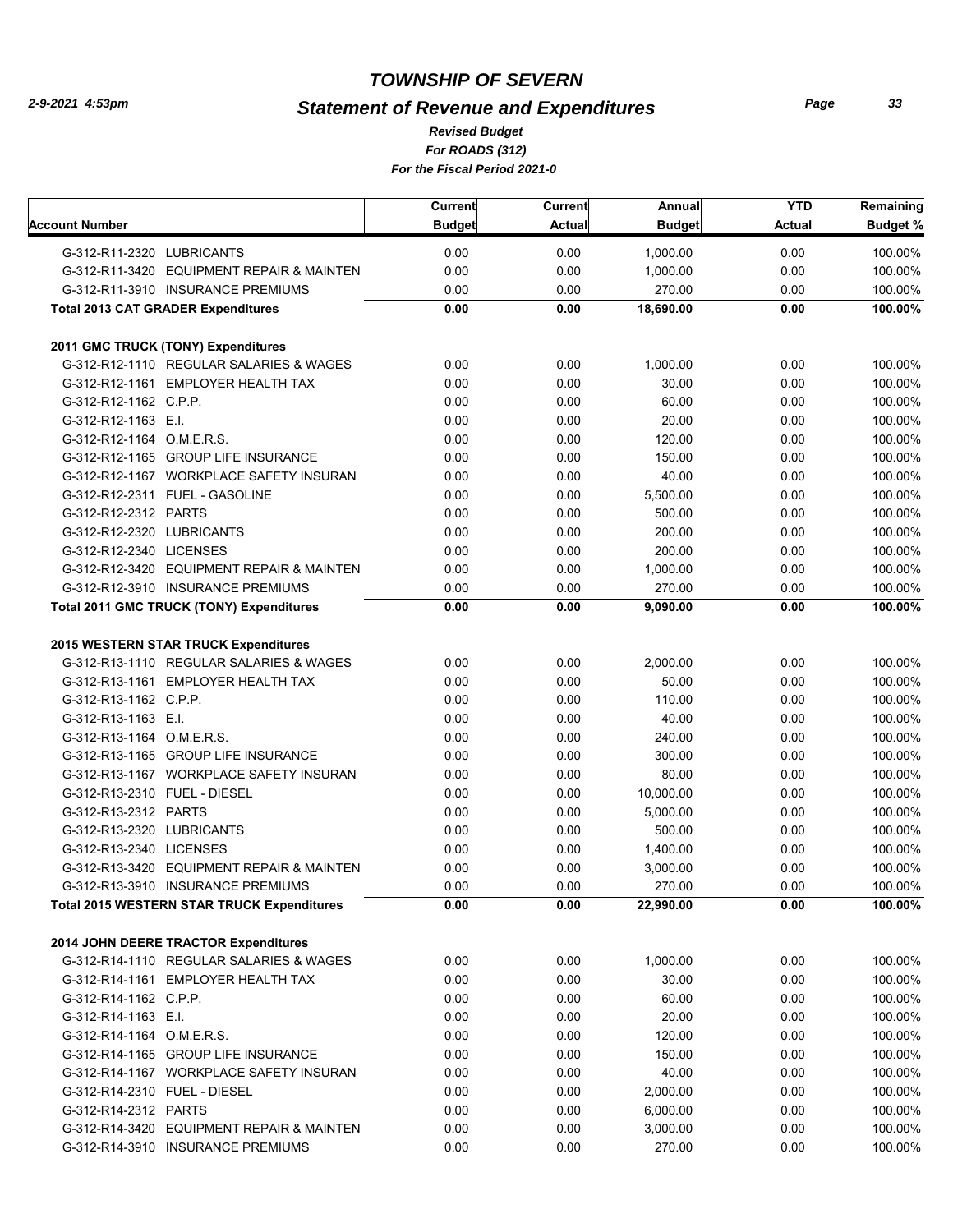# TOWNSHIP OF SEVERN

## Statement of Revenue and Expenditures

*Revised Budget*

*For ROADS (312)*

*For the Fiscal Period 2021-0*

| Account Number | Current Budget | Current Actual | Annual Budget | YTD Actual | Remaining Budget % |
|---|---|---|---|---|---|
| G-312-R11-2320 LUBRICANTS | 0.00 | 0.00 | 1,000.00 | 0.00 | 100.00% |
| G-312-R11-3420 EQUIPMENT REPAIR & MAINTEN | 0.00 | 0.00 | 1,000.00 | 0.00 | 100.00% |
| G-312-R11-3910 INSURANCE PREMIUMS | 0.00 | 0.00 | 270.00 | 0.00 | 100.00% |
| **Total 2013 CAT GRADER Expenditures** | **0.00** | **0.00** | **18,690.00** | **0.00** | **100.00%** |
| **2011 GMC TRUCK (TONY) Expenditures** | | | | | |
| G-312-R12-1110 REGULAR SALARIES & WAGES | 0.00 | 0.00 | 1,000.00 | 0.00 | 100.00% |
| G-312-R12-1161 EMPLOYER HEALTH TAX | 0.00 | 0.00 | 30.00 | 0.00 | 100.00% |
| G-312-R12-1162 C.P.P. | 0.00 | 0.00 | 60.00 | 0.00 | 100.00% |
| G-312-R12-1163 E.I. | 0.00 | 0.00 | 20.00 | 0.00 | 100.00% |
| G-312-R12-1164 O.M.E.R.S. | 0.00 | 0.00 | 120.00 | 0.00 | 100.00% |
| G-312-R12-1165 GROUP LIFE INSURANCE | 0.00 | 0.00 | 150.00 | 0.00 | 100.00% |
| G-312-R12-1167 WORKPLACE SAFETY INSURAN | 0.00 | 0.00 | 40.00 | 0.00 | 100.00% |
| G-312-R12-2311 FUEL - GASOLINE | 0.00 | 0.00 | 5,500.00 | 0.00 | 100.00% |
| G-312-R12-2312 PARTS | 0.00 | 0.00 | 500.00 | 0.00 | 100.00% |
| G-312-R12-2320 LUBRICANTS | 0.00 | 0.00 | 200.00 | 0.00 | 100.00% |
| G-312-R12-2340 LICENSES | 0.00 | 0.00 | 200.00 | 0.00 | 100.00% |
| G-312-R12-3420 EQUIPMENT REPAIR & MAINTEN | 0.00 | 0.00 | 1,000.00 | 0.00 | 100.00% |
| G-312-R12-3910 INSURANCE PREMIUMS | 0.00 | 0.00 | 270.00 | 0.00 | 100.00% |
| **Total 2011 GMC TRUCK (TONY) Expenditures** | **0.00** | **0.00** | **9,090.00** | **0.00** | **100.00%** |
| **2015 WESTERN STAR TRUCK Expenditures** | | | | | |
| G-312-R13-1110 REGULAR SALARIES & WAGES | 0.00 | 0.00 | 2,000.00 | 0.00 | 100.00% |
| G-312-R13-1161 EMPLOYER HEALTH TAX | 0.00 | 0.00 | 50.00 | 0.00 | 100.00% |
| G-312-R13-1162 C.P.P. | 0.00 | 0.00 | 110.00 | 0.00 | 100.00% |
| G-312-R13-1163 E.I. | 0.00 | 0.00 | 40.00 | 0.00 | 100.00% |
| G-312-R13-1164 O.M.E.R.S. | 0.00 | 0.00 | 240.00 | 0.00 | 100.00% |
| G-312-R13-1165 GROUP LIFE INSURANCE | 0.00 | 0.00 | 300.00 | 0.00 | 100.00% |
| G-312-R13-1167 WORKPLACE SAFETY INSURAN | 0.00 | 0.00 | 80.00 | 0.00 | 100.00% |
| G-312-R13-2310 FUEL - DIESEL | 0.00 | 0.00 | 10,000.00 | 0.00 | 100.00% |
| G-312-R13-2312 PARTS | 0.00 | 0.00 | 5,000.00 | 0.00 | 100.00% |
| G-312-R13-2320 LUBRICANTS | 0.00 | 0.00 | 500.00 | 0.00 | 100.00% |
| G-312-R13-2340 LICENSES | 0.00 | 0.00 | 1,400.00 | 0.00 | 100.00% |
| G-312-R13-3420 EQUIPMENT REPAIR & MAINTEN | 0.00 | 0.00 | 3,000.00 | 0.00 | 100.00% |
| G-312-R13-3910 INSURANCE PREMIUMS | 0.00 | 0.00 | 270.00 | 0.00 | 100.00% |
| **Total 2015 WESTERN STAR TRUCK Expenditures** | **0.00** | **0.00** | **22,990.00** | **0.00** | **100.00%** |
| **2014 JOHN DEERE TRACTOR Expenditures** | | | | | |
| G-312-R14-1110 REGULAR SALARIES & WAGES | 0.00 | 0.00 | 1,000.00 | 0.00 | 100.00% |
| G-312-R14-1161 EMPLOYER HEALTH TAX | 0.00 | 0.00 | 30.00 | 0.00 | 100.00% |
| G-312-R14-1162 C.P.P. | 0.00 | 0.00 | 60.00 | 0.00 | 100.00% |
| G-312-R14-1163 E.I. | 0.00 | 0.00 | 20.00 | 0.00 | 100.00% |
| G-312-R14-1164 O.M.E.R.S. | 0.00 | 0.00 | 120.00 | 0.00 | 100.00% |
| G-312-R14-1165 GROUP LIFE INSURANCE | 0.00 | 0.00 | 150.00 | 0.00 | 100.00% |
| G-312-R14-1167 WORKPLACE SAFETY INSURAN | 0.00 | 0.00 | 40.00 | 0.00 | 100.00% |
| G-312-R14-2310 FUEL - DIESEL | 0.00 | 0.00 | 2,000.00 | 0.00 | 100.00% |
| G-312-R14-2312 PARTS | 0.00 | 0.00 | 6,000.00 | 0.00 | 100.00% |
| G-312-R14-3420 EQUIPMENT REPAIR & MAINTEN | 0.00 | 0.00 | 3,000.00 | 0.00 | 100.00% |
| G-312-R14-3910 INSURANCE PREMIUMS | 0.00 | 0.00 | 270.00 | 0.00 | 100.00% |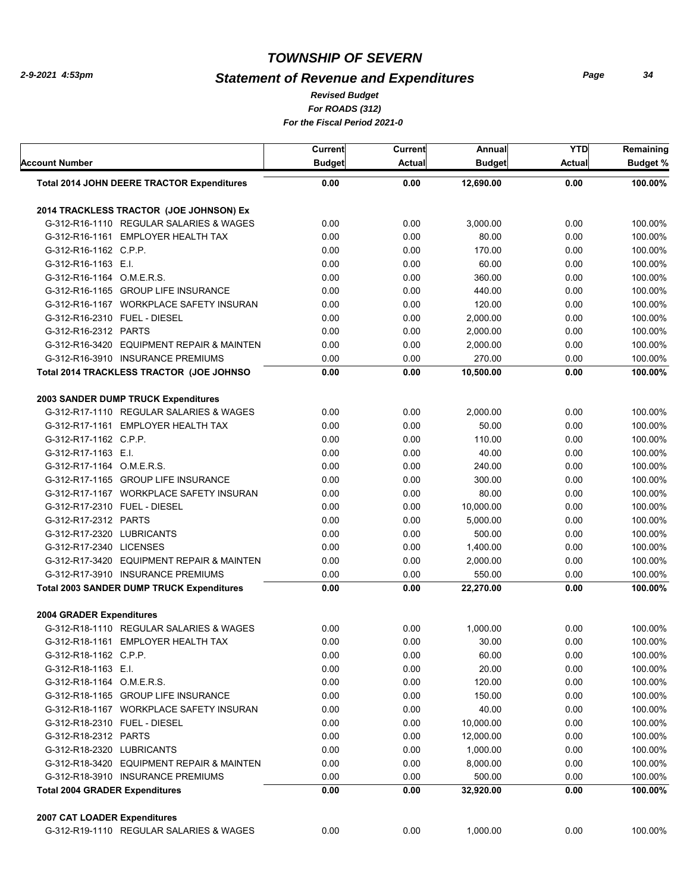# TOWNSHIP OF SEVERN

## Statement of Revenue and Expenditures

*Revised Budget*
*For ROADS (312)*
*For the Fiscal Period 2021-0*

| Account Number | Current Budget | Current Actual | Annual Budget | YTD Actual | Remaining Budget % |
|---|---|---|---|---|---|
| **Total 2014 JOHN DEERE TRACTOR Expenditures** | **0.00** | **0.00** | **12,690.00** | **0.00** | **100.00%** |
| **2014 TRACKLESS TRACTOR (JOE JOHNSON) Ex** | | | | | |
| G-312-R16-1110 REGULAR SALARIES & WAGES | 0.00 | 0.00 | 3,000.00 | 0.00 | 100.00% |
| G-312-R16-1161 EMPLOYER HEALTH TAX | 0.00 | 0.00 | 80.00 | 0.00 | 100.00% |
| G-312-R16-1162 C.P.P. | 0.00 | 0.00 | 170.00 | 0.00 | 100.00% |
| G-312-R16-1163 E.I. | 0.00 | 0.00 | 60.00 | 0.00 | 100.00% |
| G-312-R16-1164 O.M.E.R.S. | 0.00 | 0.00 | 360.00 | 0.00 | 100.00% |
| G-312-R16-1165 GROUP LIFE INSURANCE | 0.00 | 0.00 | 440.00 | 0.00 | 100.00% |
| G-312-R16-1167 WORKPLACE SAFETY INSURAN | 0.00 | 0.00 | 120.00 | 0.00 | 100.00% |
| G-312-R16-2310 FUEL - DIESEL | 0.00 | 0.00 | 2,000.00 | 0.00 | 100.00% |
| G-312-R16-2312 PARTS | 0.00 | 0.00 | 2,000.00 | 0.00 | 100.00% |
| G-312-R16-3420 EQUIPMENT REPAIR & MAINTEN | 0.00 | 0.00 | 2,000.00 | 0.00 | 100.00% |
| G-312-R16-3910 INSURANCE PREMIUMS | 0.00 | 0.00 | 270.00 | 0.00 | 100.00% |
| **Total 2014 TRACKLESS TRACTOR (JOE JOHNSO** | **0.00** | **0.00** | **10,500.00** | **0.00** | **100.00%** |
| **2003 SANDER DUMP TRUCK Expenditures** | | | | | |
| G-312-R17-1110 REGULAR SALARIES & WAGES | 0.00 | 0.00 | 2,000.00 | 0.00 | 100.00% |
| G-312-R17-1161 EMPLOYER HEALTH TAX | 0.00 | 0.00 | 50.00 | 0.00 | 100.00% |
| G-312-R17-1162 C.P.P. | 0.00 | 0.00 | 110.00 | 0.00 | 100.00% |
| G-312-R17-1163 E.I. | 0.00 | 0.00 | 40.00 | 0.00 | 100.00% |
| G-312-R17-1164 O.M.E.R.S. | 0.00 | 0.00 | 240.00 | 0.00 | 100.00% |
| G-312-R17-1165 GROUP LIFE INSURANCE | 0.00 | 0.00 | 300.00 | 0.00 | 100.00% |
| G-312-R17-1167 WORKPLACE SAFETY INSURAN | 0.00 | 0.00 | 80.00 | 0.00 | 100.00% |
| G-312-R17-2310 FUEL - DIESEL | 0.00 | 0.00 | 10,000.00 | 0.00 | 100.00% |
| G-312-R17-2312 PARTS | 0.00 | 0.00 | 5,000.00 | 0.00 | 100.00% |
| G-312-R17-2320 LUBRICANTS | 0.00 | 0.00 | 500.00 | 0.00 | 100.00% |
| G-312-R17-2340 LICENSES | 0.00 | 0.00 | 1,400.00 | 0.00 | 100.00% |
| G-312-R17-3420 EQUIPMENT REPAIR & MAINTEN | 0.00 | 0.00 | 2,000.00 | 0.00 | 100.00% |
| G-312-R17-3910 INSURANCE PREMIUMS | 0.00 | 0.00 | 550.00 | 0.00 | 100.00% |
| **Total 2003 SANDER DUMP TRUCK Expenditures** | **0.00** | **0.00** | **22,270.00** | **0.00** | **100.00%** |
| **2004 GRADER Expenditures** | | | | | |
| G-312-R18-1110 REGULAR SALARIES & WAGES | 0.00 | 0.00 | 1,000.00 | 0.00 | 100.00% |
| G-312-R18-1161 EMPLOYER HEALTH TAX | 0.00 | 0.00 | 30.00 | 0.00 | 100.00% |
| G-312-R18-1162 C.P.P. | 0.00 | 0.00 | 60.00 | 0.00 | 100.00% |
| G-312-R18-1163 E.I. | 0.00 | 0.00 | 20.00 | 0.00 | 100.00% |
| G-312-R18-1164 O.M.E.R.S. | 0.00 | 0.00 | 120.00 | 0.00 | 100.00% |
| G-312-R18-1165 GROUP LIFE INSURANCE | 0.00 | 0.00 | 150.00 | 0.00 | 100.00% |
| G-312-R18-1167 WORKPLACE SAFETY INSURAN | 0.00 | 0.00 | 40.00 | 0.00 | 100.00% |
| G-312-R18-2310 FUEL - DIESEL | 0.00 | 0.00 | 10,000.00 | 0.00 | 100.00% |
| G-312-R18-2312 PARTS | 0.00 | 0.00 | 12,000.00 | 0.00 | 100.00% |
| G-312-R18-2320 LUBRICANTS | 0.00 | 0.00 | 1,000.00 | 0.00 | 100.00% |
| G-312-R18-3420 EQUIPMENT REPAIR & MAINTEN | 0.00 | 0.00 | 8,000.00 | 0.00 | 100.00% |
| G-312-R18-3910 INSURANCE PREMIUMS | 0.00 | 0.00 | 500.00 | 0.00 | 100.00% |
| **Total 2004 GRADER Expenditures** | **0.00** | **0.00** | **32,920.00** | **0.00** | **100.00%** |
| **2007 CAT LOADER Expenditures** | | | | | |
| G-312-R19-1110 REGULAR SALARIES & WAGES | 0.00 | 0.00 | 1,000.00 | 0.00 | 100.00% |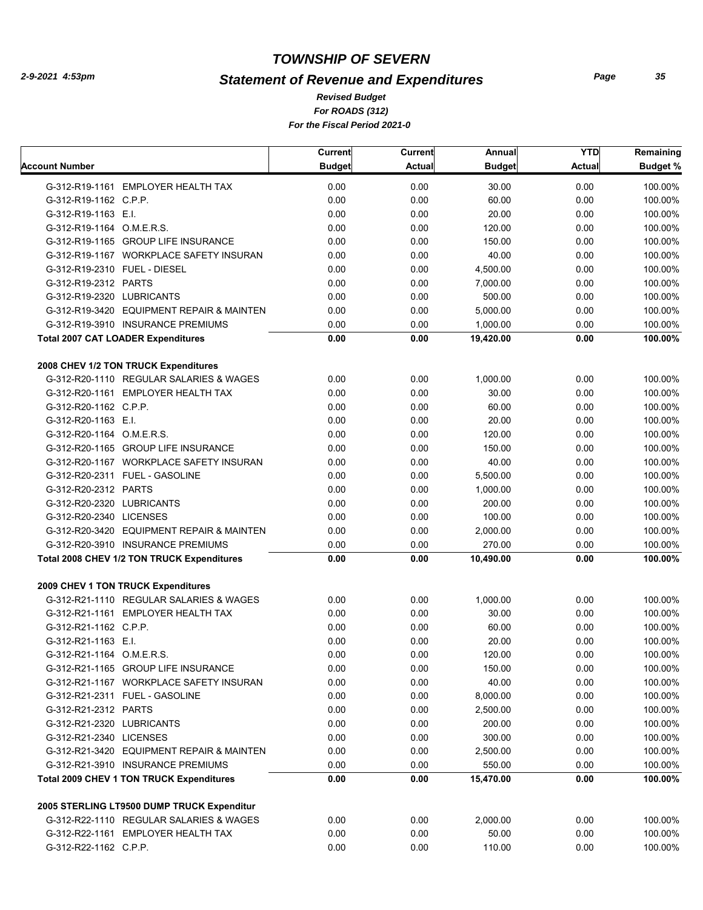# TOWNSHIP OF SEVERN

## Statement of Revenue and Expenditures

*Revised Budget*
*For ROADS (312)*
*For the Fiscal Period 2021-0*

2-9-2021 4:53pm

| Account Number | Current Budget | Current Actual | Annual Budget | YTD Actual | Remaining Budget % |
|---|---|---|---|---|---|
| G-312-R19-1161 EMPLOYER HEALTH TAX | 0.00 | 0.00 | 30.00 | 0.00 | 100.00% |
| G-312-R19-1162 C.P.P. | 0.00 | 0.00 | 60.00 | 0.00 | 100.00% |
| G-312-R19-1163 E.I. | 0.00 | 0.00 | 20.00 | 0.00 | 100.00% |
| G-312-R19-1164 O.M.E.R.S. | 0.00 | 0.00 | 120.00 | 0.00 | 100.00% |
| G-312-R19-1165 GROUP LIFE INSURANCE | 0.00 | 0.00 | 150.00 | 0.00 | 100.00% |
| G-312-R19-1167 WORKPLACE SAFETY INSURAN | 0.00 | 0.00 | 40.00 | 0.00 | 100.00% |
| G-312-R19-2310 FUEL - DIESEL | 0.00 | 0.00 | 4,500.00 | 0.00 | 100.00% |
| G-312-R19-2312 PARTS | 0.00 | 0.00 | 7,000.00 | 0.00 | 100.00% |
| G-312-R19-2320 LUBRICANTS | 0.00 | 0.00 | 500.00 | 0.00 | 100.00% |
| G-312-R19-3420 EQUIPMENT REPAIR & MAINTEN | 0.00 | 0.00 | 5,000.00 | 0.00 | 100.00% |
| G-312-R19-3910 INSURANCE PREMIUMS | 0.00 | 0.00 | 1,000.00 | 0.00 | 100.00% |
| **Total 2007 CAT LOADER Expenditures** | **0.00** | **0.00** | **19,420.00** | **0.00** | **100.00%** |
| **2008 CHEV 1/2 TON TRUCK Expenditures** | | | | | |
| G-312-R20-1110 REGULAR SALARIES & WAGES | 0.00 | 0.00 | 1,000.00 | 0.00 | 100.00% |
| G-312-R20-1161 EMPLOYER HEALTH TAX | 0.00 | 0.00 | 30.00 | 0.00 | 100.00% |
| G-312-R20-1162 C.P.P. | 0.00 | 0.00 | 60.00 | 0.00 | 100.00% |
| G-312-R20-1163 E.I. | 0.00 | 0.00 | 20.00 | 0.00 | 100.00% |
| G-312-R20-1164 O.M.E.R.S. | 0.00 | 0.00 | 120.00 | 0.00 | 100.00% |
| G-312-R20-1165 GROUP LIFE INSURANCE | 0.00 | 0.00 | 150.00 | 0.00 | 100.00% |
| G-312-R20-1167 WORKPLACE SAFETY INSURAN | 0.00 | 0.00 | 40.00 | 0.00 | 100.00% |
| G-312-R20-2311 FUEL - GASOLINE | 0.00 | 0.00 | 5,500.00 | 0.00 | 100.00% |
| G-312-R20-2312 PARTS | 0.00 | 0.00 | 1,000.00 | 0.00 | 100.00% |
| G-312-R20-2320 LUBRICANTS | 0.00 | 0.00 | 200.00 | 0.00 | 100.00% |
| G-312-R20-2340 LICENSES | 0.00 | 0.00 | 100.00 | 0.00 | 100.00% |
| G-312-R20-3420 EQUIPMENT REPAIR & MAINTEN | 0.00 | 0.00 | 2,000.00 | 0.00 | 100.00% |
| G-312-R20-3910 INSURANCE PREMIUMS | 0.00 | 0.00 | 270.00 | 0.00 | 100.00% |
| **Total 2008 CHEV 1/2 TON TRUCK Expenditures** | **0.00** | **0.00** | **10,490.00** | **0.00** | **100.00%** |
| **2009 CHEV 1 TON TRUCK Expenditures** | | | | | |
| G-312-R21-1110 REGULAR SALARIES & WAGES | 0.00 | 0.00 | 1,000.00 | 0.00 | 100.00% |
| G-312-R21-1161 EMPLOYER HEALTH TAX | 0.00 | 0.00 | 30.00 | 0.00 | 100.00% |
| G-312-R21-1162 C.P.P. | 0.00 | 0.00 | 60.00 | 0.00 | 100.00% |
| G-312-R21-1163 E.I. | 0.00 | 0.00 | 20.00 | 0.00 | 100.00% |
| G-312-R21-1164 O.M.E.R.S. | 0.00 | 0.00 | 120.00 | 0.00 | 100.00% |
| G-312-R21-1165 GROUP LIFE INSURANCE | 0.00 | 0.00 | 150.00 | 0.00 | 100.00% |
| G-312-R21-1167 WORKPLACE SAFETY INSURAN | 0.00 | 0.00 | 40.00 | 0.00 | 100.00% |
| G-312-R21-2311 FUEL - GASOLINE | 0.00 | 0.00 | 8,000.00 | 0.00 | 100.00% |
| G-312-R21-2312 PARTS | 0.00 | 0.00 | 2,500.00 | 0.00 | 100.00% |
| G-312-R21-2320 LUBRICANTS | 0.00 | 0.00 | 200.00 | 0.00 | 100.00% |
| G-312-R21-2340 LICENSES | 0.00 | 0.00 | 300.00 | 0.00 | 100.00% |
| G-312-R21-3420 EQUIPMENT REPAIR & MAINTEN | 0.00 | 0.00 | 2,500.00 | 0.00 | 100.00% |
| G-312-R21-3910 INSURANCE PREMIUMS | 0.00 | 0.00 | 550.00 | 0.00 | 100.00% |
| **Total 2009 CHEV 1 TON TRUCK Expenditures** | **0.00** | **0.00** | **15,470.00** | **0.00** | **100.00%** |
| **2005 STERLING LT9500 DUMP TRUCK Expenditur** | | | | | |
| G-312-R22-1110 REGULAR SALARIES & WAGES | 0.00 | 0.00 | 2,000.00 | 0.00 | 100.00% |
| G-312-R22-1161 EMPLOYER HEALTH TAX | 0.00 | 0.00 | 50.00 | 0.00 | 100.00% |
| G-312-R22-1162 C.P.P. | 0.00 | 0.00 | 110.00 | 0.00 | 100.00% |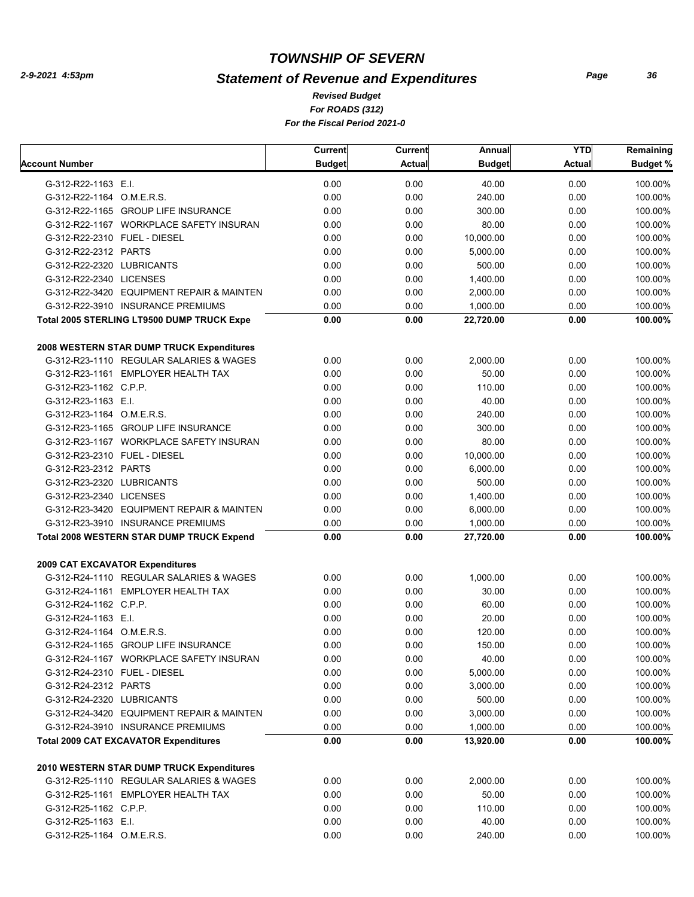# TOWNSHIP OF SEVERN

## Statement of Revenue and Expenditures

*Revised Budget*
*For ROADS (312)*
*For the Fiscal Period 2021-0*

| Account Number | Current Budget | Current Actual | Annual Budget | YTD Actual | Remaining Budget % |
|---|---|---|---|---|---|
| G-312-R22-1163 E.I. | 0.00 | 0.00 | 40.00 | 0.00 | 100.00% |
| G-312-R22-1164 O.M.E.R.S. | 0.00 | 0.00 | 240.00 | 0.00 | 100.00% |
| G-312-R22-1165 GROUP LIFE INSURANCE | 0.00 | 0.00 | 300.00 | 0.00 | 100.00% |
| G-312-R22-1167 WORKPLACE SAFETY INSURAN | 0.00 | 0.00 | 80.00 | 0.00 | 100.00% |
| G-312-R22-2310 FUEL - DIESEL | 0.00 | 0.00 | 10,000.00 | 0.00 | 100.00% |
| G-312-R22-2312 PARTS | 0.00 | 0.00 | 5,000.00 | 0.00 | 100.00% |
| G-312-R22-2320 LUBRICANTS | 0.00 | 0.00 | 500.00 | 0.00 | 100.00% |
| G-312-R22-2340 LICENSES | 0.00 | 0.00 | 1,400.00 | 0.00 | 100.00% |
| G-312-R22-3420 EQUIPMENT REPAIR & MAINTEN | 0.00 | 0.00 | 2,000.00 | 0.00 | 100.00% |
| G-312-R22-3910 INSURANCE PREMIUMS | 0.00 | 0.00 | 1,000.00 | 0.00 | 100.00% |
| **Total 2005 STERLING LT9500 DUMP TRUCK Expe** | **0.00** | **0.00** | **22,720.00** | **0.00** | **100.00%** |
| **2008 WESTERN STAR DUMP TRUCK Expenditures** | | | | | |
| G-312-R23-1110 REGULAR SALARIES & WAGES | 0.00 | 0.00 | 2,000.00 | 0.00 | 100.00% |
| G-312-R23-1161 EMPLOYER HEALTH TAX | 0.00 | 0.00 | 50.00 | 0.00 | 100.00% |
| G-312-R23-1162 C.P.P. | 0.00 | 0.00 | 110.00 | 0.00 | 100.00% |
| G-312-R23-1163 E.I. | 0.00 | 0.00 | 40.00 | 0.00 | 100.00% |
| G-312-R23-1164 O.M.E.R.S. | 0.00 | 0.00 | 240.00 | 0.00 | 100.00% |
| G-312-R23-1165 GROUP LIFE INSURANCE | 0.00 | 0.00 | 300.00 | 0.00 | 100.00% |
| G-312-R23-1167 WORKPLACE SAFETY INSURAN | 0.00 | 0.00 | 80.00 | 0.00 | 100.00% |
| G-312-R23-2310 FUEL - DIESEL | 0.00 | 0.00 | 10,000.00 | 0.00 | 100.00% |
| G-312-R23-2312 PARTS | 0.00 | 0.00 | 6,000.00 | 0.00 | 100.00% |
| G-312-R23-2320 LUBRICANTS | 0.00 | 0.00 | 500.00 | 0.00 | 100.00% |
| G-312-R23-2340 LICENSES | 0.00 | 0.00 | 1,400.00 | 0.00 | 100.00% |
| G-312-R23-3420 EQUIPMENT REPAIR & MAINTEN | 0.00 | 0.00 | 6,000.00 | 0.00 | 100.00% |
| G-312-R23-3910 INSURANCE PREMIUMS | 0.00 | 0.00 | 1,000.00 | 0.00 | 100.00% |
| **Total 2008 WESTERN STAR DUMP TRUCK Expend** | **0.00** | **0.00** | **27,720.00** | **0.00** | **100.00%** |
| **2009 CAT EXCAVATOR Expenditures** | | | | | |
| G-312-R24-1110 REGULAR SALARIES & WAGES | 0.00 | 0.00 | 1,000.00 | 0.00 | 100.00% |
| G-312-R24-1161 EMPLOYER HEALTH TAX | 0.00 | 0.00 | 30.00 | 0.00 | 100.00% |
| G-312-R24-1162 C.P.P. | 0.00 | 0.00 | 60.00 | 0.00 | 100.00% |
| G-312-R24-1163 E.I. | 0.00 | 0.00 | 20.00 | 0.00 | 100.00% |
| G-312-R24-1164 O.M.E.R.S. | 0.00 | 0.00 | 120.00 | 0.00 | 100.00% |
| G-312-R24-1165 GROUP LIFE INSURANCE | 0.00 | 0.00 | 150.00 | 0.00 | 100.00% |
| G-312-R24-1167 WORKPLACE SAFETY INSURAN | 0.00 | 0.00 | 40.00 | 0.00 | 100.00% |
| G-312-R24-2310 FUEL - DIESEL | 0.00 | 0.00 | 5,000.00 | 0.00 | 100.00% |
| G-312-R24-2312 PARTS | 0.00 | 0.00 | 3,000.00 | 0.00 | 100.00% |
| G-312-R24-2320 LUBRICANTS | 0.00 | 0.00 | 500.00 | 0.00 | 100.00% |
| G-312-R24-3420 EQUIPMENT REPAIR & MAINTEN | 0.00 | 0.00 | 3,000.00 | 0.00 | 100.00% |
| G-312-R24-3910 INSURANCE PREMIUMS | 0.00 | 0.00 | 1,000.00 | 0.00 | 100.00% |
| **Total 2009 CAT EXCAVATOR Expenditures** | **0.00** | **0.00** | **13,920.00** | **0.00** | **100.00%** |
| **2010 WESTERN STAR DUMP TRUCK Expenditures** | | | | | |
| G-312-R25-1110 REGULAR SALARIES & WAGES | 0.00 | 0.00 | 2,000.00 | 0.00 | 100.00% |
| G-312-R25-1161 EMPLOYER HEALTH TAX | 0.00 | 0.00 | 50.00 | 0.00 | 100.00% |
| G-312-R25-1162 C.P.P. | 0.00 | 0.00 | 110.00 | 0.00 | 100.00% |
| G-312-R25-1163 E.I. | 0.00 | 0.00 | 40.00 | 0.00 | 100.00% |
| G-312-R25-1164 O.M.E.R.S. | 0.00 | 0.00 | 240.00 | 0.00 | 100.00% |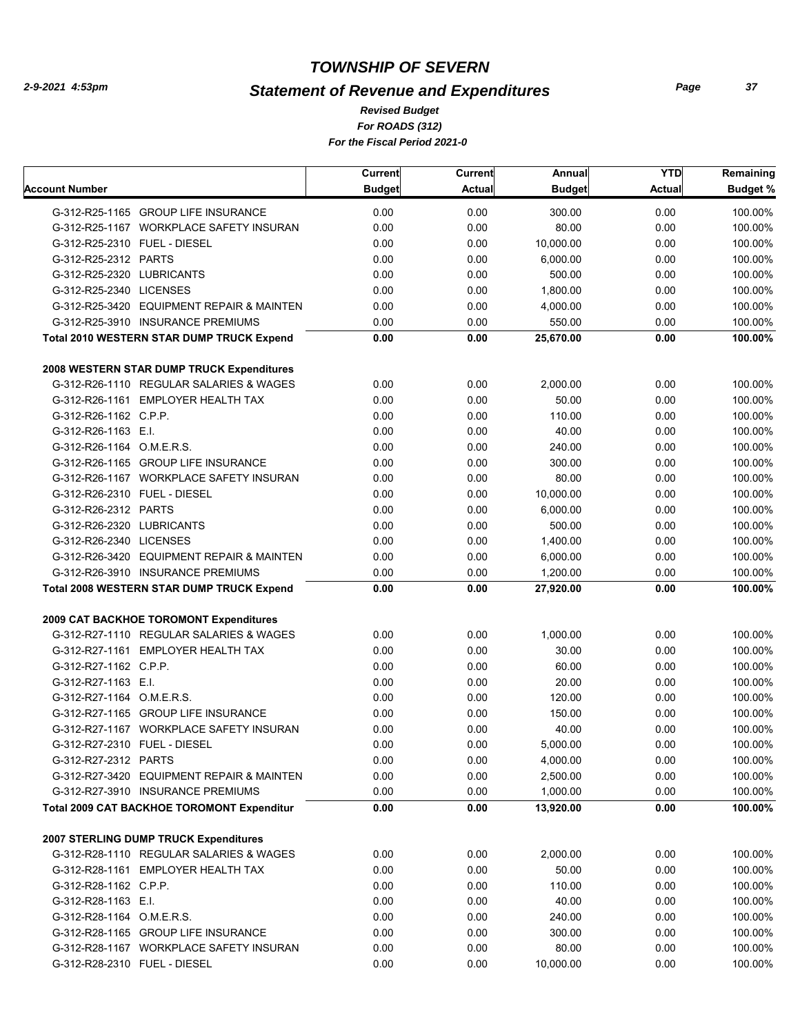# TOWNSHIP OF SEVERN

## Statement of Revenue and Expenditures

*Revised Budget*
*For ROADS (312)*
*For the Fiscal Period 2021-0*

| Account Number | Current Budget | Current Actual | Annual Budget | YTD Actual | Remaining Budget % |
|---|---|---|---|---|---|
| G-312-R25-1165 GROUP LIFE INSURANCE | 0.00 | 0.00 | 300.00 | 0.00 | 100.00% |
| G-312-R25-1167 WORKPLACE SAFETY INSURAN | 0.00 | 0.00 | 80.00 | 0.00 | 100.00% |
| G-312-R25-2310 FUEL - DIESEL | 0.00 | 0.00 | 10,000.00 | 0.00 | 100.00% |
| G-312-R25-2312 PARTS | 0.00 | 0.00 | 6,000.00 | 0.00 | 100.00% |
| G-312-R25-2320 LUBRICANTS | 0.00 | 0.00 | 500.00 | 0.00 | 100.00% |
| G-312-R25-2340 LICENSES | 0.00 | 0.00 | 1,800.00 | 0.00 | 100.00% |
| G-312-R25-3420 EQUIPMENT REPAIR & MAINTEN | 0.00 | 0.00 | 4,000.00 | 0.00 | 100.00% |
| G-312-R25-3910 INSURANCE PREMIUMS | 0.00 | 0.00 | 550.00 | 0.00 | 100.00% |
| **Total 2010 WESTERN STAR DUMP TRUCK Expend** | **0.00** | **0.00** | **25,670.00** | **0.00** | **100.00%** |
| **2008 WESTERN STAR DUMP TRUCK Expenditures** | | | | | |
| G-312-R26-1110 REGULAR SALARIES & WAGES | 0.00 | 0.00 | 2,000.00 | 0.00 | 100.00% |
| G-312-R26-1161 EMPLOYER HEALTH TAX | 0.00 | 0.00 | 50.00 | 0.00 | 100.00% |
| G-312-R26-1162 C.P.P. | 0.00 | 0.00 | 110.00 | 0.00 | 100.00% |
| G-312-R26-1163 E.I. | 0.00 | 0.00 | 40.00 | 0.00 | 100.00% |
| G-312-R26-1164 O.M.E.R.S. | 0.00 | 0.00 | 240.00 | 0.00 | 100.00% |
| G-312-R26-1165 GROUP LIFE INSURANCE | 0.00 | 0.00 | 300.00 | 0.00 | 100.00% |
| G-312-R26-1167 WORKPLACE SAFETY INSURAN | 0.00 | 0.00 | 80.00 | 0.00 | 100.00% |
| G-312-R26-2310 FUEL - DIESEL | 0.00 | 0.00 | 10,000.00 | 0.00 | 100.00% |
| G-312-R26-2312 PARTS | 0.00 | 0.00 | 6,000.00 | 0.00 | 100.00% |
| G-312-R26-2320 LUBRICANTS | 0.00 | 0.00 | 500.00 | 0.00 | 100.00% |
| G-312-R26-2340 LICENSES | 0.00 | 0.00 | 1,400.00 | 0.00 | 100.00% |
| G-312-R26-3420 EQUIPMENT REPAIR & MAINTEN | 0.00 | 0.00 | 6,000.00 | 0.00 | 100.00% |
| G-312-R26-3910 INSURANCE PREMIUMS | 0.00 | 0.00 | 1,200.00 | 0.00 | 100.00% |
| **Total 2008 WESTERN STAR DUMP TRUCK Expend** | **0.00** | **0.00** | **27,920.00** | **0.00** | **100.00%** |
| **2009 CAT BACKHOE TOROMONT Expenditures** | | | | | |
| G-312-R27-1110 REGULAR SALARIES & WAGES | 0.00 | 0.00 | 1,000.00 | 0.00 | 100.00% |
| G-312-R27-1161 EMPLOYER HEALTH TAX | 0.00 | 0.00 | 30.00 | 0.00 | 100.00% |
| G-312-R27-1162 C.P.P. | 0.00 | 0.00 | 60.00 | 0.00 | 100.00% |
| G-312-R27-1163 E.I. | 0.00 | 0.00 | 20.00 | 0.00 | 100.00% |
| G-312-R27-1164 O.M.E.R.S. | 0.00 | 0.00 | 120.00 | 0.00 | 100.00% |
| G-312-R27-1165 GROUP LIFE INSURANCE | 0.00 | 0.00 | 150.00 | 0.00 | 100.00% |
| G-312-R27-1167 WORKPLACE SAFETY INSURAN | 0.00 | 0.00 | 40.00 | 0.00 | 100.00% |
| G-312-R27-2310 FUEL - DIESEL | 0.00 | 0.00 | 5,000.00 | 0.00 | 100.00% |
| G-312-R27-2312 PARTS | 0.00 | 0.00 | 4,000.00 | 0.00 | 100.00% |
| G-312-R27-3420 EQUIPMENT REPAIR & MAINTEN | 0.00 | 0.00 | 2,500.00 | 0.00 | 100.00% |
| G-312-R27-3910 INSURANCE PREMIUMS | 0.00 | 0.00 | 1,000.00 | 0.00 | 100.00% |
| **Total 2009 CAT BACKHOE TOROMONT Expenditur** | **0.00** | **0.00** | **13,920.00** | **0.00** | **100.00%** |
| **2007 STERLING DUMP TRUCK Expenditures** | | | | | |
| G-312-R28-1110 REGULAR SALARIES & WAGES | 0.00 | 0.00 | 2,000.00 | 0.00 | 100.00% |
| G-312-R28-1161 EMPLOYER HEALTH TAX | 0.00 | 0.00 | 50.00 | 0.00 | 100.00% |
| G-312-R28-1162 C.P.P. | 0.00 | 0.00 | 110.00 | 0.00 | 100.00% |
| G-312-R28-1163 E.I. | 0.00 | 0.00 | 40.00 | 0.00 | 100.00% |
| G-312-R28-1164 O.M.E.R.S. | 0.00 | 0.00 | 240.00 | 0.00 | 100.00% |
| G-312-R28-1165 GROUP LIFE INSURANCE | 0.00 | 0.00 | 300.00 | 0.00 | 100.00% |
| G-312-R28-1167 WORKPLACE SAFETY INSURAN | 0.00 | 0.00 | 80.00 | 0.00 | 100.00% |
| G-312-R28-2310 FUEL - DIESEL | 0.00 | 0.00 | 10,000.00 | 0.00 | 100.00% |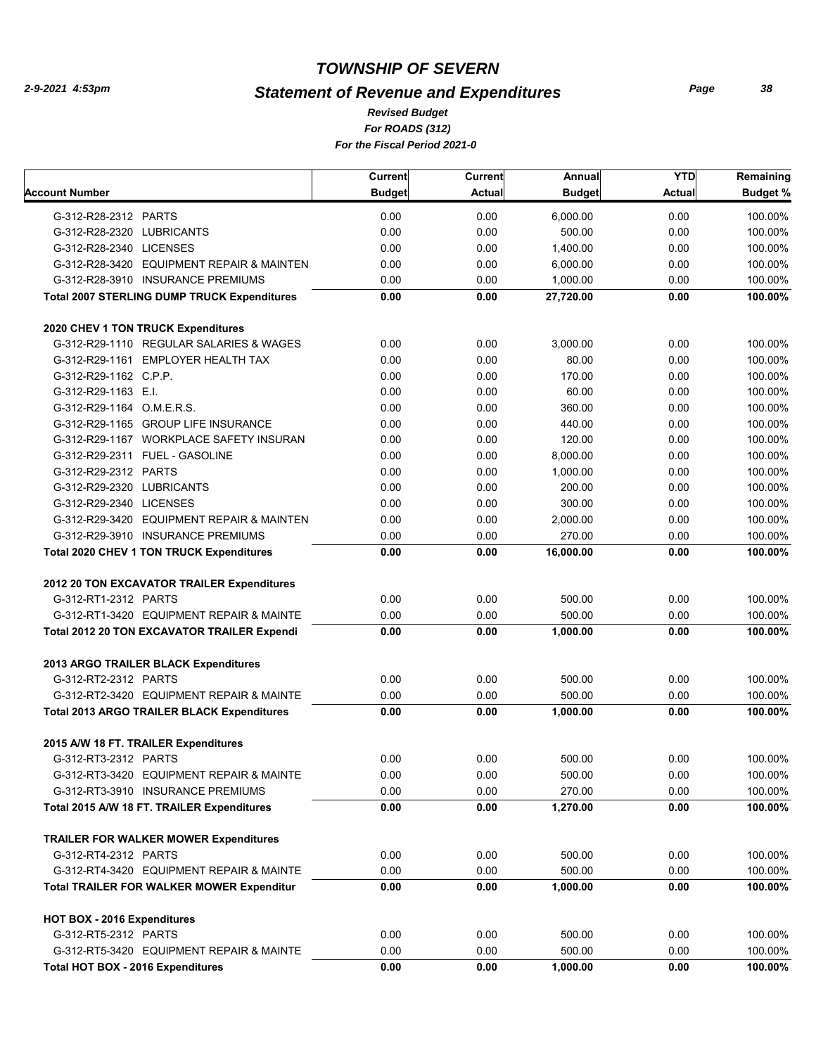# TOWNSHIP OF SEVERN

## Statement of Revenue and Expenditures

*Revised Budget*
*For ROADS (312)*
*For the Fiscal Period 2021-0*

2-9-2021 4:53pm

| Account Number | Current Budget | Current Actual | Annual Budget | YTD Actual | Remaining Budget % |
|---|---|---|---|---|---|
| G-312-R28-2312 PARTS | 0.00 | 0.00 | 6,000.00 | 0.00 | 100.00% |
| G-312-R28-2320 LUBRICANTS | 0.00 | 0.00 | 500.00 | 0.00 | 100.00% |
| G-312-R28-2340 LICENSES | 0.00 | 0.00 | 1,400.00 | 0.00 | 100.00% |
| G-312-R28-3420 EQUIPMENT REPAIR & MAINTEN | 0.00 | 0.00 | 6,000.00 | 0.00 | 100.00% |
| G-312-R28-3910 INSURANCE PREMIUMS | 0.00 | 0.00 | 1,000.00 | 0.00 | 100.00% |
| **Total 2007 STERLING DUMP TRUCK Expenditures** | **0.00** | **0.00** | **27,720.00** | **0.00** | **100.00%** |
| **2020 CHEV 1 TON TRUCK Expenditures** | | | | | |
| G-312-R29-1110 REGULAR SALARIES & WAGES | 0.00 | 0.00 | 3,000.00 | 0.00 | 100.00% |
| G-312-R29-1161 EMPLOYER HEALTH TAX | 0.00 | 0.00 | 80.00 | 0.00 | 100.00% |
| G-312-R29-1162 C.P.P. | 0.00 | 0.00 | 170.00 | 0.00 | 100.00% |
| G-312-R29-1163 E.I. | 0.00 | 0.00 | 60.00 | 0.00 | 100.00% |
| G-312-R29-1164 O.M.E.R.S. | 0.00 | 0.00 | 360.00 | 0.00 | 100.00% |
| G-312-R29-1165 GROUP LIFE INSURANCE | 0.00 | 0.00 | 440.00 | 0.00 | 100.00% |
| G-312-R29-1167 WORKPLACE SAFETY INSURAN | 0.00 | 0.00 | 120.00 | 0.00 | 100.00% |
| G-312-R29-2311 FUEL - GASOLINE | 0.00 | 0.00 | 8,000.00 | 0.00 | 100.00% |
| G-312-R29-2312 PARTS | 0.00 | 0.00 | 1,000.00 | 0.00 | 100.00% |
| G-312-R29-2320 LUBRICANTS | 0.00 | 0.00 | 200.00 | 0.00 | 100.00% |
| G-312-R29-2340 LICENSES | 0.00 | 0.00 | 300.00 | 0.00 | 100.00% |
| G-312-R29-3420 EQUIPMENT REPAIR & MAINTEN | 0.00 | 0.00 | 2,000.00 | 0.00 | 100.00% |
| G-312-R29-3910 INSURANCE PREMIUMS | 0.00 | 0.00 | 270.00 | 0.00 | 100.00% |
| **Total 2020 CHEV 1 TON TRUCK Expenditures** | **0.00** | **0.00** | **16,000.00** | **0.00** | **100.00%** |
| **2012 20 TON EXCAVATOR TRAILER Expenditures** | | | | | |
| G-312-RT1-2312 PARTS | 0.00 | 0.00 | 500.00 | 0.00 | 100.00% |
| G-312-RT1-3420 EQUIPMENT REPAIR & MAINTE | 0.00 | 0.00 | 500.00 | 0.00 | 100.00% |
| **Total 2012 20 TON EXCAVATOR TRAILER Expendi** | **0.00** | **0.00** | **1,000.00** | **0.00** | **100.00%** |
| **2013 ARGO TRAILER BLACK Expenditures** | | | | | |
| G-312-RT2-2312 PARTS | 0.00 | 0.00 | 500.00 | 0.00 | 100.00% |
| G-312-RT2-3420 EQUIPMENT REPAIR & MAINTE | 0.00 | 0.00 | 500.00 | 0.00 | 100.00% |
| **Total 2013 ARGO TRAILER BLACK Expenditures** | **0.00** | **0.00** | **1,000.00** | **0.00** | **100.00%** |
| **2015 A/W 18 FT. TRAILER Expenditures** | | | | | |
| G-312-RT3-2312 PARTS | 0.00 | 0.00 | 500.00 | 0.00 | 100.00% |
| G-312-RT3-3420 EQUIPMENT REPAIR & MAINTE | 0.00 | 0.00 | 500.00 | 0.00 | 100.00% |
| G-312-RT3-3910 INSURANCE PREMIUMS | 0.00 | 0.00 | 270.00 | 0.00 | 100.00% |
| **Total 2015 A/W 18 FT. TRAILER Expenditures** | **0.00** | **0.00** | **1,270.00** | **0.00** | **100.00%** |
| **TRAILER FOR WALKER MOWER Expenditures** | | | | | |
| G-312-RT4-2312 PARTS | 0.00 | 0.00 | 500.00 | 0.00 | 100.00% |
| G-312-RT4-3420 EQUIPMENT REPAIR & MAINTE | 0.00 | 0.00 | 500.00 | 0.00 | 100.00% |
| **Total TRAILER FOR WALKER MOWER Expenditur** | **0.00** | **0.00** | **1,000.00** | **0.00** | **100.00%** |
| **HOT BOX - 2016 Expenditures** | | | | | |
| G-312-RT5-2312 PARTS | 0.00 | 0.00 | 500.00 | 0.00 | 100.00% |
| G-312-RT5-3420 EQUIPMENT REPAIR & MAINTE | 0.00 | 0.00 | 500.00 | 0.00 | 100.00% |
| **Total HOT BOX - 2016 Expenditures** | **0.00** | **0.00** | **1,000.00** | **0.00** | **100.00%** |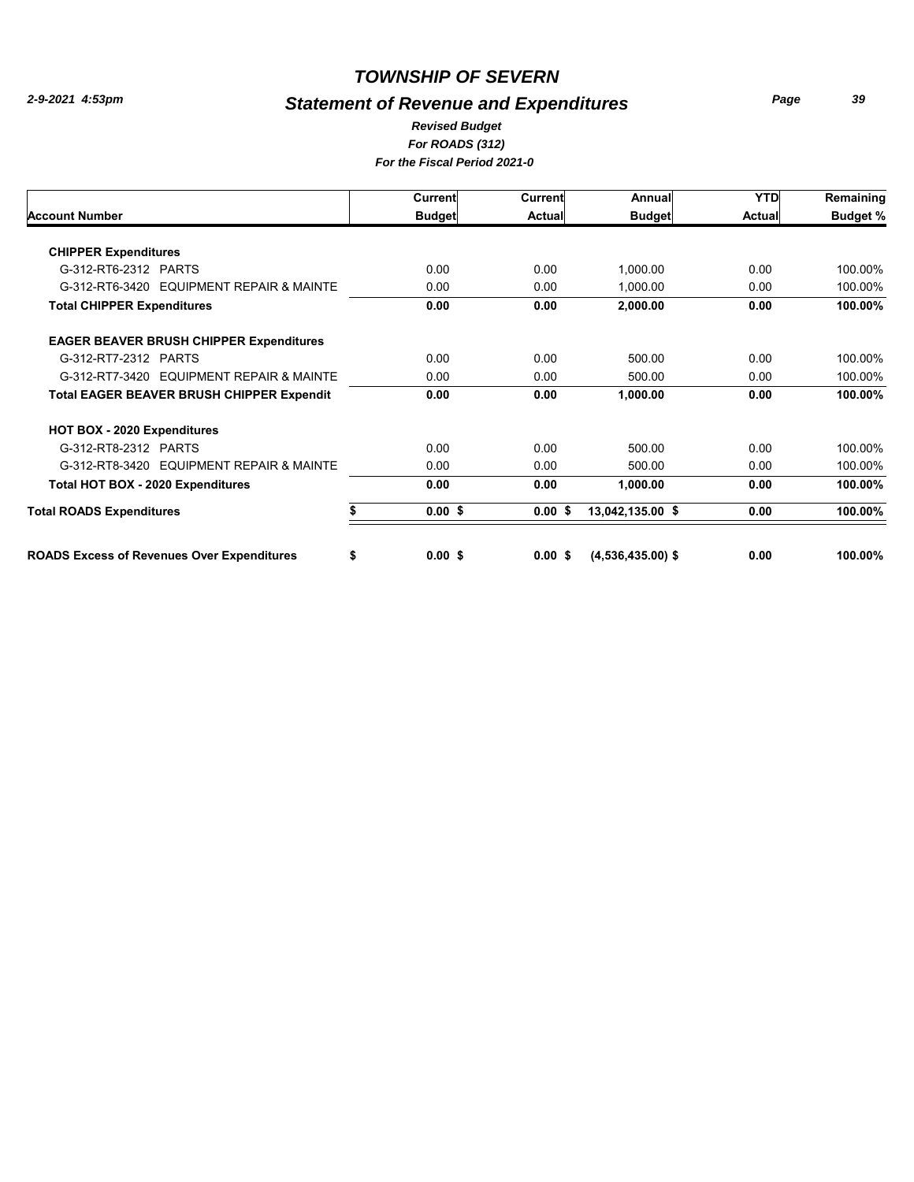# TOWNSHIP OF SEVERN

2-9-2021 4:53pm

## Statement of Revenue and Expenditures

*Revised Budget*
*For ROADS (312)*
*For the Fiscal Period 2021-0*

| Account Number | Current Budget | Current Actual | Annual Budget | YTD Actual | Remaining Budget % |
|---|---|---|---|---|---|
| **CHIPPER Expenditures** | | | | | |
| G-312-RT6-2312 PARTS | 0.00 | 0.00 | 1,000.00 | 0.00 | 100.00% |
| G-312-RT6-3420 EQUIPMENT REPAIR & MAINTE | 0.00 | 0.00 | 1,000.00 | 0.00 | 100.00% |
| **Total CHIPPER Expenditures** | **0.00** | **0.00** | **2,000.00** | **0.00** | **100.00%** |
| **EAGER BEAVER BRUSH CHIPPER Expenditures** | | | | | |
| G-312-RT7-2312 PARTS | 0.00 | 0.00 | 500.00 | 0.00 | 100.00% |
| G-312-RT7-3420 EQUIPMENT REPAIR & MAINTE | 0.00 | 0.00 | 500.00 | 0.00 | 100.00% |
| **Total EAGER BEAVER BRUSH CHIPPER Expendit** | **0.00** | **0.00** | **1,000.00** | **0.00** | **100.00%** |
| **HOT BOX - 2020 Expenditures** | | | | | |
| G-312-RT8-2312 PARTS | 0.00 | 0.00 | 500.00 | 0.00 | 100.00% |
| G-312-RT8-3420 EQUIPMENT REPAIR & MAINTE | 0.00 | 0.00 | 500.00 | 0.00 | 100.00% |
| **Total HOT BOX - 2020 Expenditures** | **0.00** | **0.00** | **1,000.00** | **0.00** | **100.00%** |
| **Total ROADS Expenditures** | **$ 0.00 $** | **0.00 $** | **13,042,135.00 $** | **0.00** | **100.00%** |
| **ROADS Excess of Revenues Over Expenditures** | **$ 0.00 $** | **0.00 $** | **(4,536,435.00) $** | **0.00** | **100.00%** |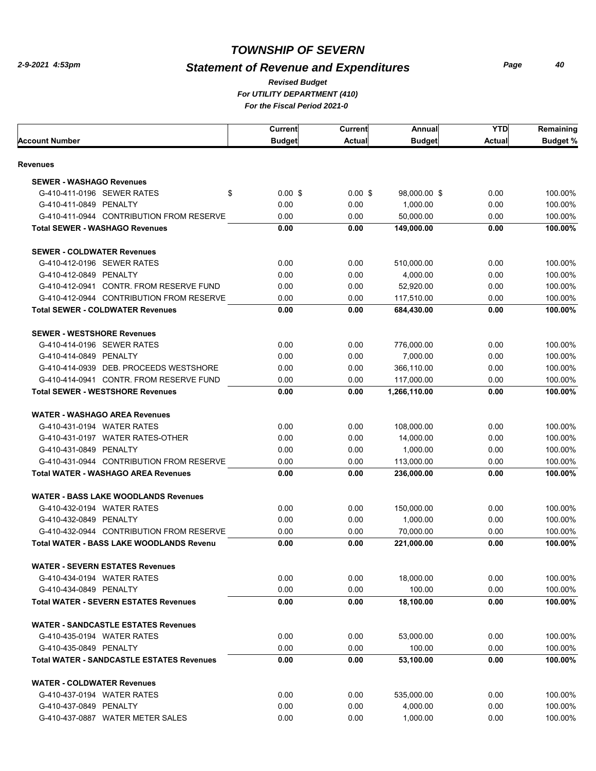# TOWNSHIP OF SEVERN

## Statement of Revenue and Expenditures

*Revised Budget*
*For UTILITY DEPARTMENT (410)*
*For the Fiscal Period 2021-0*

2-9-2021 4:53pm

| Account Number | Current Budget | Current Actual | Annual Budget | YTD Actual | Remaining Budget % |
|---|---|---|---|---|---|
| **Revenues** | | | | | |
| **SEWER - WASHAGO Revenues** | | | | | |
| G-410-411-0196 SEWER RATES | $ 0.00 | $ 0.00 | $ 98,000.00 | $ 0.00 | 100.00% |
| G-410-411-0849 PENALTY | 0.00 | 0.00 | 1,000.00 | 0.00 | 100.00% |
| G-410-411-0944 CONTRIBUTION FROM RESERVE | 0.00 | 0.00 | 50,000.00 | 0.00 | 100.00% |
| **Total SEWER - WASHAGO Revenues** | **0.00** | **0.00** | **149,000.00** | **0.00** | **100.00%** |
| **SEWER - COLDWATER Revenues** | | | | | |
| G-410-412-0196 SEWER RATES | 0.00 | 0.00 | 510,000.00 | 0.00 | 100.00% |
| G-410-412-0849 PENALTY | 0.00 | 0.00 | 4,000.00 | 0.00 | 100.00% |
| G-410-412-0941 CONTR. FROM RESERVE FUND | 0.00 | 0.00 | 52,920.00 | 0.00 | 100.00% |
| G-410-412-0944 CONTRIBUTION FROM RESERVE | 0.00 | 0.00 | 117,510.00 | 0.00 | 100.00% |
| **Total SEWER - COLDWATER Revenues** | **0.00** | **0.00** | **684,430.00** | **0.00** | **100.00%** |
| **SEWER - WESTSHORE Revenues** | | | | | |
| G-410-414-0196 SEWER RATES | 0.00 | 0.00 | 776,000.00 | 0.00 | 100.00% |
| G-410-414-0849 PENALTY | 0.00 | 0.00 | 7,000.00 | 0.00 | 100.00% |
| G-410-414-0939 DEB. PROCEEDS WESTSHORE | 0.00 | 0.00 | 366,110.00 | 0.00 | 100.00% |
| G-410-414-0941 CONTR. FROM RESERVE FUND | 0.00 | 0.00 | 117,000.00 | 0.00 | 100.00% |
| **Total SEWER - WESTSHORE Revenues** | **0.00** | **0.00** | **1,266,110.00** | **0.00** | **100.00%** |
| **WATER - WASHAGO AREA Revenues** | | | | | |
| G-410-431-0194 WATER RATES | 0.00 | 0.00 | 108,000.00 | 0.00 | 100.00% |
| G-410-431-0197 WATER RATES-OTHER | 0.00 | 0.00 | 14,000.00 | 0.00 | 100.00% |
| G-410-431-0849 PENALTY | 0.00 | 0.00 | 1,000.00 | 0.00 | 100.00% |
| G-410-431-0944 CONTRIBUTION FROM RESERVE | 0.00 | 0.00 | 113,000.00 | 0.00 | 100.00% |
| **Total WATER - WASHAGO AREA Revenues** | **0.00** | **0.00** | **236,000.00** | **0.00** | **100.00%** |
| **WATER - BASS LAKE WOODLANDS Revenues** | | | | | |
| G-410-432-0194 WATER RATES | 0.00 | 0.00 | 150,000.00 | 0.00 | 100.00% |
| G-410-432-0849 PENALTY | 0.00 | 0.00 | 1,000.00 | 0.00 | 100.00% |
| G-410-432-0944 CONTRIBUTION FROM RESERVE | 0.00 | 0.00 | 70,000.00 | 0.00 | 100.00% |
| **Total WATER - BASS LAKE WOODLANDS Revenu** | **0.00** | **0.00** | **221,000.00** | **0.00** | **100.00%** |
| **WATER - SEVERN ESTATES Revenues** | | | | | |
| G-410-434-0194 WATER RATES | 0.00 | 0.00 | 18,000.00 | 0.00 | 100.00% |
| G-410-434-0849 PENALTY | 0.00 | 0.00 | 100.00 | 0.00 | 100.00% |
| **Total WATER - SEVERN ESTATES Revenues** | **0.00** | **0.00** | **18,100.00** | **0.00** | **100.00%** |
| **WATER - SANDCASTLE ESTATES Revenues** | | | | | |
| G-410-435-0194 WATER RATES | 0.00 | 0.00 | 53,000.00 | 0.00 | 100.00% |
| G-410-435-0849 PENALTY | 0.00 | 0.00 | 100.00 | 0.00 | 100.00% |
| **Total WATER - SANDCASTLE ESTATES Revenues** | **0.00** | **0.00** | **53,100.00** | **0.00** | **100.00%** |
| **WATER - COLDWATER Revenues** | | | | | |
| G-410-437-0194 WATER RATES | 0.00 | 0.00 | 535,000.00 | 0.00 | 100.00% |
| G-410-437-0849 PENALTY | 0.00 | 0.00 | 4,000.00 | 0.00 | 100.00% |
| G-410-437-0887 WATER METER SALES | 0.00 | 0.00 | 1,000.00 | 0.00 | 100.00% |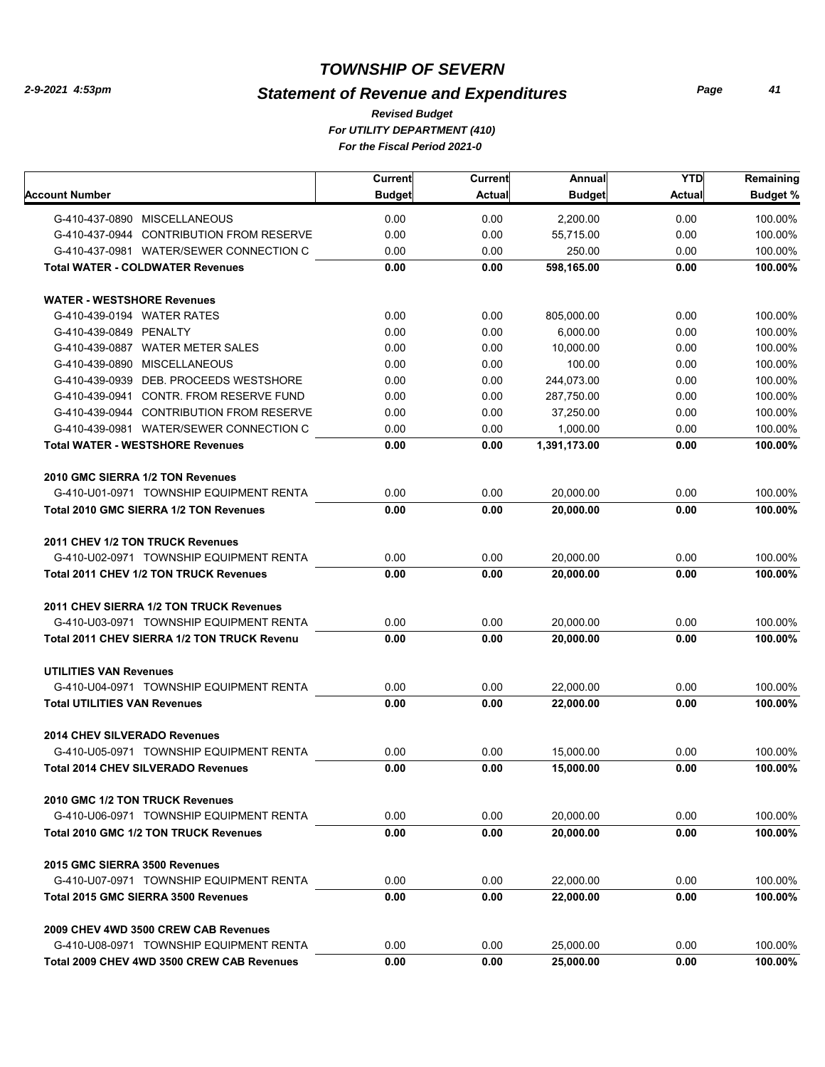# TOWNSHIP OF SEVERN

## Statement of Revenue and Expenditures

*Revised Budget*
*For UTILITY DEPARTMENT (410)*
*For the Fiscal Period 2021-0*

2-9-2021 4:53pm

| Account Number | Current Budget | Current Actual | Annual Budget | YTD Actual | Remaining Budget % |
|---|---|---|---|---|---|
| G-410-437-0890 MISCELLANEOUS | 0.00 | 0.00 | 2,200.00 | 0.00 | 100.00% |
| G-410-437-0944 CONTRIBUTION FROM RESERVE | 0.00 | 0.00 | 55,715.00 | 0.00 | 100.00% |
| G-410-437-0981 WATER/SEWER CONNECTION C | 0.00 | 0.00 | 250.00 | 0.00 | 100.00% |
| **Total WATER - COLDWATER Revenues** | **0.00** | **0.00** | **598,165.00** | **0.00** | **100.00%** |
| **WATER - WESTSHORE Revenues** | | | | | |
| G-410-439-0194 WATER RATES | 0.00 | 0.00 | 805,000.00 | 0.00 | 100.00% |
| G-410-439-0849 PENALTY | 0.00 | 0.00 | 6,000.00 | 0.00 | 100.00% |
| G-410-439-0887 WATER METER SALES | 0.00 | 0.00 | 10,000.00 | 0.00 | 100.00% |
| G-410-439-0890 MISCELLANEOUS | 0.00 | 0.00 | 100.00 | 0.00 | 100.00% |
| G-410-439-0939 DEB. PROCEEDS WESTSHORE | 0.00 | 0.00 | 244,073.00 | 0.00 | 100.00% |
| G-410-439-0941 CONTR. FROM RESERVE FUND | 0.00 | 0.00 | 287,750.00 | 0.00 | 100.00% |
| G-410-439-0944 CONTRIBUTION FROM RESERVE | 0.00 | 0.00 | 37,250.00 | 0.00 | 100.00% |
| G-410-439-0981 WATER/SEWER CONNECTION C | 0.00 | 0.00 | 1,000.00 | 0.00 | 100.00% |
| **Total WATER - WESTSHORE Revenues** | **0.00** | **0.00** | **1,391,173.00** | **0.00** | **100.00%** |
| **2010 GMC SIERRA 1/2 TON Revenues** | | | | | |
| G-410-U01-0971 TOWNSHIP EQUIPMENT RENTA | 0.00 | 0.00 | 20,000.00 | 0.00 | 100.00% |
| **Total 2010 GMC SIERRA 1/2 TON Revenues** | **0.00** | **0.00** | **20,000.00** | **0.00** | **100.00%** |
| **2011 CHEV 1/2 TON TRUCK Revenues** | | | | | |
| G-410-U02-0971 TOWNSHIP EQUIPMENT RENTA | 0.00 | 0.00 | 20,000.00 | 0.00 | 100.00% |
| **Total 2011 CHEV 1/2 TON TRUCK Revenues** | **0.00** | **0.00** | **20,000.00** | **0.00** | **100.00%** |
| **2011 CHEV SIERRA 1/2 TON TRUCK Revenues** | | | | | |
| G-410-U03-0971 TOWNSHIP EQUIPMENT RENTA | 0.00 | 0.00 | 20,000.00 | 0.00 | 100.00% |
| **Total 2011 CHEV SIERRA 1/2 TON TRUCK Revenu** | **0.00** | **0.00** | **20,000.00** | **0.00** | **100.00%** |
| **UTILITIES VAN Revenues** | | | | | |
| G-410-U04-0971 TOWNSHIP EQUIPMENT RENTA | 0.00 | 0.00 | 22,000.00 | 0.00 | 100.00% |
| **Total UTILITIES VAN Revenues** | **0.00** | **0.00** | **22,000.00** | **0.00** | **100.00%** |
| **2014 CHEV SILVERADO Revenues** | | | | | |
| G-410-U05-0971 TOWNSHIP EQUIPMENT RENTA | 0.00 | 0.00 | 15,000.00 | 0.00 | 100.00% |
| **Total 2014 CHEV SILVERADO Revenues** | **0.00** | **0.00** | **15,000.00** | **0.00** | **100.00%** |
| **2010 GMC 1/2 TON TRUCK Revenues** | | | | | |
| G-410-U06-0971 TOWNSHIP EQUIPMENT RENTA | 0.00 | 0.00 | 20,000.00 | 0.00 | 100.00% |
| **Total 2010 GMC 1/2 TON TRUCK Revenues** | **0.00** | **0.00** | **20,000.00** | **0.00** | **100.00%** |
| **2015 GMC SIERRA 3500 Revenues** | | | | | |
| G-410-U07-0971 TOWNSHIP EQUIPMENT RENTA | 0.00 | 0.00 | 22,000.00 | 0.00 | 100.00% |
| **Total 2015 GMC SIERRA 3500 Revenues** | **0.00** | **0.00** | **22,000.00** | **0.00** | **100.00%** |
| **2009 CHEV 4WD 3500 CREW CAB Revenues** | | | | | |
| G-410-U08-0971 TOWNSHIP EQUIPMENT RENTA | 0.00 | 0.00 | 25,000.00 | 0.00 | 100.00% |
| **Total 2009 CHEV 4WD 3500 CREW CAB Revenues** | **0.00** | **0.00** | **25,000.00** | **0.00** | **100.00%** |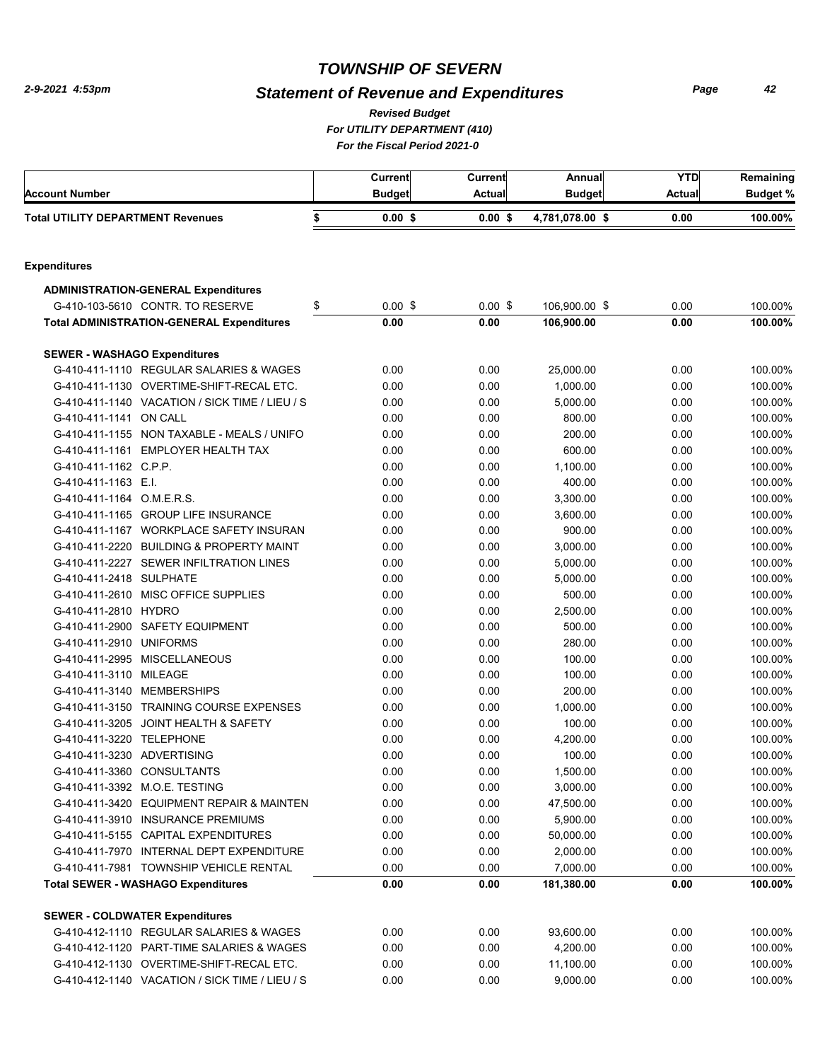# TOWNSHIP OF SEVERN

## Statement of Revenue and Expenditures

*Revised Budget*
*For UTILITY DEPARTMENT (410)*
*For the Fiscal Period 2021-0*

| Account Number | Current Budget | Current Actual | Annual Budget | YTD Actual | Remaining Budget % |
|---|---|---|---|---|---|
| **Total UTILITY DEPARTMENT Revenues** | **$ 0.00 $** | **0.00 $** | **4,781,078.00 $** | **0.00** | **100.00%** |
| | | | | | |
| **Expenditures** | | | | | |
| **ADMINISTRATION-GENERAL Expenditures** | | | | | |
| G-410-103-5610 CONTR. TO RESERVE | $ 0.00 $ | 0.00 $ | 106,900.00 $ | 0.00 | 100.00% |
| **Total ADMINISTRATION-GENERAL Expenditures** | **0.00** | **0.00** | **106,900.00** | **0.00** | **100.00%** |
| | | | | | |
| **SEWER - WASHAGO Expenditures** | | | | | |
| G-410-411-1110 REGULAR SALARIES & WAGES | 0.00 | 0.00 | 25,000.00 | 0.00 | 100.00% |
| G-410-411-1130 OVERTIME-SHIFT-RECAL ETC. | 0.00 | 0.00 | 1,000.00 | 0.00 | 100.00% |
| G-410-411-1140 VACATION / SICK TIME / LIEU / S | 0.00 | 0.00 | 5,000.00 | 0.00 | 100.00% |
| G-410-411-1141 ON CALL | 0.00 | 0.00 | 800.00 | 0.00 | 100.00% |
| G-410-411-1155 NON TAXABLE - MEALS / UNIFO | 0.00 | 0.00 | 200.00 | 0.00 | 100.00% |
| G-410-411-1161 EMPLOYER HEALTH TAX | 0.00 | 0.00 | 600.00 | 0.00 | 100.00% |
| G-410-411-1162 C.P.P. | 0.00 | 0.00 | 1,100.00 | 0.00 | 100.00% |
| G-410-411-1163 E.I. | 0.00 | 0.00 | 400.00 | 0.00 | 100.00% |
| G-410-411-1164 O.M.E.R.S. | 0.00 | 0.00 | 3,300.00 | 0.00 | 100.00% |
| G-410-411-1165 GROUP LIFE INSURANCE | 0.00 | 0.00 | 3,600.00 | 0.00 | 100.00% |
| G-410-411-1167 WORKPLACE SAFETY INSURAN | 0.00 | 0.00 | 900.00 | 0.00 | 100.00% |
| G-410-411-2220 BUILDING & PROPERTY MAINT | 0.00 | 0.00 | 3,000.00 | 0.00 | 100.00% |
| G-410-411-2227 SEWER INFILTRATION LINES | 0.00 | 0.00 | 5,000.00 | 0.00 | 100.00% |
| G-410-411-2418 SULPHATE | 0.00 | 0.00 | 5,000.00 | 0.00 | 100.00% |
| G-410-411-2610 MISC OFFICE SUPPLIES | 0.00 | 0.00 | 500.00 | 0.00 | 100.00% |
| G-410-411-2810 HYDRO | 0.00 | 0.00 | 2,500.00 | 0.00 | 100.00% |
| G-410-411-2900 SAFETY EQUIPMENT | 0.00 | 0.00 | 500.00 | 0.00 | 100.00% |
| G-410-411-2910 UNIFORMS | 0.00 | 0.00 | 280.00 | 0.00 | 100.00% |
| G-410-411-2995 MISCELLANEOUS | 0.00 | 0.00 | 100.00 | 0.00 | 100.00% |
| G-410-411-3110 MILEAGE | 0.00 | 0.00 | 100.00 | 0.00 | 100.00% |
| G-410-411-3140 MEMBERSHIPS | 0.00 | 0.00 | 200.00 | 0.00 | 100.00% |
| G-410-411-3150 TRAINING COURSE EXPENSES | 0.00 | 0.00 | 1,000.00 | 0.00 | 100.00% |
| G-410-411-3205 JOINT HEALTH & SAFETY | 0.00 | 0.00 | 100.00 | 0.00 | 100.00% |
| G-410-411-3220 TELEPHONE | 0.00 | 0.00 | 4,200.00 | 0.00 | 100.00% |
| G-410-411-3230 ADVERTISING | 0.00 | 0.00 | 100.00 | 0.00 | 100.00% |
| G-410-411-3360 CONSULTANTS | 0.00 | 0.00 | 1,500.00 | 0.00 | 100.00% |
| G-410-411-3392 M.O.E. TESTING | 0.00 | 0.00 | 3,000.00 | 0.00 | 100.00% |
| G-410-411-3420 EQUIPMENT REPAIR & MAINTEN | 0.00 | 0.00 | 47,500.00 | 0.00 | 100.00% |
| G-410-411-3910 INSURANCE PREMIUMS | 0.00 | 0.00 | 5,900.00 | 0.00 | 100.00% |
| G-410-411-5155 CAPITAL EXPENDITURES | 0.00 | 0.00 | 50,000.00 | 0.00 | 100.00% |
| G-410-411-7970 INTERNAL DEPT EXPENDITURE | 0.00 | 0.00 | 2,000.00 | 0.00 | 100.00% |
| G-410-411-7981 TOWNSHIP VEHICLE RENTAL | 0.00 | 0.00 | 7,000.00 | 0.00 | 100.00% |
| **Total SEWER - WASHAGO Expenditures** | **0.00** | **0.00** | **181,380.00** | **0.00** | **100.00%** |
| | | | | | |
| **SEWER - COLDWATER Expenditures** | | | | | |
| G-410-412-1110 REGULAR SALARIES & WAGES | 0.00 | 0.00 | 93,600.00 | 0.00 | 100.00% |
| G-410-412-1120 PART-TIME SALARIES & WAGES | 0.00 | 0.00 | 4,200.00 | 0.00 | 100.00% |
| G-410-412-1130 OVERTIME-SHIFT-RECAL ETC. | 0.00 | 0.00 | 11,100.00 | 0.00 | 100.00% |
| G-410-412-1140 VACATION / SICK TIME / LIEU / S | 0.00 | 0.00 | 9,000.00 | 0.00 | 100.00% |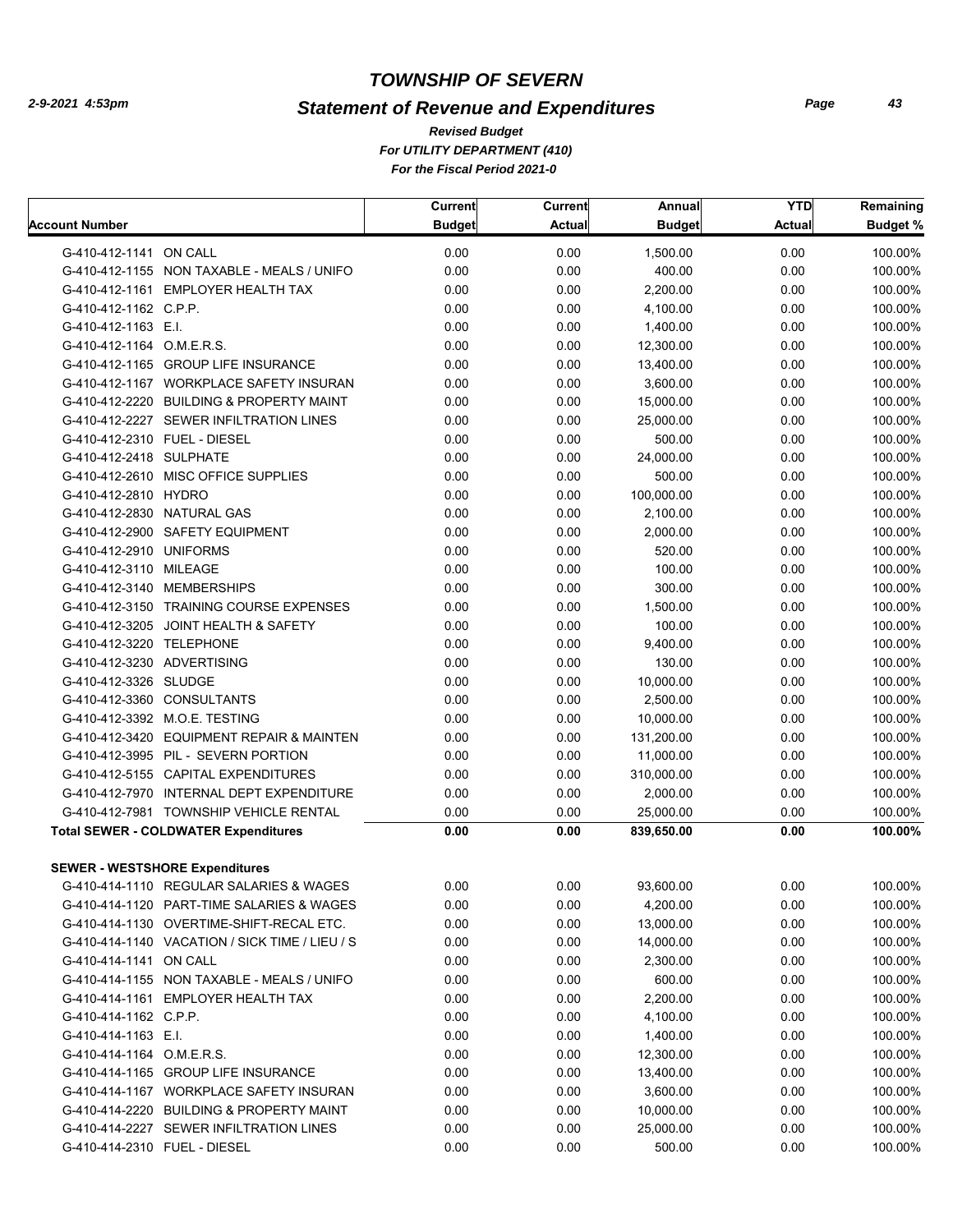# TOWNSHIP OF SEVERN

## Statement of Revenue and Expenditures

*Revised Budget*
*For UTILITY DEPARTMENT (410)*
*For the Fiscal Period 2021-0*

| Account Number | Current Budget | Current Actual | Annual Budget | YTD Actual | Remaining Budget % |
|---|---|---|---|---|---|
| G-410-412-1141 ON CALL | 0.00 | 0.00 | 1,500.00 | 0.00 | 100.00% |
| G-410-412-1155 NON TAXABLE - MEALS / UNIFO | 0.00 | 0.00 | 400.00 | 0.00 | 100.00% |
| G-410-412-1161 EMPLOYER HEALTH TAX | 0.00 | 0.00 | 2,200.00 | 0.00 | 100.00% |
| G-410-412-1162 C.P.P. | 0.00 | 0.00 | 4,100.00 | 0.00 | 100.00% |
| G-410-412-1163 E.I. | 0.00 | 0.00 | 1,400.00 | 0.00 | 100.00% |
| G-410-412-1164 O.M.E.R.S. | 0.00 | 0.00 | 12,300.00 | 0.00 | 100.00% |
| G-410-412-1165 GROUP LIFE INSURANCE | 0.00 | 0.00 | 13,400.00 | 0.00 | 100.00% |
| G-410-412-1167 WORKPLACE SAFETY INSURAN | 0.00 | 0.00 | 3,600.00 | 0.00 | 100.00% |
| G-410-412-2220 BUILDING & PROPERTY MAINT | 0.00 | 0.00 | 15,000.00 | 0.00 | 100.00% |
| G-410-412-2227 SEWER INFILTRATION LINES | 0.00 | 0.00 | 25,000.00 | 0.00 | 100.00% |
| G-410-412-2310 FUEL - DIESEL | 0.00 | 0.00 | 500.00 | 0.00 | 100.00% |
| G-410-412-2418 SULPHATE | 0.00 | 0.00 | 24,000.00 | 0.00 | 100.00% |
| G-410-412-2610 MISC OFFICE SUPPLIES | 0.00 | 0.00 | 500.00 | 0.00 | 100.00% |
| G-410-412-2810 HYDRO | 0.00 | 0.00 | 100,000.00 | 0.00 | 100.00% |
| G-410-412-2830 NATURAL GAS | 0.00 | 0.00 | 2,100.00 | 0.00 | 100.00% |
| G-410-412-2900 SAFETY EQUIPMENT | 0.00 | 0.00 | 2,000.00 | 0.00 | 100.00% |
| G-410-412-2910 UNIFORMS | 0.00 | 0.00 | 520.00 | 0.00 | 100.00% |
| G-410-412-3110 MILEAGE | 0.00 | 0.00 | 100.00 | 0.00 | 100.00% |
| G-410-412-3140 MEMBERSHIPS | 0.00 | 0.00 | 300.00 | 0.00 | 100.00% |
| G-410-412-3150 TRAINING COURSE EXPENSES | 0.00 | 0.00 | 1,500.00 | 0.00 | 100.00% |
| G-410-412-3205 JOINT HEALTH & SAFETY | 0.00 | 0.00 | 100.00 | 0.00 | 100.00% |
| G-410-412-3220 TELEPHONE | 0.00 | 0.00 | 9,400.00 | 0.00 | 100.00% |
| G-410-412-3230 ADVERTISING | 0.00 | 0.00 | 130.00 | 0.00 | 100.00% |
| G-410-412-3326 SLUDGE | 0.00 | 0.00 | 10,000.00 | 0.00 | 100.00% |
| G-410-412-3360 CONSULTANTS | 0.00 | 0.00 | 2,500.00 | 0.00 | 100.00% |
| G-410-412-3392 M.O.E. TESTING | 0.00 | 0.00 | 10,000.00 | 0.00 | 100.00% |
| G-410-412-3420 EQUIPMENT REPAIR & MAINTEN | 0.00 | 0.00 | 131,200.00 | 0.00 | 100.00% |
| G-410-412-3995 PIL - SEVERN PORTION | 0.00 | 0.00 | 11,000.00 | 0.00 | 100.00% |
| G-410-412-5155 CAPITAL EXPENDITURES | 0.00 | 0.00 | 310,000.00 | 0.00 | 100.00% |
| G-410-412-7970 INTERNAL DEPT EXPENDITURE | 0.00 | 0.00 | 2,000.00 | 0.00 | 100.00% |
| G-410-412-7981 TOWNSHIP VEHICLE RENTAL | 0.00 | 0.00 | 25,000.00 | 0.00 | 100.00% |
| **Total SEWER - COLDWATER Expenditures** | **0.00** | **0.00** | **839,650.00** | **0.00** | **100.00%** |
| **SEWER - WESTSHORE Expenditures** | | | | | |
| G-410-414-1110 REGULAR SALARIES & WAGES | 0.00 | 0.00 | 93,600.00 | 0.00 | 100.00% |
| G-410-414-1120 PART-TIME SALARIES & WAGES | 0.00 | 0.00 | 4,200.00 | 0.00 | 100.00% |
| G-410-414-1130 OVERTIME-SHIFT-RECAL ETC. | 0.00 | 0.00 | 13,000.00 | 0.00 | 100.00% |
| G-410-414-1140 VACATION / SICK TIME / LIEU / S | 0.00 | 0.00 | 14,000.00 | 0.00 | 100.00% |
| G-410-414-1141 ON CALL | 0.00 | 0.00 | 2,300.00 | 0.00 | 100.00% |
| G-410-414-1155 NON TAXABLE - MEALS / UNIFO | 0.00 | 0.00 | 600.00 | 0.00 | 100.00% |
| G-410-414-1161 EMPLOYER HEALTH TAX | 0.00 | 0.00 | 2,200.00 | 0.00 | 100.00% |
| G-410-414-1162 C.P.P. | 0.00 | 0.00 | 4,100.00 | 0.00 | 100.00% |
| G-410-414-1163 E.I. | 0.00 | 0.00 | 1,400.00 | 0.00 | 100.00% |
| G-410-414-1164 O.M.E.R.S. | 0.00 | 0.00 | 12,300.00 | 0.00 | 100.00% |
| G-410-414-1165 GROUP LIFE INSURANCE | 0.00 | 0.00 | 13,400.00 | 0.00 | 100.00% |
| G-410-414-1167 WORKPLACE SAFETY INSURAN | 0.00 | 0.00 | 3,600.00 | 0.00 | 100.00% |
| G-410-414-2220 BUILDING & PROPERTY MAINT | 0.00 | 0.00 | 10,000.00 | 0.00 | 100.00% |
| G-410-414-2227 SEWER INFILTRATION LINES | 0.00 | 0.00 | 25,000.00 | 0.00 | 100.00% |
| G-410-414-2310 FUEL - DIESEL | 0.00 | 0.00 | 500.00 | 0.00 | 100.00% |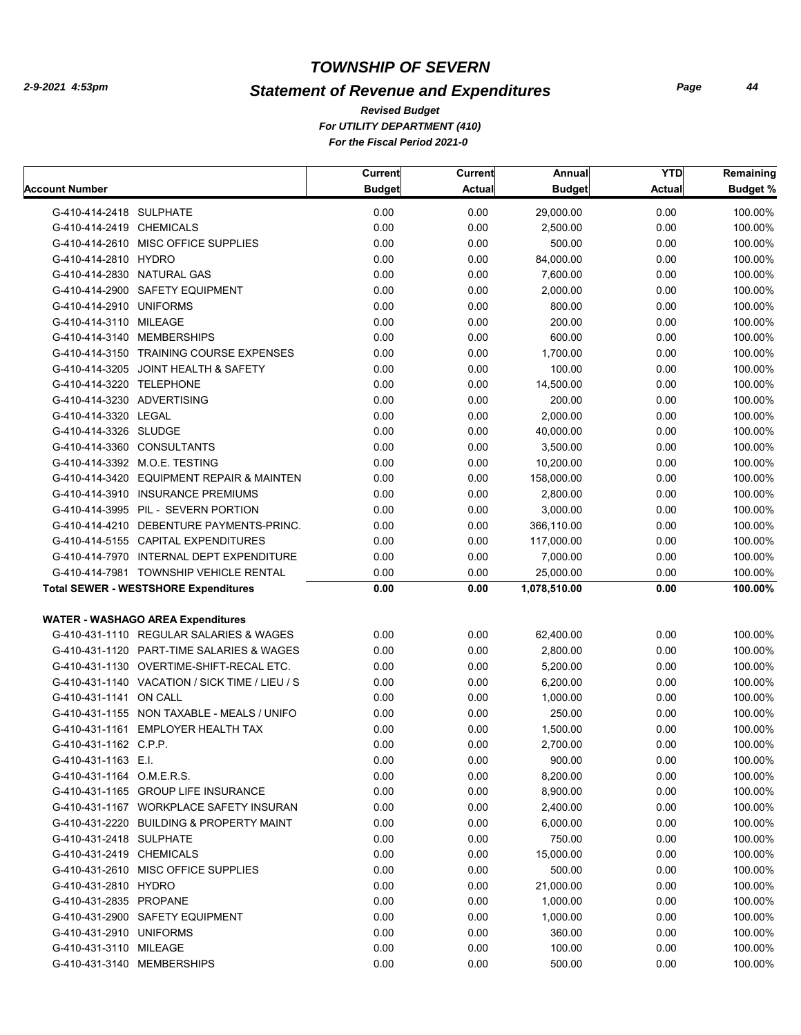# TOWNSHIP OF SEVERN

## Statement of Revenue and Expenditures

*Revised Budget*
*For UTILITY DEPARTMENT (410)*
*For the Fiscal Period 2021-0*

2-9-2021 4:53pm

| Account Number | Current Budget | Current Actual | Annual Budget | YTD Actual | Remaining Budget % |
|---|---|---|---|---|---|
| G-410-414-2418 SULPHATE | 0.00 | 0.00 | 29,000.00 | 0.00 | 100.00% |
| G-410-414-2419 CHEMICALS | 0.00 | 0.00 | 2,500.00 | 0.00 | 100.00% |
| G-410-414-2610 MISC OFFICE SUPPLIES | 0.00 | 0.00 | 500.00 | 0.00 | 100.00% |
| G-410-414-2810 HYDRO | 0.00 | 0.00 | 84,000.00 | 0.00 | 100.00% |
| G-410-414-2830 NATURAL GAS | 0.00 | 0.00 | 7,600.00 | 0.00 | 100.00% |
| G-410-414-2900 SAFETY EQUIPMENT | 0.00 | 0.00 | 2,000.00 | 0.00 | 100.00% |
| G-410-414-2910 UNIFORMS | 0.00 | 0.00 | 800.00 | 0.00 | 100.00% |
| G-410-414-3110 MILEAGE | 0.00 | 0.00 | 200.00 | 0.00 | 100.00% |
| G-410-414-3140 MEMBERSHIPS | 0.00 | 0.00 | 600.00 | 0.00 | 100.00% |
| G-410-414-3150 TRAINING COURSE EXPENSES | 0.00 | 0.00 | 1,700.00 | 0.00 | 100.00% |
| G-410-414-3205 JOINT HEALTH & SAFETY | 0.00 | 0.00 | 100.00 | 0.00 | 100.00% |
| G-410-414-3220 TELEPHONE | 0.00 | 0.00 | 14,500.00 | 0.00 | 100.00% |
| G-410-414-3230 ADVERTISING | 0.00 | 0.00 | 200.00 | 0.00 | 100.00% |
| G-410-414-3320 LEGAL | 0.00 | 0.00 | 2,000.00 | 0.00 | 100.00% |
| G-410-414-3326 SLUDGE | 0.00 | 0.00 | 40,000.00 | 0.00 | 100.00% |
| G-410-414-3360 CONSULTANTS | 0.00 | 0.00 | 3,500.00 | 0.00 | 100.00% |
| G-410-414-3392 M.O.E. TESTING | 0.00 | 0.00 | 10,200.00 | 0.00 | 100.00% |
| G-410-414-3420 EQUIPMENT REPAIR & MAINTEN | 0.00 | 0.00 | 158,000.00 | 0.00 | 100.00% |
| G-410-414-3910 INSURANCE PREMIUMS | 0.00 | 0.00 | 2,800.00 | 0.00 | 100.00% |
| G-410-414-3995 PIL - SEVERN PORTION | 0.00 | 0.00 | 3,000.00 | 0.00 | 100.00% |
| G-410-414-4210 DEBENTURE PAYMENTS-PRINC. | 0.00 | 0.00 | 366,110.00 | 0.00 | 100.00% |
| G-410-414-5155 CAPITAL EXPENDITURES | 0.00 | 0.00 | 117,000.00 | 0.00 | 100.00% |
| G-410-414-7970 INTERNAL DEPT EXPENDITURE | 0.00 | 0.00 | 7,000.00 | 0.00 | 100.00% |
| G-410-414-7981 TOWNSHIP VEHICLE RENTAL | 0.00 | 0.00 | 25,000.00 | 0.00 | 100.00% |
| **Total SEWER - WESTSHORE Expenditures** | **0.00** | **0.00** | **1,078,510.00** | **0.00** | **100.00%** |
| **WATER - WASHAGO AREA Expenditures** | | | | | |
| G-410-431-1110 REGULAR SALARIES & WAGES | 0.00 | 0.00 | 62,400.00 | 0.00 | 100.00% |
| G-410-431-1120 PART-TIME SALARIES & WAGES | 0.00 | 0.00 | 2,800.00 | 0.00 | 100.00% |
| G-410-431-1130 OVERTIME-SHIFT-RECAL ETC. | 0.00 | 0.00 | 5,200.00 | 0.00 | 100.00% |
| G-410-431-1140 VACATION / SICK TIME / LIEU / S | 0.00 | 0.00 | 6,200.00 | 0.00 | 100.00% |
| G-410-431-1141 ON CALL | 0.00 | 0.00 | 1,000.00 | 0.00 | 100.00% |
| G-410-431-1155 NON TAXABLE - MEALS / UNIFO | 0.00 | 0.00 | 250.00 | 0.00 | 100.00% |
| G-410-431-1161 EMPLOYER HEALTH TAX | 0.00 | 0.00 | 1,500.00 | 0.00 | 100.00% |
| G-410-431-1162 C.P.P. | 0.00 | 0.00 | 2,700.00 | 0.00 | 100.00% |
| G-410-431-1163 E.I. | 0.00 | 0.00 | 900.00 | 0.00 | 100.00% |
| G-410-431-1164 O.M.E.R.S. | 0.00 | 0.00 | 8,200.00 | 0.00 | 100.00% |
| G-410-431-1165 GROUP LIFE INSURANCE | 0.00 | 0.00 | 8,900.00 | 0.00 | 100.00% |
| G-410-431-1167 WORKPLACE SAFETY INSURAN | 0.00 | 0.00 | 2,400.00 | 0.00 | 100.00% |
| G-410-431-2220 BUILDING & PROPERTY MAINT | 0.00 | 0.00 | 6,000.00 | 0.00 | 100.00% |
| G-410-431-2418 SULPHATE | 0.00 | 0.00 | 750.00 | 0.00 | 100.00% |
| G-410-431-2419 CHEMICALS | 0.00 | 0.00 | 15,000.00 | 0.00 | 100.00% |
| G-410-431-2610 MISC OFFICE SUPPLIES | 0.00 | 0.00 | 500.00 | 0.00 | 100.00% |
| G-410-431-2810 HYDRO | 0.00 | 0.00 | 21,000.00 | 0.00 | 100.00% |
| G-410-431-2835 PROPANE | 0.00 | 0.00 | 1,000.00 | 0.00 | 100.00% |
| G-410-431-2900 SAFETY EQUIPMENT | 0.00 | 0.00 | 1,000.00 | 0.00 | 100.00% |
| G-410-431-2910 UNIFORMS | 0.00 | 0.00 | 360.00 | 0.00 | 100.00% |
| G-410-431-3110 MILEAGE | 0.00 | 0.00 | 100.00 | 0.00 | 100.00% |
| G-410-431-3140 MEMBERSHIPS | 0.00 | 0.00 | 500.00 | 0.00 | 100.00% |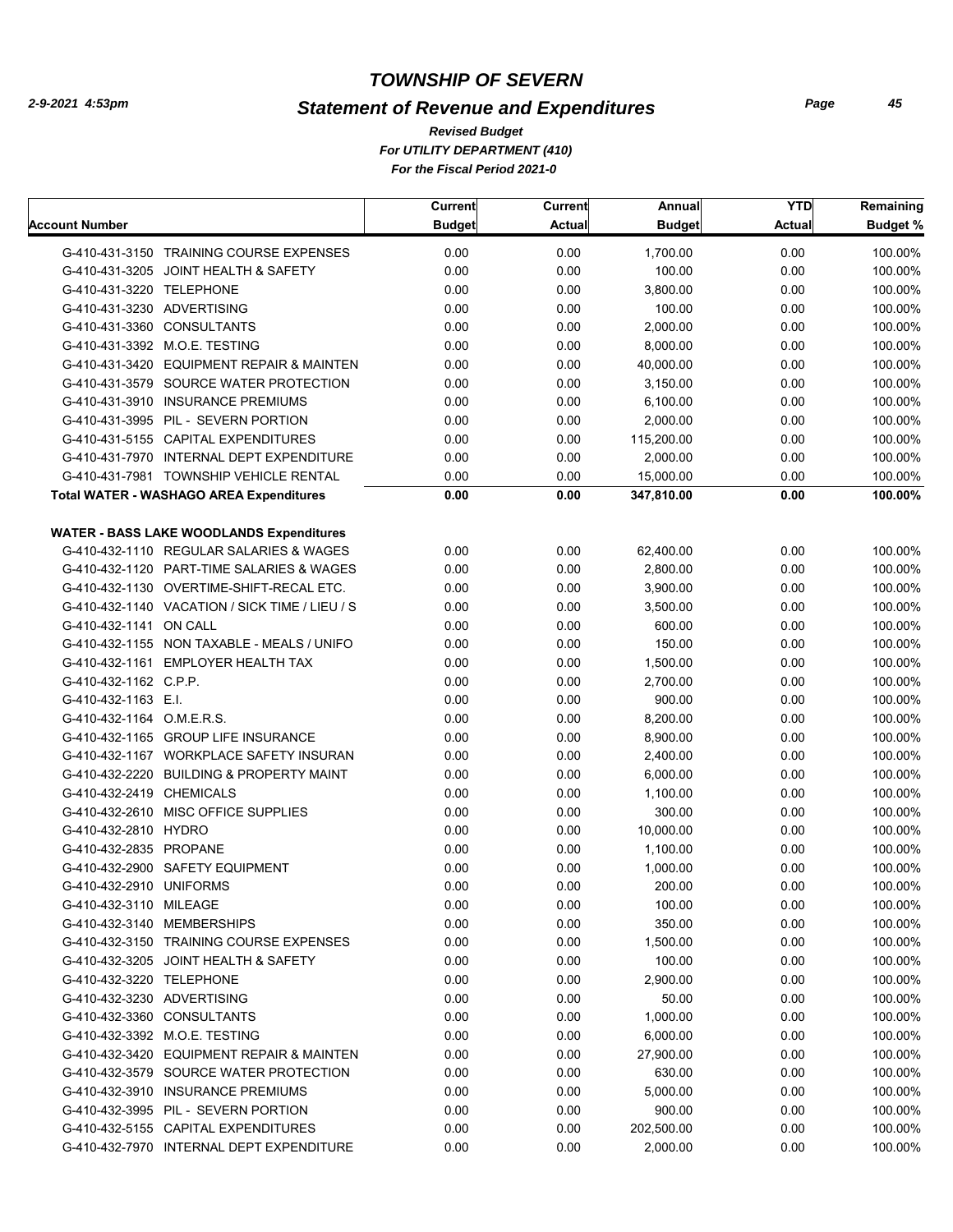# TOWNSHIP OF SEVERN

## Statement of Revenue and Expenditures

*Revised Budget*
*For UTILITY DEPARTMENT (410)*
*For the Fiscal Period 2021-0*

| Account Number | Current Budget | Current Actual | Annual Budget | YTD Actual | Remaining Budget % |
|---|---|---|---|---|---|
| G-410-431-3150 TRAINING COURSE EXPENSES | 0.00 | 0.00 | 1,700.00 | 0.00 | 100.00% |
| G-410-431-3205 JOINT HEALTH & SAFETY | 0.00 | 0.00 | 100.00 | 0.00 | 100.00% |
| G-410-431-3220 TELEPHONE | 0.00 | 0.00 | 3,800.00 | 0.00 | 100.00% |
| G-410-431-3230 ADVERTISING | 0.00 | 0.00 | 100.00 | 0.00 | 100.00% |
| G-410-431-3360 CONSULTANTS | 0.00 | 0.00 | 2,000.00 | 0.00 | 100.00% |
| G-410-431-3392 M.O.E. TESTING | 0.00 | 0.00 | 8,000.00 | 0.00 | 100.00% |
| G-410-431-3420 EQUIPMENT REPAIR & MAINTEN | 0.00 | 0.00 | 40,000.00 | 0.00 | 100.00% |
| G-410-431-3579 SOURCE WATER PROTECTION | 0.00 | 0.00 | 3,150.00 | 0.00 | 100.00% |
| G-410-431-3910 INSURANCE PREMIUMS | 0.00 | 0.00 | 6,100.00 | 0.00 | 100.00% |
| G-410-431-3995 PIL - SEVERN PORTION | 0.00 | 0.00 | 2,000.00 | 0.00 | 100.00% |
| G-410-431-5155 CAPITAL EXPENDITURES | 0.00 | 0.00 | 115,200.00 | 0.00 | 100.00% |
| G-410-431-7970 INTERNAL DEPT EXPENDITURE | 0.00 | 0.00 | 2,000.00 | 0.00 | 100.00% |
| G-410-431-7981 TOWNSHIP VEHICLE RENTAL | 0.00 | 0.00 | 15,000.00 | 0.00 | 100.00% |
| **Total WATER - WASHAGO AREA Expenditures** | **0.00** | **0.00** | **347,810.00** | **0.00** | **100.00%** |
| | | | | | |
| **WATER - BASS LAKE WOODLANDS Expenditures** | | | | | |
| G-410-432-1110 REGULAR SALARIES & WAGES | 0.00 | 0.00 | 62,400.00 | 0.00 | 100.00% |
| G-410-432-1120 PART-TIME SALARIES & WAGES | 0.00 | 0.00 | 2,800.00 | 0.00 | 100.00% |
| G-410-432-1130 OVERTIME-SHIFT-RECAL ETC. | 0.00 | 0.00 | 3,900.00 | 0.00 | 100.00% |
| G-410-432-1140 VACATION / SICK TIME / LIEU / S | 0.00 | 0.00 | 3,500.00 | 0.00 | 100.00% |
| G-410-432-1141 ON CALL | 0.00 | 0.00 | 600.00 | 0.00 | 100.00% |
| G-410-432-1155 NON TAXABLE - MEALS / UNIFO | 0.00 | 0.00 | 150.00 | 0.00 | 100.00% |
| G-410-432-1161 EMPLOYER HEALTH TAX | 0.00 | 0.00 | 1,500.00 | 0.00 | 100.00% |
| G-410-432-1162 C.P.P. | 0.00 | 0.00 | 2,700.00 | 0.00 | 100.00% |
| G-410-432-1163 E.I. | 0.00 | 0.00 | 900.00 | 0.00 | 100.00% |
| G-410-432-1164 O.M.E.R.S. | 0.00 | 0.00 | 8,200.00 | 0.00 | 100.00% |
| G-410-432-1165 GROUP LIFE INSURANCE | 0.00 | 0.00 | 8,900.00 | 0.00 | 100.00% |
| G-410-432-1167 WORKPLACE SAFETY INSURAN | 0.00 | 0.00 | 2,400.00 | 0.00 | 100.00% |
| G-410-432-2220 BUILDING & PROPERTY MAINT | 0.00 | 0.00 | 6,000.00 | 0.00 | 100.00% |
| G-410-432-2419 CHEMICALS | 0.00 | 0.00 | 1,100.00 | 0.00 | 100.00% |
| G-410-432-2610 MISC OFFICE SUPPLIES | 0.00 | 0.00 | 300.00 | 0.00 | 100.00% |
| G-410-432-2810 HYDRO | 0.00 | 0.00 | 10,000.00 | 0.00 | 100.00% |
| G-410-432-2835 PROPANE | 0.00 | 0.00 | 1,100.00 | 0.00 | 100.00% |
| G-410-432-2900 SAFETY EQUIPMENT | 0.00 | 0.00 | 1,000.00 | 0.00 | 100.00% |
| G-410-432-2910 UNIFORMS | 0.00 | 0.00 | 200.00 | 0.00 | 100.00% |
| G-410-432-3110 MILEAGE | 0.00 | 0.00 | 100.00 | 0.00 | 100.00% |
| G-410-432-3140 MEMBERSHIPS | 0.00 | 0.00 | 350.00 | 0.00 | 100.00% |
| G-410-432-3150 TRAINING COURSE EXPENSES | 0.00 | 0.00 | 1,500.00 | 0.00 | 100.00% |
| G-410-432-3205 JOINT HEALTH & SAFETY | 0.00 | 0.00 | 100.00 | 0.00 | 100.00% |
| G-410-432-3220 TELEPHONE | 0.00 | 0.00 | 2,900.00 | 0.00 | 100.00% |
| G-410-432-3230 ADVERTISING | 0.00 | 0.00 | 50.00 | 0.00 | 100.00% |
| G-410-432-3360 CONSULTANTS | 0.00 | 0.00 | 1,000.00 | 0.00 | 100.00% |
| G-410-432-3392 M.O.E. TESTING | 0.00 | 0.00 | 6,000.00 | 0.00 | 100.00% |
| G-410-432-3420 EQUIPMENT REPAIR & MAINTEN | 0.00 | 0.00 | 27,900.00 | 0.00 | 100.00% |
| G-410-432-3579 SOURCE WATER PROTECTION | 0.00 | 0.00 | 630.00 | 0.00 | 100.00% |
| G-410-432-3910 INSURANCE PREMIUMS | 0.00 | 0.00 | 5,000.00 | 0.00 | 100.00% |
| G-410-432-3995 PIL - SEVERN PORTION | 0.00 | 0.00 | 900.00 | 0.00 | 100.00% |
| G-410-432-5155 CAPITAL EXPENDITURES | 0.00 | 0.00 | 202,500.00 | 0.00 | 100.00% |
| G-410-432-7970 INTERNAL DEPT EXPENDITURE | 0.00 | 0.00 | 2,000.00 | 0.00 | 100.00% |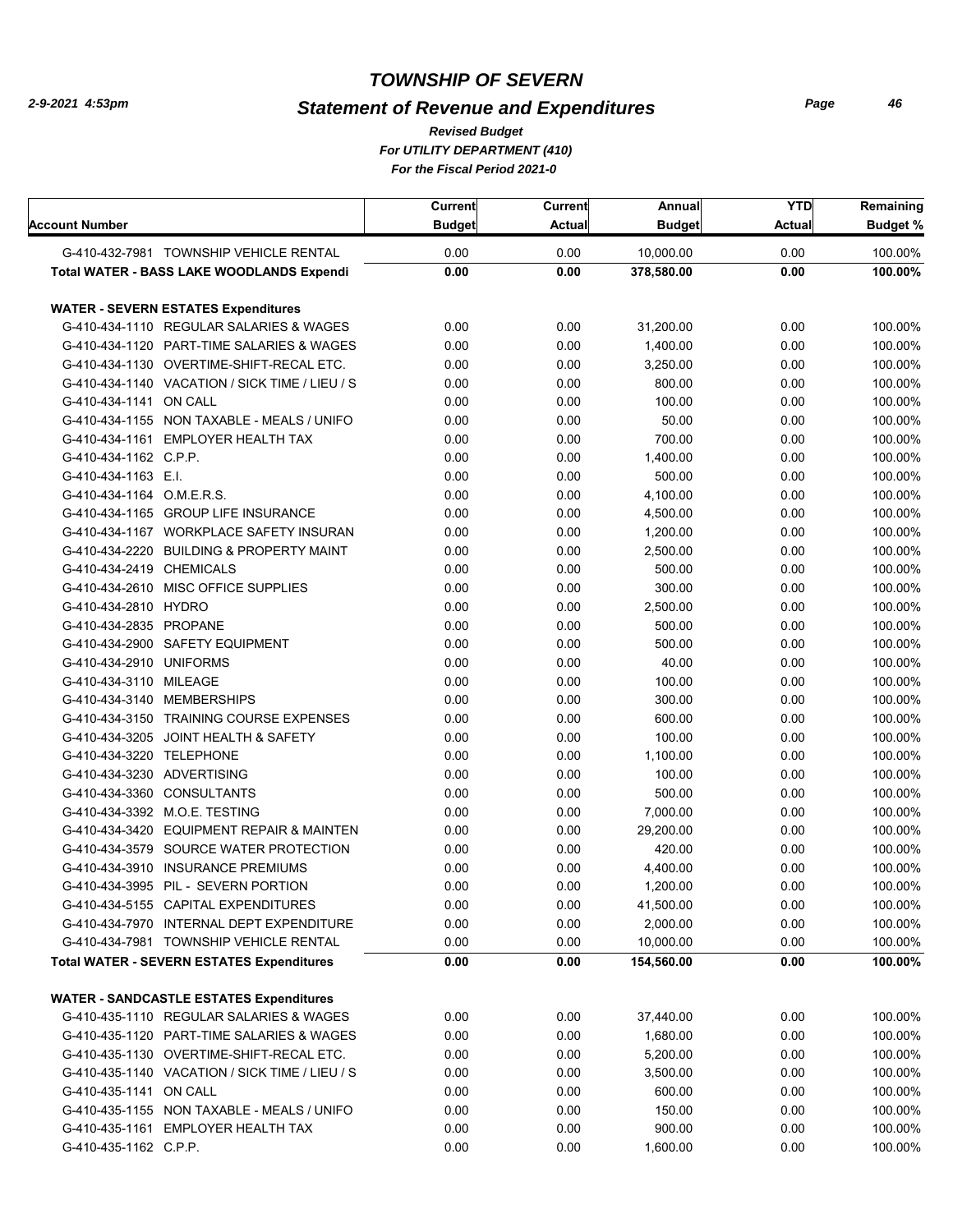# TOWNSHIP OF SEVERN

## Statement of Revenue and Expenditures

*Revised Budget*
*For UTILITY DEPARTMENT (410)*
*For the Fiscal Period 2021-0*

| Account Number | Current Budget | Current Actual | Annual Budget | YTD Actual | Remaining Budget % |
|---|---|---|---|---|---|
| G-410-432-7981 TOWNSHIP VEHICLE RENTAL | 0.00 | 0.00 | 10,000.00 | 0.00 | 100.00% |
| **Total WATER - BASS LAKE WOODLANDS Expendi** | **0.00** | **0.00** | **378,580.00** | **0.00** | **100.00%** |
| **WATER - SEVERN ESTATES Expenditures** | | | | | |
| G-410-434-1110 REGULAR SALARIES & WAGES | 0.00 | 0.00 | 31,200.00 | 0.00 | 100.00% |
| G-410-434-1120 PART-TIME SALARIES & WAGES | 0.00 | 0.00 | 1,400.00 | 0.00 | 100.00% |
| G-410-434-1130 OVERTIME-SHIFT-RECAL ETC. | 0.00 | 0.00 | 3,250.00 | 0.00 | 100.00% |
| G-410-434-1140 VACATION / SICK TIME / LIEU / S | 0.00 | 0.00 | 800.00 | 0.00 | 100.00% |
| G-410-434-1141 ON CALL | 0.00 | 0.00 | 100.00 | 0.00 | 100.00% |
| G-410-434-1155 NON TAXABLE - MEALS / UNIFO | 0.00 | 0.00 | 50.00 | 0.00 | 100.00% |
| G-410-434-1161 EMPLOYER HEALTH TAX | 0.00 | 0.00 | 700.00 | 0.00 | 100.00% |
| G-410-434-1162 C.P.P. | 0.00 | 0.00 | 1,400.00 | 0.00 | 100.00% |
| G-410-434-1163 E.I. | 0.00 | 0.00 | 500.00 | 0.00 | 100.00% |
| G-410-434-1164 O.M.E.R.S. | 0.00 | 0.00 | 4,100.00 | 0.00 | 100.00% |
| G-410-434-1165 GROUP LIFE INSURANCE | 0.00 | 0.00 | 4,500.00 | 0.00 | 100.00% |
| G-410-434-1167 WORKPLACE SAFETY INSURAN | 0.00 | 0.00 | 1,200.00 | 0.00 | 100.00% |
| G-410-434-2220 BUILDING & PROPERTY MAINT | 0.00 | 0.00 | 2,500.00 | 0.00 | 100.00% |
| G-410-434-2419 CHEMICALS | 0.00 | 0.00 | 500.00 | 0.00 | 100.00% |
| G-410-434-2610 MISC OFFICE SUPPLIES | 0.00 | 0.00 | 300.00 | 0.00 | 100.00% |
| G-410-434-2810 HYDRO | 0.00 | 0.00 | 2,500.00 | 0.00 | 100.00% |
| G-410-434-2835 PROPANE | 0.00 | 0.00 | 500.00 | 0.00 | 100.00% |
| G-410-434-2900 SAFETY EQUIPMENT | 0.00 | 0.00 | 500.00 | 0.00 | 100.00% |
| G-410-434-2910 UNIFORMS | 0.00 | 0.00 | 40.00 | 0.00 | 100.00% |
| G-410-434-3110 MILEAGE | 0.00 | 0.00 | 100.00 | 0.00 | 100.00% |
| G-410-434-3140 MEMBERSHIPS | 0.00 | 0.00 | 300.00 | 0.00 | 100.00% |
| G-410-434-3150 TRAINING COURSE EXPENSES | 0.00 | 0.00 | 600.00 | 0.00 | 100.00% |
| G-410-434-3205 JOINT HEALTH & SAFETY | 0.00 | 0.00 | 100.00 | 0.00 | 100.00% |
| G-410-434-3220 TELEPHONE | 0.00 | 0.00 | 1,100.00 | 0.00 | 100.00% |
| G-410-434-3230 ADVERTISING | 0.00 | 0.00 | 100.00 | 0.00 | 100.00% |
| G-410-434-3360 CONSULTANTS | 0.00 | 0.00 | 500.00 | 0.00 | 100.00% |
| G-410-434-3392 M.O.E. TESTING | 0.00 | 0.00 | 7,000.00 | 0.00 | 100.00% |
| G-410-434-3420 EQUIPMENT REPAIR & MAINTEN | 0.00 | 0.00 | 29,200.00 | 0.00 | 100.00% |
| G-410-434-3579 SOURCE WATER PROTECTION | 0.00 | 0.00 | 420.00 | 0.00 | 100.00% |
| G-410-434-3910 INSURANCE PREMIUMS | 0.00 | 0.00 | 4,400.00 | 0.00 | 100.00% |
| G-410-434-3995 PIL - SEVERN PORTION | 0.00 | 0.00 | 1,200.00 | 0.00 | 100.00% |
| G-410-434-5155 CAPITAL EXPENDITURES | 0.00 | 0.00 | 41,500.00 | 0.00 | 100.00% |
| G-410-434-7970 INTERNAL DEPT EXPENDITURE | 0.00 | 0.00 | 2,000.00 | 0.00 | 100.00% |
| G-410-434-7981 TOWNSHIP VEHICLE RENTAL | 0.00 | 0.00 | 10,000.00 | 0.00 | 100.00% |
| **Total WATER - SEVERN ESTATES Expenditures** | **0.00** | **0.00** | **154,560.00** | **0.00** | **100.00%** |
| **WATER - SANDCASTLE ESTATES Expenditures** | | | | | |
| G-410-435-1110 REGULAR SALARIES & WAGES | 0.00 | 0.00 | 37,440.00 | 0.00 | 100.00% |
| G-410-435-1120 PART-TIME SALARIES & WAGES | 0.00 | 0.00 | 1,680.00 | 0.00 | 100.00% |
| G-410-435-1130 OVERTIME-SHIFT-RECAL ETC. | 0.00 | 0.00 | 5,200.00 | 0.00 | 100.00% |
| G-410-435-1140 VACATION / SICK TIME / LIEU / S | 0.00 | 0.00 | 3,500.00 | 0.00 | 100.00% |
| G-410-435-1141 ON CALL | 0.00 | 0.00 | 600.00 | 0.00 | 100.00% |
| G-410-435-1155 NON TAXABLE - MEALS / UNIFO | 0.00 | 0.00 | 150.00 | 0.00 | 100.00% |
| G-410-435-1161 EMPLOYER HEALTH TAX | 0.00 | 0.00 | 900.00 | 0.00 | 100.00% |
| G-410-435-1162 C.P.P. | 0.00 | 0.00 | 1,600.00 | 0.00 | 100.00% |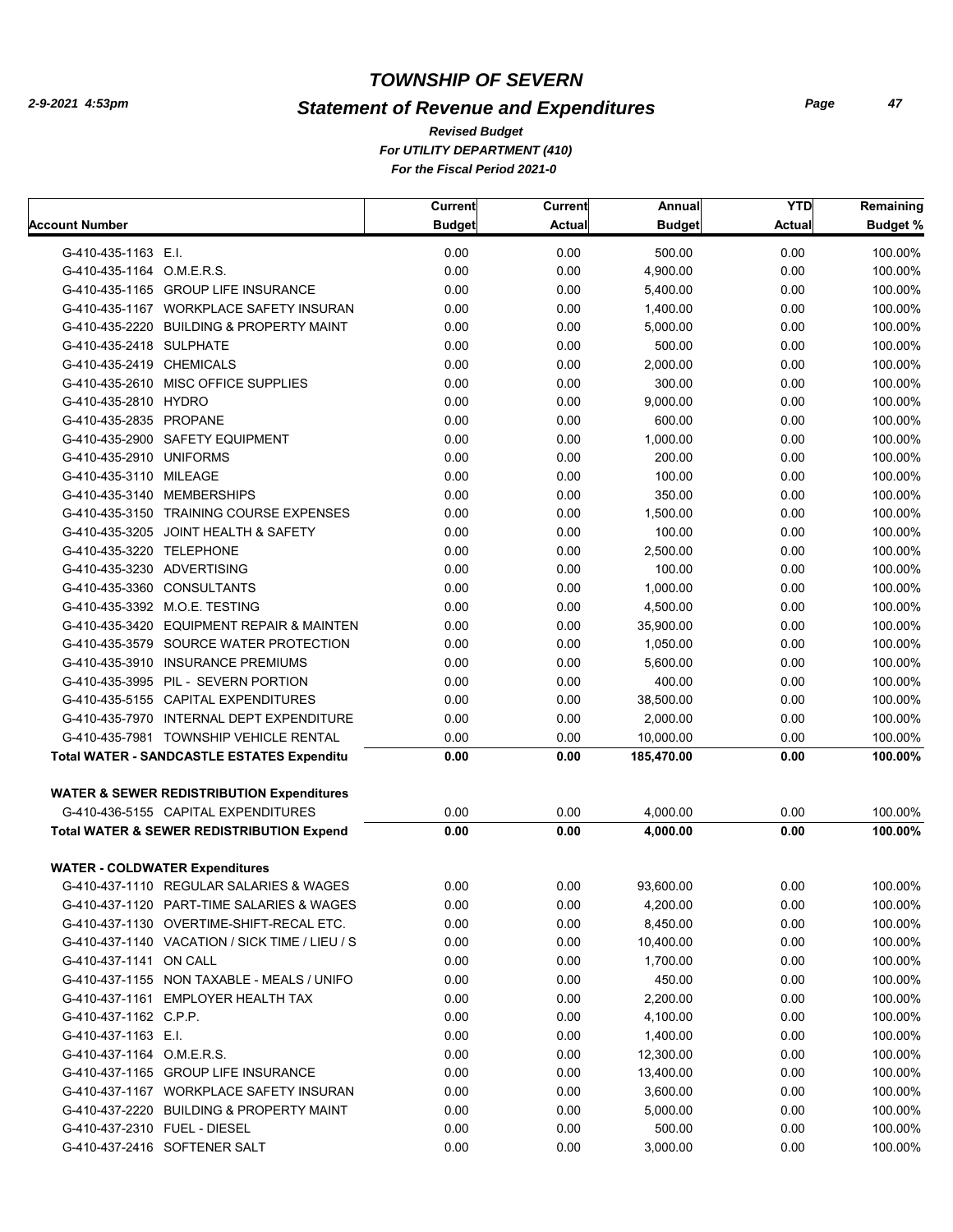# TOWNSHIP OF SEVERN

## Statement of Revenue and Expenditures

*Revised Budget*
*For UTILITY DEPARTMENT (410)*
*For the Fiscal Period 2021-0*

| Account Number | Current Budget | Current Actual | Annual Budget | YTD Actual | Remaining Budget % |
|---|---|---|---|---|---|
| G-410-435-1163 E.I. | 0.00 | 0.00 | 500.00 | 0.00 | 100.00% |
| G-410-435-1164 O.M.E.R.S. | 0.00 | 0.00 | 4,900.00 | 0.00 | 100.00% |
| G-410-435-1165 GROUP LIFE INSURANCE | 0.00 | 0.00 | 5,400.00 | 0.00 | 100.00% |
| G-410-435-1167 WORKPLACE SAFETY INSURAN | 0.00 | 0.00 | 1,400.00 | 0.00 | 100.00% |
| G-410-435-2220 BUILDING & PROPERTY MAINT | 0.00 | 0.00 | 5,000.00 | 0.00 | 100.00% |
| G-410-435-2418 SULPHATE | 0.00 | 0.00 | 500.00 | 0.00 | 100.00% |
| G-410-435-2419 CHEMICALS | 0.00 | 0.00 | 2,000.00 | 0.00 | 100.00% |
| G-410-435-2610 MISC OFFICE SUPPLIES | 0.00 | 0.00 | 300.00 | 0.00 | 100.00% |
| G-410-435-2810 HYDRO | 0.00 | 0.00 | 9,000.00 | 0.00 | 100.00% |
| G-410-435-2835 PROPANE | 0.00 | 0.00 | 600.00 | 0.00 | 100.00% |
| G-410-435-2900 SAFETY EQUIPMENT | 0.00 | 0.00 | 1,000.00 | 0.00 | 100.00% |
| G-410-435-2910 UNIFORMS | 0.00 | 0.00 | 200.00 | 0.00 | 100.00% |
| G-410-435-3110 MILEAGE | 0.00 | 0.00 | 100.00 | 0.00 | 100.00% |
| G-410-435-3140 MEMBERSHIPS | 0.00 | 0.00 | 350.00 | 0.00 | 100.00% |
| G-410-435-3150 TRAINING COURSE EXPENSES | 0.00 | 0.00 | 1,500.00 | 0.00 | 100.00% |
| G-410-435-3205 JOINT HEALTH & SAFETY | 0.00 | 0.00 | 100.00 | 0.00 | 100.00% |
| G-410-435-3220 TELEPHONE | 0.00 | 0.00 | 2,500.00 | 0.00 | 100.00% |
| G-410-435-3230 ADVERTISING | 0.00 | 0.00 | 100.00 | 0.00 | 100.00% |
| G-410-435-3360 CONSULTANTS | 0.00 | 0.00 | 1,000.00 | 0.00 | 100.00% |
| G-410-435-3392 M.O.E. TESTING | 0.00 | 0.00 | 4,500.00 | 0.00 | 100.00% |
| G-410-435-3420 EQUIPMENT REPAIR & MAINTEN | 0.00 | 0.00 | 35,900.00 | 0.00 | 100.00% |
| G-410-435-3579 SOURCE WATER PROTECTION | 0.00 | 0.00 | 1,050.00 | 0.00 | 100.00% |
| G-410-435-3910 INSURANCE PREMIUMS | 0.00 | 0.00 | 5,600.00 | 0.00 | 100.00% |
| G-410-435-3995 PIL - SEVERN PORTION | 0.00 | 0.00 | 400.00 | 0.00 | 100.00% |
| G-410-435-5155 CAPITAL EXPENDITURES | 0.00 | 0.00 | 38,500.00 | 0.00 | 100.00% |
| G-410-435-7970 INTERNAL DEPT EXPENDITURE | 0.00 | 0.00 | 2,000.00 | 0.00 | 100.00% |
| G-410-435-7981 TOWNSHIP VEHICLE RENTAL | 0.00 | 0.00 | 10,000.00 | 0.00 | 100.00% |
| **Total WATER - SANDCASTLE ESTATES Expenditu** | **0.00** | **0.00** | **185,470.00** | **0.00** | **100.00%** |
| **WATER & SEWER REDISTRIBUTION Expenditures** | | | | | |
| G-410-436-5155 CAPITAL EXPENDITURES | 0.00 | 0.00 | 4,000.00 | 0.00 | 100.00% |
| **Total WATER & SEWER REDISTRIBUTION Expend** | **0.00** | **0.00** | **4,000.00** | **0.00** | **100.00%** |
| **WATER - COLDWATER Expenditures** | | | | | |
| G-410-437-1110 REGULAR SALARIES & WAGES | 0.00 | 0.00 | 93,600.00 | 0.00 | 100.00% |
| G-410-437-1120 PART-TIME SALARIES & WAGES | 0.00 | 0.00 | 4,200.00 | 0.00 | 100.00% |
| G-410-437-1130 OVERTIME-SHIFT-RECAL ETC. | 0.00 | 0.00 | 8,450.00 | 0.00 | 100.00% |
| G-410-437-1140 VACATION / SICK TIME / LIEU / S | 0.00 | 0.00 | 10,400.00 | 0.00 | 100.00% |
| G-410-437-1141 ON CALL | 0.00 | 0.00 | 1,700.00 | 0.00 | 100.00% |
| G-410-437-1155 NON TAXABLE - MEALS / UNIFO | 0.00 | 0.00 | 450.00 | 0.00 | 100.00% |
| G-410-437-1161 EMPLOYER HEALTH TAX | 0.00 | 0.00 | 2,200.00 | 0.00 | 100.00% |
| G-410-437-1162 C.P.P. | 0.00 | 0.00 | 4,100.00 | 0.00 | 100.00% |
| G-410-437-1163 E.I. | 0.00 | 0.00 | 1,400.00 | 0.00 | 100.00% |
| G-410-437-1164 O.M.E.R.S. | 0.00 | 0.00 | 12,300.00 | 0.00 | 100.00% |
| G-410-437-1165 GROUP LIFE INSURANCE | 0.00 | 0.00 | 13,400.00 | 0.00 | 100.00% |
| G-410-437-1167 WORKPLACE SAFETY INSURAN | 0.00 | 0.00 | 3,600.00 | 0.00 | 100.00% |
| G-410-437-2220 BUILDING & PROPERTY MAINT | 0.00 | 0.00 | 5,000.00 | 0.00 | 100.00% |
| G-410-437-2310 FUEL - DIESEL | 0.00 | 0.00 | 500.00 | 0.00 | 100.00% |
| G-410-437-2416 SOFTENER SALT | 0.00 | 0.00 | 3,000.00 | 0.00 | 100.00% |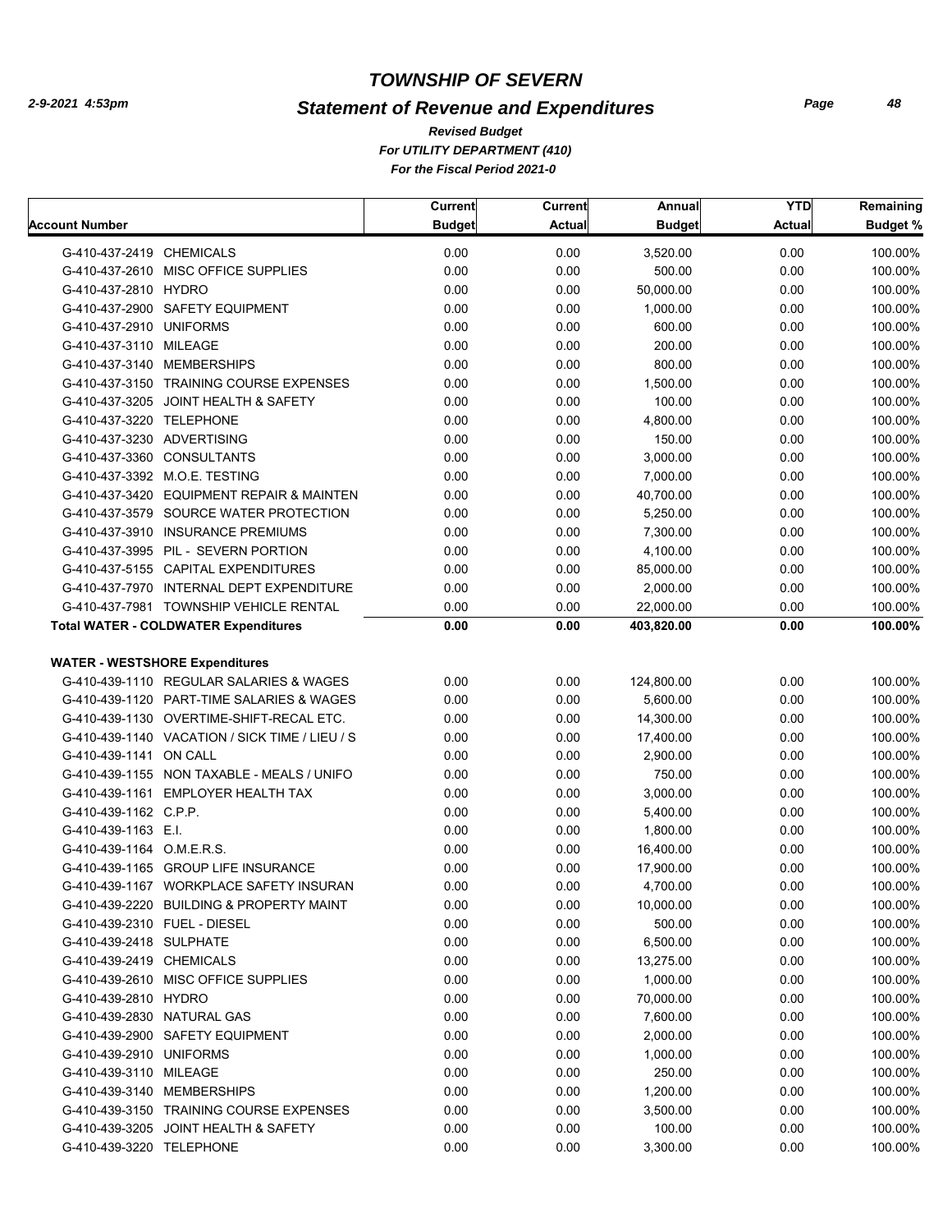# TOWNSHIP OF SEVERN

## Statement of Revenue and Expenditures

*Revised Budget*
*For UTILITY DEPARTMENT (410)*
*For the Fiscal Period 2021-0*

2-9-2021 4:53pm

| Account Number | Current Budget | Current Actual | Annual Budget | YTD Actual | Remaining Budget % |
|---|---|---|---|---|---|
| G-410-437-2419 CHEMICALS | 0.00 | 0.00 | 3,520.00 | 0.00 | 100.00% |
| G-410-437-2610 MISC OFFICE SUPPLIES | 0.00 | 0.00 | 500.00 | 0.00 | 100.00% |
| G-410-437-2810 HYDRO | 0.00 | 0.00 | 50,000.00 | 0.00 | 100.00% |
| G-410-437-2900 SAFETY EQUIPMENT | 0.00 | 0.00 | 1,000.00 | 0.00 | 100.00% |
| G-410-437-2910 UNIFORMS | 0.00 | 0.00 | 600.00 | 0.00 | 100.00% |
| G-410-437-3110 MILEAGE | 0.00 | 0.00 | 200.00 | 0.00 | 100.00% |
| G-410-437-3140 MEMBERSHIPS | 0.00 | 0.00 | 800.00 | 0.00 | 100.00% |
| G-410-437-3150 TRAINING COURSE EXPENSES | 0.00 | 0.00 | 1,500.00 | 0.00 | 100.00% |
| G-410-437-3205 JOINT HEALTH & SAFETY | 0.00 | 0.00 | 100.00 | 0.00 | 100.00% |
| G-410-437-3220 TELEPHONE | 0.00 | 0.00 | 4,800.00 | 0.00 | 100.00% |
| G-410-437-3230 ADVERTISING | 0.00 | 0.00 | 150.00 | 0.00 | 100.00% |
| G-410-437-3360 CONSULTANTS | 0.00 | 0.00 | 3,000.00 | 0.00 | 100.00% |
| G-410-437-3392 M.O.E. TESTING | 0.00 | 0.00 | 7,000.00 | 0.00 | 100.00% |
| G-410-437-3420 EQUIPMENT REPAIR & MAINTEN | 0.00 | 0.00 | 40,700.00 | 0.00 | 100.00% |
| G-410-437-3579 SOURCE WATER PROTECTION | 0.00 | 0.00 | 5,250.00 | 0.00 | 100.00% |
| G-410-437-3910 INSURANCE PREMIUMS | 0.00 | 0.00 | 7,300.00 | 0.00 | 100.00% |
| G-410-437-3995 PIL - SEVERN PORTION | 0.00 | 0.00 | 4,100.00 | 0.00 | 100.00% |
| G-410-437-5155 CAPITAL EXPENDITURES | 0.00 | 0.00 | 85,000.00 | 0.00 | 100.00% |
| G-410-437-7970 INTERNAL DEPT EXPENDITURE | 0.00 | 0.00 | 2,000.00 | 0.00 | 100.00% |
| G-410-437-7981 TOWNSHIP VEHICLE RENTAL | 0.00 | 0.00 | 22,000.00 | 0.00 | 100.00% |
| **Total WATER - COLDWATER Expenditures** | **0.00** | **0.00** | **403,820.00** | **0.00** | **100.00%** |
| **WATER - WESTSHORE Expenditures** | | | | | |
| G-410-439-1110 REGULAR SALARIES & WAGES | 0.00 | 0.00 | 124,800.00 | 0.00 | 100.00% |
| G-410-439-1120 PART-TIME SALARIES & WAGES | 0.00 | 0.00 | 5,600.00 | 0.00 | 100.00% |
| G-410-439-1130 OVERTIME-SHIFT-RECAL ETC. | 0.00 | 0.00 | 14,300.00 | 0.00 | 100.00% |
| G-410-439-1140 VACATION / SICK TIME / LIEU / S | 0.00 | 0.00 | 17,400.00 | 0.00 | 100.00% |
| G-410-439-1141 ON CALL | 0.00 | 0.00 | 2,900.00 | 0.00 | 100.00% |
| G-410-439-1155 NON TAXABLE - MEALS / UNIFO | 0.00 | 0.00 | 750.00 | 0.00 | 100.00% |
| G-410-439-1161 EMPLOYER HEALTH TAX | 0.00 | 0.00 | 3,000.00 | 0.00 | 100.00% |
| G-410-439-1162 C.P.P. | 0.00 | 0.00 | 5,400.00 | 0.00 | 100.00% |
| G-410-439-1163 E.I. | 0.00 | 0.00 | 1,800.00 | 0.00 | 100.00% |
| G-410-439-1164 O.M.E.R.S. | 0.00 | 0.00 | 16,400.00 | 0.00 | 100.00% |
| G-410-439-1165 GROUP LIFE INSURANCE | 0.00 | 0.00 | 17,900.00 | 0.00 | 100.00% |
| G-410-439-1167 WORKPLACE SAFETY INSURAN | 0.00 | 0.00 | 4,700.00 | 0.00 | 100.00% |
| G-410-439-2220 BUILDING & PROPERTY MAINT | 0.00 | 0.00 | 10,000.00 | 0.00 | 100.00% |
| G-410-439-2310 FUEL - DIESEL | 0.00 | 0.00 | 500.00 | 0.00 | 100.00% |
| G-410-439-2418 SULPHATE | 0.00 | 0.00 | 6,500.00 | 0.00 | 100.00% |
| G-410-439-2419 CHEMICALS | 0.00 | 0.00 | 13,275.00 | 0.00 | 100.00% |
| G-410-439-2610 MISC OFFICE SUPPLIES | 0.00 | 0.00 | 1,000.00 | 0.00 | 100.00% |
| G-410-439-2810 HYDRO | 0.00 | 0.00 | 70,000.00 | 0.00 | 100.00% |
| G-410-439-2830 NATURAL GAS | 0.00 | 0.00 | 7,600.00 | 0.00 | 100.00% |
| G-410-439-2900 SAFETY EQUIPMENT | 0.00 | 0.00 | 2,000.00 | 0.00 | 100.00% |
| G-410-439-2910 UNIFORMS | 0.00 | 0.00 | 1,000.00 | 0.00 | 100.00% |
| G-410-439-3110 MILEAGE | 0.00 | 0.00 | 250.00 | 0.00 | 100.00% |
| G-410-439-3140 MEMBERSHIPS | 0.00 | 0.00 | 1,200.00 | 0.00 | 100.00% |
| G-410-439-3150 TRAINING COURSE EXPENSES | 0.00 | 0.00 | 3,500.00 | 0.00 | 100.00% |
| G-410-439-3205 JOINT HEALTH & SAFETY | 0.00 | 0.00 | 100.00 | 0.00 | 100.00% |
| G-410-439-3220 TELEPHONE | 0.00 | 0.00 | 3,300.00 | 0.00 | 100.00% |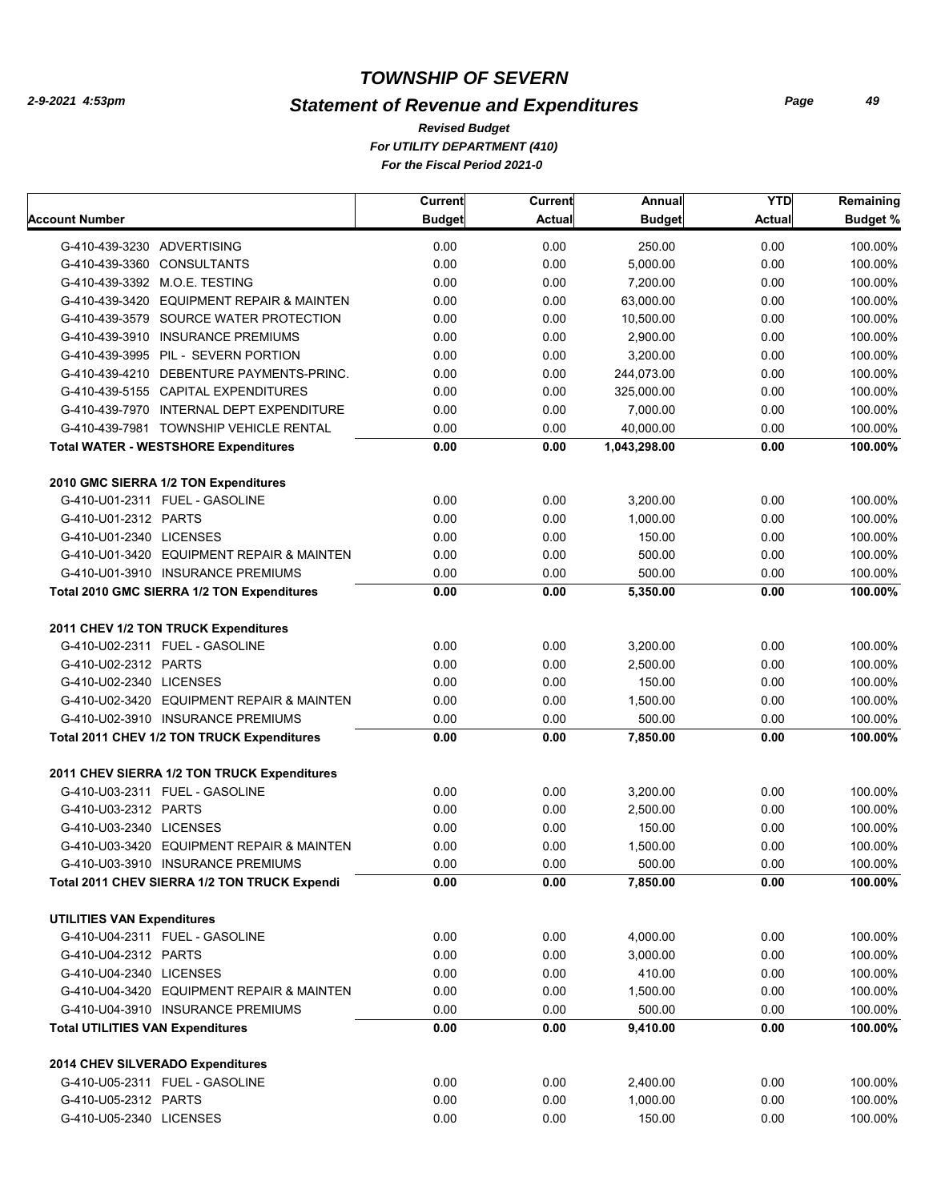# TOWNSHIP OF SEVERN

## Statement of Revenue and Expenditures

*Revised Budget*
*For UTILITY DEPARTMENT (410)*
*For the Fiscal Period 2021-0*

| Account Number | Current Budget | Current Actual | Annual Budget | YTD Actual | Remaining Budget % |
|---|---|---|---|---|---|
| G-410-439-3230 ADVERTISING | 0.00 | 0.00 | 250.00 | 0.00 | 100.00% |
| G-410-439-3360 CONSULTANTS | 0.00 | 0.00 | 5,000.00 | 0.00 | 100.00% |
| G-410-439-3392 M.O.E. TESTING | 0.00 | 0.00 | 7,200.00 | 0.00 | 100.00% |
| G-410-439-3420 EQUIPMENT REPAIR & MAINTEN | 0.00 | 0.00 | 63,000.00 | 0.00 | 100.00% |
| G-410-439-3579 SOURCE WATER PROTECTION | 0.00 | 0.00 | 10,500.00 | 0.00 | 100.00% |
| G-410-439-3910 INSURANCE PREMIUMS | 0.00 | 0.00 | 2,900.00 | 0.00 | 100.00% |
| G-410-439-3995 PIL - SEVERN PORTION | 0.00 | 0.00 | 3,200.00 | 0.00 | 100.00% |
| G-410-439-4210 DEBENTURE PAYMENTS-PRINC. | 0.00 | 0.00 | 244,073.00 | 0.00 | 100.00% |
| G-410-439-5155 CAPITAL EXPENDITURES | 0.00 | 0.00 | 325,000.00 | 0.00 | 100.00% |
| G-410-439-7970 INTERNAL DEPT EXPENDITURE | 0.00 | 0.00 | 7,000.00 | 0.00 | 100.00% |
| G-410-439-7981 TOWNSHIP VEHICLE RENTAL | 0.00 | 0.00 | 40,000.00 | 0.00 | 100.00% |
| **Total WATER - WESTSHORE Expenditures** | **0.00** | **0.00** | **1,043,298.00** | **0.00** | **100.00%** |
| **2010 GMC SIERRA 1/2 TON Expenditures** | | | | | |
| G-410-U01-2311 FUEL - GASOLINE | 0.00 | 0.00 | 3,200.00 | 0.00 | 100.00% |
| G-410-U01-2312 PARTS | 0.00 | 0.00 | 1,000.00 | 0.00 | 100.00% |
| G-410-U01-2340 LICENSES | 0.00 | 0.00 | 150.00 | 0.00 | 100.00% |
| G-410-U01-3420 EQUIPMENT REPAIR & MAINTEN | 0.00 | 0.00 | 500.00 | 0.00 | 100.00% |
| G-410-U01-3910 INSURANCE PREMIUMS | 0.00 | 0.00 | 500.00 | 0.00 | 100.00% |
| **Total 2010 GMC SIERRA 1/2 TON Expenditures** | **0.00** | **0.00** | **5,350.00** | **0.00** | **100.00%** |
| **2011 CHEV 1/2 TON TRUCK Expenditures** | | | | | |
| G-410-U02-2311 FUEL - GASOLINE | 0.00 | 0.00 | 3,200.00 | 0.00 | 100.00% |
| G-410-U02-2312 PARTS | 0.00 | 0.00 | 2,500.00 | 0.00 | 100.00% |
| G-410-U02-2340 LICENSES | 0.00 | 0.00 | 150.00 | 0.00 | 100.00% |
| G-410-U02-3420 EQUIPMENT REPAIR & MAINTEN | 0.00 | 0.00 | 1,500.00 | 0.00 | 100.00% |
| G-410-U02-3910 INSURANCE PREMIUMS | 0.00 | 0.00 | 500.00 | 0.00 | 100.00% |
| **Total 2011 CHEV 1/2 TON TRUCK Expenditures** | **0.00** | **0.00** | **7,850.00** | **0.00** | **100.00%** |
| **2011 CHEV SIERRA 1/2 TON TRUCK Expenditures** | | | | | |
| G-410-U03-2311 FUEL - GASOLINE | 0.00 | 0.00 | 3,200.00 | 0.00 | 100.00% |
| G-410-U03-2312 PARTS | 0.00 | 0.00 | 2,500.00 | 0.00 | 100.00% |
| G-410-U03-2340 LICENSES | 0.00 | 0.00 | 150.00 | 0.00 | 100.00% |
| G-410-U03-3420 EQUIPMENT REPAIR & MAINTEN | 0.00 | 0.00 | 1,500.00 | 0.00 | 100.00% |
| G-410-U03-3910 INSURANCE PREMIUMS | 0.00 | 0.00 | 500.00 | 0.00 | 100.00% |
| **Total 2011 CHEV SIERRA 1/2 TON TRUCK Expendi** | **0.00** | **0.00** | **7,850.00** | **0.00** | **100.00%** |
| **UTILITIES VAN Expenditures** | | | | | |
| G-410-U04-2311 FUEL - GASOLINE | 0.00 | 0.00 | 4,000.00 | 0.00 | 100.00% |
| G-410-U04-2312 PARTS | 0.00 | 0.00 | 3,000.00 | 0.00 | 100.00% |
| G-410-U04-2340 LICENSES | 0.00 | 0.00 | 410.00 | 0.00 | 100.00% |
| G-410-U04-3420 EQUIPMENT REPAIR & MAINTEN | 0.00 | 0.00 | 1,500.00 | 0.00 | 100.00% |
| G-410-U04-3910 INSURANCE PREMIUMS | 0.00 | 0.00 | 500.00 | 0.00 | 100.00% |
| **Total UTILITIES VAN Expenditures** | **0.00** | **0.00** | **9,410.00** | **0.00** | **100.00%** |
| **2014 CHEV SILVERADO Expenditures** | | | | | |
| G-410-U05-2311 FUEL - GASOLINE | 0.00 | 0.00 | 2,400.00 | 0.00 | 100.00% |
| G-410-U05-2312 PARTS | 0.00 | 0.00 | 1,000.00 | 0.00 | 100.00% |
| G-410-U05-2340 LICENSES | 0.00 | 0.00 | 150.00 | 0.00 | 100.00% |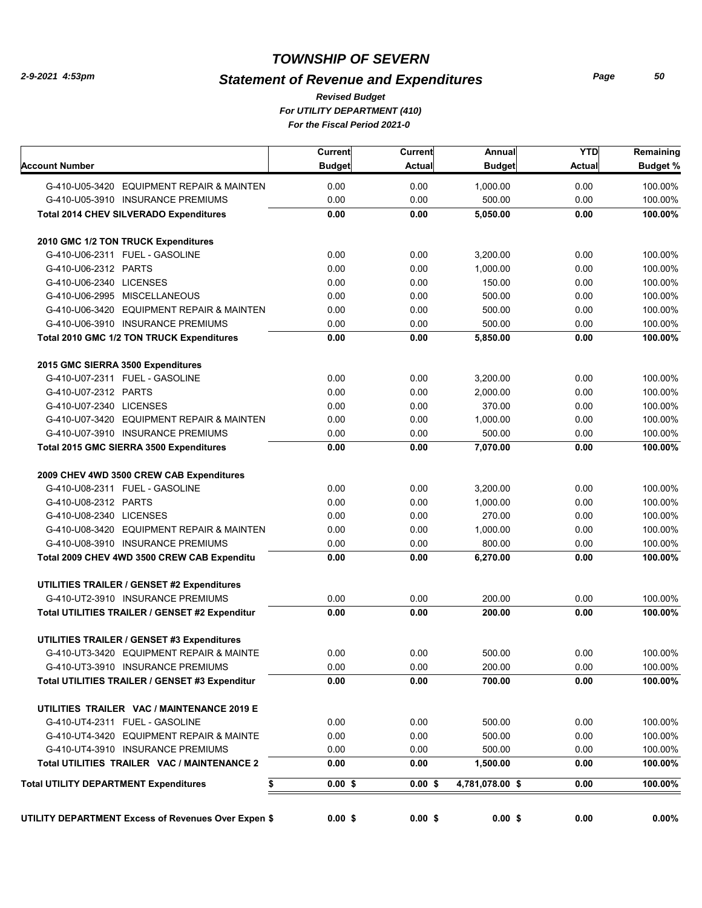# TOWNSHIP OF SEVERN

## Statement of Revenue and Expenditures

*Revised Budget*
*For UTILITY DEPARTMENT (410)*
*For the Fiscal Period 2021-0*

2-9-2021 4:53pm

| Account Number | Current Budget | Current Actual | Annual Budget | YTD Actual | Remaining Budget % |
|---|---|---|---|---|---|
| G-410-U05-3420 EQUIPMENT REPAIR & MAINTEN | 0.00 | 0.00 | 1,000.00 | 0.00 | 100.00% |
| G-410-U05-3910 INSURANCE PREMIUMS | 0.00 | 0.00 | 500.00 | 0.00 | 100.00% |
| **Total 2014 CHEV SILVERADO Expenditures** | **0.00** | **0.00** | **5,050.00** | **0.00** | **100.00%** |
| **2010 GMC 1/2 TON TRUCK Expenditures** | | | | | |
| G-410-U06-2311 FUEL - GASOLINE | 0.00 | 0.00 | 3,200.00 | 0.00 | 100.00% |
| G-410-U06-2312 PARTS | 0.00 | 0.00 | 1,000.00 | 0.00 | 100.00% |
| G-410-U06-2340 LICENSES | 0.00 | 0.00 | 150.00 | 0.00 | 100.00% |
| G-410-U06-2995 MISCELLANEOUS | 0.00 | 0.00 | 500.00 | 0.00 | 100.00% |
| G-410-U06-3420 EQUIPMENT REPAIR & MAINTEN | 0.00 | 0.00 | 500.00 | 0.00 | 100.00% |
| G-410-U06-3910 INSURANCE PREMIUMS | 0.00 | 0.00 | 500.00 | 0.00 | 100.00% |
| **Total 2010 GMC 1/2 TON TRUCK Expenditures** | **0.00** | **0.00** | **5,850.00** | **0.00** | **100.00%** |
| **2015 GMC SIERRA 3500 Expenditures** | | | | | |
| G-410-U07-2311 FUEL - GASOLINE | 0.00 | 0.00 | 3,200.00 | 0.00 | 100.00% |
| G-410-U07-2312 PARTS | 0.00 | 0.00 | 2,000.00 | 0.00 | 100.00% |
| G-410-U07-2340 LICENSES | 0.00 | 0.00 | 370.00 | 0.00 | 100.00% |
| G-410-U07-3420 EQUIPMENT REPAIR & MAINTEN | 0.00 | 0.00 | 1,000.00 | 0.00 | 100.00% |
| G-410-U07-3910 INSURANCE PREMIUMS | 0.00 | 0.00 | 500.00 | 0.00 | 100.00% |
| **Total 2015 GMC SIERRA 3500 Expenditures** | **0.00** | **0.00** | **7,070.00** | **0.00** | **100.00%** |
| **2009 CHEV 4WD 3500 CREW CAB Expenditures** | | | | | |
| G-410-U08-2311 FUEL - GASOLINE | 0.00 | 0.00 | 3,200.00 | 0.00 | 100.00% |
| G-410-U08-2312 PARTS | 0.00 | 0.00 | 1,000.00 | 0.00 | 100.00% |
| G-410-U08-2340 LICENSES | 0.00 | 0.00 | 270.00 | 0.00 | 100.00% |
| G-410-U08-3420 EQUIPMENT REPAIR & MAINTEN | 0.00 | 0.00 | 1,000.00 | 0.00 | 100.00% |
| G-410-U08-3910 INSURANCE PREMIUMS | 0.00 | 0.00 | 800.00 | 0.00 | 100.00% |
| **Total 2009 CHEV 4WD 3500 CREW CAB Expenditu** | **0.00** | **0.00** | **6,270.00** | **0.00** | **100.00%** |
| **UTILITIES TRAILER / GENSET #2 Expenditures** | | | | | |
| G-410-UT2-3910 INSURANCE PREMIUMS | 0.00 | 0.00 | 200.00 | 0.00 | 100.00% |
| **Total UTILITIES TRAILER / GENSET #2 Expenditur** | **0.00** | **0.00** | **200.00** | **0.00** | **100.00%** |
| **UTILITIES TRAILER / GENSET #3 Expenditures** | | | | | |
| G-410-UT3-3420 EQUIPMENT REPAIR & MAINTE | 0.00 | 0.00 | 500.00 | 0.00 | 100.00% |
| G-410-UT3-3910 INSURANCE PREMIUMS | 0.00 | 0.00 | 200.00 | 0.00 | 100.00% |
| **Total UTILITIES TRAILER / GENSET #3 Expenditur** | **0.00** | **0.00** | **700.00** | **0.00** | **100.00%** |
| **UTILITIES TRAILER VAC / MAINTENANCE 2019 E** | | | | | |
| G-410-UT4-2311 FUEL - GASOLINE | 0.00 | 0.00 | 500.00 | 0.00 | 100.00% |
| G-410-UT4-3420 EQUIPMENT REPAIR & MAINTE | 0.00 | 0.00 | 500.00 | 0.00 | 100.00% |
| G-410-UT4-3910 INSURANCE PREMIUMS | 0.00 | 0.00 | 500.00 | 0.00 | 100.00% |
| **Total UTILITIES TRAILER VAC / MAINTENANCE 2** | **0.00** | **0.00** | **1,500.00** | **0.00** | **100.00%** |
| **Total UTILITY DEPARTMENT Expenditures** | **$ 0.00** | **$ 0.00** | **$ 4,781,078.00** | **$ 0.00** | **100.00%** |
| **UTILITY DEPARTMENT Excess of Revenues Over Expen** | **$ 0.00** | **$ 0.00** | **$ 0.00** | **$ 0.00** | **0.00%** |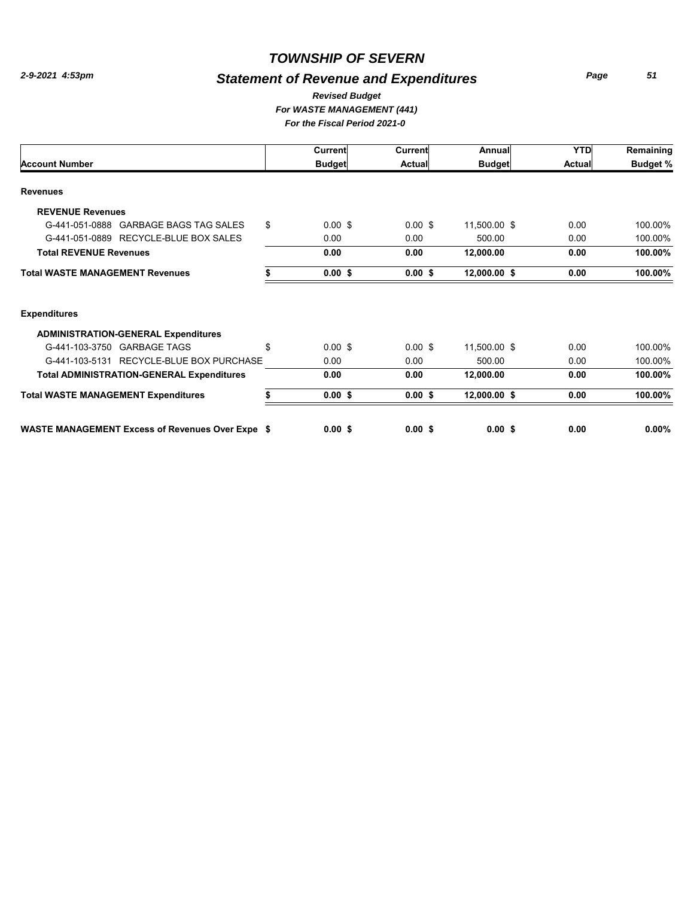# TOWNSHIP OF SEVERN

2-9-2021 4:53pm

## Statement of Revenue and Expenditures

*Revised Budget*
*For WASTE MANAGEMENT (441)*
*For the Fiscal Period 2021-0*

| Account Number | Current Budget | Current Actual | Annual Budget | YTD Actual | Remaining Budget % |
|---|---|---|---|---|---|
| **Revenues** | | | | | |
| **REVENUE Revenues** | | | | | |
| G-441-051-0888 GARBAGE BAGS TAG SALES | $ 0.00 | $ 0.00 | $ 11,500.00 | $ 0.00 | 100.00% |
| G-441-051-0889 RECYCLE-BLUE BOX SALES | 0.00 | 0.00 | 500.00 | 0.00 | 100.00% |
| **Total REVENUE Revenues** | **0.00** | **0.00** | **12,000.00** | **0.00** | **100.00%** |
| **Total WASTE MANAGEMENT Revenues** | **$ 0.00** | **$ 0.00** | **$ 12,000.00** | **$ 0.00** | **100.00%** |
| **Expenditures** | | | | | |
| **ADMINISTRATION-GENERAL Expenditures** | | | | | |
| G-441-103-3750 GARBAGE TAGS | $ 0.00 | $ 0.00 | $ 11,500.00 | $ 0.00 | 100.00% |
| G-441-103-5131 RECYCLE-BLUE BOX PURCHASE | 0.00 | 0.00 | 500.00 | 0.00 | 100.00% |
| **Total ADMINISTRATION-GENERAL Expenditures** | **0.00** | **0.00** | **12,000.00** | **0.00** | **100.00%** |
| **Total WASTE MANAGEMENT Expenditures** | **$ 0.00** | **$ 0.00** | **$ 12,000.00** | **$ 0.00** | **100.00%** |
| **WASTE MANAGEMENT Excess of Revenues Over Expe** | **$ 0.00** | **$ 0.00** | **$ 0.00** | **$ 0.00** | **0.00%** |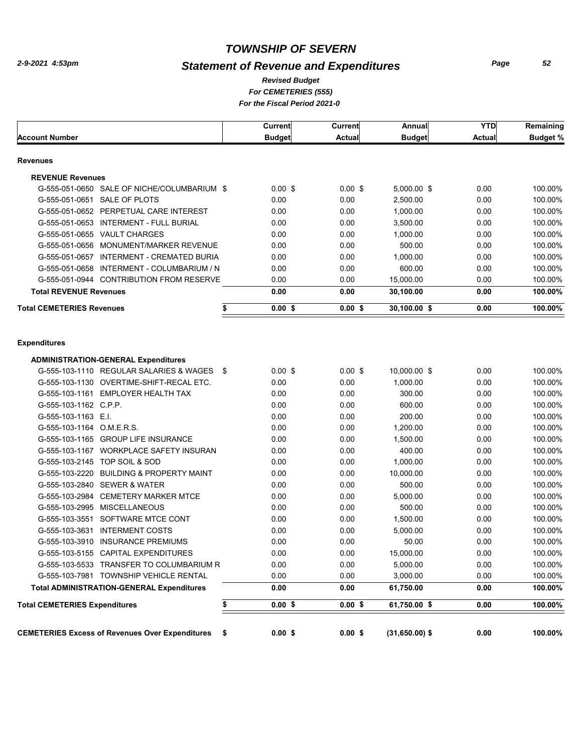# TOWNSHIP OF SEVERN

## Statement of Revenue and Expenditures

*Revised Budget*
*For CEMETERIES (555)*
*For the Fiscal Period 2021-0*

| Account Number | Current Budget | Current Actual | Annual Budget | YTD Actual | Remaining Budget % |
|---|---|---|---|---|---|
| **Revenues** | | | | | |
| **REVENUE Revenues** | | | | | |
| G-555-051-0650 SALE OF NICHE/COLUMBARIUM | $ 0.00 | $ 0.00 | $ 5,000.00 | $ 0.00 | 100.00% |
| G-555-051-0651 SALE OF PLOTS | 0.00 | 0.00 | 2,500.00 | 0.00 | 100.00% |
| G-555-051-0652 PERPETUAL CARE INTEREST | 0.00 | 0.00 | 1,000.00 | 0.00 | 100.00% |
| G-555-051-0653 INTERMENT - FULL BURIAL | 0.00 | 0.00 | 3,500.00 | 0.00 | 100.00% |
| G-555-051-0655 VAULT CHARGES | 0.00 | 0.00 | 1,000.00 | 0.00 | 100.00% |
| G-555-051-0656 MONUMENT/MARKER REVENUE | 0.00 | 0.00 | 500.00 | 0.00 | 100.00% |
| G-555-051-0657 INTERMENT - CREMATED BURIA | 0.00 | 0.00 | 1,000.00 | 0.00 | 100.00% |
| G-555-051-0658 INTERMENT - COLUMBARIUM / N | 0.00 | 0.00 | 600.00 | 0.00 | 100.00% |
| G-555-051-0944 CONTRIBUTION FROM RESERVE | 0.00 | 0.00 | 15,000.00 | 0.00 | 100.00% |
| **Total REVENUE Revenues** | **0.00** | **0.00** | **30,100.00** | **0.00** | **100.00%** |
| **Total CEMETERIES Revenues** | **$ 0.00** | **$ 0.00** | **$ 30,100.00** | **$ 0.00** | **100.00%** |
| **Expenditures** | | | | | |
| **ADMINISTRATION-GENERAL Expenditures** | | | | | |
| G-555-103-1110 REGULAR SALARIES & WAGES | $ 0.00 | $ 0.00 | $ 10,000.00 | $ 0.00 | 100.00% |
| G-555-103-1130 OVERTIME-SHIFT-RECAL ETC. | 0.00 | 0.00 | 1,000.00 | 0.00 | 100.00% |
| G-555-103-1161 EMPLOYER HEALTH TAX | 0.00 | 0.00 | 300.00 | 0.00 | 100.00% |
| G-555-103-1162 C.P.P. | 0.00 | 0.00 | 600.00 | 0.00 | 100.00% |
| G-555-103-1163 E.I. | 0.00 | 0.00 | 200.00 | 0.00 | 100.00% |
| G-555-103-1164 O.M.E.R.S. | 0.00 | 0.00 | 1,200.00 | 0.00 | 100.00% |
| G-555-103-1165 GROUP LIFE INSURANCE | 0.00 | 0.00 | 1,500.00 | 0.00 | 100.00% |
| G-555-103-1167 WORKPLACE SAFETY INSURAN | 0.00 | 0.00 | 400.00 | 0.00 | 100.00% |
| G-555-103-2145 TOP SOIL & SOD | 0.00 | 0.00 | 1,000.00 | 0.00 | 100.00% |
| G-555-103-2220 BUILDING & PROPERTY MAINT | 0.00 | 0.00 | 10,000.00 | 0.00 | 100.00% |
| G-555-103-2840 SEWER & WATER | 0.00 | 0.00 | 500.00 | 0.00 | 100.00% |
| G-555-103-2984 CEMETERY MARKER MTCE | 0.00 | 0.00 | 5,000.00 | 0.00 | 100.00% |
| G-555-103-2995 MISCELLANEOUS | 0.00 | 0.00 | 500.00 | 0.00 | 100.00% |
| G-555-103-3551 SOFTWARE MTCE CONT | 0.00 | 0.00 | 1,500.00 | 0.00 | 100.00% |
| G-555-103-3631 INTERMENT COSTS | 0.00 | 0.00 | 5,000.00 | 0.00 | 100.00% |
| G-555-103-3910 INSURANCE PREMIUMS | 0.00 | 0.00 | 50.00 | 0.00 | 100.00% |
| G-555-103-5155 CAPITAL EXPENDITURES | 0.00 | 0.00 | 15,000.00 | 0.00 | 100.00% |
| G-555-103-5533 TRANSFER TO COLUMBARIUM R | 0.00 | 0.00 | 5,000.00 | 0.00 | 100.00% |
| G-555-103-7981 TOWNSHIP VEHICLE RENTAL | 0.00 | 0.00 | 3,000.00 | 0.00 | 100.00% |
| **Total ADMINISTRATION-GENERAL Expenditures** | **0.00** | **0.00** | **61,750.00** | **0.00** | **100.00%** |
| **Total CEMETERIES Expenditures** | **$ 0.00** | **$ 0.00** | **$ 61,750.00** | **$ 0.00** | **100.00%** |
| **CEMETERIES Excess of Revenues Over Expenditures** | **$ 0.00** | **$ 0.00** | **$ (31,650.00)** | **$ 0.00** | **100.00%** |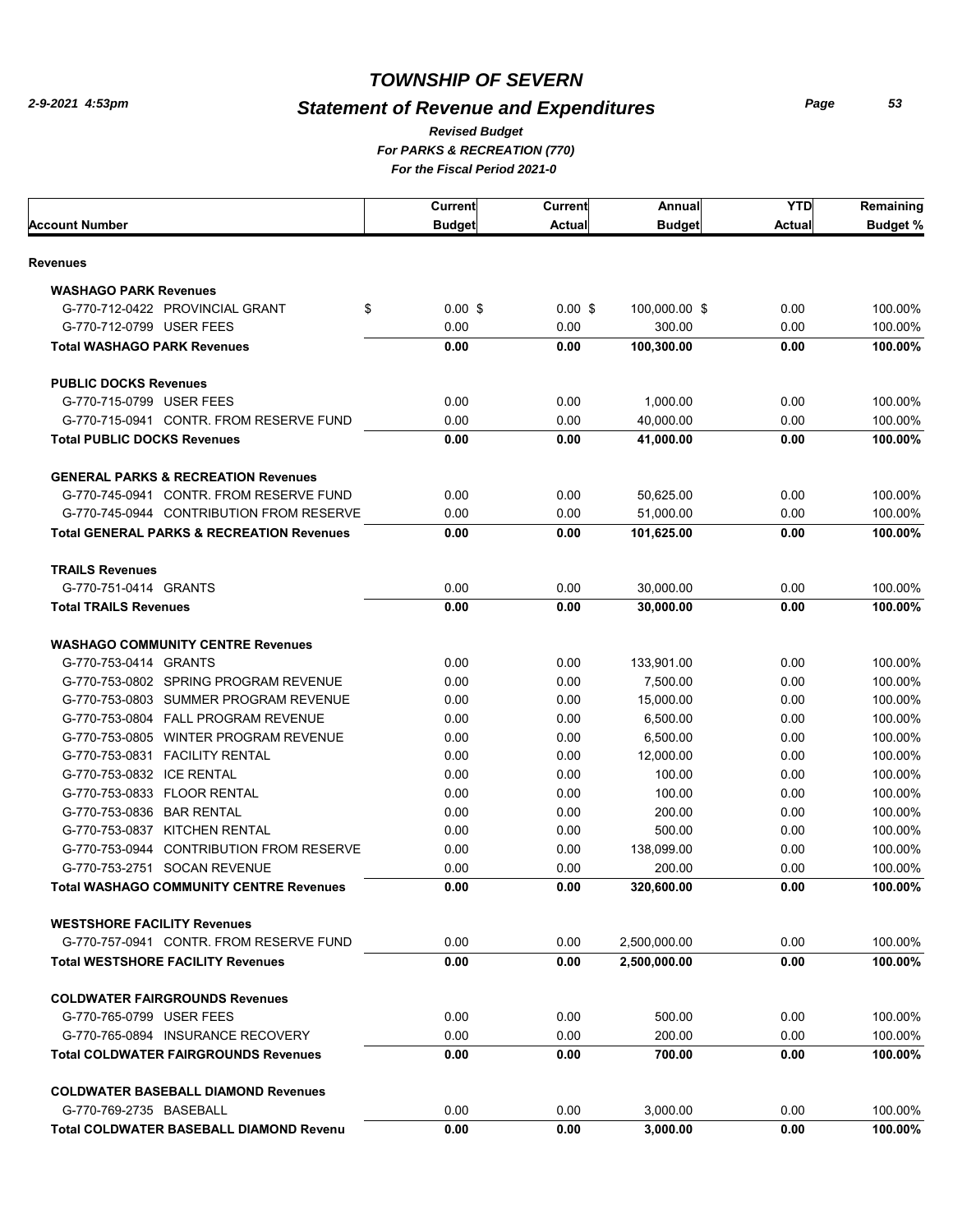# TOWNSHIP OF SEVERN

## Statement of Revenue and Expenditures

*Revised Budget*

*For PARKS & RECREATION (770)*

*For the Fiscal Period 2021-0*

2-9-2021 4:53pm

| Account Number | Current Budget | Current Actual | Annual Budget | YTD Actual | Remaining Budget % |
|---|---|---|---|---|---|
| **Revenues** | | | | | |
| **WASHAGO PARK Revenues** | | | | | |
| G-770-712-0422 PROVINCIAL GRANT | $ 0.00 | $ 0.00 | $ 100,000.00 | $ 0.00 | 100.00% |
| G-770-712-0799 USER FEES | 0.00 | 0.00 | 300.00 | 0.00 | 100.00% |
| **Total WASHAGO PARK Revenues** | **0.00** | **0.00** | **100,300.00** | **0.00** | **100.00%** |
| **PUBLIC DOCKS Revenues** | | | | | |
| G-770-715-0799 USER FEES | 0.00 | 0.00 | 1,000.00 | 0.00 | 100.00% |
| G-770-715-0941 CONTR. FROM RESERVE FUND | 0.00 | 0.00 | 40,000.00 | 0.00 | 100.00% |
| **Total PUBLIC DOCKS Revenues** | **0.00** | **0.00** | **41,000.00** | **0.00** | **100.00%** |
| **GENERAL PARKS & RECREATION Revenues** | | | | | |
| G-770-745-0941 CONTR. FROM RESERVE FUND | 0.00 | 0.00 | 50,625.00 | 0.00 | 100.00% |
| G-770-745-0944 CONTRIBUTION FROM RESERVE | 0.00 | 0.00 | 51,000.00 | 0.00 | 100.00% |
| **Total GENERAL PARKS & RECREATION Revenues** | **0.00** | **0.00** | **101,625.00** | **0.00** | **100.00%** |
| **TRAILS Revenues** | | | | | |
| G-770-751-0414 GRANTS | 0.00 | 0.00 | 30,000.00 | 0.00 | 100.00% |
| **Total TRAILS Revenues** | **0.00** | **0.00** | **30,000.00** | **0.00** | **100.00%** |
| **WASHAGO COMMUNITY CENTRE Revenues** | | | | | |
| G-770-753-0414 GRANTS | 0.00 | 0.00 | 133,901.00 | 0.00 | 100.00% |
| G-770-753-0802 SPRING PROGRAM REVENUE | 0.00 | 0.00 | 7,500.00 | 0.00 | 100.00% |
| G-770-753-0803 SUMMER PROGRAM REVENUE | 0.00 | 0.00 | 15,000.00 | 0.00 | 100.00% |
| G-770-753-0804 FALL PROGRAM REVENUE | 0.00 | 0.00 | 6,500.00 | 0.00 | 100.00% |
| G-770-753-0805 WINTER PROGRAM REVENUE | 0.00 | 0.00 | 6,500.00 | 0.00 | 100.00% |
| G-770-753-0831 FACILITY RENTAL | 0.00 | 0.00 | 12,000.00 | 0.00 | 100.00% |
| G-770-753-0832 ICE RENTAL | 0.00 | 0.00 | 100.00 | 0.00 | 100.00% |
| G-770-753-0833 FLOOR RENTAL | 0.00 | 0.00 | 100.00 | 0.00 | 100.00% |
| G-770-753-0836 BAR RENTAL | 0.00 | 0.00 | 200.00 | 0.00 | 100.00% |
| G-770-753-0837 KITCHEN RENTAL | 0.00 | 0.00 | 500.00 | 0.00 | 100.00% |
| G-770-753-0944 CONTRIBUTION FROM RESERVE | 0.00 | 0.00 | 138,099.00 | 0.00 | 100.00% |
| G-770-753-2751 SOCAN REVENUE | 0.00 | 0.00 | 200.00 | 0.00 | 100.00% |
| **Total WASHAGO COMMUNITY CENTRE Revenues** | **0.00** | **0.00** | **320,600.00** | **0.00** | **100.00%** |
| **WESTSHORE FACILITY Revenues** | | | | | |
| G-770-757-0941 CONTR. FROM RESERVE FUND | 0.00 | 0.00 | 2,500,000.00 | 0.00 | 100.00% |
| **Total WESTSHORE FACILITY Revenues** | **0.00** | **0.00** | **2,500,000.00** | **0.00** | **100.00%** |
| **COLDWATER FAIRGROUNDS Revenues** | | | | | |
| G-770-765-0799 USER FEES | 0.00 | 0.00 | 500.00 | 0.00 | 100.00% |
| G-770-765-0894 INSURANCE RECOVERY | 0.00 | 0.00 | 200.00 | 0.00 | 100.00% |
| **Total COLDWATER FAIRGROUNDS Revenues** | **0.00** | **0.00** | **700.00** | **0.00** | **100.00%** |
| **COLDWATER BASEBALL DIAMOND Revenues** | | | | | |
| G-770-769-2735 BASEBALL | 0.00 | 0.00 | 3,000.00 | 0.00 | 100.00% |
| **Total COLDWATER BASEBALL DIAMOND Revenu** | **0.00** | **0.00** | **3,000.00** | **0.00** | **100.00%** |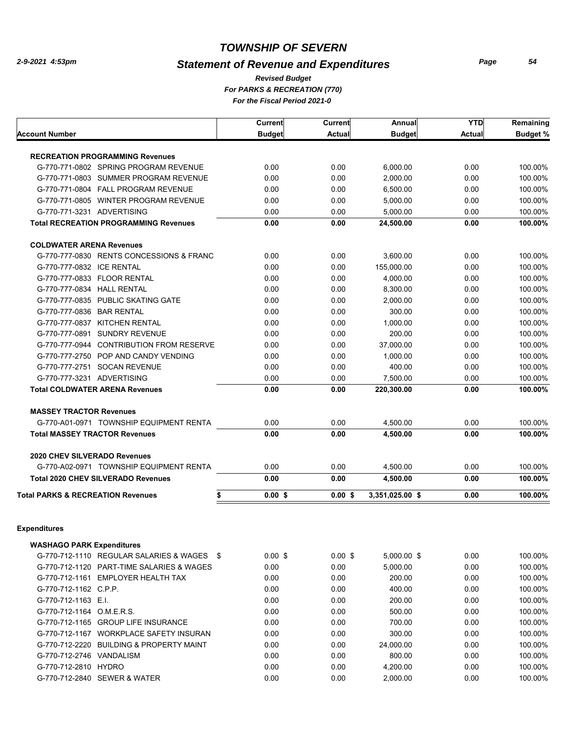# TOWNSHIP OF SEVERN

2-9-2021 4:53pm

## Statement of Revenue and Expenditures

*Revised Budget*
*For PARKS & RECREATION (770)*
*For the Fiscal Period 2021-0*

| Account Number | Current Budget | Current Actual | Annual Budget | YTD Actual | Remaining Budget % |
|---|---|---|---|---|---|
| **RECREATION PROGRAMMING Revenues** | | | | | |
| G-770-771-0802 SPRING PROGRAM REVENUE | 0.00 | 0.00 | 6,000.00 | 0.00 | 100.00% |
| G-770-771-0803 SUMMER PROGRAM REVENUE | 0.00 | 0.00 | 2,000.00 | 0.00 | 100.00% |
| G-770-771-0804 FALL PROGRAM REVENUE | 0.00 | 0.00 | 6,500.00 | 0.00 | 100.00% |
| G-770-771-0805 WINTER PROGRAM REVENUE | 0.00 | 0.00 | 5,000.00 | 0.00 | 100.00% |
| G-770-771-3231 ADVERTISING | 0.00 | 0.00 | 5,000.00 | 0.00 | 100.00% |
| **Total RECREATION PROGRAMMING Revenues** | **0.00** | **0.00** | **24,500.00** | **0.00** | **100.00%** |
| **COLDWATER ARENA Revenues** | | | | | |
| G-770-777-0830 RENTS CONCESSIONS & FRANC | 0.00 | 0.00 | 3,600.00 | 0.00 | 100.00% |
| G-770-777-0832 ICE RENTAL | 0.00 | 0.00 | 155,000.00 | 0.00 | 100.00% |
| G-770-777-0833 FLOOR RENTAL | 0.00 | 0.00 | 4,000.00 | 0.00 | 100.00% |
| G-770-777-0834 HALL RENTAL | 0.00 | 0.00 | 8,300.00 | 0.00 | 100.00% |
| G-770-777-0835 PUBLIC SKATING GATE | 0.00 | 0.00 | 2,000.00 | 0.00 | 100.00% |
| G-770-777-0836 BAR RENTAL | 0.00 | 0.00 | 300.00 | 0.00 | 100.00% |
| G-770-777-0837 KITCHEN RENTAL | 0.00 | 0.00 | 1,000.00 | 0.00 | 100.00% |
| G-770-777-0891 SUNDRY REVENUE | 0.00 | 0.00 | 200.00 | 0.00 | 100.00% |
| G-770-777-0944 CONTRIBUTION FROM RESERVE | 0.00 | 0.00 | 37,000.00 | 0.00 | 100.00% |
| G-770-777-2750 POP AND CANDY VENDING | 0.00 | 0.00 | 1,000.00 | 0.00 | 100.00% |
| G-770-777-2751 SOCAN REVENUE | 0.00 | 0.00 | 400.00 | 0.00 | 100.00% |
| G-770-777-3231 ADVERTISING | 0.00 | 0.00 | 7,500.00 | 0.00 | 100.00% |
| **Total COLDWATER ARENA Revenues** | **0.00** | **0.00** | **220,300.00** | **0.00** | **100.00%** |
| **MASSEY TRACTOR Revenues** | | | | | |
| G-770-A01-0971 TOWNSHIP EQUIPMENT RENTA | 0.00 | 0.00 | 4,500.00 | 0.00 | 100.00% |
| **Total MASSEY TRACTOR Revenues** | **0.00** | **0.00** | **4,500.00** | **0.00** | **100.00%** |
| **2020 CHEV SILVERADO Revenues** | | | | | |
| G-770-A02-0971 TOWNSHIP EQUIPMENT RENTA | 0.00 | 0.00 | 4,500.00 | 0.00 | 100.00% |
| **Total 2020 CHEV SILVERADO Revenues** | **0.00** | **0.00** | **4,500.00** | **0.00** | **100.00%** |
| **Total PARKS & RECREATION Revenues** | **$ 0.00 $** | **0.00 $** | **3,351,025.00 $** | **0.00** | **100.00%** |

**Expenditures**

| Account Number | Current Budget | Current Actual | Annual Budget | YTD Actual | Remaining Budget % |
|---|---|---|---|---|---|
| **WASHAGO PARK Expenditures** | | | | | |
| G-770-712-1110 REGULAR SALARIES & WAGES | $ 0.00 $ | 0.00 $ | 5,000.00 $ | 0.00 | 100.00% |
| G-770-712-1120 PART-TIME SALARIES & WAGES | 0.00 | 0.00 | 5,000.00 | 0.00 | 100.00% |
| G-770-712-1161 EMPLOYER HEALTH TAX | 0.00 | 0.00 | 200.00 | 0.00 | 100.00% |
| G-770-712-1162 C.P.P. | 0.00 | 0.00 | 400.00 | 0.00 | 100.00% |
| G-770-712-1163 E.I. | 0.00 | 0.00 | 200.00 | 0.00 | 100.00% |
| G-770-712-1164 O.M.E.R.S. | 0.00 | 0.00 | 500.00 | 0.00 | 100.00% |
| G-770-712-1165 GROUP LIFE INSURANCE | 0.00 | 0.00 | 700.00 | 0.00 | 100.00% |
| G-770-712-1167 WORKPLACE SAFETY INSURAN | 0.00 | 0.00 | 300.00 | 0.00 | 100.00% |
| G-770-712-2220 BUILDING & PROPERTY MAINT | 0.00 | 0.00 | 24,000.00 | 0.00 | 100.00% |
| G-770-712-2746 VANDALISM | 0.00 | 0.00 | 800.00 | 0.00 | 100.00% |
| G-770-712-2810 HYDRO | 0.00 | 0.00 | 4,200.00 | 0.00 | 100.00% |
| G-770-712-2840 SEWER & WATER | 0.00 | 0.00 | 2,000.00 | 0.00 | 100.00% |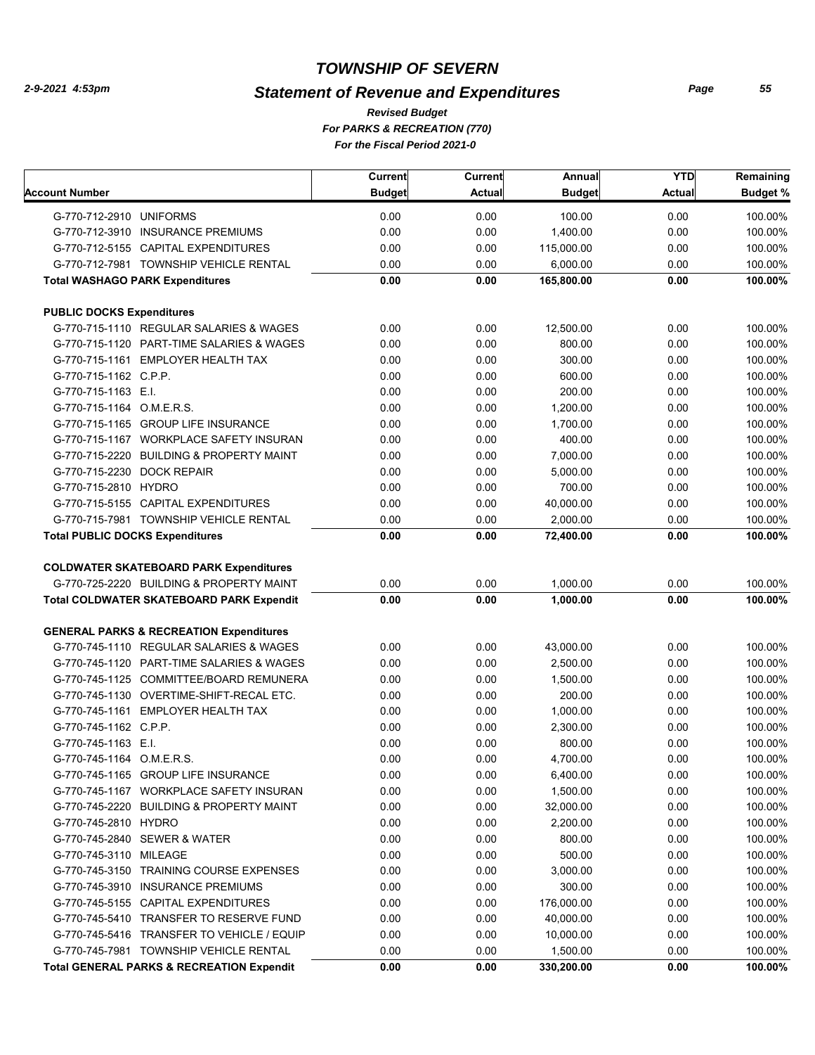# TOWNSHIP OF SEVERN

## Statement of Revenue and Expenditures

*Revised Budget*
*For PARKS & RECREATION (770)*
*For the Fiscal Period 2021-0*

| Account Number | Current Budget | Current Actual | Annual Budget | YTD Actual | Remaining Budget % |
|---|---|---|---|---|---|
| G-770-712-2910 UNIFORMS | 0.00 | 0.00 | 100.00 | 0.00 | 100.00% |
| G-770-712-3910 INSURANCE PREMIUMS | 0.00 | 0.00 | 1,400.00 | 0.00 | 100.00% |
| G-770-712-5155 CAPITAL EXPENDITURES | 0.00 | 0.00 | 115,000.00 | 0.00 | 100.00% |
| G-770-712-7981 TOWNSHIP VEHICLE RENTAL | 0.00 | 0.00 | 6,000.00 | 0.00 | 100.00% |
| **Total WASHAGO PARK Expenditures** | **0.00** | **0.00** | **165,800.00** | **0.00** | **100.00%** |
| **PUBLIC DOCKS Expenditures** | | | | | |
| G-770-715-1110 REGULAR SALARIES & WAGES | 0.00 | 0.00 | 12,500.00 | 0.00 | 100.00% |
| G-770-715-1120 PART-TIME SALARIES & WAGES | 0.00 | 0.00 | 800.00 | 0.00 | 100.00% |
| G-770-715-1161 EMPLOYER HEALTH TAX | 0.00 | 0.00 | 300.00 | 0.00 | 100.00% |
| G-770-715-1162 C.P.P. | 0.00 | 0.00 | 600.00 | 0.00 | 100.00% |
| G-770-715-1163 E.I. | 0.00 | 0.00 | 200.00 | 0.00 | 100.00% |
| G-770-715-1164 O.M.E.R.S. | 0.00 | 0.00 | 1,200.00 | 0.00 | 100.00% |
| G-770-715-1165 GROUP LIFE INSURANCE | 0.00 | 0.00 | 1,700.00 | 0.00 | 100.00% |
| G-770-715-1167 WORKPLACE SAFETY INSURAN | 0.00 | 0.00 | 400.00 | 0.00 | 100.00% |
| G-770-715-2220 BUILDING & PROPERTY MAINT | 0.00 | 0.00 | 7,000.00 | 0.00 | 100.00% |
| G-770-715-2230 DOCK REPAIR | 0.00 | 0.00 | 5,000.00 | 0.00 | 100.00% |
| G-770-715-2810 HYDRO | 0.00 | 0.00 | 700.00 | 0.00 | 100.00% |
| G-770-715-5155 CAPITAL EXPENDITURES | 0.00 | 0.00 | 40,000.00 | 0.00 | 100.00% |
| G-770-715-7981 TOWNSHIP VEHICLE RENTAL | 0.00 | 0.00 | 2,000.00 | 0.00 | 100.00% |
| **Total PUBLIC DOCKS Expenditures** | **0.00** | **0.00** | **72,400.00** | **0.00** | **100.00%** |
| **COLDWATER SKATEBOARD PARK Expenditures** | | | | | |
| G-770-725-2220 BUILDING & PROPERTY MAINT | 0.00 | 0.00 | 1,000.00 | 0.00 | 100.00% |
| **Total COLDWATER SKATEBOARD PARK Expendit** | **0.00** | **0.00** | **1,000.00** | **0.00** | **100.00%** |
| **GENERAL PARKS & RECREATION Expenditures** | | | | | |
| G-770-745-1110 REGULAR SALARIES & WAGES | 0.00 | 0.00 | 43,000.00 | 0.00 | 100.00% |
| G-770-745-1120 PART-TIME SALARIES & WAGES | 0.00 | 0.00 | 2,500.00 | 0.00 | 100.00% |
| G-770-745-1125 COMMITTEE/BOARD REMUNERA | 0.00 | 0.00 | 1,500.00 | 0.00 | 100.00% |
| G-770-745-1130 OVERTIME-SHIFT-RECAL ETC. | 0.00 | 0.00 | 200.00 | 0.00 | 100.00% |
| G-770-745-1161 EMPLOYER HEALTH TAX | 0.00 | 0.00 | 1,000.00 | 0.00 | 100.00% |
| G-770-745-1162 C.P.P. | 0.00 | 0.00 | 2,300.00 | 0.00 | 100.00% |
| G-770-745-1163 E.I. | 0.00 | 0.00 | 800.00 | 0.00 | 100.00% |
| G-770-745-1164 O.M.E.R.S. | 0.00 | 0.00 | 4,700.00 | 0.00 | 100.00% |
| G-770-745-1165 GROUP LIFE INSURANCE | 0.00 | 0.00 | 6,400.00 | 0.00 | 100.00% |
| G-770-745-1167 WORKPLACE SAFETY INSURAN | 0.00 | 0.00 | 1,500.00 | 0.00 | 100.00% |
| G-770-745-2220 BUILDING & PROPERTY MAINT | 0.00 | 0.00 | 32,000.00 | 0.00 | 100.00% |
| G-770-745-2810 HYDRO | 0.00 | 0.00 | 2,200.00 | 0.00 | 100.00% |
| G-770-745-2840 SEWER & WATER | 0.00 | 0.00 | 800.00 | 0.00 | 100.00% |
| G-770-745-3110 MILEAGE | 0.00 | 0.00 | 500.00 | 0.00 | 100.00% |
| G-770-745-3150 TRAINING COURSE EXPENSES | 0.00 | 0.00 | 3,000.00 | 0.00 | 100.00% |
| G-770-745-3910 INSURANCE PREMIUMS | 0.00 | 0.00 | 300.00 | 0.00 | 100.00% |
| G-770-745-5155 CAPITAL EXPENDITURES | 0.00 | 0.00 | 176,000.00 | 0.00 | 100.00% |
| G-770-745-5410 TRANSFER TO RESERVE FUND | 0.00 | 0.00 | 40,000.00 | 0.00 | 100.00% |
| G-770-745-5416 TRANSFER TO VEHICLE / EQUIP | 0.00 | 0.00 | 10,000.00 | 0.00 | 100.00% |
| G-770-745-7981 TOWNSHIP VEHICLE RENTAL | 0.00 | 0.00 | 1,500.00 | 0.00 | 100.00% |
| **Total GENERAL PARKS & RECREATION Expendit** | **0.00** | **0.00** | **330,200.00** | **0.00** | **100.00%** |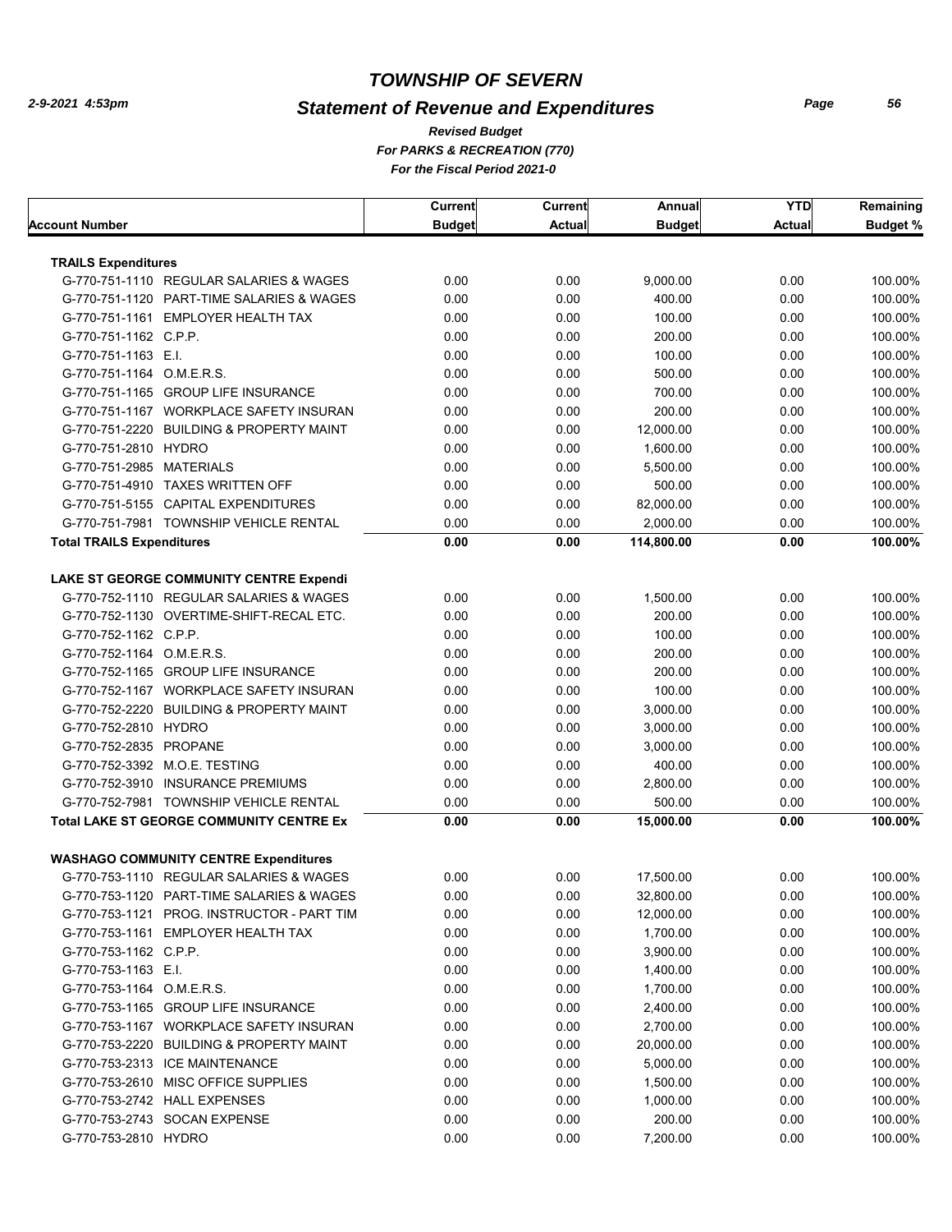# TOWNSHIP OF SEVERN

## Statement of Revenue and Expenditures

*Revised Budget*
*For PARKS & RECREATION (770)*
*For the Fiscal Period 2021-0*

| Account Number | Current Budget | Current Actual | Annual Budget | YTD Actual | Remaining Budget % |
|---|---|---|---|---|---|
| **TRAILS Expenditures** | | | | | |
| G-770-751-1110 REGULAR SALARIES & WAGES | 0.00 | 0.00 | 9,000.00 | 0.00 | 100.00% |
| G-770-751-1120 PART-TIME SALARIES & WAGES | 0.00 | 0.00 | 400.00 | 0.00 | 100.00% |
| G-770-751-1161 EMPLOYER HEALTH TAX | 0.00 | 0.00 | 100.00 | 0.00 | 100.00% |
| G-770-751-1162 C.P.P. | 0.00 | 0.00 | 200.00 | 0.00 | 100.00% |
| G-770-751-1163 E.I. | 0.00 | 0.00 | 100.00 | 0.00 | 100.00% |
| G-770-751-1164 O.M.E.R.S. | 0.00 | 0.00 | 500.00 | 0.00 | 100.00% |
| G-770-751-1165 GROUP LIFE INSURANCE | 0.00 | 0.00 | 700.00 | 0.00 | 100.00% |
| G-770-751-1167 WORKPLACE SAFETY INSURAN | 0.00 | 0.00 | 200.00 | 0.00 | 100.00% |
| G-770-751-2220 BUILDING & PROPERTY MAINT | 0.00 | 0.00 | 12,000.00 | 0.00 | 100.00% |
| G-770-751-2810 HYDRO | 0.00 | 0.00 | 1,600.00 | 0.00 | 100.00% |
| G-770-751-2985 MATERIALS | 0.00 | 0.00 | 5,500.00 | 0.00 | 100.00% |
| G-770-751-4910 TAXES WRITTEN OFF | 0.00 | 0.00 | 500.00 | 0.00 | 100.00% |
| G-770-751-5155 CAPITAL EXPENDITURES | 0.00 | 0.00 | 82,000.00 | 0.00 | 100.00% |
| G-770-751-7981 TOWNSHIP VEHICLE RENTAL | 0.00 | 0.00 | 2,000.00 | 0.00 | 100.00% |
| **Total TRAILS Expenditures** | **0.00** | **0.00** | **114,800.00** | **0.00** | **100.00%** |
| **LAKE ST GEORGE COMMUNITY CENTRE Expendi** | | | | | |
| G-770-752-1110 REGULAR SALARIES & WAGES | 0.00 | 0.00 | 1,500.00 | 0.00 | 100.00% |
| G-770-752-1130 OVERTIME-SHIFT-RECAL ETC. | 0.00 | 0.00 | 200.00 | 0.00 | 100.00% |
| G-770-752-1162 C.P.P. | 0.00 | 0.00 | 100.00 | 0.00 | 100.00% |
| G-770-752-1164 O.M.E.R.S. | 0.00 | 0.00 | 200.00 | 0.00 | 100.00% |
| G-770-752-1165 GROUP LIFE INSURANCE | 0.00 | 0.00 | 200.00 | 0.00 | 100.00% |
| G-770-752-1167 WORKPLACE SAFETY INSURAN | 0.00 | 0.00 | 100.00 | 0.00 | 100.00% |
| G-770-752-2220 BUILDING & PROPERTY MAINT | 0.00 | 0.00 | 3,000.00 | 0.00 | 100.00% |
| G-770-752-2810 HYDRO | 0.00 | 0.00 | 3,000.00 | 0.00 | 100.00% |
| G-770-752-2835 PROPANE | 0.00 | 0.00 | 3,000.00 | 0.00 | 100.00% |
| G-770-752-3392 M.O.E. TESTING | 0.00 | 0.00 | 400.00 | 0.00 | 100.00% |
| G-770-752-3910 INSURANCE PREMIUMS | 0.00 | 0.00 | 2,800.00 | 0.00 | 100.00% |
| G-770-752-7981 TOWNSHIP VEHICLE RENTAL | 0.00 | 0.00 | 500.00 | 0.00 | 100.00% |
| **Total LAKE ST GEORGE COMMUNITY CENTRE Ex** | **0.00** | **0.00** | **15,000.00** | **0.00** | **100.00%** |
| **WASHAGO COMMUNITY CENTRE Expenditures** | | | | | |
| G-770-753-1110 REGULAR SALARIES & WAGES | 0.00 | 0.00 | 17,500.00 | 0.00 | 100.00% |
| G-770-753-1120 PART-TIME SALARIES & WAGES | 0.00 | 0.00 | 32,800.00 | 0.00 | 100.00% |
| G-770-753-1121 PROG. INSTRUCTOR - PART TIM | 0.00 | 0.00 | 12,000.00 | 0.00 | 100.00% |
| G-770-753-1161 EMPLOYER HEALTH TAX | 0.00 | 0.00 | 1,700.00 | 0.00 | 100.00% |
| G-770-753-1162 C.P.P. | 0.00 | 0.00 | 3,900.00 | 0.00 | 100.00% |
| G-770-753-1163 E.I. | 0.00 | 0.00 | 1,400.00 | 0.00 | 100.00% |
| G-770-753-1164 O.M.E.R.S. | 0.00 | 0.00 | 1,700.00 | 0.00 | 100.00% |
| G-770-753-1165 GROUP LIFE INSURANCE | 0.00 | 0.00 | 2,400.00 | 0.00 | 100.00% |
| G-770-753-1167 WORKPLACE SAFETY INSURAN | 0.00 | 0.00 | 2,700.00 | 0.00 | 100.00% |
| G-770-753-2220 BUILDING & PROPERTY MAINT | 0.00 | 0.00 | 20,000.00 | 0.00 | 100.00% |
| G-770-753-2313 ICE MAINTENANCE | 0.00 | 0.00 | 5,000.00 | 0.00 | 100.00% |
| G-770-753-2610 MISC OFFICE SUPPLIES | 0.00 | 0.00 | 1,500.00 | 0.00 | 100.00% |
| G-770-753-2742 HALL EXPENSES | 0.00 | 0.00 | 1,000.00 | 0.00 | 100.00% |
| G-770-753-2743 SOCAN EXPENSE | 0.00 | 0.00 | 200.00 | 0.00 | 100.00% |
| G-770-753-2810 HYDRO | 0.00 | 0.00 | 7,200.00 | 0.00 | 100.00% |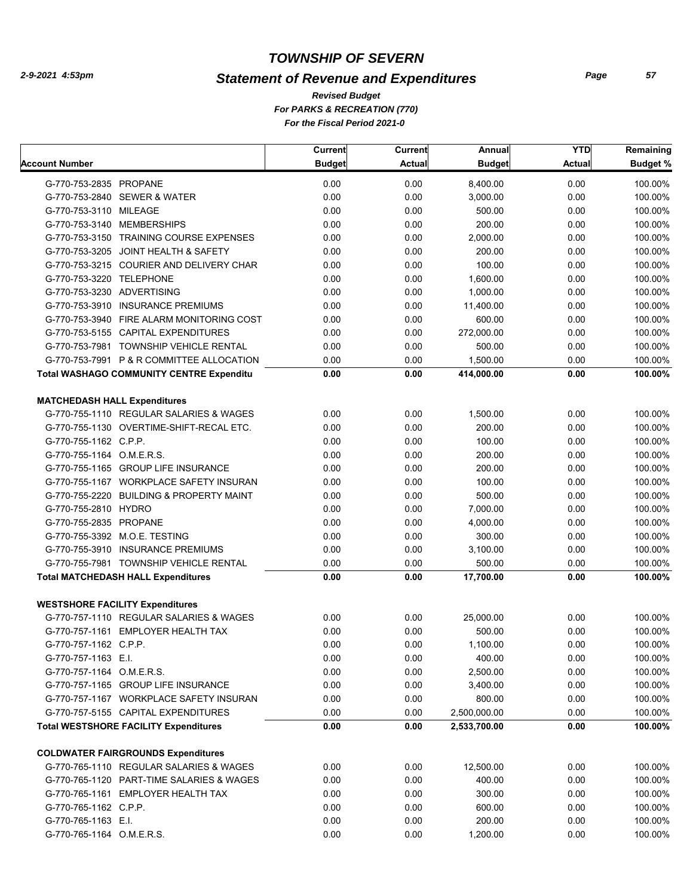# TOWNSHIP OF SEVERN

## Statement of Revenue and Expenditures

*Revised Budget*
*For PARKS & RECREATION (770)*
*For the Fiscal Period 2021-0*

2-9-2021 4:53pm

| Account Number | Current Budget | Current Actual | Annual Budget | YTD Actual | Remaining Budget % |
|---|---|---|---|---|---|
| G-770-753-2835 PROPANE | 0.00 | 0.00 | 8,400.00 | 0.00 | 100.00% |
| G-770-753-2840 SEWER & WATER | 0.00 | 0.00 | 3,000.00 | 0.00 | 100.00% |
| G-770-753-3110 MILEAGE | 0.00 | 0.00 | 500.00 | 0.00 | 100.00% |
| G-770-753-3140 MEMBERSHIPS | 0.00 | 0.00 | 200.00 | 0.00 | 100.00% |
| G-770-753-3150 TRAINING COURSE EXPENSES | 0.00 | 0.00 | 2,000.00 | 0.00 | 100.00% |
| G-770-753-3205 JOINT HEALTH & SAFETY | 0.00 | 0.00 | 200.00 | 0.00 | 100.00% |
| G-770-753-3215 COURIER AND DELIVERY CHAR | 0.00 | 0.00 | 100.00 | 0.00 | 100.00% |
| G-770-753-3220 TELEPHONE | 0.00 | 0.00 | 1,600.00 | 0.00 | 100.00% |
| G-770-753-3230 ADVERTISING | 0.00 | 0.00 | 1,000.00 | 0.00 | 100.00% |
| G-770-753-3910 INSURANCE PREMIUMS | 0.00 | 0.00 | 11,400.00 | 0.00 | 100.00% |
| G-770-753-3940 FIRE ALARM MONITORING COST | 0.00 | 0.00 | 600.00 | 0.00 | 100.00% |
| G-770-753-5155 CAPITAL EXPENDITURES | 0.00 | 0.00 | 272,000.00 | 0.00 | 100.00% |
| G-770-753-7981 TOWNSHIP VEHICLE RENTAL | 0.00 | 0.00 | 500.00 | 0.00 | 100.00% |
| G-770-753-7991 P & R COMMITTEE ALLOCATION | 0.00 | 0.00 | 1,500.00 | 0.00 | 100.00% |
| **Total WASHAGO COMMUNITY CENTRE Expenditu** | **0.00** | **0.00** | **414,000.00** | **0.00** | **100.00%** |
| **MATCHEDASH HALL Expenditures** | | | | | |
| G-770-755-1110 REGULAR SALARIES & WAGES | 0.00 | 0.00 | 1,500.00 | 0.00 | 100.00% |
| G-770-755-1130 OVERTIME-SHIFT-RECAL ETC. | 0.00 | 0.00 | 200.00 | 0.00 | 100.00% |
| G-770-755-1162 C.P.P. | 0.00 | 0.00 | 100.00 | 0.00 | 100.00% |
| G-770-755-1164 O.M.E.R.S. | 0.00 | 0.00 | 200.00 | 0.00 | 100.00% |
| G-770-755-1165 GROUP LIFE INSURANCE | 0.00 | 0.00 | 200.00 | 0.00 | 100.00% |
| G-770-755-1167 WORKPLACE SAFETY INSURAN | 0.00 | 0.00 | 100.00 | 0.00 | 100.00% |
| G-770-755-2220 BUILDING & PROPERTY MAINT | 0.00 | 0.00 | 500.00 | 0.00 | 100.00% |
| G-770-755-2810 HYDRO | 0.00 | 0.00 | 7,000.00 | 0.00 | 100.00% |
| G-770-755-2835 PROPANE | 0.00 | 0.00 | 4,000.00 | 0.00 | 100.00% |
| G-770-755-3392 M.O.E. TESTING | 0.00 | 0.00 | 300.00 | 0.00 | 100.00% |
| G-770-755-3910 INSURANCE PREMIUMS | 0.00 | 0.00 | 3,100.00 | 0.00 | 100.00% |
| G-770-755-7981 TOWNSHIP VEHICLE RENTAL | 0.00 | 0.00 | 500.00 | 0.00 | 100.00% |
| **Total MATCHEDASH HALL Expenditures** | **0.00** | **0.00** | **17,700.00** | **0.00** | **100.00%** |
| **WESTSHORE FACILITY Expenditures** | | | | | |
| G-770-757-1110 REGULAR SALARIES & WAGES | 0.00 | 0.00 | 25,000.00 | 0.00 | 100.00% |
| G-770-757-1161 EMPLOYER HEALTH TAX | 0.00 | 0.00 | 500.00 | 0.00 | 100.00% |
| G-770-757-1162 C.P.P. | 0.00 | 0.00 | 1,100.00 | 0.00 | 100.00% |
| G-770-757-1163 E.I. | 0.00 | 0.00 | 400.00 | 0.00 | 100.00% |
| G-770-757-1164 O.M.E.R.S. | 0.00 | 0.00 | 2,500.00 | 0.00 | 100.00% |
| G-770-757-1165 GROUP LIFE INSURANCE | 0.00 | 0.00 | 3,400.00 | 0.00 | 100.00% |
| G-770-757-1167 WORKPLACE SAFETY INSURAN | 0.00 | 0.00 | 800.00 | 0.00 | 100.00% |
| G-770-757-5155 CAPITAL EXPENDITURES | 0.00 | 0.00 | 2,500,000.00 | 0.00 | 100.00% |
| **Total WESTSHORE FACILITY Expenditures** | **0.00** | **0.00** | **2,533,700.00** | **0.00** | **100.00%** |
| **COLDWATER FAIRGROUNDS Expenditures** | | | | | |
| G-770-765-1110 REGULAR SALARIES & WAGES | 0.00 | 0.00 | 12,500.00 | 0.00 | 100.00% |
| G-770-765-1120 PART-TIME SALARIES & WAGES | 0.00 | 0.00 | 400.00 | 0.00 | 100.00% |
| G-770-765-1161 EMPLOYER HEALTH TAX | 0.00 | 0.00 | 300.00 | 0.00 | 100.00% |
| G-770-765-1162 C.P.P. | 0.00 | 0.00 | 600.00 | 0.00 | 100.00% |
| G-770-765-1163 E.I. | 0.00 | 0.00 | 200.00 | 0.00 | 100.00% |
| G-770-765-1164 O.M.E.R.S. | 0.00 | 0.00 | 1,200.00 | 0.00 | 100.00% |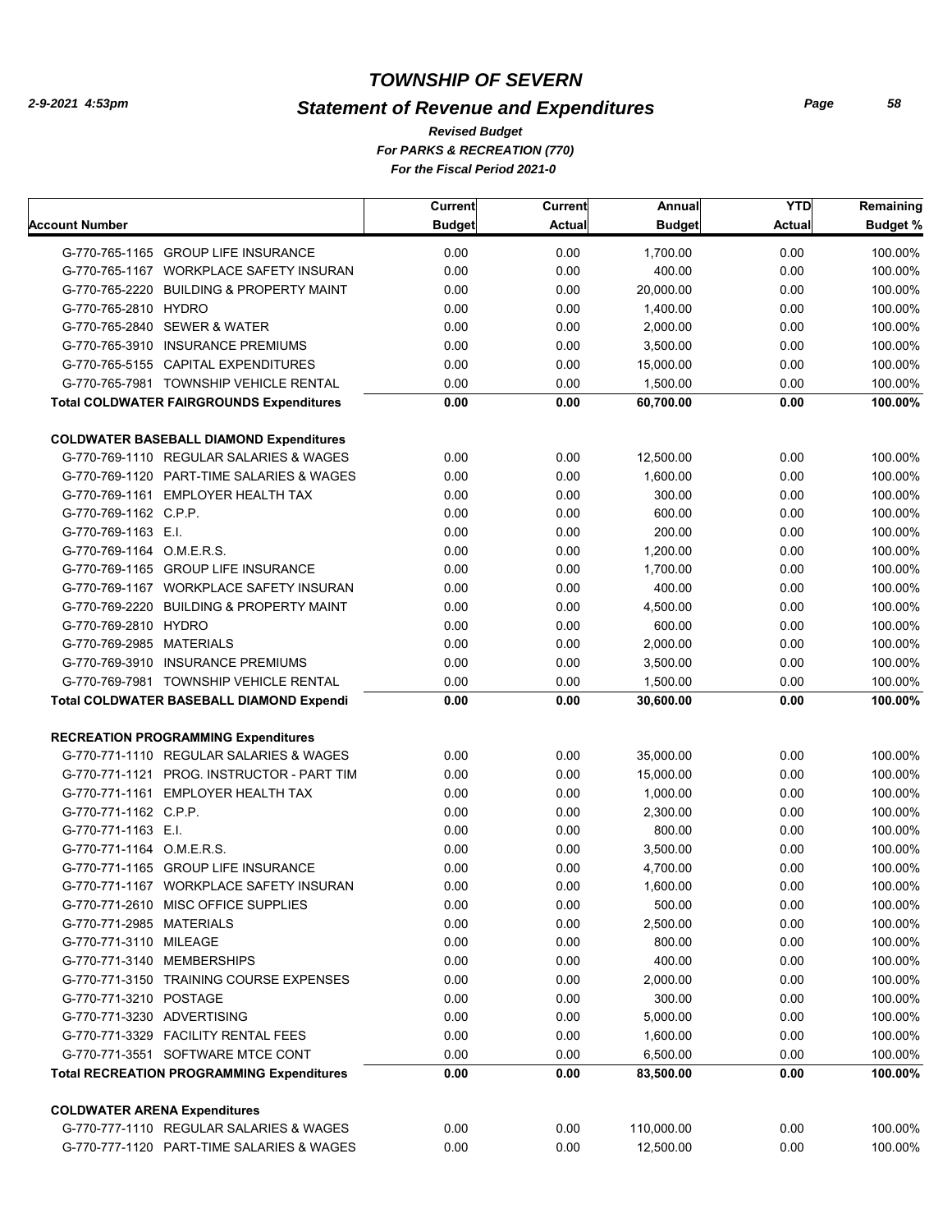# TOWNSHIP OF SEVERN

## Statement of Revenue and Expenditures

*Revised Budget*
*For PARKS & RECREATION (770)*
*For the Fiscal Period 2021-0*

| Account Number | Current Budget | Current Actual | Annual Budget | YTD Actual | Remaining Budget % |
|---|---|---|---|---|---|
| G-770-765-1165 GROUP LIFE INSURANCE | 0.00 | 0.00 | 1,700.00 | 0.00 | 100.00% |
| G-770-765-1167 WORKPLACE SAFETY INSURAN | 0.00 | 0.00 | 400.00 | 0.00 | 100.00% |
| G-770-765-2220 BUILDING & PROPERTY MAINT | 0.00 | 0.00 | 20,000.00 | 0.00 | 100.00% |
| G-770-765-2810 HYDRO | 0.00 | 0.00 | 1,400.00 | 0.00 | 100.00% |
| G-770-765-2840 SEWER & WATER | 0.00 | 0.00 | 2,000.00 | 0.00 | 100.00% |
| G-770-765-3910 INSURANCE PREMIUMS | 0.00 | 0.00 | 3,500.00 | 0.00 | 100.00% |
| G-770-765-5155 CAPITAL EXPENDITURES | 0.00 | 0.00 | 15,000.00 | 0.00 | 100.00% |
| G-770-765-7981 TOWNSHIP VEHICLE RENTAL | 0.00 | 0.00 | 1,500.00 | 0.00 | 100.00% |
| **Total COLDWATER FAIRGROUNDS Expenditures** | **0.00** | **0.00** | **60,700.00** | **0.00** | **100.00%** |
| **COLDWATER BASEBALL DIAMOND Expenditures** | | | | | |
| G-770-769-1110 REGULAR SALARIES & WAGES | 0.00 | 0.00 | 12,500.00 | 0.00 | 100.00% |
| G-770-769-1120 PART-TIME SALARIES & WAGES | 0.00 | 0.00 | 1,600.00 | 0.00 | 100.00% |
| G-770-769-1161 EMPLOYER HEALTH TAX | 0.00 | 0.00 | 300.00 | 0.00 | 100.00% |
| G-770-769-1162 C.P.P. | 0.00 | 0.00 | 600.00 | 0.00 | 100.00% |
| G-770-769-1163 E.I. | 0.00 | 0.00 | 200.00 | 0.00 | 100.00% |
| G-770-769-1164 O.M.E.R.S. | 0.00 | 0.00 | 1,200.00 | 0.00 | 100.00% |
| G-770-769-1165 GROUP LIFE INSURANCE | 0.00 | 0.00 | 1,700.00 | 0.00 | 100.00% |
| G-770-769-1167 WORKPLACE SAFETY INSURAN | 0.00 | 0.00 | 400.00 | 0.00 | 100.00% |
| G-770-769-2220 BUILDING & PROPERTY MAINT | 0.00 | 0.00 | 4,500.00 | 0.00 | 100.00% |
| G-770-769-2810 HYDRO | 0.00 | 0.00 | 600.00 | 0.00 | 100.00% |
| G-770-769-2985 MATERIALS | 0.00 | 0.00 | 2,000.00 | 0.00 | 100.00% |
| G-770-769-3910 INSURANCE PREMIUMS | 0.00 | 0.00 | 3,500.00 | 0.00 | 100.00% |
| G-770-769-7981 TOWNSHIP VEHICLE RENTAL | 0.00 | 0.00 | 1,500.00 | 0.00 | 100.00% |
| **Total COLDWATER BASEBALL DIAMOND Expendi** | **0.00** | **0.00** | **30,600.00** | **0.00** | **100.00%** |
| **RECREATION PROGRAMMING Expenditures** | | | | | |
| G-770-771-1110 REGULAR SALARIES & WAGES | 0.00 | 0.00 | 35,000.00 | 0.00 | 100.00% |
| G-770-771-1121 PROG. INSTRUCTOR - PART TIM | 0.00 | 0.00 | 15,000.00 | 0.00 | 100.00% |
| G-770-771-1161 EMPLOYER HEALTH TAX | 0.00 | 0.00 | 1,000.00 | 0.00 | 100.00% |
| G-770-771-1162 C.P.P. | 0.00 | 0.00 | 2,300.00 | 0.00 | 100.00% |
| G-770-771-1163 E.I. | 0.00 | 0.00 | 800.00 | 0.00 | 100.00% |
| G-770-771-1164 O.M.E.R.S. | 0.00 | 0.00 | 3,500.00 | 0.00 | 100.00% |
| G-770-771-1165 GROUP LIFE INSURANCE | 0.00 | 0.00 | 4,700.00 | 0.00 | 100.00% |
| G-770-771-1167 WORKPLACE SAFETY INSURAN | 0.00 | 0.00 | 1,600.00 | 0.00 | 100.00% |
| G-770-771-2610 MISC OFFICE SUPPLIES | 0.00 | 0.00 | 500.00 | 0.00 | 100.00% |
| G-770-771-2985 MATERIALS | 0.00 | 0.00 | 2,500.00 | 0.00 | 100.00% |
| G-770-771-3110 MILEAGE | 0.00 | 0.00 | 800.00 | 0.00 | 100.00% |
| G-770-771-3140 MEMBERSHIPS | 0.00 | 0.00 | 400.00 | 0.00 | 100.00% |
| G-770-771-3150 TRAINING COURSE EXPENSES | 0.00 | 0.00 | 2,000.00 | 0.00 | 100.00% |
| G-770-771-3210 POSTAGE | 0.00 | 0.00 | 300.00 | 0.00 | 100.00% |
| G-770-771-3230 ADVERTISING | 0.00 | 0.00 | 5,000.00 | 0.00 | 100.00% |
| G-770-771-3329 FACILITY RENTAL FEES | 0.00 | 0.00 | 1,600.00 | 0.00 | 100.00% |
| G-770-771-3551 SOFTWARE MTCE CONT | 0.00 | 0.00 | 6,500.00 | 0.00 | 100.00% |
| **Total RECREATION PROGRAMMING Expenditures** | **0.00** | **0.00** | **83,500.00** | **0.00** | **100.00%** |
| **COLDWATER ARENA Expenditures** | | | | | |
| G-770-777-1110 REGULAR SALARIES & WAGES | 0.00 | 0.00 | 110,000.00 | 0.00 | 100.00% |
| G-770-777-1120 PART-TIME SALARIES & WAGES | 0.00 | 0.00 | 12,500.00 | 0.00 | 100.00% |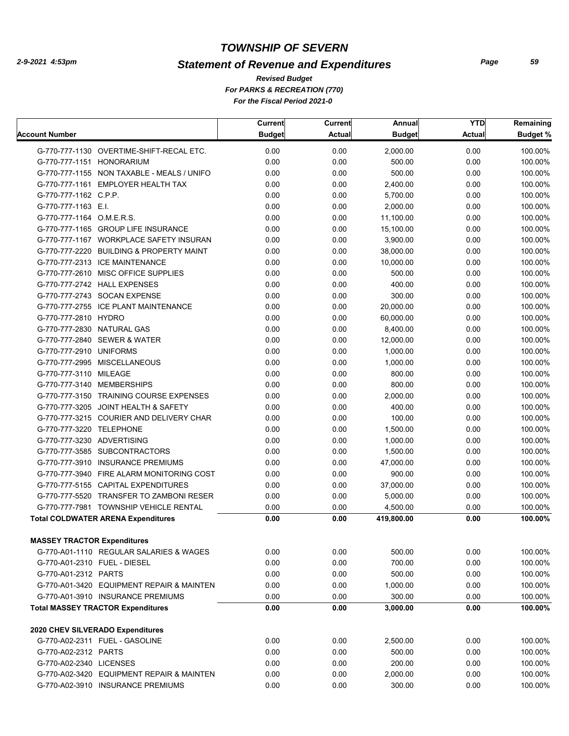# TOWNSHIP OF SEVERN

## Statement of Revenue and Expenditures

*Revised Budget*
*For PARKS & RECREATION (770)*
*For the Fiscal Period 2021-0*

| Account Number | Current Budget | Current Actual | Annual Budget | YTD Actual | Remaining Budget % |
|---|---|---|---|---|---|
| G-770-777-1130 OVERTIME-SHIFT-RECAL ETC. | 0.00 | 0.00 | 2,000.00 | 0.00 | 100.00% |
| G-770-777-1151 HONORARIUM | 0.00 | 0.00 | 500.00 | 0.00 | 100.00% |
| G-770-777-1155 NON TAXABLE - MEALS / UNIFO | 0.00 | 0.00 | 500.00 | 0.00 | 100.00% |
| G-770-777-1161 EMPLOYER HEALTH TAX | 0.00 | 0.00 | 2,400.00 | 0.00 | 100.00% |
| G-770-777-1162 C.P.P. | 0.00 | 0.00 | 5,700.00 | 0.00 | 100.00% |
| G-770-777-1163 E.I. | 0.00 | 0.00 | 2,000.00 | 0.00 | 100.00% |
| G-770-777-1164 O.M.E.R.S. | 0.00 | 0.00 | 11,100.00 | 0.00 | 100.00% |
| G-770-777-1165 GROUP LIFE INSURANCE | 0.00 | 0.00 | 15,100.00 | 0.00 | 100.00% |
| G-770-777-1167 WORKPLACE SAFETY INSURAN | 0.00 | 0.00 | 3,900.00 | 0.00 | 100.00% |
| G-770-777-2220 BUILDING & PROPERTY MAINT | 0.00 | 0.00 | 38,000.00 | 0.00 | 100.00% |
| G-770-777-2313 ICE MAINTENANCE | 0.00 | 0.00 | 10,000.00 | 0.00 | 100.00% |
| G-770-777-2610 MISC OFFICE SUPPLIES | 0.00 | 0.00 | 500.00 | 0.00 | 100.00% |
| G-770-777-2742 HALL EXPENSES | 0.00 | 0.00 | 400.00 | 0.00 | 100.00% |
| G-770-777-2743 SOCAN EXPENSE | 0.00 | 0.00 | 300.00 | 0.00 | 100.00% |
| G-770-777-2755 ICE PLANT MAINTENANCE | 0.00 | 0.00 | 20,000.00 | 0.00 | 100.00% |
| G-770-777-2810 HYDRO | 0.00 | 0.00 | 60,000.00 | 0.00 | 100.00% |
| G-770-777-2830 NATURAL GAS | 0.00 | 0.00 | 8,400.00 | 0.00 | 100.00% |
| G-770-777-2840 SEWER & WATER | 0.00 | 0.00 | 12,000.00 | 0.00 | 100.00% |
| G-770-777-2910 UNIFORMS | 0.00 | 0.00 | 1,000.00 | 0.00 | 100.00% |
| G-770-777-2995 MISCELLANEOUS | 0.00 | 0.00 | 1,000.00 | 0.00 | 100.00% |
| G-770-777-3110 MILEAGE | 0.00 | 0.00 | 800.00 | 0.00 | 100.00% |
| G-770-777-3140 MEMBERSHIPS | 0.00 | 0.00 | 800.00 | 0.00 | 100.00% |
| G-770-777-3150 TRAINING COURSE EXPENSES | 0.00 | 0.00 | 2,000.00 | 0.00 | 100.00% |
| G-770-777-3205 JOINT HEALTH & SAFETY | 0.00 | 0.00 | 400.00 | 0.00 | 100.00% |
| G-770-777-3215 COURIER AND DELIVERY CHAR | 0.00 | 0.00 | 100.00 | 0.00 | 100.00% |
| G-770-777-3220 TELEPHONE | 0.00 | 0.00 | 1,500.00 | 0.00 | 100.00% |
| G-770-777-3230 ADVERTISING | 0.00 | 0.00 | 1,000.00 | 0.00 | 100.00% |
| G-770-777-3585 SUBCONTRACTORS | 0.00 | 0.00 | 1,500.00 | 0.00 | 100.00% |
| G-770-777-3910 INSURANCE PREMIUMS | 0.00 | 0.00 | 47,000.00 | 0.00 | 100.00% |
| G-770-777-3940 FIRE ALARM MONITORING COST | 0.00 | 0.00 | 900.00 | 0.00 | 100.00% |
| G-770-777-5155 CAPITAL EXPENDITURES | 0.00 | 0.00 | 37,000.00 | 0.00 | 100.00% |
| G-770-777-5520 TRANSFER TO ZAMBONI RESER | 0.00 | 0.00 | 5,000.00 | 0.00 | 100.00% |
| G-770-777-7981 TOWNSHIP VEHICLE RENTAL | 0.00 | 0.00 | 4,500.00 | 0.00 | 100.00% |
| **Total COLDWATER ARENA Expenditures** | **0.00** | **0.00** | **419,800.00** | **0.00** | **100.00%** |
| **MASSEY TRACTOR Expenditures** | | | | | |
| G-770-A01-1110 REGULAR SALARIES & WAGES | 0.00 | 0.00 | 500.00 | 0.00 | 100.00% |
| G-770-A01-2310 FUEL - DIESEL | 0.00 | 0.00 | 700.00 | 0.00 | 100.00% |
| G-770-A01-2312 PARTS | 0.00 | 0.00 | 500.00 | 0.00 | 100.00% |
| G-770-A01-3420 EQUIPMENT REPAIR & MAINTEN | 0.00 | 0.00 | 1,000.00 | 0.00 | 100.00% |
| G-770-A01-3910 INSURANCE PREMIUMS | 0.00 | 0.00 | 300.00 | 0.00 | 100.00% |
| **Total MASSEY TRACTOR Expenditures** | **0.00** | **0.00** | **3,000.00** | **0.00** | **100.00%** |
| **2020 CHEV SILVERADO Expenditures** | | | | | |
| G-770-A02-2311 FUEL - GASOLINE | 0.00 | 0.00 | 2,500.00 | 0.00 | 100.00% |
| G-770-A02-2312 PARTS | 0.00 | 0.00 | 500.00 | 0.00 | 100.00% |
| G-770-A02-2340 LICENSES | 0.00 | 0.00 | 200.00 | 0.00 | 100.00% |
| G-770-A02-3420 EQUIPMENT REPAIR & MAINTEN | 0.00 | 0.00 | 2,000.00 | 0.00 | 100.00% |
| G-770-A02-3910 INSURANCE PREMIUMS | 0.00 | 0.00 | 300.00 | 0.00 | 100.00% |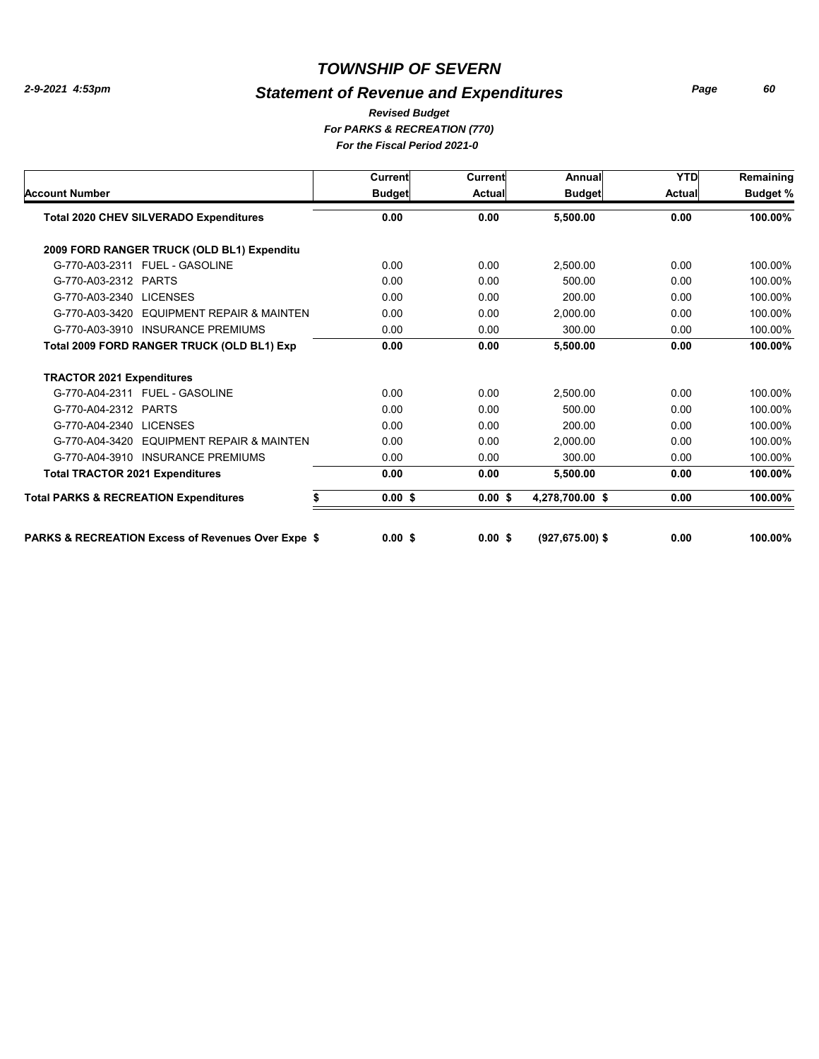# TOWNSHIP OF SEVERN

## Statement of Revenue and Expenditures

***Revised Budget***
***For PARKS & RECREATION (770)***
***For the Fiscal Period 2021-0***

| Account Number | Current Budget | Current Actual | Annual Budget | YTD Actual | Remaining Budget % |
|---|---|---|---|---|---|
| **Total 2020 CHEV SILVERADO Expenditures** | **0.00** | **0.00** | **5,500.00** | **0.00** | **100.00%** |
| **2009 FORD RANGER TRUCK (OLD BL1) Expenditu** | | | | | |
| G-770-A03-2311 FUEL - GASOLINE | 0.00 | 0.00 | 2,500.00 | 0.00 | 100.00% |
| G-770-A03-2312 PARTS | 0.00 | 0.00 | 500.00 | 0.00 | 100.00% |
| G-770-A03-2340 LICENSES | 0.00 | 0.00 | 200.00 | 0.00 | 100.00% |
| G-770-A03-3420 EQUIPMENT REPAIR & MAINTEN | 0.00 | 0.00 | 2,000.00 | 0.00 | 100.00% |
| G-770-A03-3910 INSURANCE PREMIUMS | 0.00 | 0.00 | 300.00 | 0.00 | 100.00% |
| **Total 2009 FORD RANGER TRUCK (OLD BL1) Exp** | **0.00** | **0.00** | **5,500.00** | **0.00** | **100.00%** |
| **TRACTOR 2021 Expenditures** | | | | | |
| G-770-A04-2311 FUEL - GASOLINE | 0.00 | 0.00 | 2,500.00 | 0.00 | 100.00% |
| G-770-A04-2312 PARTS | 0.00 | 0.00 | 500.00 | 0.00 | 100.00% |
| G-770-A04-2340 LICENSES | 0.00 | 0.00 | 200.00 | 0.00 | 100.00% |
| G-770-A04-3420 EQUIPMENT REPAIR & MAINTEN | 0.00 | 0.00 | 2,000.00 | 0.00 | 100.00% |
| G-770-A04-3910 INSURANCE PREMIUMS | 0.00 | 0.00 | 300.00 | 0.00 | 100.00% |
| **Total TRACTOR 2021 Expenditures** | **0.00** | **0.00** | **5,500.00** | **0.00** | **100.00%** |
| **Total PARKS & RECREATION Expenditures** | **$ 0.00** | **$ 0.00** | **$ 4,278,700.00** | **$ 0.00** | **100.00%** |
| **PARKS & RECREATION Excess of Revenues Over Expe** | **$ 0.00** | **$ 0.00** | **$ (927,675.00)** | **$ 0.00** | **100.00%** |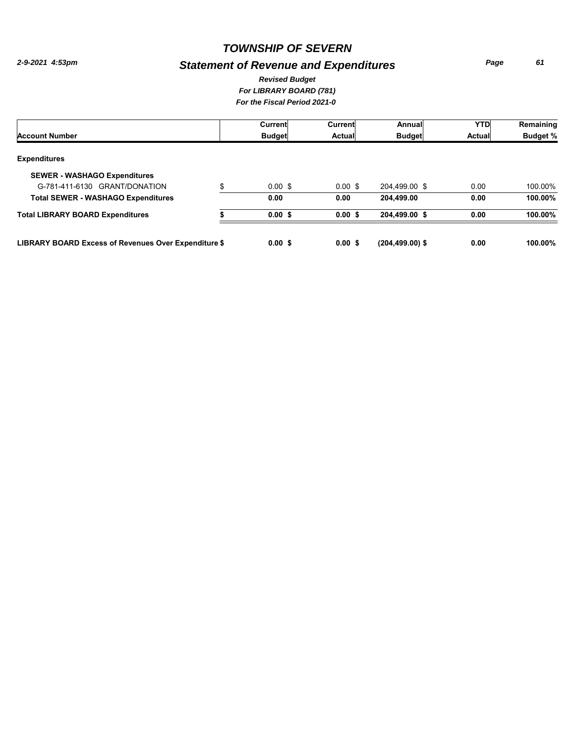# TOWNSHIP OF SEVERN

## Statement of Revenue and Expenditures

*2-9-2021 4:53pm*

***Revised Budget***
***For LIBRARY BOARD (781)***
***For the Fiscal Period 2021-0***

| Account Number | | Current Budget | Current Actual | Annual Budget | YTD Actual | Remaining Budget % |
|---|---|---|---|---|---|---|
| **Expenditures** | | | | | | |
| **SEWER - WASHAGO Expenditures** | | | | | | |
| G-781-411-6130 GRANT/DONATION | $ | 0.00 $ | 0.00 $ | 204,499.00 $ | 0.00 | 100.00% |
| **Total SEWER - WASHAGO Expenditures** | | **0.00** | **0.00** | **204,499.00** | **0.00** | **100.00%** |
| **Total LIBRARY BOARD Expenditures** | **$** | **0.00 $** | **0.00 $** | **204,499.00 $** | **0.00** | **100.00%** |
| **LIBRARY BOARD Excess of Revenues Over Expenditure $** | | **0.00 $** | **0.00 $** | **(204,499.00) $** | **0.00** | **100.00%** |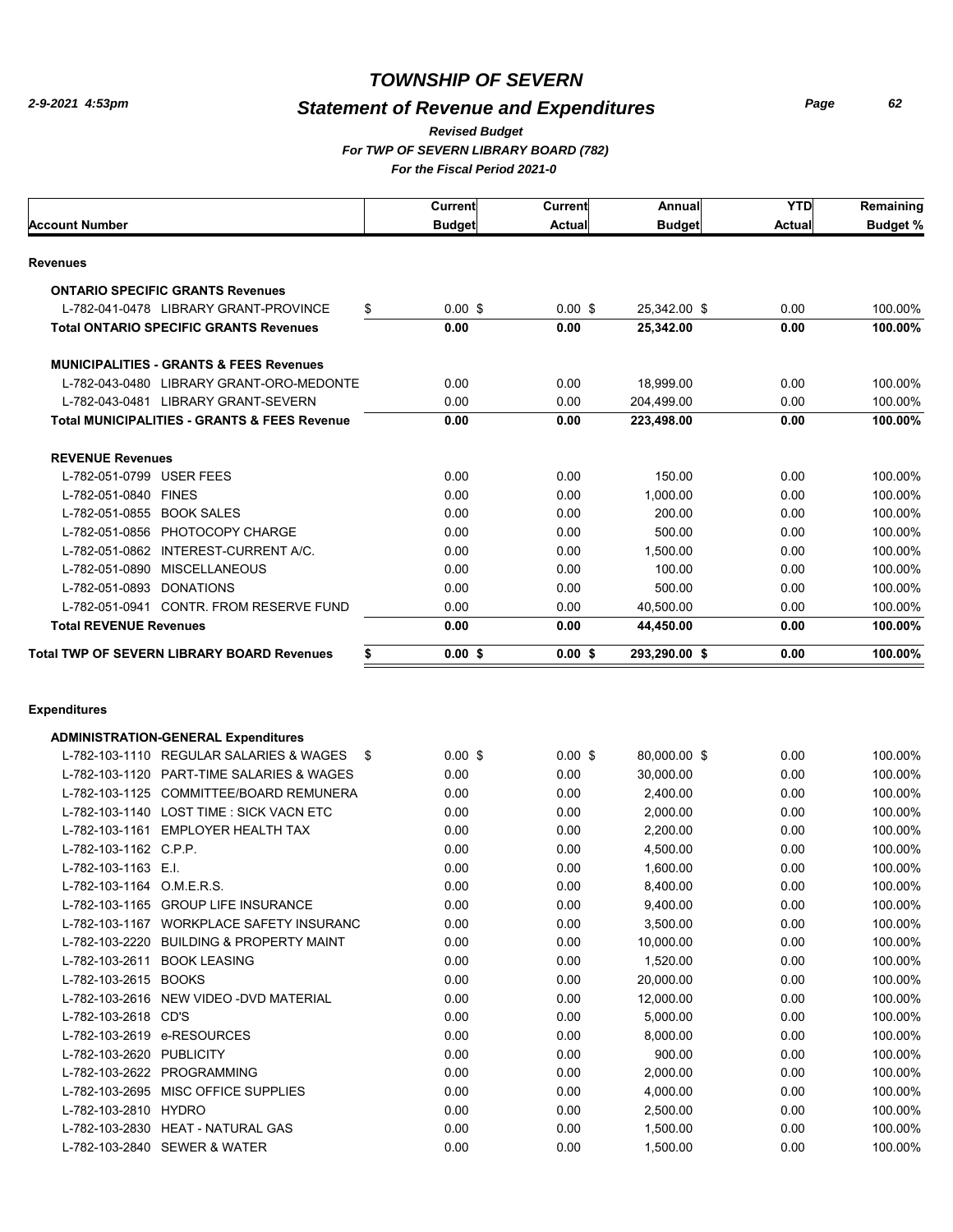# TOWNSHIP OF SEVERN

## Statement of Revenue and Expenditures

*2-9-2021 4:53pm*

***Revised Budget***
***For TWP OF SEVERN LIBRARY BOARD (782)***
***For the Fiscal Period 2021-0***

| Account Number | Current Budget | Current Actual | Annual Budget | YTD Actual | Remaining Budget % |
|---|---|---|---|---|---|
| **Revenues** | | | | | |
| **ONTARIO SPECIFIC GRANTS Revenues** | | | | | |
| L-782-041-0478 LIBRARY GRANT-PROVINCE | $ 0.00 $ | 0.00 $ | 25,342.00 $ | 0.00 | 100.00% |
| **Total ONTARIO SPECIFIC GRANTS Revenues** | **0.00** | **0.00** | **25,342.00** | **0.00** | **100.00%** |
| **MUNICIPALITIES - GRANTS & FEES Revenues** | | | | | |
| L-782-043-0480 LIBRARY GRANT-ORO-MEDONTE | 0.00 | 0.00 | 18,999.00 | 0.00 | 100.00% |
| L-782-043-0481 LIBRARY GRANT-SEVERN | 0.00 | 0.00 | 204,499.00 | 0.00 | 100.00% |
| **Total MUNICIPALITIES - GRANTS & FEES Revenue** | **0.00** | **0.00** | **223,498.00** | **0.00** | **100.00%** |
| **REVENUE Revenues** | | | | | |
| L-782-051-0799 USER FEES | 0.00 | 0.00 | 150.00 | 0.00 | 100.00% |
| L-782-051-0840 FINES | 0.00 | 0.00 | 1,000.00 | 0.00 | 100.00% |
| L-782-051-0855 BOOK SALES | 0.00 | 0.00 | 200.00 | 0.00 | 100.00% |
| L-782-051-0856 PHOTOCOPY CHARGE | 0.00 | 0.00 | 500.00 | 0.00 | 100.00% |
| L-782-051-0862 INTEREST-CURRENT A/C. | 0.00 | 0.00 | 1,500.00 | 0.00 | 100.00% |
| L-782-051-0890 MISCELLANEOUS | 0.00 | 0.00 | 100.00 | 0.00 | 100.00% |
| L-782-051-0893 DONATIONS | 0.00 | 0.00 | 500.00 | 0.00 | 100.00% |
| L-782-051-0941 CONTR. FROM RESERVE FUND | 0.00 | 0.00 | 40,500.00 | 0.00 | 100.00% |
| **Total REVENUE Revenues** | **0.00** | **0.00** | **44,450.00** | **0.00** | **100.00%** |
| **Total TWP OF SEVERN LIBRARY BOARD Revenues** | **$ 0.00 $** | **0.00 $** | **293,290.00 $** | **0.00** | **100.00%** |
| **Expenditures** | | | | | |
| **ADMINISTRATION-GENERAL Expenditures** | | | | | |
| L-782-103-1110 REGULAR SALARIES & WAGES | $ 0.00 $ | 0.00 $ | 80,000.00 $ | 0.00 | 100.00% |
| L-782-103-1120 PART-TIME SALARIES & WAGES | 0.00 | 0.00 | 30,000.00 | 0.00 | 100.00% |
| L-782-103-1125 COMMITTEE/BOARD REMUNERA | 0.00 | 0.00 | 2,400.00 | 0.00 | 100.00% |
| L-782-103-1140 LOST TIME : SICK VACN ETC | 0.00 | 0.00 | 2,000.00 | 0.00 | 100.00% |
| L-782-103-1161 EMPLOYER HEALTH TAX | 0.00 | 0.00 | 2,200.00 | 0.00 | 100.00% |
| L-782-103-1162 C.P.P. | 0.00 | 0.00 | 4,500.00 | 0.00 | 100.00% |
| L-782-103-1163 E.I. | 0.00 | 0.00 | 1,600.00 | 0.00 | 100.00% |
| L-782-103-1164 O.M.E.R.S. | 0.00 | 0.00 | 8,400.00 | 0.00 | 100.00% |
| L-782-103-1165 GROUP LIFE INSURANCE | 0.00 | 0.00 | 9,400.00 | 0.00 | 100.00% |
| L-782-103-1167 WORKPLACE SAFETY INSURANC | 0.00 | 0.00 | 3,500.00 | 0.00 | 100.00% |
| L-782-103-2220 BUILDING & PROPERTY MAINT | 0.00 | 0.00 | 10,000.00 | 0.00 | 100.00% |
| L-782-103-2611 BOOK LEASING | 0.00 | 0.00 | 1,520.00 | 0.00 | 100.00% |
| L-782-103-2615 BOOKS | 0.00 | 0.00 | 20,000.00 | 0.00 | 100.00% |
| L-782-103-2616 NEW VIDEO -DVD MATERIAL | 0.00 | 0.00 | 12,000.00 | 0.00 | 100.00% |
| L-782-103-2618 CD'S | 0.00 | 0.00 | 5,000.00 | 0.00 | 100.00% |
| L-782-103-2619 e-RESOURCES | 0.00 | 0.00 | 8,000.00 | 0.00 | 100.00% |
| L-782-103-2620 PUBLICITY | 0.00 | 0.00 | 900.00 | 0.00 | 100.00% |
| L-782-103-2622 PROGRAMMING | 0.00 | 0.00 | 2,000.00 | 0.00 | 100.00% |
| L-782-103-2695 MISC OFFICE SUPPLIES | 0.00 | 0.00 | 4,000.00 | 0.00 | 100.00% |
| L-782-103-2810 HYDRO | 0.00 | 0.00 | 2,500.00 | 0.00 | 100.00% |
| L-782-103-2830 HEAT - NATURAL GAS | 0.00 | 0.00 | 1,500.00 | 0.00 | 100.00% |
| L-782-103-2840 SEWER & WATER | 0.00 | 0.00 | 1,500.00 | 0.00 | 100.00% |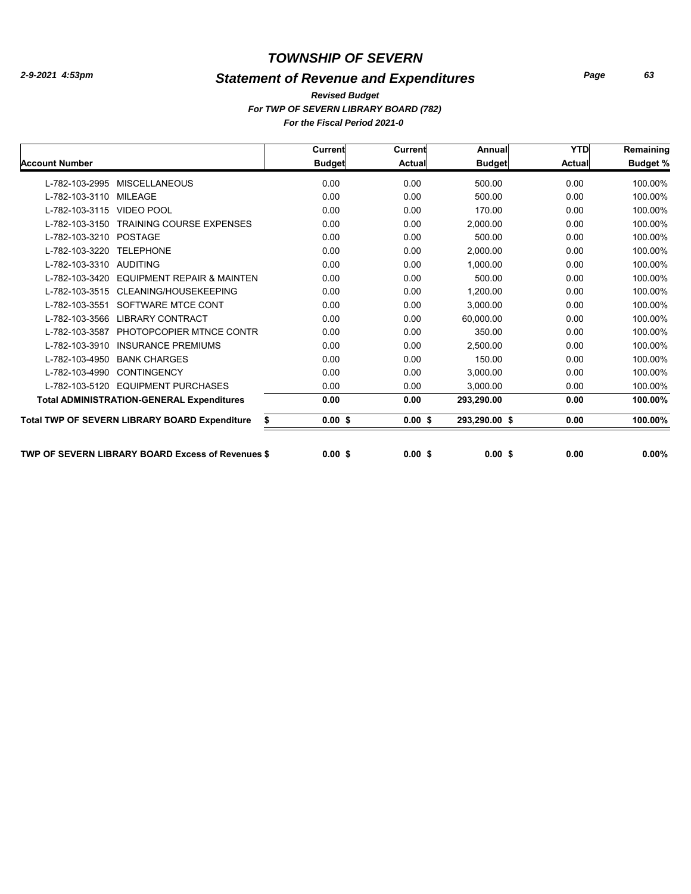# TOWNSHIP OF SEVERN

## Statement of Revenue and Expenditures

*2-9-2021 4:53pm*

***Revised Budget***

***For TWP OF SEVERN LIBRARY BOARD (782)***

***For the Fiscal Period 2021-0***

| Account Number | | Current Budget | Current Actual | Annual Budget | YTD Actual | Remaining Budget % |
|---|---|---|---|---|---|---|
| L-782-103-2995 | MISCELLANEOUS | 0.00 | 0.00 | 500.00 | 0.00 | 100.00% |
| L-782-103-3110 | MILEAGE | 0.00 | 0.00 | 500.00 | 0.00 | 100.00% |
| L-782-103-3115 | VIDEO POOL | 0.00 | 0.00 | 170.00 | 0.00 | 100.00% |
| L-782-103-3150 | TRAINING COURSE EXPENSES | 0.00 | 0.00 | 2,000.00 | 0.00 | 100.00% |
| L-782-103-3210 | POSTAGE | 0.00 | 0.00 | 500.00 | 0.00 | 100.00% |
| L-782-103-3220 | TELEPHONE | 0.00 | 0.00 | 2,000.00 | 0.00 | 100.00% |
| L-782-103-3310 | AUDITING | 0.00 | 0.00 | 1,000.00 | 0.00 | 100.00% |
| L-782-103-3420 | EQUIPMENT REPAIR & MAINTEN | 0.00 | 0.00 | 500.00 | 0.00 | 100.00% |
| L-782-103-3515 | CLEANING/HOUSEKEEPING | 0.00 | 0.00 | 1,200.00 | 0.00 | 100.00% |
| L-782-103-3551 | SOFTWARE MTCE CONT | 0.00 | 0.00 | 3,000.00 | 0.00 | 100.00% |
| L-782-103-3566 | LIBRARY CONTRACT | 0.00 | 0.00 | 60,000.00 | 0.00 | 100.00% |
| L-782-103-3587 | PHOTOPCOPIER MTNCE CONTR | 0.00 | 0.00 | 350.00 | 0.00 | 100.00% |
| L-782-103-3910 | INSURANCE PREMIUMS | 0.00 | 0.00 | 2,500.00 | 0.00 | 100.00% |
| L-782-103-4950 | BANK CHARGES | 0.00 | 0.00 | 150.00 | 0.00 | 100.00% |
| L-782-103-4990 | CONTINGENCY | 0.00 | 0.00 | 3,000.00 | 0.00 | 100.00% |
| L-782-103-5120 | EQUIPMENT PURCHASES | 0.00 | 0.00 | 3,000.00 | 0.00 | 100.00% |
| **Total ADMINISTRATION-GENERAL Expenditures** | | **0.00** | **0.00** | **293,290.00** | **0.00** | **100.00%** |
| **Total TWP OF SEVERN LIBRARY BOARD Expenditure** | | **$ 0.00 $** | **0.00 $** | **293,290.00 $** | **0.00** | **100.00%** |
| **TWP OF SEVERN LIBRARY BOARD Excess of Revenues $** | | **0.00 $** | **0.00 $** | **0.00 $** | **0.00** | **0.00%** |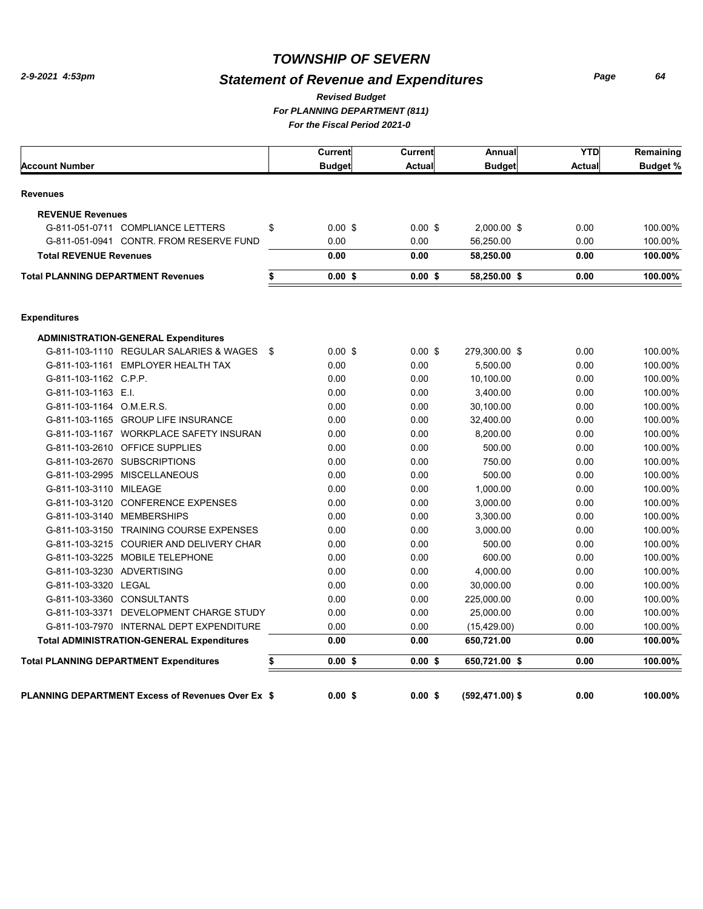# TOWNSHIP OF SEVERN

## Statement of Revenue and Expenditures

*Revised Budget*
*For PLANNING DEPARTMENT (811)*
*For the Fiscal Period 2021-0*

2-9-2021 4:53pm

| Account Number | Current Budget | Current Actual | Annual Budget | YTD Actual | Remaining Budget % |
|---|---|---|---|---|---|
| **Revenues** | | | | | |
| **REVENUE Revenues** | | | | | |
| G-811-051-0711 COMPLIANCE LETTERS | $ 0.00 $ | 0.00 $ | 2,000.00 $ | 0.00 | 100.00% |
| G-811-051-0941 CONTR. FROM RESERVE FUND | 0.00 | 0.00 | 56,250.00 | 0.00 | 100.00% |
| **Total REVENUE Revenues** | **0.00** | **0.00** | **58,250.00** | **0.00** | **100.00%** |
| **Total PLANNING DEPARTMENT Revenues** | **$ 0.00 $** | **0.00 $** | **58,250.00 $** | **0.00** | **100.00%** |
| **Expenditures** | | | | | |
| **ADMINISTRATION-GENERAL Expenditures** | | | | | |
| G-811-103-1110 REGULAR SALARIES & WAGES | $ 0.00 $ | 0.00 $ | 279,300.00 $ | 0.00 | 100.00% |
| G-811-103-1161 EMPLOYER HEALTH TAX | 0.00 | 0.00 | 5,500.00 | 0.00 | 100.00% |
| G-811-103-1162 C.P.P. | 0.00 | 0.00 | 10,100.00 | 0.00 | 100.00% |
| G-811-103-1163 E.I. | 0.00 | 0.00 | 3,400.00 | 0.00 | 100.00% |
| G-811-103-1164 O.M.E.R.S. | 0.00 | 0.00 | 30,100.00 | 0.00 | 100.00% |
| G-811-103-1165 GROUP LIFE INSURANCE | 0.00 | 0.00 | 32,400.00 | 0.00 | 100.00% |
| G-811-103-1167 WORKPLACE SAFETY INSURAN | 0.00 | 0.00 | 8,200.00 | 0.00 | 100.00% |
| G-811-103-2610 OFFICE SUPPLIES | 0.00 | 0.00 | 500.00 | 0.00 | 100.00% |
| G-811-103-2670 SUBSCRIPTIONS | 0.00 | 0.00 | 750.00 | 0.00 | 100.00% |
| G-811-103-2995 MISCELLANEOUS | 0.00 | 0.00 | 500.00 | 0.00 | 100.00% |
| G-811-103-3110 MILEAGE | 0.00 | 0.00 | 1,000.00 | 0.00 | 100.00% |
| G-811-103-3120 CONFERENCE EXPENSES | 0.00 | 0.00 | 3,000.00 | 0.00 | 100.00% |
| G-811-103-3140 MEMBERSHIPS | 0.00 | 0.00 | 3,300.00 | 0.00 | 100.00% |
| G-811-103-3150 TRAINING COURSE EXPENSES | 0.00 | 0.00 | 3,000.00 | 0.00 | 100.00% |
| G-811-103-3215 COURIER AND DELIVERY CHAR | 0.00 | 0.00 | 500.00 | 0.00 | 100.00% |
| G-811-103-3225 MOBILE TELEPHONE | 0.00 | 0.00 | 600.00 | 0.00 | 100.00% |
| G-811-103-3230 ADVERTISING | 0.00 | 0.00 | 4,000.00 | 0.00 | 100.00% |
| G-811-103-3320 LEGAL | 0.00 | 0.00 | 30,000.00 | 0.00 | 100.00% |
| G-811-103-3360 CONSULTANTS | 0.00 | 0.00 | 225,000.00 | 0.00 | 100.00% |
| G-811-103-3371 DEVELOPMENT CHARGE STUDY | 0.00 | 0.00 | 25,000.00 | 0.00 | 100.00% |
| G-811-103-7970 INTERNAL DEPT EXPENDITURE | 0.00 | 0.00 | (15,429.00) | 0.00 | 100.00% |
| **Total ADMINISTRATION-GENERAL Expenditures** | **0.00** | **0.00** | **650,721.00** | **0.00** | **100.00%** |
| **Total PLANNING DEPARTMENT Expenditures** | **$ 0.00 $** | **0.00 $** | **650,721.00 $** | **0.00** | **100.00%** |
| **PLANNING DEPARTMENT Excess of Revenues Over Ex $** | **0.00 $** | **0.00 $** | **(592,471.00) $** | **0.00** | **100.00%** |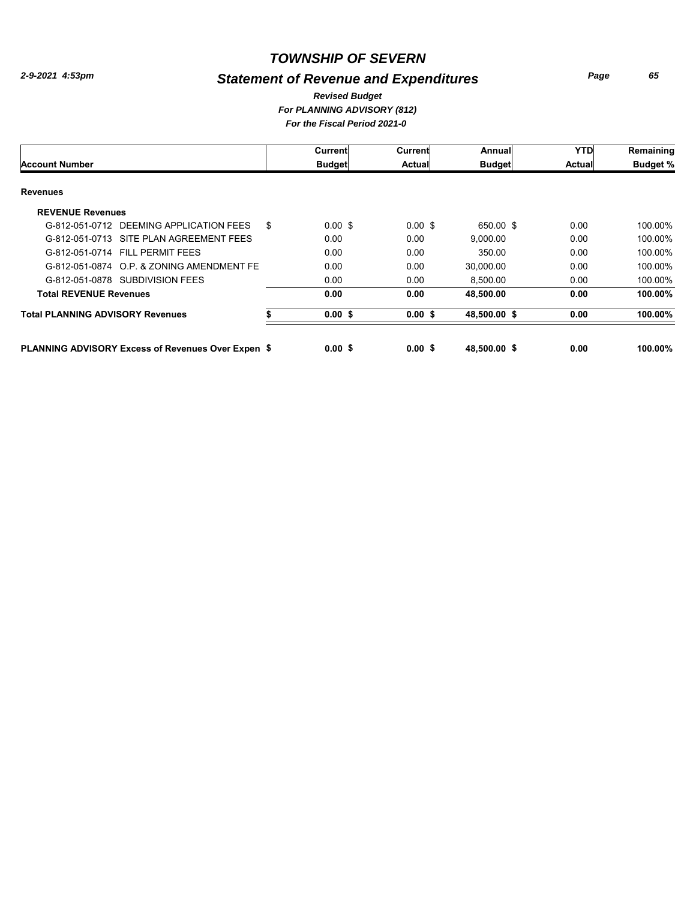# TOWNSHIP OF SEVERN

2-9-2021 4:53pm

## Statement of Revenue and Expenditures

*Revised Budget*
*For PLANNING ADVISORY (812)*
*For the Fiscal Period 2021-0*

| Account Number | Current Budget | Current Actual | Annual Budget | YTD Actual | Remaining Budget % |
|---|---|---|---|---|---|
| **Revenues** | | | | | |
| **REVENUE Revenues** | | | | | |
| G-812-051-0712 DEEMING APPLICATION FEES | $ 0.00 $ | 0.00 $ | 650.00 $ | 0.00 | 100.00% |
| G-812-051-0713 SITE PLAN AGREEMENT FEES | 0.00 | 0.00 | 9,000.00 | 0.00 | 100.00% |
| G-812-051-0714 FILL PERMIT FEES | 0.00 | 0.00 | 350.00 | 0.00 | 100.00% |
| G-812-051-0874 O.P. & ZONING AMENDMENT FE | 0.00 | 0.00 | 30,000.00 | 0.00 | 100.00% |
| G-812-051-0878 SUBDIVISION FEES | 0.00 | 0.00 | 8,500.00 | 0.00 | 100.00% |
| **Total REVENUE Revenues** | **0.00** | **0.00** | **48,500.00** | **0.00** | **100.00%** |
| **Total PLANNING ADVISORY Revenues** | **$ 0.00 $** | **0.00 $** | **48,500.00 $** | **0.00** | **100.00%** |
| **PLANNING ADVISORY Excess of Revenues Over Expen** | **$ 0.00 $** | **0.00 $** | **48,500.00 $** | **0.00** | **100.00%** |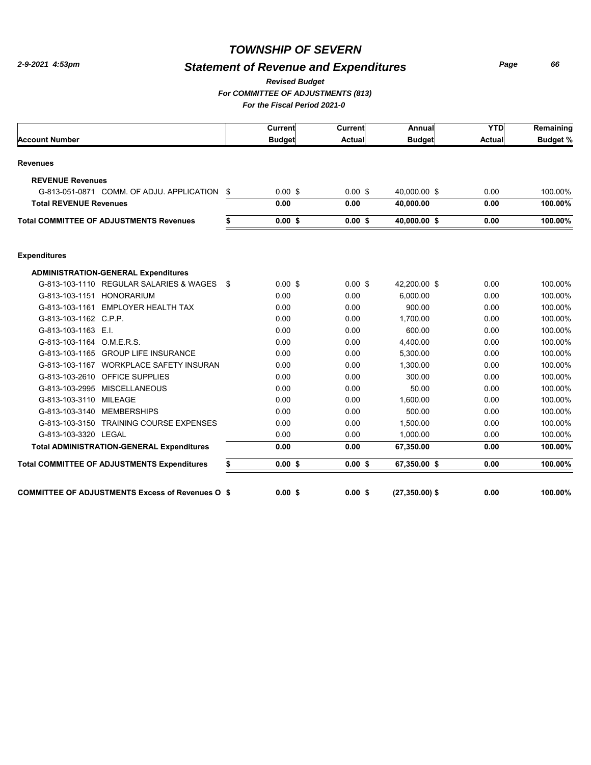# TOWNSHIP OF SEVERN

## Statement of Revenue and Expenditures

*Revised Budget*

*For COMMITTEE OF ADJUSTMENTS (813)*

*For the Fiscal Period 2021-0*

2-9-2021 4:53pm

| Account Number | Current Budget | Current Actual | Annual Budget | YTD Actual | Remaining Budget % |
|---|---|---|---|---|---|
| **Revenues** | | | | | |
| **REVENUE Revenues** | | | | | |
| G-813-051-0871 COMM. OF ADJU. APPLICATION | $ 0.00 | $ 0.00 | $ 40,000.00 | $ 0.00 | 100.00% |
| **Total REVENUE Revenues** | **0.00** | **0.00** | **40,000.00** | **0.00** | **100.00%** |
| **Total COMMITTEE OF ADJUSTMENTS Revenues** | **$ 0.00** | **$ 0.00** | **$ 40,000.00** | **$ 0.00** | **100.00%** |
| **Expenditures** | | | | | |
| **ADMINISTRATION-GENERAL Expenditures** | | | | | |
| G-813-103-1110 REGULAR SALARIES & WAGES | $ 0.00 | $ 0.00 | $ 42,200.00 | $ 0.00 | 100.00% |
| G-813-103-1151 HONORARIUM | 0.00 | 0.00 | 6,000.00 | 0.00 | 100.00% |
| G-813-103-1161 EMPLOYER HEALTH TAX | 0.00 | 0.00 | 900.00 | 0.00 | 100.00% |
| G-813-103-1162 C.P.P. | 0.00 | 0.00 | 1,700.00 | 0.00 | 100.00% |
| G-813-103-1163 E.I. | 0.00 | 0.00 | 600.00 | 0.00 | 100.00% |
| G-813-103-1164 O.M.E.R.S. | 0.00 | 0.00 | 4,400.00 | 0.00 | 100.00% |
| G-813-103-1165 GROUP LIFE INSURANCE | 0.00 | 0.00 | 5,300.00 | 0.00 | 100.00% |
| G-813-103-1167 WORKPLACE SAFETY INSURAN | 0.00 | 0.00 | 1,300.00 | 0.00 | 100.00% |
| G-813-103-2610 OFFICE SUPPLIES | 0.00 | 0.00 | 300.00 | 0.00 | 100.00% |
| G-813-103-2995 MISCELLANEOUS | 0.00 | 0.00 | 50.00 | 0.00 | 100.00% |
| G-813-103-3110 MILEAGE | 0.00 | 0.00 | 1,600.00 | 0.00 | 100.00% |
| G-813-103-3140 MEMBERSHIPS | 0.00 | 0.00 | 500.00 | 0.00 | 100.00% |
| G-813-103-3150 TRAINING COURSE EXPENSES | 0.00 | 0.00 | 1,500.00 | 0.00 | 100.00% |
| G-813-103-3320 LEGAL | 0.00 | 0.00 | 1,000.00 | 0.00 | 100.00% |
| **Total ADMINISTRATION-GENERAL Expenditures** | **0.00** | **0.00** | **67,350.00** | **0.00** | **100.00%** |
| **Total COMMITTEE OF ADJUSTMENTS Expenditures** | **$ 0.00** | **$ 0.00** | **$ 67,350.00** | **$ 0.00** | **100.00%** |
| **COMMITTEE OF ADJUSTMENTS Excess of Revenues O** | **$ 0.00** | **$ 0.00** | **$ (27,350.00)** | **$ 0.00** | **100.00%** |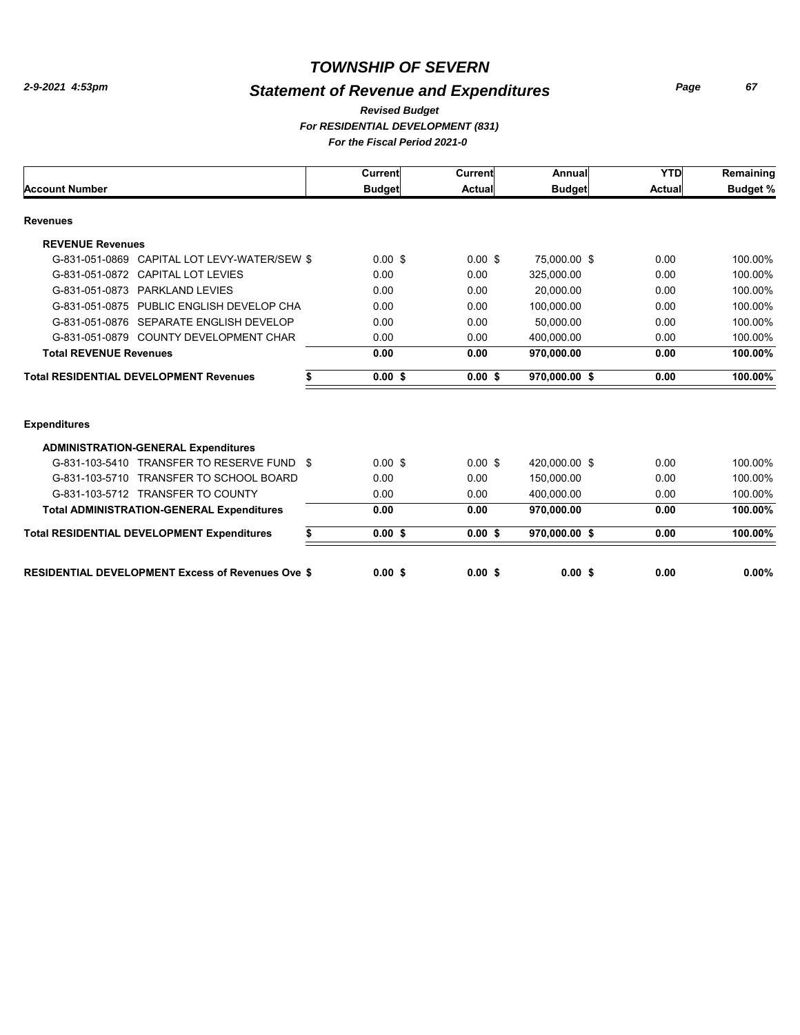# TOWNSHIP OF SEVERN

## Statement of Revenue and Expenditures

*2-9-2021 4:53pm*

***Revised Budget***

***For RESIDENTIAL DEVELOPMENT (831)***

***For the Fiscal Period 2021-0***

| Account Number | Current Budget | Current Actual | Annual Budget | YTD Actual | Remaining Budget % |
|---|---|---|---|---|---|
| **Revenues** | | | | | |
| **REVENUE Revenues** | | | | | |
| G-831-051-0869 CAPITAL LOT LEVY-WATER/SEW $ | 0.00 $ | 0.00 $ | 75,000.00 $ | 0.00 | 100.00% |
| G-831-051-0872 CAPITAL LOT LEVIES | 0.00 | 0.00 | 325,000.00 | 0.00 | 100.00% |
| G-831-051-0873 PARKLAND LEVIES | 0.00 | 0.00 | 20,000.00 | 0.00 | 100.00% |
| G-831-051-0875 PUBLIC ENGLISH DEVELOP CHA | 0.00 | 0.00 | 100,000.00 | 0.00 | 100.00% |
| G-831-051-0876 SEPARATE ENGLISH DEVELOP | 0.00 | 0.00 | 50,000.00 | 0.00 | 100.00% |
| G-831-051-0879 COUNTY DEVELOPMENT CHAR | 0.00 | 0.00 | 400,000.00 | 0.00 | 100.00% |
| **Total REVENUE Revenues** | **0.00** | **0.00** | **970,000.00** | **0.00** | **100.00%** |
| **Total RESIDENTIAL DEVELOPMENT Revenues** | **$ 0.00 $** | **0.00 $** | **970,000.00 $** | **0.00** | **100.00%** |
| **Expenditures** | | | | | |
| **ADMINISTRATION-GENERAL Expenditures** | | | | | |
| G-831-103-5410 TRANSFER TO RESERVE FUND $ | 0.00 $ | 0.00 $ | 420,000.00 $ | 0.00 | 100.00% |
| G-831-103-5710 TRANSFER TO SCHOOL BOARD | 0.00 | 0.00 | 150,000.00 | 0.00 | 100.00% |
| G-831-103-5712 TRANSFER TO COUNTY | 0.00 | 0.00 | 400,000.00 | 0.00 | 100.00% |
| **Total ADMINISTRATION-GENERAL Expenditures** | **0.00** | **0.00** | **970,000.00** | **0.00** | **100.00%** |
| **Total RESIDENTIAL DEVELOPMENT Expenditures** | **$ 0.00 $** | **0.00 $** | **970,000.00 $** | **0.00** | **100.00%** |
| **RESIDENTIAL DEVELOPMENT Excess of Revenues Ove $** | **0.00 $** | **0.00 $** | **0.00 $** | **0.00** | **0.00%** |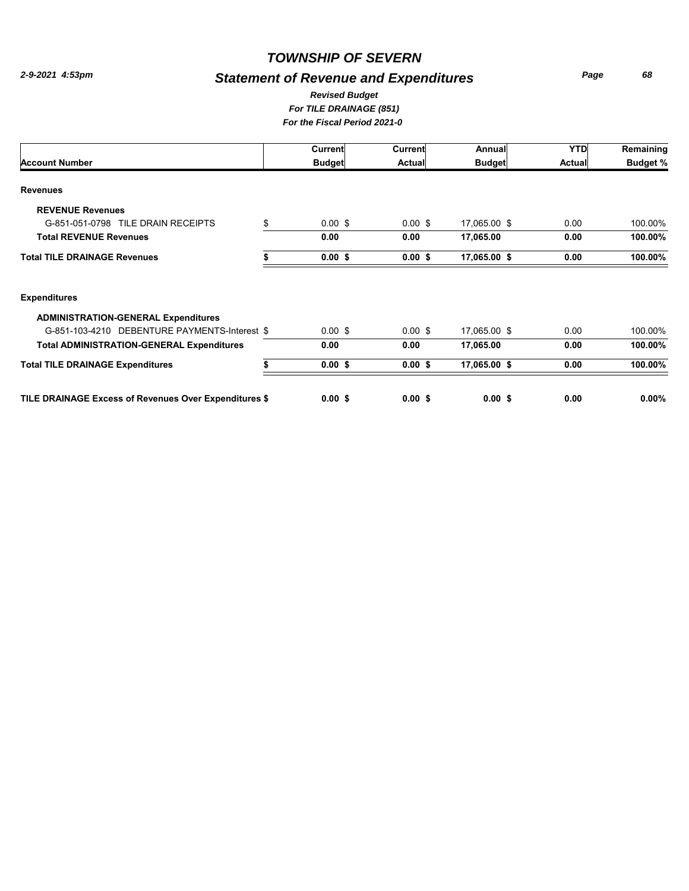# TOWNSHIP OF SEVERN

2-9-2021 4:53pm

## Statement of Revenue and Expenditures

*Revised Budget*
*For TILE DRAINAGE (851)*
*For the Fiscal Period 2021-0*

| Account Number | Current Budget | Current Actual | Annual Budget | YTD Actual | Remaining Budget % |
|---|---|---|---|---|---|
| **Revenues** | | | | | |
| **REVENUE Revenues** | | | | | |
| G-851-051-0798 TILE DRAIN RECEIPTS | $ 0.00 $ | 0.00 $ | 17,065.00 $ | 0.00 | 100.00% |
| **Total REVENUE Revenues** | **0.00** | **0.00** | **17,065.00** | **0.00** | **100.00%** |
| **Total TILE DRAINAGE Revenues** | **$ 0.00 $** | **0.00 $** | **17,065.00 $** | **0.00** | **100.00%** |
| **Expenditures** | | | | | |
| **ADMINISTRATION-GENERAL Expenditures** | | | | | |
| G-851-103-4210 DEBENTURE PAYMENTS-Interest $ | 0.00 $ | 0.00 $ | 17,065.00 $ | 0.00 | 100.00% |
| **Total ADMINISTRATION-GENERAL Expenditures** | **0.00** | **0.00** | **17,065.00** | **0.00** | **100.00%** |
| **Total TILE DRAINAGE Expenditures** | **$ 0.00 $** | **0.00 $** | **17,065.00 $** | **0.00** | **100.00%** |
| **TILE DRAINAGE Excess of Revenues Over Expenditures $** | **0.00 $** | **0.00 $** | **0.00 $** | **0.00** | **0.00%** |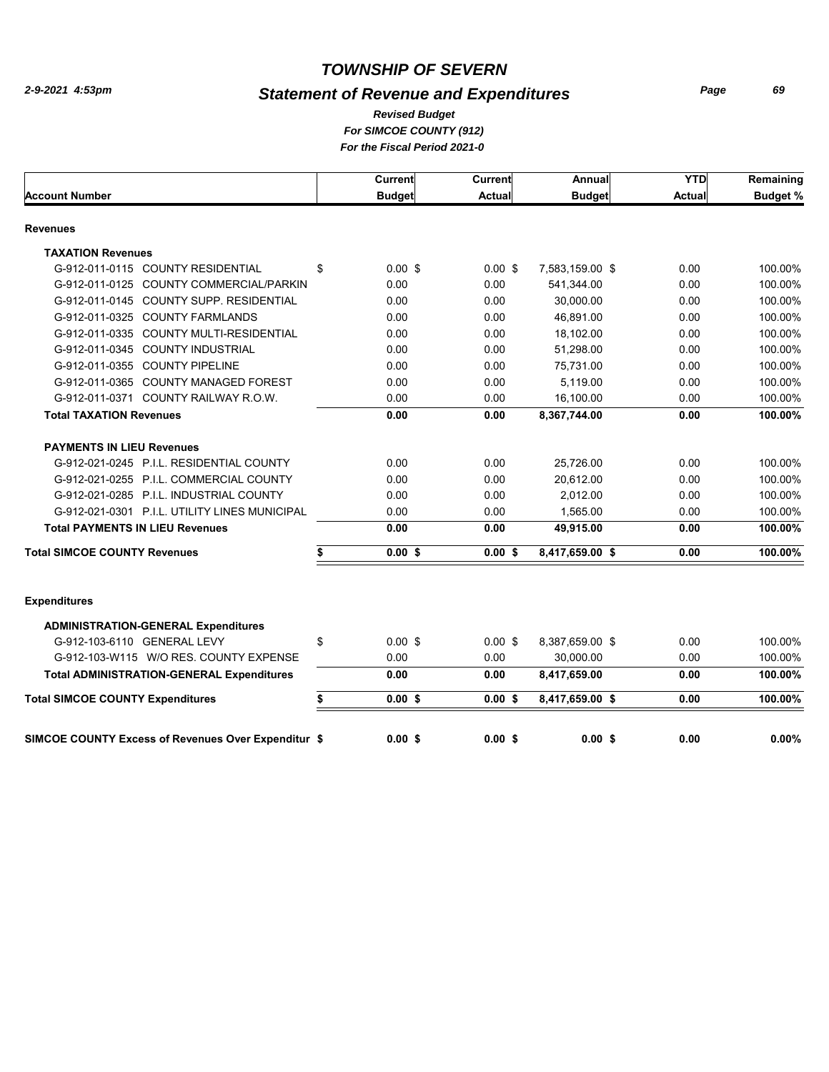# TOWNSHIP OF SEVERN

2-9-2021 4:53pm

## Statement of Revenue and Expenditures

*Revised Budget*
*For SIMCOE COUNTY (912)*
*For the Fiscal Period 2021-0*

| Account Number | Current Budget | Current Actual | Annual Budget | YTD Actual | Remaining Budget % |
|---|---|---|---|---|---|
| **Revenues** | | | | | |
| **TAXATION Revenues** | | | | | |
| G-912-011-0115 COUNTY RESIDENTIAL | $ 0.00 | $ 0.00 | $ 7,583,159.00 | $ 0.00 | 100.00% |
| G-912-011-0125 COUNTY COMMERCIAL/PARKIN | 0.00 | 0.00 | 541,344.00 | 0.00 | 100.00% |
| G-912-011-0145 COUNTY SUPP. RESIDENTIAL | 0.00 | 0.00 | 30,000.00 | 0.00 | 100.00% |
| G-912-011-0325 COUNTY FARMLANDS | 0.00 | 0.00 | 46,891.00 | 0.00 | 100.00% |
| G-912-011-0335 COUNTY MULTI-RESIDENTIAL | 0.00 | 0.00 | 18,102.00 | 0.00 | 100.00% |
| G-912-011-0345 COUNTY INDUSTRIAL | 0.00 | 0.00 | 51,298.00 | 0.00 | 100.00% |
| G-912-011-0355 COUNTY PIPELINE | 0.00 | 0.00 | 75,731.00 | 0.00 | 100.00% |
| G-912-011-0365 COUNTY MANAGED FOREST | 0.00 | 0.00 | 5,119.00 | 0.00 | 100.00% |
| G-912-011-0371 COUNTY RAILWAY R.O.W. | 0.00 | 0.00 | 16,100.00 | 0.00 | 100.00% |
| **Total TAXATION Revenues** | **0.00** | **0.00** | **8,367,744.00** | **0.00** | **100.00%** |
| **PAYMENTS IN LIEU Revenues** | | | | | |
| G-912-021-0245 P.I.L. RESIDENTIAL COUNTY | 0.00 | 0.00 | 25,726.00 | 0.00 | 100.00% |
| G-912-021-0255 P.I.L. COMMERCIAL COUNTY | 0.00 | 0.00 | 20,612.00 | 0.00 | 100.00% |
| G-912-021-0285 P.I.L. INDUSTRIAL COUNTY | 0.00 | 0.00 | 2,012.00 | 0.00 | 100.00% |
| G-912-021-0301 P.I.L. UTILITY LINES MUNICIPAL | 0.00 | 0.00 | 1,565.00 | 0.00 | 100.00% |
| **Total PAYMENTS IN LIEU Revenues** | **0.00** | **0.00** | **49,915.00** | **0.00** | **100.00%** |
| **Total SIMCOE COUNTY Revenues** | **$ 0.00** | **$ 0.00** | **$ 8,417,659.00** | **$ 0.00** | **100.00%** |
| **Expenditures** | | | | | |
| **ADMINISTRATION-GENERAL Expenditures** | | | | | |
| G-912-103-6110 GENERAL LEVY | $ 0.00 | $ 0.00 | $ 8,387,659.00 | $ 0.00 | 100.00% |
| G-912-103-W115 W/O RES. COUNTY EXPENSE | 0.00 | 0.00 | 30,000.00 | 0.00 | 100.00% |
| **Total ADMINISTRATION-GENERAL Expenditures** | **0.00** | **0.00** | **8,417,659.00** | **0.00** | **100.00%** |
| **Total SIMCOE COUNTY Expenditures** | **$ 0.00** | **$ 0.00** | **$ 8,417,659.00** | **$ 0.00** | **100.00%** |
| **SIMCOE COUNTY Excess of Revenues Over Expenditur** | **$ 0.00** | **$ 0.00** | **$ 0.00** | **$ 0.00** | **0.00%** |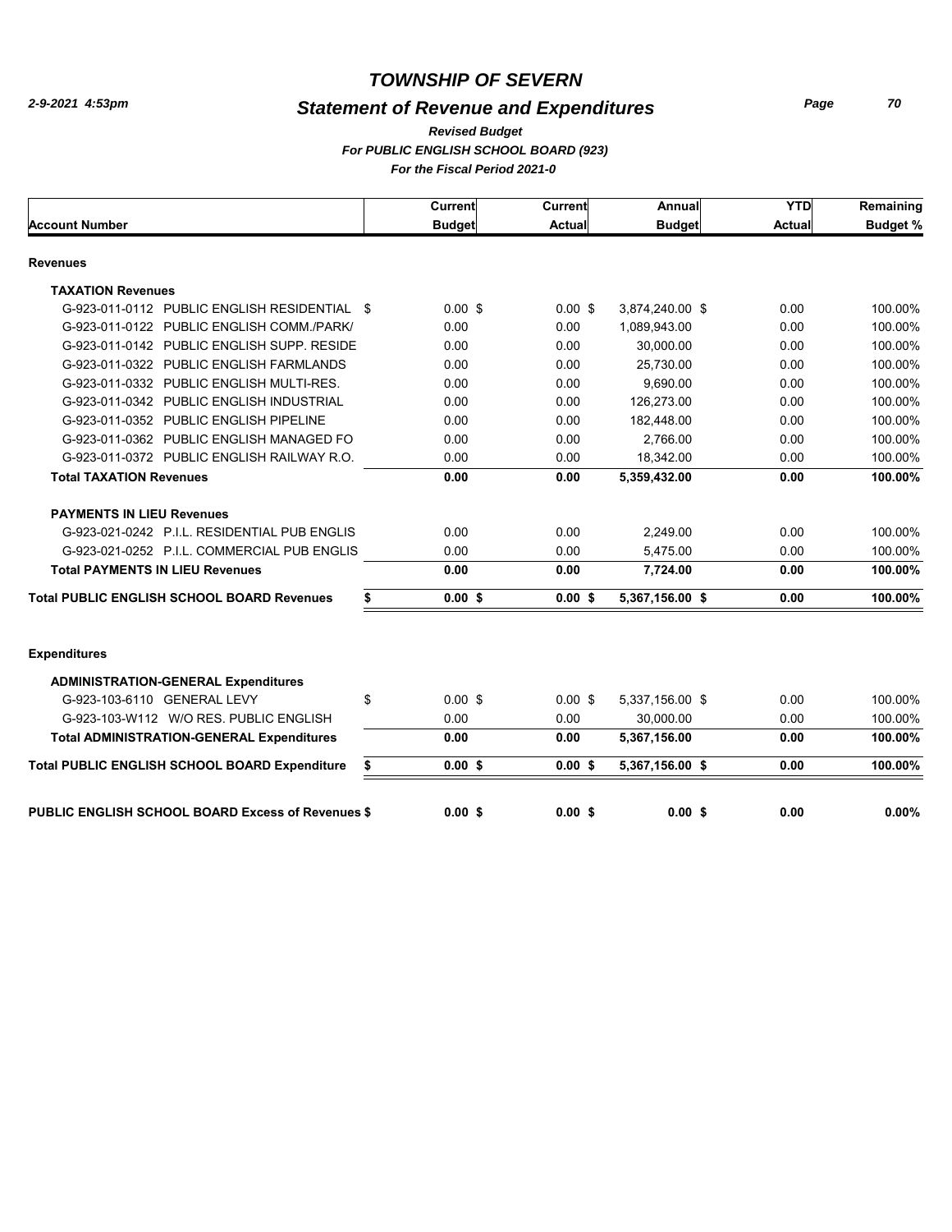# TOWNSHIP OF SEVERN

2-9-2021 4:53pm

## Statement of Revenue and Expenditures

*Revised Budget*

*For PUBLIC ENGLISH SCHOOL BOARD (923)*

*For the Fiscal Period 2021-0*

| Account Number | Current Budget | Current Actual | Annual Budget | YTD Actual | Remaining Budget % |
|---|---|---|---|---|---|
| **Revenues** | | | | | |
| **TAXATION Revenues** | | | | | |
| G-923-011-0112 PUBLIC ENGLISH RESIDENTIAL | $ 0.00 | $ 0.00 | $ 3,874,240.00 | $ 0.00 | 100.00% |
| G-923-011-0122 PUBLIC ENGLISH COMM./PARK/ | 0.00 | 0.00 | 1,089,943.00 | 0.00 | 100.00% |
| G-923-011-0142 PUBLIC ENGLISH SUPP. RESIDE | 0.00 | 0.00 | 30,000.00 | 0.00 | 100.00% |
| G-923-011-0322 PUBLIC ENGLISH FARMLANDS | 0.00 | 0.00 | 25,730.00 | 0.00 | 100.00% |
| G-923-011-0332 PUBLIC ENGLISH MULTI-RES. | 0.00 | 0.00 | 9,690.00 | 0.00 | 100.00% |
| G-923-011-0342 PUBLIC ENGLISH INDUSTRIAL | 0.00 | 0.00 | 126,273.00 | 0.00 | 100.00% |
| G-923-011-0352 PUBLIC ENGLISH PIPELINE | 0.00 | 0.00 | 182,448.00 | 0.00 | 100.00% |
| G-923-011-0362 PUBLIC ENGLISH MANAGED FO | 0.00 | 0.00 | 2,766.00 | 0.00 | 100.00% |
| G-923-011-0372 PUBLIC ENGLISH RAILWAY R.O. | 0.00 | 0.00 | 18,342.00 | 0.00 | 100.00% |
| **Total TAXATION Revenues** | **0.00** | **0.00** | **5,359,432.00** | **0.00** | **100.00%** |
| **PAYMENTS IN LIEU Revenues** | | | | | |
| G-923-021-0242 P.I.L. RESIDENTIAL PUB ENGLIS | 0.00 | 0.00 | 2,249.00 | 0.00 | 100.00% |
| G-923-021-0252 P.I.L. COMMERCIAL PUB ENGLIS | 0.00 | 0.00 | 5,475.00 | 0.00 | 100.00% |
| **Total PAYMENTS IN LIEU Revenues** | **0.00** | **0.00** | **7,724.00** | **0.00** | **100.00%** |
| **Total PUBLIC ENGLISH SCHOOL BOARD Revenues** | **$ 0.00** | **$ 0.00** | **$ 5,367,156.00** | **$ 0.00** | **100.00%** |
| **Expenditures** | | | | | |
| **ADMINISTRATION-GENERAL Expenditures** | | | | | |
| G-923-103-6110 GENERAL LEVY | $ 0.00 | $ 0.00 | $ 5,337,156.00 | $ 0.00 | 100.00% |
| G-923-103-W112 W/O RES. PUBLIC ENGLISH | 0.00 | 0.00 | 30,000.00 | 0.00 | 100.00% |
| **Total ADMINISTRATION-GENERAL Expenditures** | **0.00** | **0.00** | **5,367,156.00** | **0.00** | **100.00%** |
| **Total PUBLIC ENGLISH SCHOOL BOARD Expenditure** | **$ 0.00** | **$ 0.00** | **$ 5,367,156.00** | **$ 0.00** | **100.00%** |
| **PUBLIC ENGLISH SCHOOL BOARD Excess of Revenues** | **$ 0.00** | **$ 0.00** | **$ 0.00** | **$ 0.00** | **0.00%** |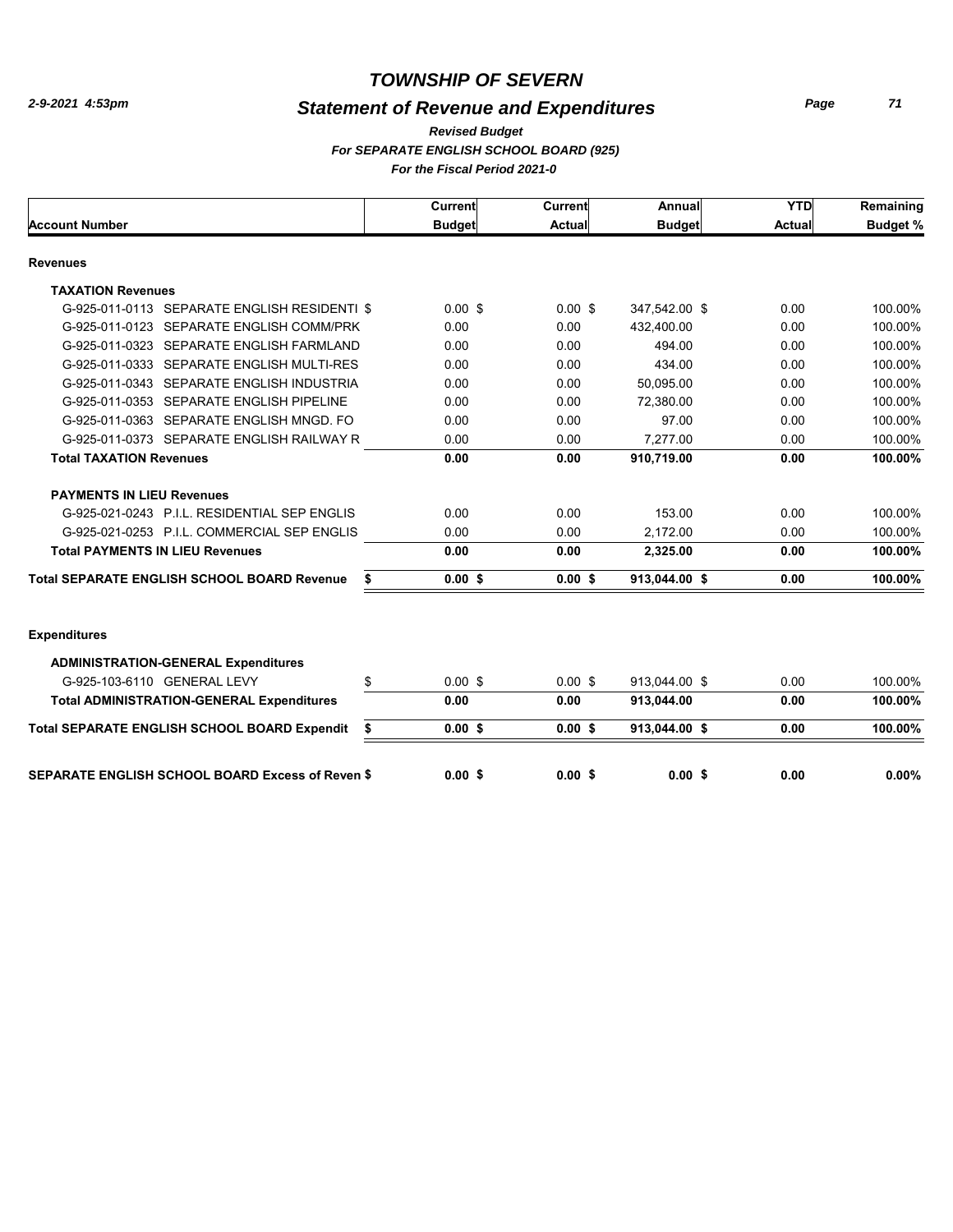# TOWNSHIP OF SEVERN

## Statement of Revenue and Expenditures

*Revised Budget*

*For SEPARATE ENGLISH SCHOOL BOARD (925)*

*For the Fiscal Period 2021-0*

2-9-2021 4:53pm

| Account Number | Current Budget | Current Actual | Annual Budget | YTD Actual | Remaining Budget % |
|---|---|---|---|---|---|
| **Revenues** | | | | | |
| **TAXATION Revenues** | | | | | |
| G-925-011-0113 SEPARATE ENGLISH RESIDENTI $ | 0.00 $ | 0.00 $ | 347,542.00 $ | 0.00 | 100.00% |
| G-925-011-0123 SEPARATE ENGLISH COMM/PRK | 0.00 | 0.00 | 432,400.00 | 0.00 | 100.00% |
| G-925-011-0323 SEPARATE ENGLISH FARMLAND | 0.00 | 0.00 | 494.00 | 0.00 | 100.00% |
| G-925-011-0333 SEPARATE ENGLISH MULTI-RES | 0.00 | 0.00 | 434.00 | 0.00 | 100.00% |
| G-925-011-0343 SEPARATE ENGLISH INDUSTRIA | 0.00 | 0.00 | 50,095.00 | 0.00 | 100.00% |
| G-925-011-0353 SEPARATE ENGLISH PIPELINE | 0.00 | 0.00 | 72,380.00 | 0.00 | 100.00% |
| G-925-011-0363 SEPARATE ENGLISH MNGD. FO | 0.00 | 0.00 | 97.00 | 0.00 | 100.00% |
| G-925-011-0373 SEPARATE ENGLISH RAILWAY R | 0.00 | 0.00 | 7,277.00 | 0.00 | 100.00% |
| **Total TAXATION Revenues** | **0.00** | **0.00** | **910,719.00** | **0.00** | **100.00%** |
| **PAYMENTS IN LIEU Revenues** | | | | | |
| G-925-021-0243 P.I.L. RESIDENTIAL SEP ENGLIS | 0.00 | 0.00 | 153.00 | 0.00 | 100.00% |
| G-925-021-0253 P.I.L. COMMERCIAL SEP ENGLIS | 0.00 | 0.00 | 2,172.00 | 0.00 | 100.00% |
| **Total PAYMENTS IN LIEU Revenues** | **0.00** | **0.00** | **2,325.00** | **0.00** | **100.00%** |
| **Total SEPARATE ENGLISH SCHOOL BOARD Revenue $** | **0.00 $** | **0.00 $** | **913,044.00 $** | **0.00** | **100.00%** |
| **Expenditures** | | | | | |
| **ADMINISTRATION-GENERAL Expenditures** | | | | | |
| G-925-103-6110 GENERAL LEVY $ | 0.00 $ | 0.00 $ | 913,044.00 $ | 0.00 | 100.00% |
| **Total ADMINISTRATION-GENERAL Expenditures** | **0.00** | **0.00** | **913,044.00** | **0.00** | **100.00%** |
| **Total SEPARATE ENGLISH SCHOOL BOARD Expendit $** | **0.00 $** | **0.00 $** | **913,044.00 $** | **0.00** | **100.00%** |
| **SEPARATE ENGLISH SCHOOL BOARD Excess of Reven $** | **0.00 $** | **0.00 $** | **0.00 $** | **0.00** | **0.00%** |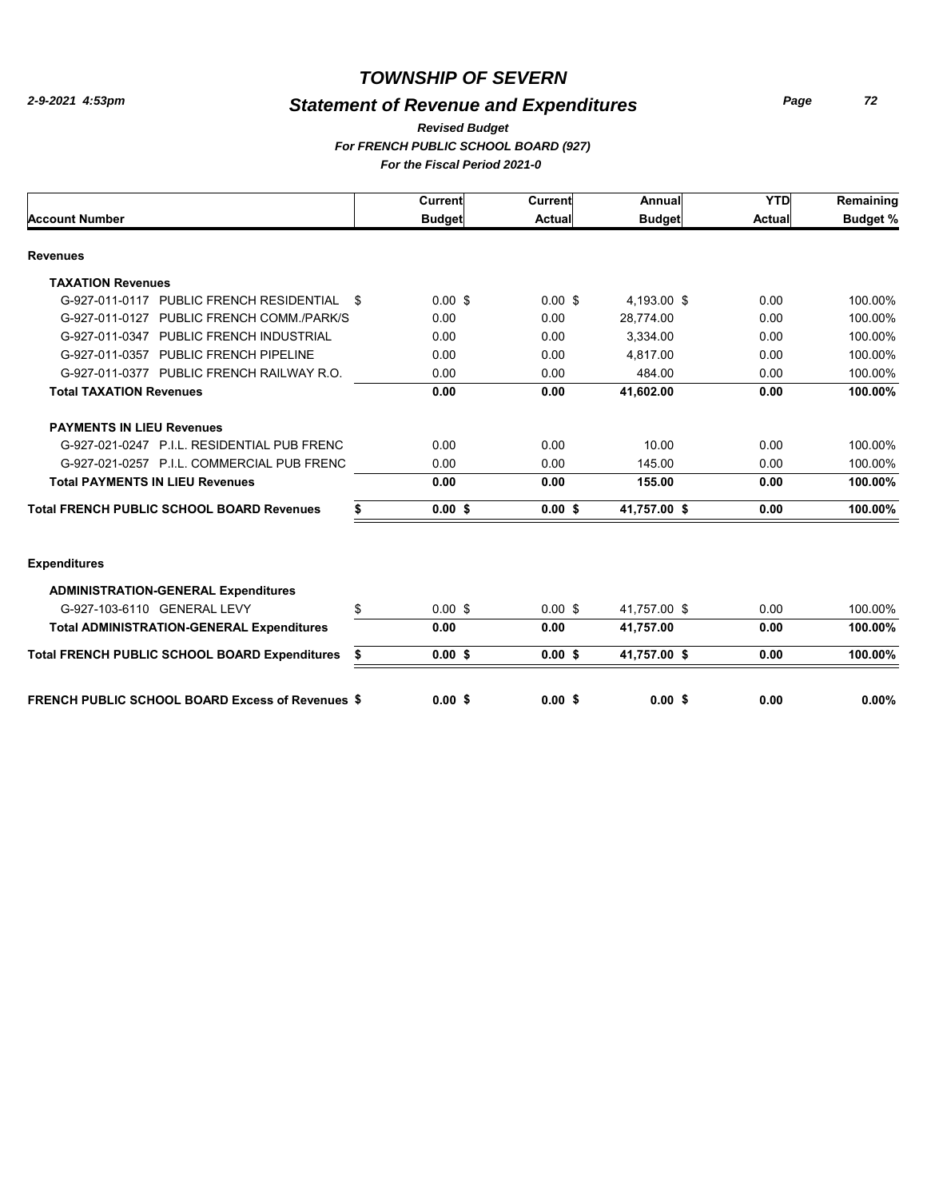# TOWNSHIP OF SEVERN

2-9-2021 4:53pm

## Statement of Revenue and Expenditures

*Revised Budget*

*For FRENCH PUBLIC SCHOOL BOARD (927)*

*For the Fiscal Period 2021-0*

| Account Number | Current Budget | Current Actual | Annual Budget | YTD Actual | Remaining Budget % |
|---|---|---|---|---|---|
| **Revenues** | | | | | |
| **TAXATION Revenues** | | | | | |
| G-927-011-0117 PUBLIC FRENCH RESIDENTIAL | $ 0.00 | $ 0.00 | $ 4,193.00 | $ 0.00 | 100.00% |
| G-927-011-0127 PUBLIC FRENCH COMM./PARK/S | 0.00 | 0.00 | 28,774.00 | 0.00 | 100.00% |
| G-927-011-0347 PUBLIC FRENCH INDUSTRIAL | 0.00 | 0.00 | 3,334.00 | 0.00 | 100.00% |
| G-927-011-0357 PUBLIC FRENCH PIPELINE | 0.00 | 0.00 | 4,817.00 | 0.00 | 100.00% |
| G-927-011-0377 PUBLIC FRENCH RAILWAY R.O. | 0.00 | 0.00 | 484.00 | 0.00 | 100.00% |
| **Total TAXATION Revenues** | **0.00** | **0.00** | **41,602.00** | **0.00** | **100.00%** |
| **PAYMENTS IN LIEU Revenues** | | | | | |
| G-927-021-0247 P.I.L. RESIDENTIAL PUB FRENC | 0.00 | 0.00 | 10.00 | 0.00 | 100.00% |
| G-927-021-0257 P.I.L. COMMERCIAL PUB FRENC | 0.00 | 0.00 | 145.00 | 0.00 | 100.00% |
| **Total PAYMENTS IN LIEU Revenues** | **0.00** | **0.00** | **155.00** | **0.00** | **100.00%** |
| **Total FRENCH PUBLIC SCHOOL BOARD Revenues** | **$ 0.00** | **$ 0.00** | **$ 41,757.00** | **$ 0.00** | **100.00%** |
| **Expenditures** | | | | | |
| **ADMINISTRATION-GENERAL Expenditures** | | | | | |
| G-927-103-6110 GENERAL LEVY | $ 0.00 | $ 0.00 | $ 41,757.00 | $ 0.00 | 100.00% |
| **Total ADMINISTRATION-GENERAL Expenditures** | **0.00** | **0.00** | **41,757.00** | **0.00** | **100.00%** |
| **Total FRENCH PUBLIC SCHOOL BOARD Expenditures** | **$ 0.00** | **$ 0.00** | **$ 41,757.00** | **$ 0.00** | **100.00%** |
| **FRENCH PUBLIC SCHOOL BOARD Excess of Revenues** | **$ 0.00** | **$ 0.00** | **$ 0.00** | **$ 0.00** | **0.00%** |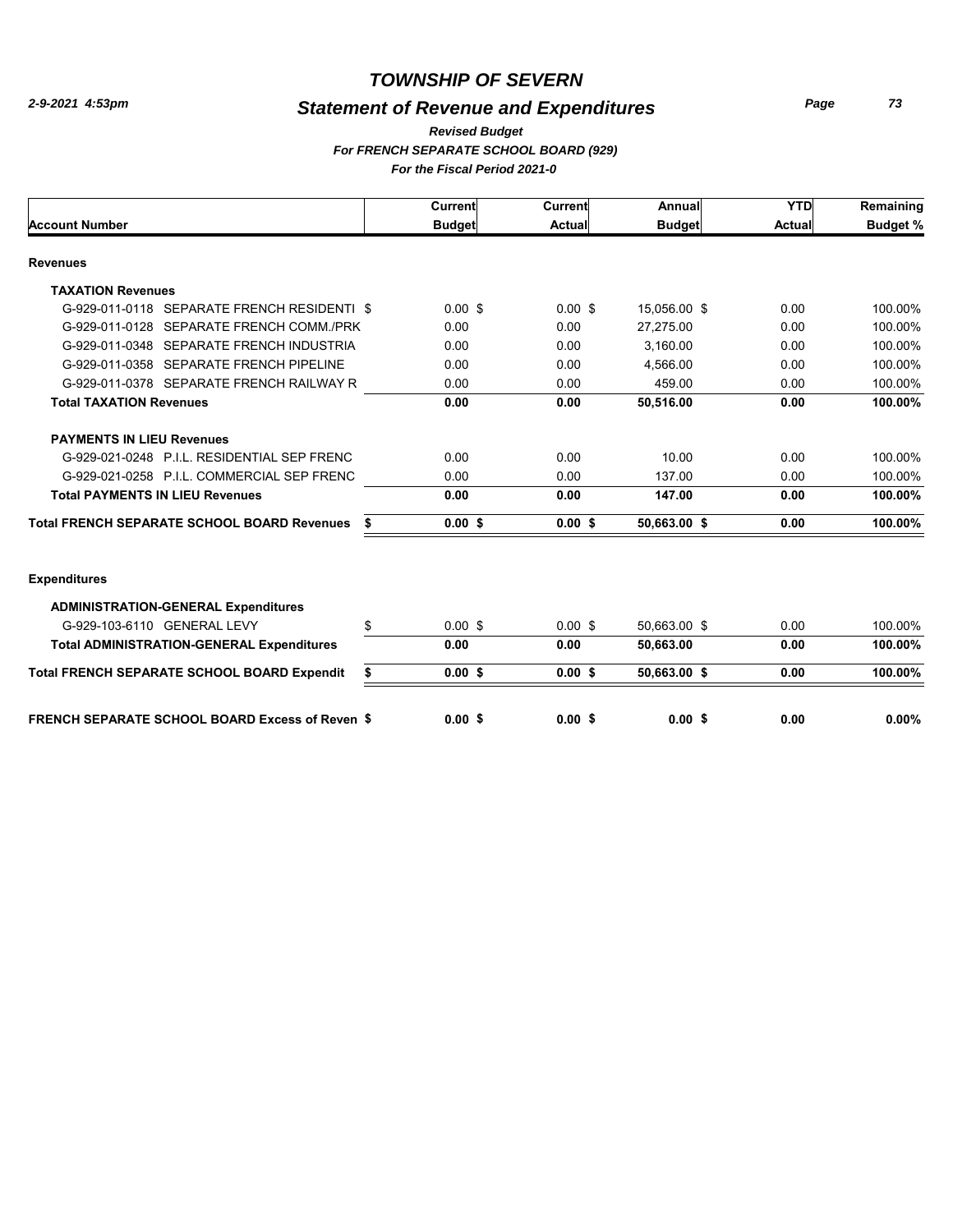# TOWNSHIP OF SEVERN

## Statement of Revenue and Expenditures

*2-9-2021 4:53pm*

***Revised Budget***

***For FRENCH SEPARATE SCHOOL BOARD (929)***

***For the Fiscal Period 2021-0***

| Account Number | Current Budget | Current Actual | Annual Budget | YTD Actual | Remaining Budget % |
|---|---|---|---|---|---|
| **Revenues** | | | | | |
| **TAXATION Revenues** | | | | | |
| G-929-011-0118 SEPARATE FRENCH RESIDENTI $ | 0.00 $ | 0.00 $ | 15,056.00 $ | 0.00 | 100.00% |
| G-929-011-0128 SEPARATE FRENCH COMM./PRK | 0.00 | 0.00 | 27,275.00 | 0.00 | 100.00% |
| G-929-011-0348 SEPARATE FRENCH INDUSTRIA | 0.00 | 0.00 | 3,160.00 | 0.00 | 100.00% |
| G-929-011-0358 SEPARATE FRENCH PIPELINE | 0.00 | 0.00 | 4,566.00 | 0.00 | 100.00% |
| G-929-011-0378 SEPARATE FRENCH RAILWAY R | 0.00 | 0.00 | 459.00 | 0.00 | 100.00% |
| **Total TAXATION Revenues** | **0.00** | **0.00** | **50,516.00** | **0.00** | **100.00%** |
| **PAYMENTS IN LIEU Revenues** | | | | | |
| G-929-021-0248 P.I.L. RESIDENTIAL SEP FRENC | 0.00 | 0.00 | 10.00 | 0.00 | 100.00% |
| G-929-021-0258 P.I.L. COMMERCIAL SEP FRENC | 0.00 | 0.00 | 137.00 | 0.00 | 100.00% |
| **Total PAYMENTS IN LIEU Revenues** | **0.00** | **0.00** | **147.00** | **0.00** | **100.00%** |
| **Total FRENCH SEPARATE SCHOOL BOARD Revenues $** | **0.00 $** | **0.00 $** | **50,663.00 $** | **0.00** | **100.00%** |
| **Expenditures** | | | | | |
| **ADMINISTRATION-GENERAL Expenditures** | | | | | |
| G-929-103-6110 GENERAL LEVY $ | 0.00 $ | 0.00 $ | 50,663.00 $ | 0.00 | 100.00% |
| **Total ADMINISTRATION-GENERAL Expenditures** | **0.00** | **0.00** | **50,663.00** | **0.00** | **100.00%** |
| **Total FRENCH SEPARATE SCHOOL BOARD Expendit $** | **0.00 $** | **0.00 $** | **50,663.00 $** | **0.00** | **100.00%** |
| **FRENCH SEPARATE SCHOOL BOARD Excess of Reven $** | **0.00 $** | **0.00 $** | **0.00 $** | **0.00** | **0.00%** |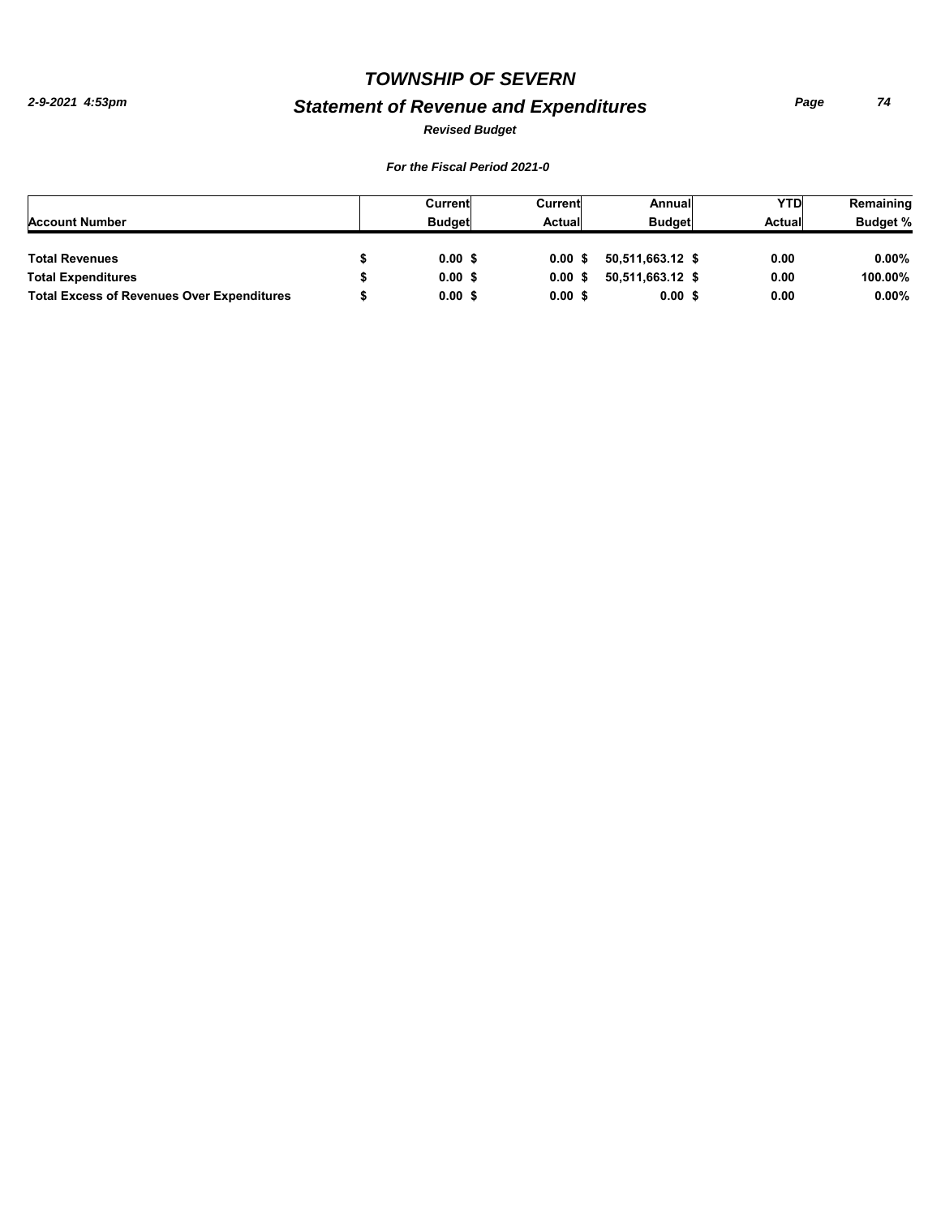# *TOWNSHIP OF SEVERN*

*2-9-2021 4:53pm*

## *Statement of Revenue and Expenditures*

***Revised Budget***

***For the Fiscal Period 2021-0***

| Account Number | | Current Budget | Current Actual | Annual Budget | YTD Actual | Remaining Budget % |
|---|---|---|---|---|---|---|
| **Total Revenues** | **$** | **0.00 $** | **0.00 $** | **50,511,663.12 $** | **0.00** | **0.00%** |
| **Total Expenditures** | **$** | **0.00 $** | **0.00 $** | **50,511,663.12 $** | **0.00** | **100.00%** |
| **Total Excess of Revenues Over Expenditures** | **$** | **0.00 $** | **0.00 $** | **0.00 $** | **0.00** | **0.00%** |